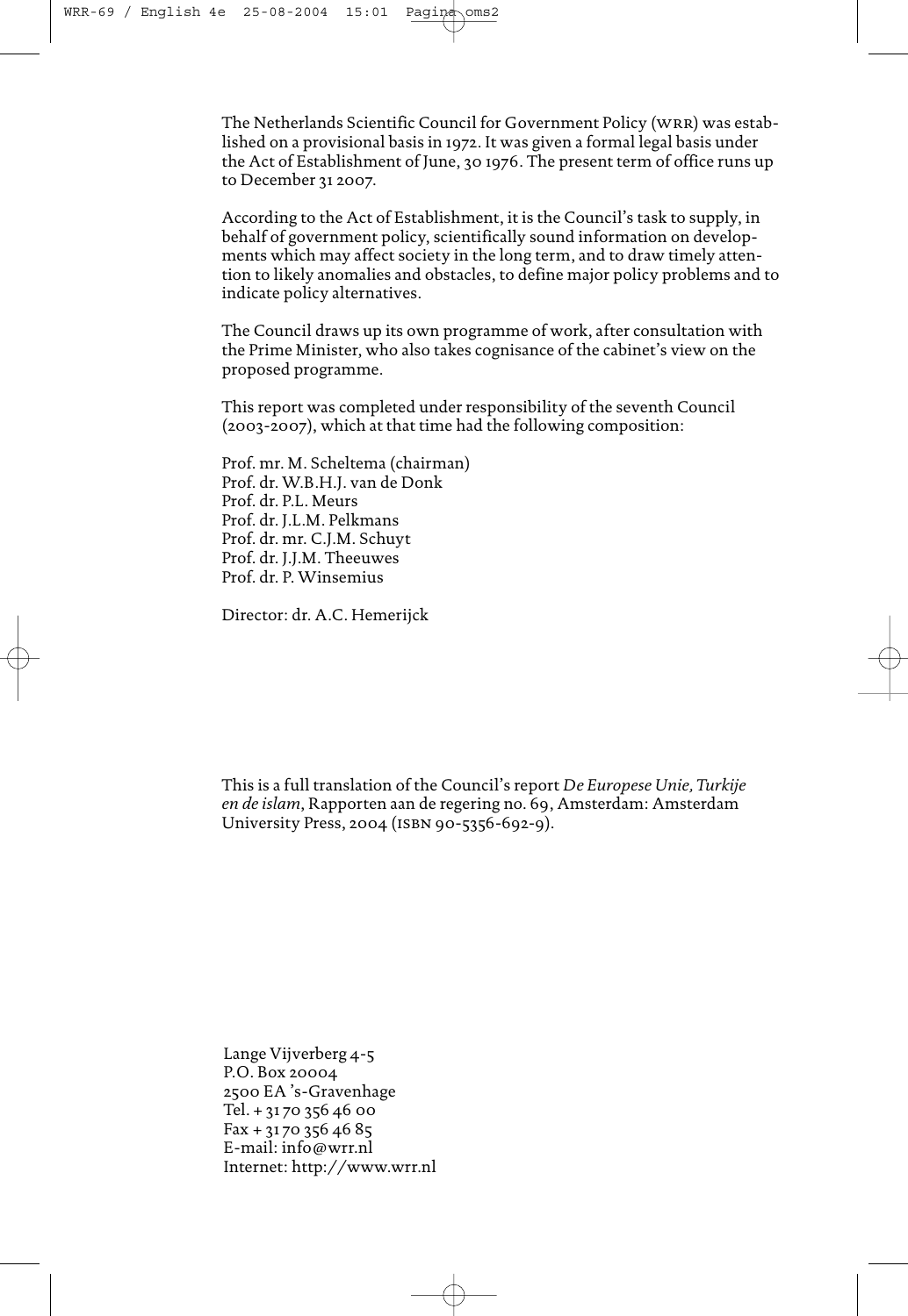The Netherlands Scientific Council for Government Policy (WRR) was established on a provisional basis in 1972. It was given a formal legal basis under the Act of Establishment of June, 30 1976. The present term of office runs up to December 31 2007.

According to the Act of Establishment, it is the Council's task to supply, in behalf of government policy, scientifically sound information on developments which may affect society in the long term, and to draw timely attention to likely anomalies and obstacles, to define major policy problems and to indicate policy alternatives.

The Council draws up its own programme of work, after consultation with the Prime Minister, who also takes cognisance of the cabinet's view on the proposed programme.

This report was completed under responsibility of the seventh Council (2003-2007), which at that time had the following composition:

Prof. mr. M. Scheltema (chairman)
Prof. dr. W.B.H.J. van de Donk
Prof. dr. P.L. Meurs
Prof. dr. J.L.M. Pelkmans
Prof. dr. mr. C.J.M. Schuyt
Prof. dr. J.J.M. Theeuwes
Prof. dr. P. Winsemius

Director: dr. A.C. Hemerijck

This is a full translation of the Council's report *De Europese Unie, Turkije en de islam*, Rapporten aan de regering no. 69, Amsterdam: Amsterdam University Press, 2004 (ISBN 90-5356-692-9).

Lange Vijverberg 4-5
P.O. Box 20004
2500 EA 's-Gravenhage
Tel. + 31 70 356 46 00
Fax + 31 70 356 46 85
E-mail: info@wrr.nl
Internet: http://www.wrr.nl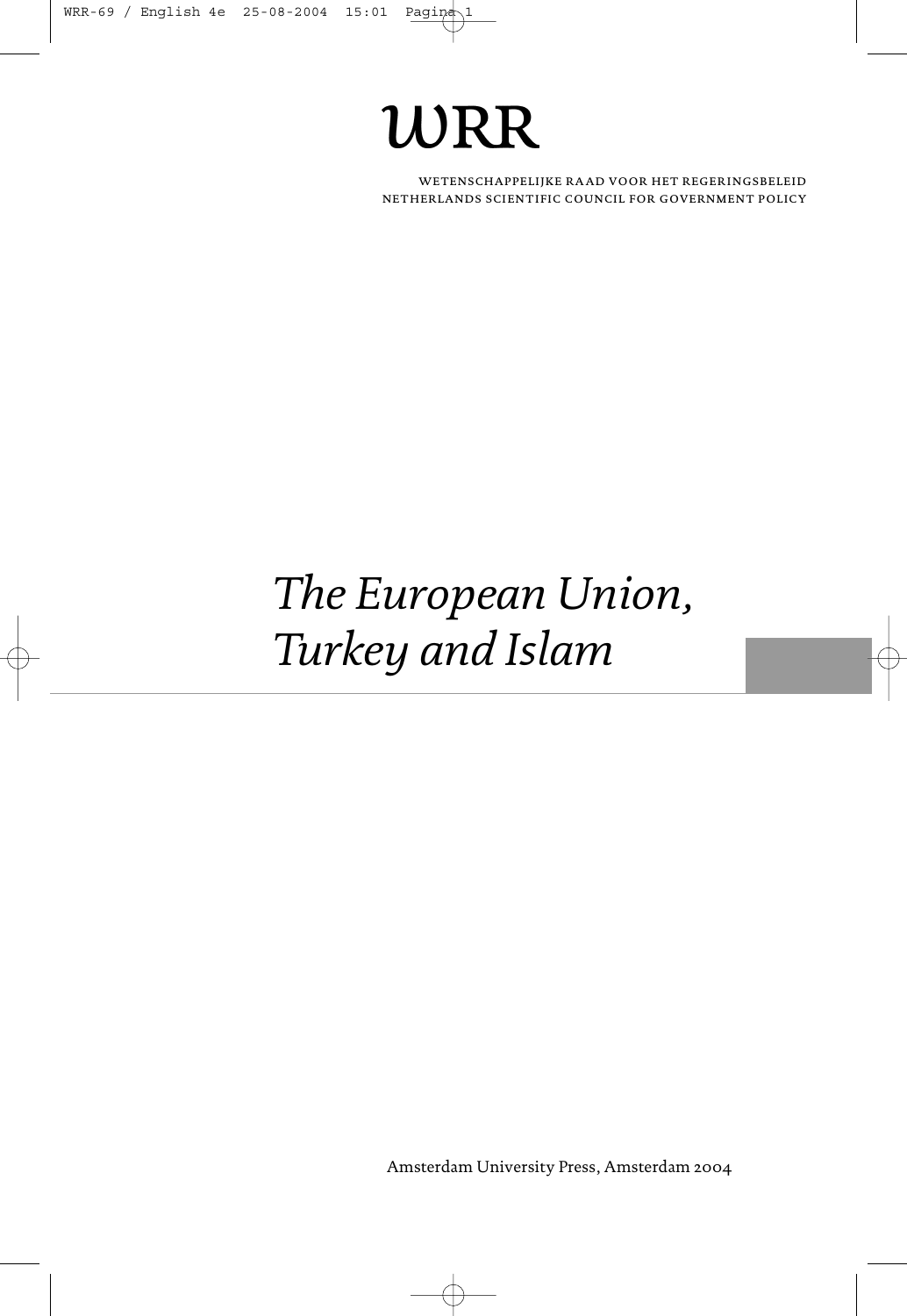# WRR

WETENSCHAPPELIJKE RAAD VOOR HET REGERINGSBELEID
NETHERLANDS SCIENTIFIC COUNCIL FOR GOVERNMENT POLICY

# *The European Union, Turkey and Islam*

Amsterdam University Press, Amsterdam 2004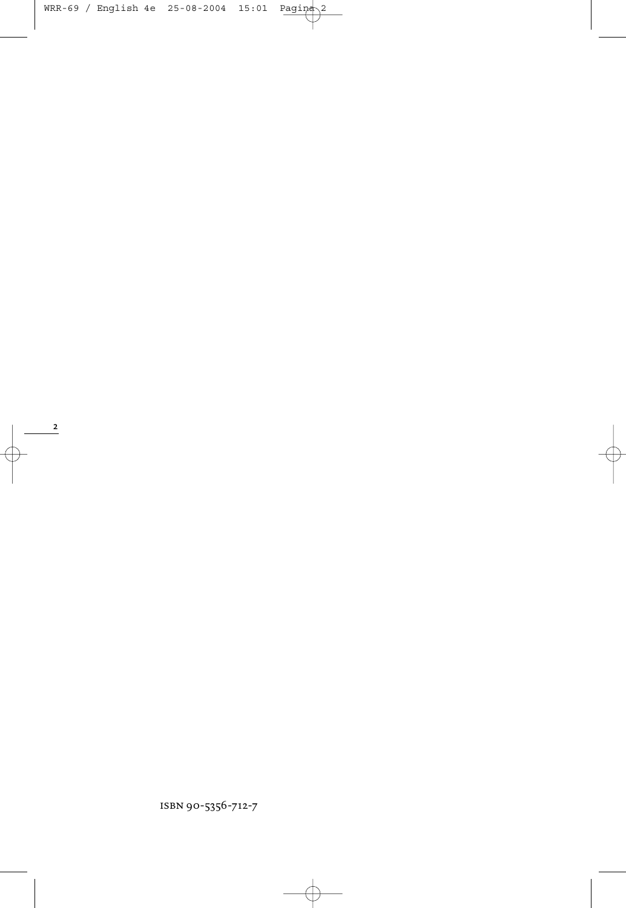ISBN 90-5356-712-7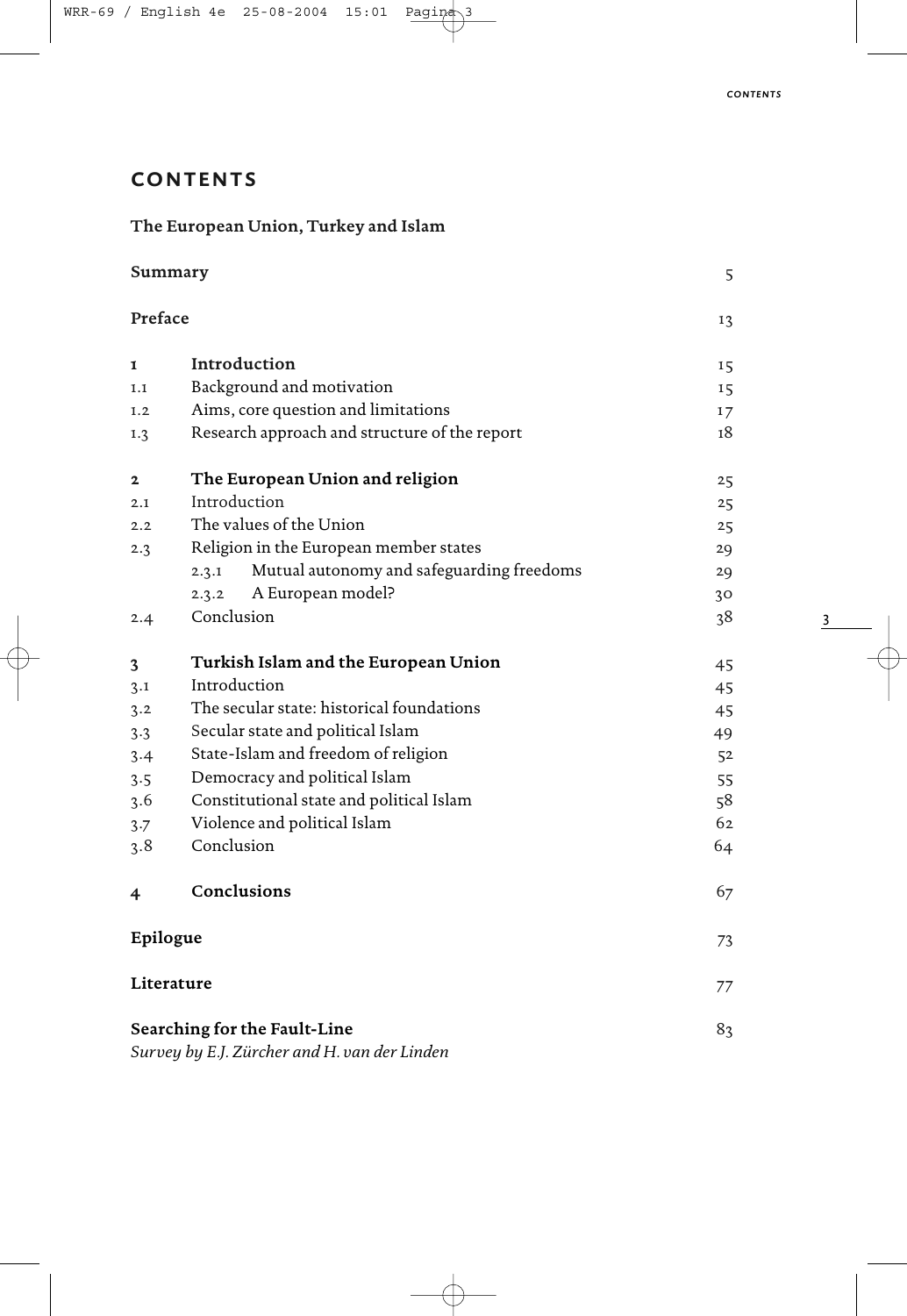# CONTENTS

## The European Union, Turkey and Islam

| | | |
|---|---|---|
| **Summary** | | 5 |
| **Preface** | | 13 |
| **1** | **Introduction** | 15 |
| 1.1 | Background and motivation | 15 |
| 1.2 | Aims, core question and limitations | 17 |
| 1.3 | Research approach and structure of the report | 18 |
| **2** | **The European Union and religion** | 25 |
| 2.1 | Introduction | 25 |
| 2.2 | The values of the Union | 25 |
| 2.3 | Religion in the European member states | 29 |
| | 2.3.1 Mutual autonomy and safeguarding freedoms | 29 |
| | 2.3.2 A European model? | 30 |
| 2.4 | Conclusion | 38 |
| **3** | **Turkish Islam and the European Union** | 45 |
| 3.1 | Introduction | 45 |
| 3.2 | The secular state: historical foundations | 45 |
| 3.3 | Secular state and political Islam | 49 |
| 3.4 | State-Islam and freedom of religion | 52 |
| 3.5 | Democracy and political Islam | 55 |
| 3.6 | Constitutional state and political Islam | 58 |
| 3.7 | Violence and political Islam | 62 |
| 3.8 | Conclusion | 64 |
| **4** | **Conclusions** | 67 |
| **Epilogue** | | 73 |
| **Literature** | | 77 |
| **Searching for the Fault-Line** | | 83 |

*Survey by E.J. Zürcher and H. van der Linden*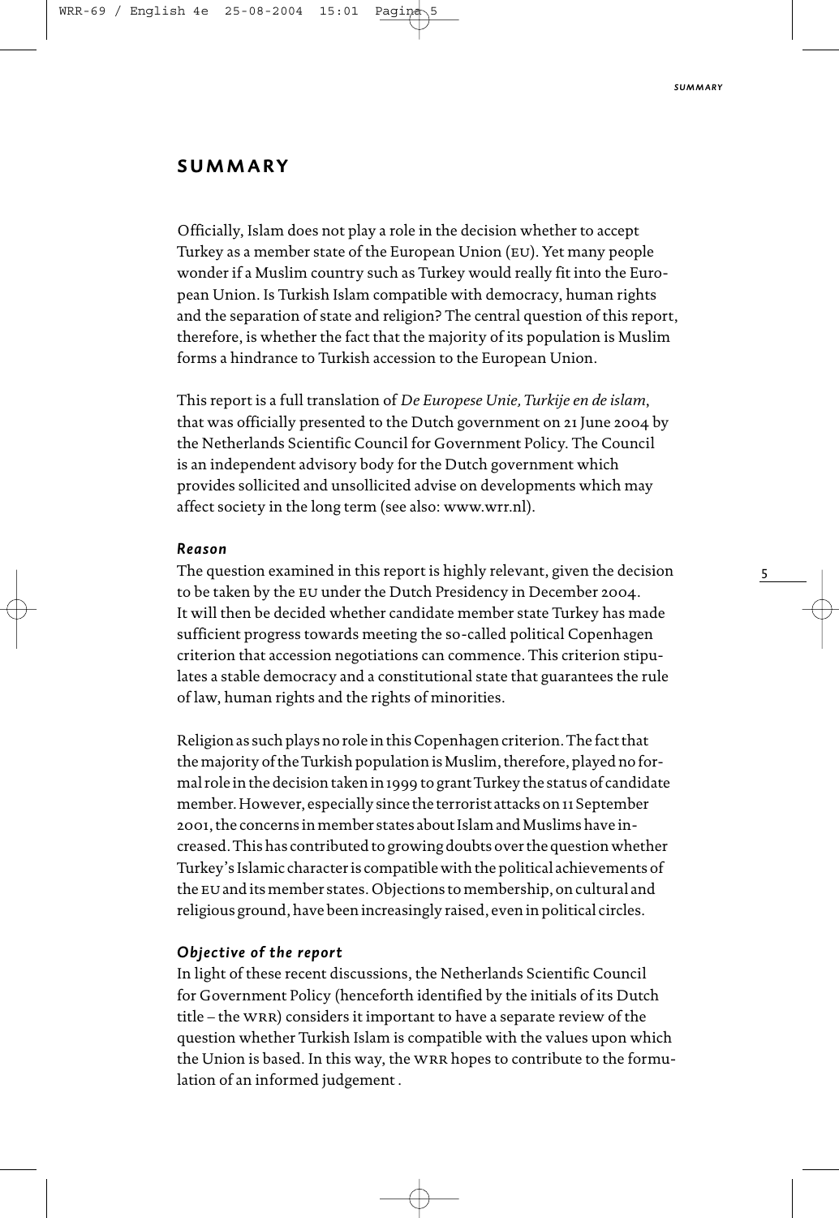# SUMMARY

Officially, Islam does not play a role in the decision whether to accept Turkey as a member state of the European Union (EU). Yet many people wonder if a Muslim country such as Turkey would really fit into the European Union. Is Turkish Islam compatible with democracy, human rights and the separation of state and religion? The central question of this report, therefore, is whether the fact that the majority of its population is Muslim forms a hindrance to Turkish accession to the European Union.

This report is a full translation of *De Europese Unie, Turkije en de islam*, that was officially presented to the Dutch government on 21 June 2004 by the Netherlands Scientific Council for Government Policy. The Council is an independent advisory body for the Dutch government which provides sollicited and unsollicited advise on developments which may affect society in the long term (see also: www.wrr.nl).

### *Reason*

The question examined in this report is highly relevant, given the decision to be taken by the EU under the Dutch Presidency in December 2004. It will then be decided whether candidate member state Turkey has made sufficient progress towards meeting the so-called political Copenhagen criterion that accession negotiations can commence. This criterion stipulates a stable democracy and a constitutional state that guarantees the rule of law, human rights and the rights of minorities.

Religion as such plays no role in this Copenhagen criterion. The fact that the majority of the Turkish population is Muslim, therefore, played no formal role in the decision taken in 1999 to grant Turkey the status of candidate member. However, especially since the terrorist attacks on 11 September 2001, the concerns in member states about Islam and Muslims have increased. This has contributed to growing doubts over the question whether Turkey's Islamic character is compatible with the political achievements of the EU and its member states. Objections to membership, on cultural and religious ground, have been increasingly raised, even in political circles.

### *Objective of the report*

In light of these recent discussions, the Netherlands Scientific Council for Government Policy (henceforth identified by the initials of its Dutch title – the WRR) considers it important to have a separate review of the question whether Turkish Islam is compatible with the values upon which the Union is based. In this way, the WRR hopes to contribute to the formulation of an informed judgement .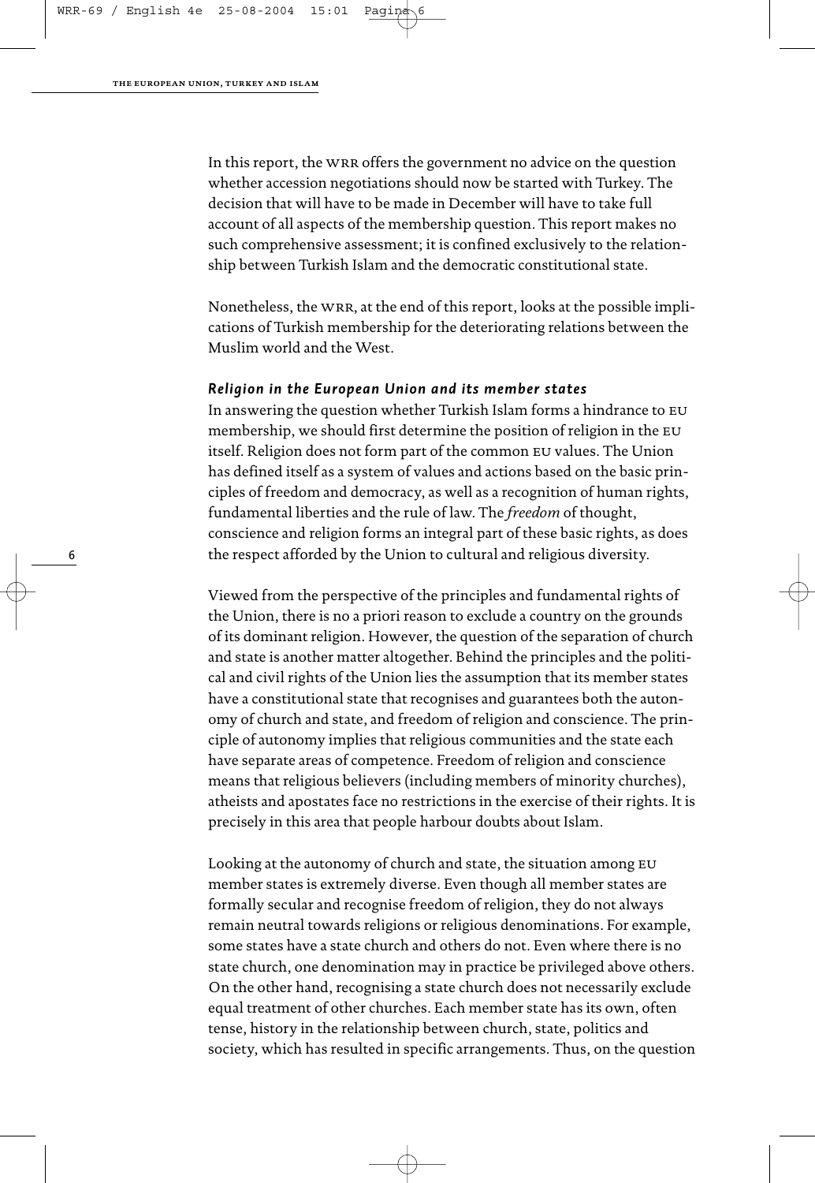In this report, the WRR offers the government no advice on the question whether accession negotiations should now be started with Turkey. The decision that will have to be made in December will have to take full account of all aspects of the membership question. This report makes no such comprehensive assessment; it is confined exclusively to the relationship between Turkish Islam and the democratic constitutional state.

Nonetheless, the WRR, at the end of this report, looks at the possible implications of Turkish membership for the deteriorating relations between the Muslim world and the West.

### *Religion in the European Union and its member states*

In answering the question whether Turkish Islam forms a hindrance to EU membership, we should first determine the position of religion in the EU itself. Religion does not form part of the common EU values. The Union has defined itself as a system of values and actions based on the basic principles of freedom and democracy, as well as a recognition of human rights, fundamental liberties and the rule of law. The *freedom* of thought, conscience and religion forms an integral part of these basic rights, as does the respect afforded by the Union to cultural and religious diversity.

Viewed from the perspective of the principles and fundamental rights of the Union, there is no a priori reason to exclude a country on the grounds of its dominant religion. However, the question of the separation of church and state is another matter altogether. Behind the principles and the political and civil rights of the Union lies the assumption that its member states have a constitutional state that recognises and guarantees both the autonomy of church and state, and freedom of religion and conscience. The principle of autonomy implies that religious communities and the state each have separate areas of competence. Freedom of religion and conscience means that religious believers (including members of minority churches), atheists and apostates face no restrictions in the exercise of their rights. It is precisely in this area that people harbour doubts about Islam.

Looking at the autonomy of church and state, the situation among EU member states is extremely diverse. Even though all member states are formally secular and recognise freedom of religion, they do not always remain neutral towards religions or religious denominations. For example, some states have a state church and others do not. Even where there is no state church, one denomination may in practice be privileged above others. On the other hand, recognising a state church does not necessarily exclude equal treatment of other churches. Each member state has its own, often tense, history in the relationship between church, state, politics and society, which has resulted in specific arrangements. Thus, on the question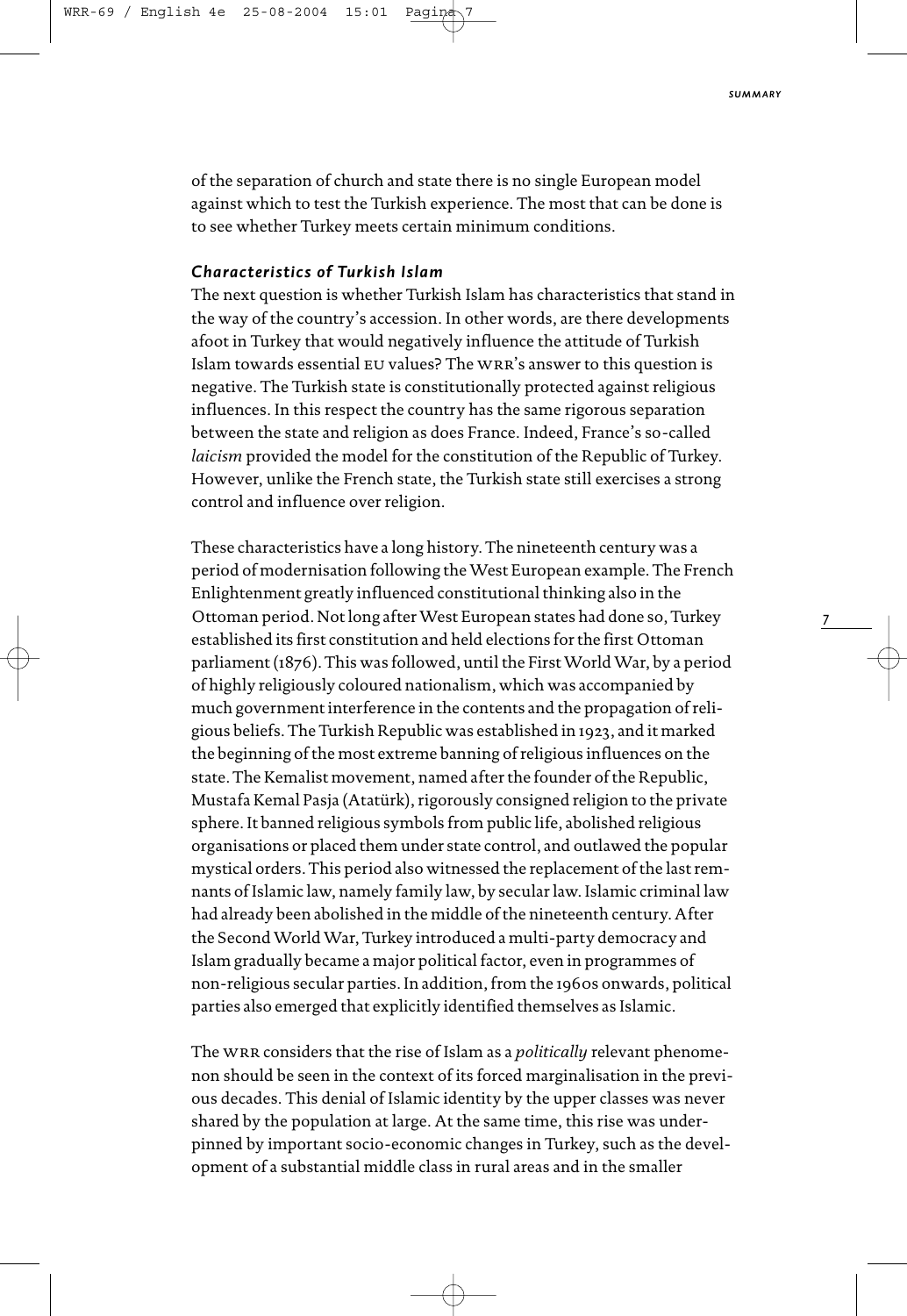of the separation of church and state there is no single European model against which to test the Turkish experience. The most that can be done is to see whether Turkey meets certain minimum conditions.

### *Characteristics of Turkish Islam*

The next question is whether Turkish Islam has characteristics that stand in the way of the country's accession. In other words, are there developments afoot in Turkey that would negatively influence the attitude of Turkish Islam towards essential EU values? The WRR's answer to this question is negative. The Turkish state is constitutionally protected against religious influences. In this respect the country has the same rigorous separation between the state and religion as does France. Indeed, France's so-called *laicism* provided the model for the constitution of the Republic of Turkey. However, unlike the French state, the Turkish state still exercises a strong control and influence over religion.

These characteristics have a long history. The nineteenth century was a period of modernisation following the West European example. The French Enlightenment greatly influenced constitutional thinking also in the Ottoman period. Not long after West European states had done so, Turkey established its first constitution and held elections for the first Ottoman parliament (1876). This was followed, until the First World War, by a period of highly religiously coloured nationalism, which was accompanied by much government interference in the contents and the propagation of religious beliefs. The Turkish Republic was established in 1923, and it marked the beginning of the most extreme banning of religious influences on the state. The Kemalist movement, named after the founder of the Republic, Mustafa Kemal Pasja (Atatürk), rigorously consigned religion to the private sphere. It banned religious symbols from public life, abolished religious organisations or placed them under state control, and outlawed the popular mystical orders. This period also witnessed the replacement of the last remnants of Islamic law, namely family law, by secular law. Islamic criminal law had already been abolished in the middle of the nineteenth century. After the Second World War, Turkey introduced a multi-party democracy and Islam gradually became a major political factor, even in programmes of non-religious secular parties. In addition, from the 1960s onwards, political parties also emerged that explicitly identified themselves as Islamic.

The WRR considers that the rise of Islam as a *politically* relevant phenomenon should be seen in the context of its forced marginalisation in the previous decades. This denial of Islamic identity by the upper classes was never shared by the population at large. At the same time, this rise was underpinned by important socio-economic changes in Turkey, such as the development of a substantial middle class in rural areas and in the smaller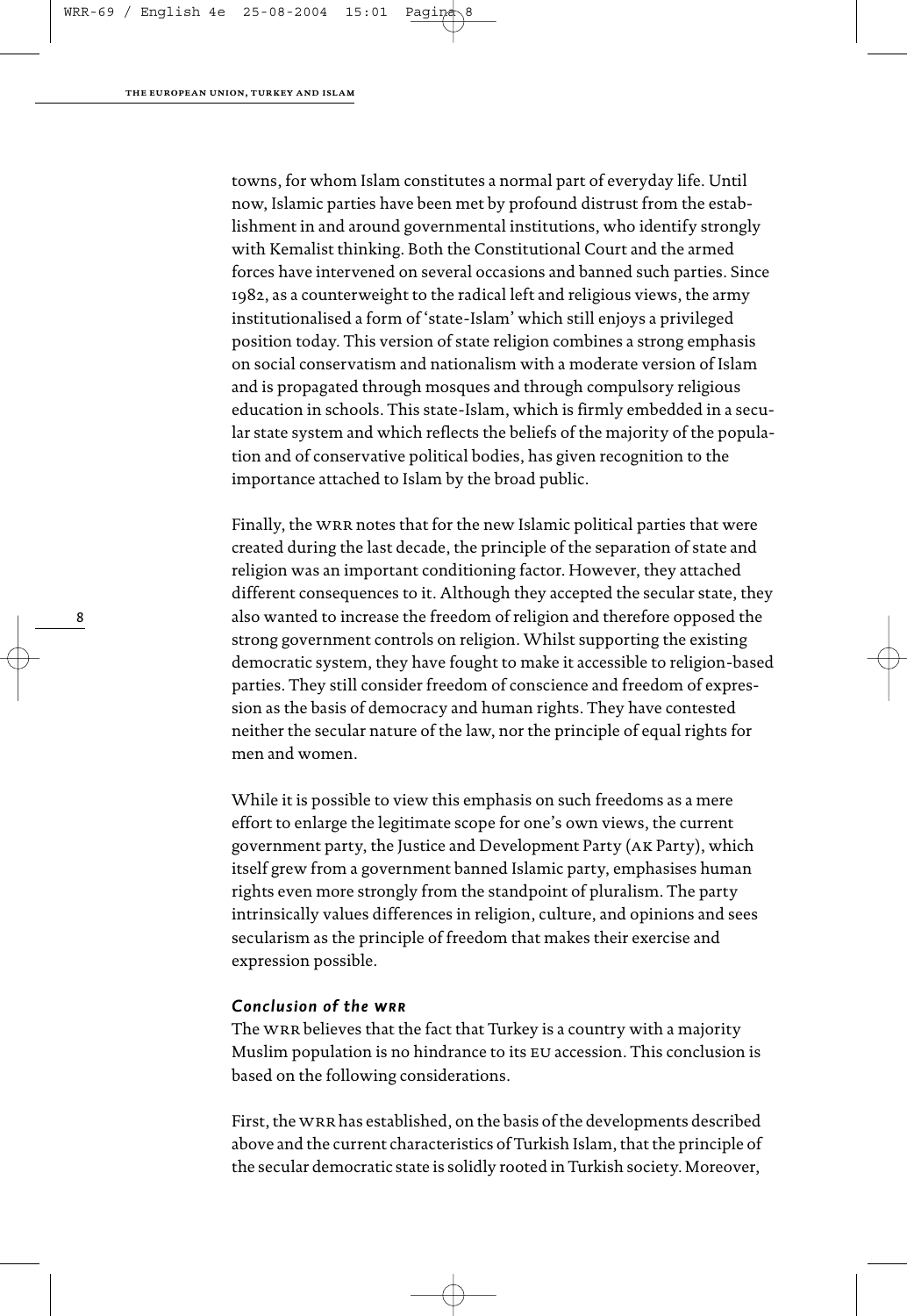towns, for whom Islam constitutes a normal part of everyday life. Until now, Islamic parties have been met by profound distrust from the establishment in and around governmental institutions, who identify strongly with Kemalist thinking. Both the Constitutional Court and the armed forces have intervened on several occasions and banned such parties. Since 1982, as a counterweight to the radical left and religious views, the army institutionalised a form of 'state-Islam' which still enjoys a privileged position today. This version of state religion combines a strong emphasis on social conservatism and nationalism with a moderate version of Islam and is propagated through mosques and through compulsory religious education in schools. This state-Islam, which is firmly embedded in a secular state system and which reflects the beliefs of the majority of the population and of conservative political bodies, has given recognition to the importance attached to Islam by the broad public.

Finally, the WRR notes that for the new Islamic political parties that were created during the last decade, the principle of the separation of state and religion was an important conditioning factor. However, they attached different consequences to it. Although they accepted the secular state, they also wanted to increase the freedom of religion and therefore opposed the strong government controls on religion. Whilst supporting the existing democratic system, they have fought to make it accessible to religion-based parties. They still consider freedom of conscience and freedom of expression as the basis of democracy and human rights. They have contested neither the secular nature of the law, nor the principle of equal rights for men and women.

While it is possible to view this emphasis on such freedoms as a mere effort to enlarge the legitimate scope for one's own views, the current government party, the Justice and Development Party (AK Party), which itself grew from a government banned Islamic party, emphasises human rights even more strongly from the standpoint of pluralism. The party intrinsically values differences in religion, culture, and opinions and sees secularism as the principle of freedom that makes their exercise and expression possible.

### *Conclusion of the WRR*

The WRR believes that the fact that Turkey is a country with a majority Muslim population is no hindrance to its EU accession. This conclusion is based on the following considerations.

First, the WRR has established, on the basis of the developments described above and the current characteristics of Turkish Islam, that the principle of the secular democratic state is solidly rooted in Turkish society. Moreover,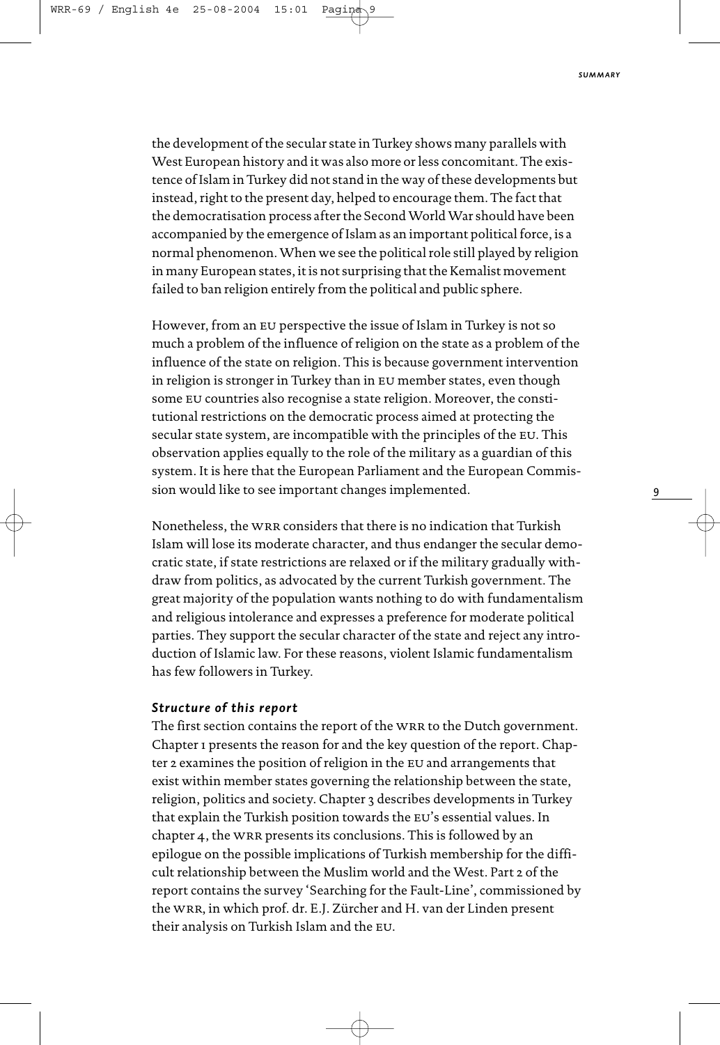the development of the secular state in Turkey shows many parallels with West European history and it was also more or less concomitant. The existence of Islam in Turkey did not stand in the way of these developments but instead, right to the present day, helped to encourage them. The fact that the democratisation process after the Second World War should have been accompanied by the emergence of Islam as an important political force, is a normal phenomenon. When we see the political role still played by religion in many European states, it is not surprising that the Kemalist movement failed to ban religion entirely from the political and public sphere.

However, from an EU perspective the issue of Islam in Turkey is not so much a problem of the influence of religion on the state as a problem of the influence of the state on religion. This is because government intervention in religion is stronger in Turkey than in EU member states, even though some EU countries also recognise a state religion. Moreover, the constitutional restrictions on the democratic process aimed at protecting the secular state system, are incompatible with the principles of the EU. This observation applies equally to the role of the military as a guardian of this system. It is here that the European Parliament and the European Commission would like to see important changes implemented.

Nonetheless, the WRR considers that there is no indication that Turkish Islam will lose its moderate character, and thus endanger the secular democratic state, if state restrictions are relaxed or if the military gradually withdraw from politics, as advocated by the current Turkish government. The great majority of the population wants nothing to do with fundamentalism and religious intolerance and expresses a preference for moderate political parties. They support the secular character of the state and reject any introduction of Islamic law. For these reasons, violent Islamic fundamentalism has few followers in Turkey.

### *Structure of this report*

The first section contains the report of the WRR to the Dutch government. Chapter 1 presents the reason for and the key question of the report. Chapter 2 examines the position of religion in the EU and arrangements that exist within member states governing the relationship between the state, religion, politics and society. Chapter 3 describes developments in Turkey that explain the Turkish position towards the EU's essential values. In chapter 4, the WRR presents its conclusions. This is followed by an epilogue on the possible implications of Turkish membership for the difficult relationship between the Muslim world and the West. Part 2 of the report contains the survey 'Searching for the Fault-Line', commissioned by the WRR, in which prof. dr. E.J. Zürcher and H. van der Linden present their analysis on Turkish Islam and the EU.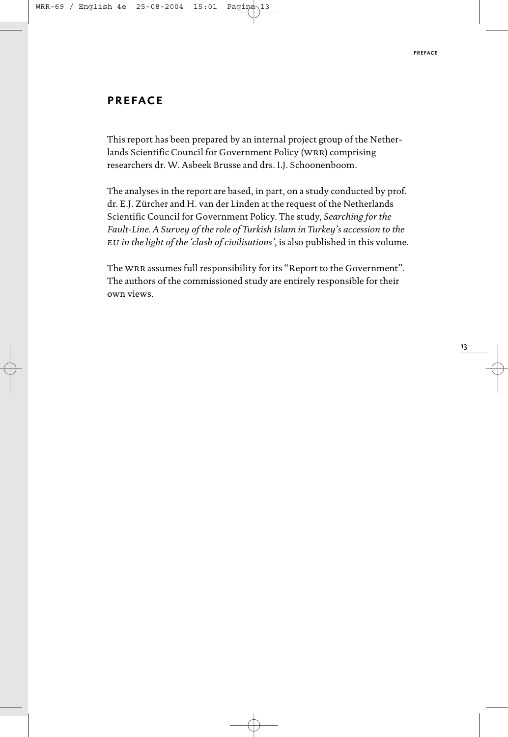# PREFACE

This report has been prepared by an internal project group of the Netherlands Scientific Council for Government Policy (WRR) comprising researchers dr. W. Asbeek Brusse and drs. I.J. Schoonenboom.

The analyses in the report are based, in part, on a study conducted by prof. dr. E.J. Zürcher and H. van der Linden at the request of the Netherlands Scientific Council for Government Policy. The study, *Searching for the Fault-Line. A Survey of the role of Turkish Islam in Turkey's accession to the EU in the light of the 'clash of civilisations'*, is also published in this volume.

The WRR assumes full responsibility for its "Report to the Government". The authors of the commissioned study are entirely responsible for their own views.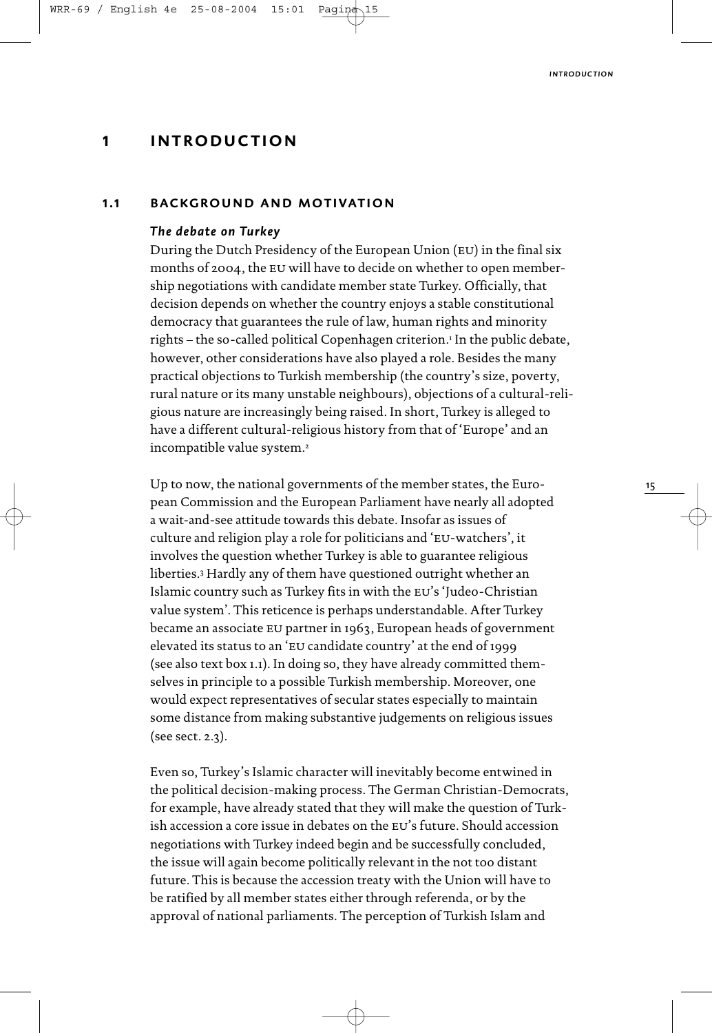# 1 INTRODUCTION

## 1.1 BACKGROUND AND MOTIVATION

### *The debate on Turkey*

During the Dutch Presidency of the European Union (EU) in the final six months of 2004, the EU will have to decide on whether to open membership negotiations with candidate member state Turkey. Officially, that decision depends on whether the country enjoys a stable constitutional democracy that guarantees the rule of law, human rights and minority rights – the so-called political Copenhagen criterion.[1] In the public debate, however, other considerations have also played a role. Besides the many practical objections to Turkish membership (the country's size, poverty, rural nature or its many unstable neighbours), objections of a cultural-religious nature are increasingly being raised. In short, Turkey is alleged to have a different cultural-religious history from that of 'Europe' and an incompatible value system.[2]

Up to now, the national governments of the member states, the European Commission and the European Parliament have nearly all adopted a wait-and-see attitude towards this debate. Insofar as issues of culture and religion play a role for politicians and 'EU-watchers', it involves the question whether Turkey is able to guarantee religious liberties.[3] Hardly any of them have questioned outright whether an Islamic country such as Turkey fits in with the EU's 'Judeo-Christian value system'. This reticence is perhaps understandable. After Turkey became an associate EU partner in 1963, European heads of government elevated its status to an 'EU candidate country' at the end of 1999 (see also text box 1.1). In doing so, they have already committed themselves in principle to a possible Turkish membership. Moreover, one would expect representatives of secular states especially to maintain some distance from making substantive judgements on religious issues (see sect. 2.3).

Even so, Turkey's Islamic character will inevitably become entwined in the political decision-making process. The German Christian-Democrats, for example, have already stated that they will make the question of Turkish accession a core issue in debates on the EU's future. Should accession negotiations with Turkey indeed begin and be successfully concluded, the issue will again become politically relevant in the not too distant future. This is because the accession treaty with the Union will have to be ratified by all member states either through referenda, or by the approval of national parliaments. The perception of Turkish Islam and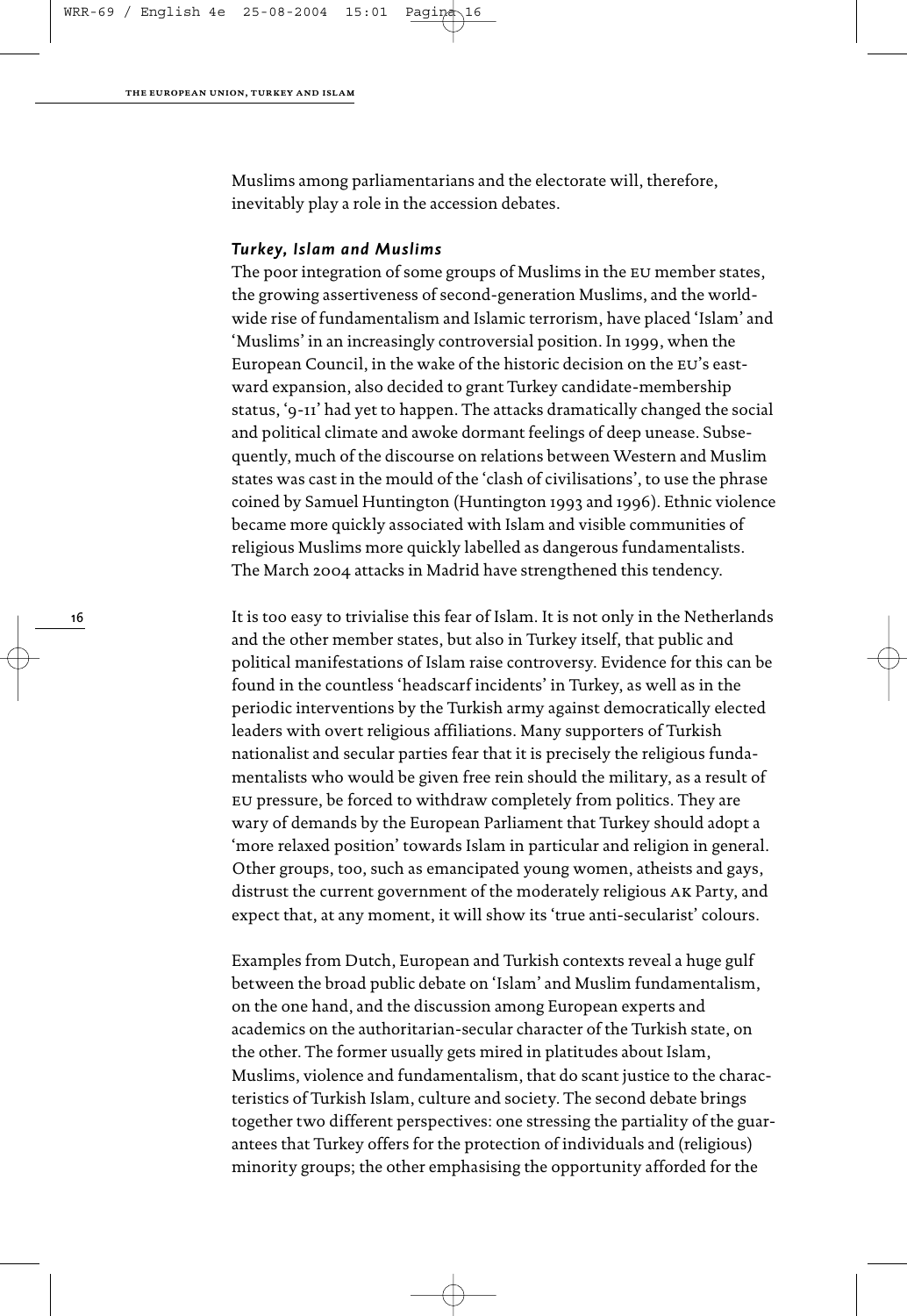Muslims among parliamentarians and the electorate will, therefore, inevitably play a role in the accession debates.

### *Turkey, Islam and Muslims*

The poor integration of some groups of Muslims in the EU member states, the growing assertiveness of second-generation Muslims, and the worldwide rise of fundamentalism and Islamic terrorism, have placed 'Islam' and 'Muslims' in an increasingly controversial position. In 1999, when the European Council, in the wake of the historic decision on the EU's eastward expansion, also decided to grant Turkey candidate-membership status, '9-11' had yet to happen. The attacks dramatically changed the social and political climate and awoke dormant feelings of deep unease. Subsequently, much of the discourse on relations between Western and Muslim states was cast in the mould of the 'clash of civilisations', to use the phrase coined by Samuel Huntington (Huntington 1993 and 1996). Ethnic violence became more quickly associated with Islam and visible communities of religious Muslims more quickly labelled as dangerous fundamentalists. The March 2004 attacks in Madrid have strengthened this tendency.

It is too easy to trivialise this fear of Islam. It is not only in the Netherlands and the other member states, but also in Turkey itself, that public and political manifestations of Islam raise controversy. Evidence for this can be found in the countless 'headscarf incidents' in Turkey, as well as in the periodic interventions by the Turkish army against democratically elected leaders with overt religious affiliations. Many supporters of Turkish nationalist and secular parties fear that it is precisely the religious fundamentalists who would be given free rein should the military, as a result of EU pressure, be forced to withdraw completely from politics. They are wary of demands by the European Parliament that Turkey should adopt a 'more relaxed position' towards Islam in particular and religion in general. Other groups, too, such as emancipated young women, atheists and gays, distrust the current government of the moderately religious AK Party, and expect that, at any moment, it will show its 'true anti-secularist' colours.

Examples from Dutch, European and Turkish contexts reveal a huge gulf between the broad public debate on 'Islam' and Muslim fundamentalism, on the one hand, and the discussion among European experts and academics on the authoritarian-secular character of the Turkish state, on the other. The former usually gets mired in platitudes about Islam, Muslims, violence and fundamentalism, that do scant justice to the characteristics of Turkish Islam, culture and society. The second debate brings together two different perspectives: one stressing the partiality of the guarantees that Turkey offers for the protection of individuals and (religious) minority groups; the other emphasising the opportunity afforded for the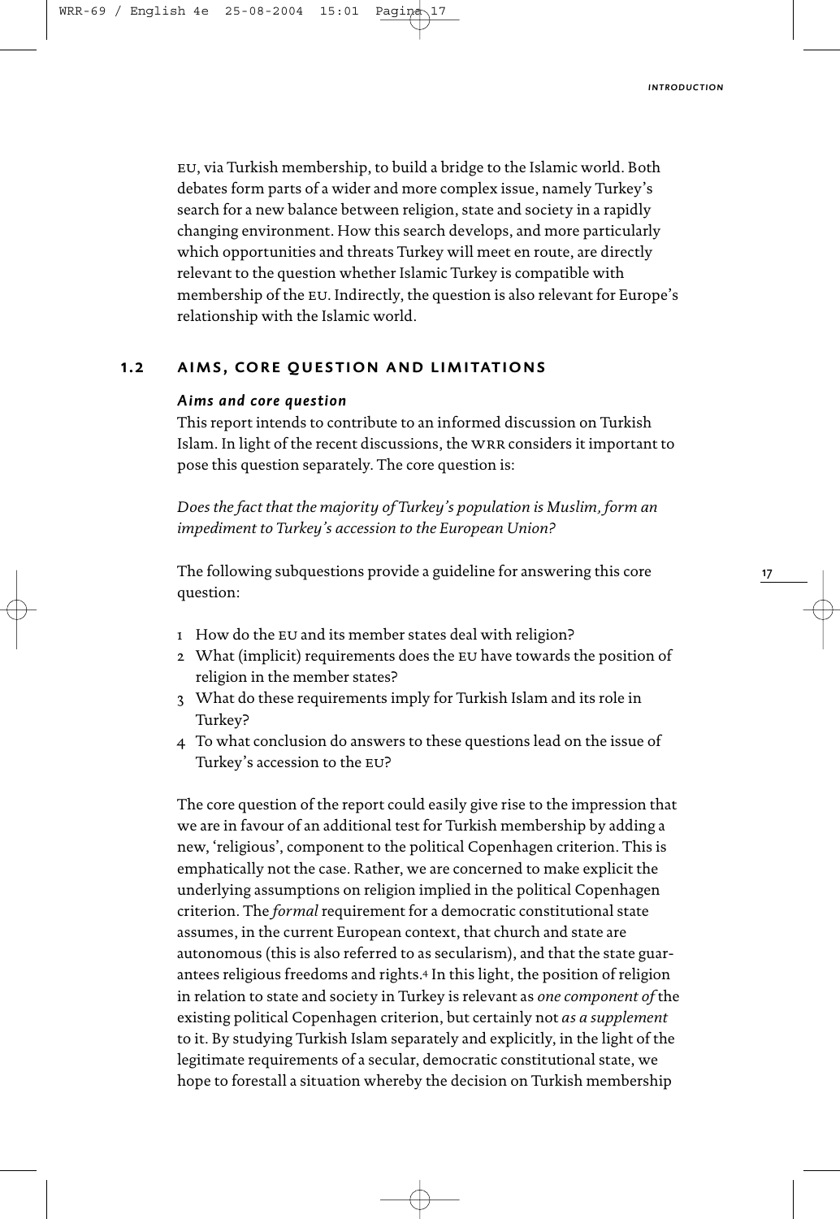EU, via Turkish membership, to build a bridge to the Islamic world. Both debates form parts of a wider and more complex issue, namely Turkey's search for a new balance between religion, state and society in a rapidly changing environment. How this search develops, and more particularly which opportunities and threats Turkey will meet en route, are directly relevant to the question whether Islamic Turkey is compatible with membership of the EU. Indirectly, the question is also relevant for Europe's relationship with the Islamic world.

## 1.2 AIMS, CORE QUESTION AND LIMITATIONS

### *Aims and core question*

This report intends to contribute to an informed discussion on Turkish Islam. In light of the recent discussions, the WRR considers it important to pose this question separately. The core question is:

*Does the fact that the majority of Turkey's population is Muslim, form an impediment to Turkey's accession to the European Union?*

The following subquestions provide a guideline for answering this core question:

1. How do the EU and its member states deal with religion?
2. What (implicit) requirements does the EU have towards the position of religion in the member states?
3. What do these requirements imply for Turkish Islam and its role in Turkey?
4. To what conclusion do answers to these questions lead on the issue of Turkey's accession to the EU?

The core question of the report could easily give rise to the impression that we are in favour of an additional test for Turkish membership by adding a new, 'religious', component to the political Copenhagen criterion. This is emphatically not the case. Rather, we are concerned to make explicit the underlying assumptions on religion implied in the political Copenhagen criterion. The *formal* requirement for a democratic constitutional state assumes, in the current European context, that church and state are autonomous (this is also referred to as secularism), and that the state guarantees religious freedoms and rights.[4] In this light, the position of religion in relation to state and society in Turkey is relevant as *one component of* the existing political Copenhagen criterion, but certainly not *as a supplement* to it. By studying Turkish Islam separately and explicitly, in the light of the legitimate requirements of a secular, democratic constitutional state, we hope to forestall a situation whereby the decision on Turkish membership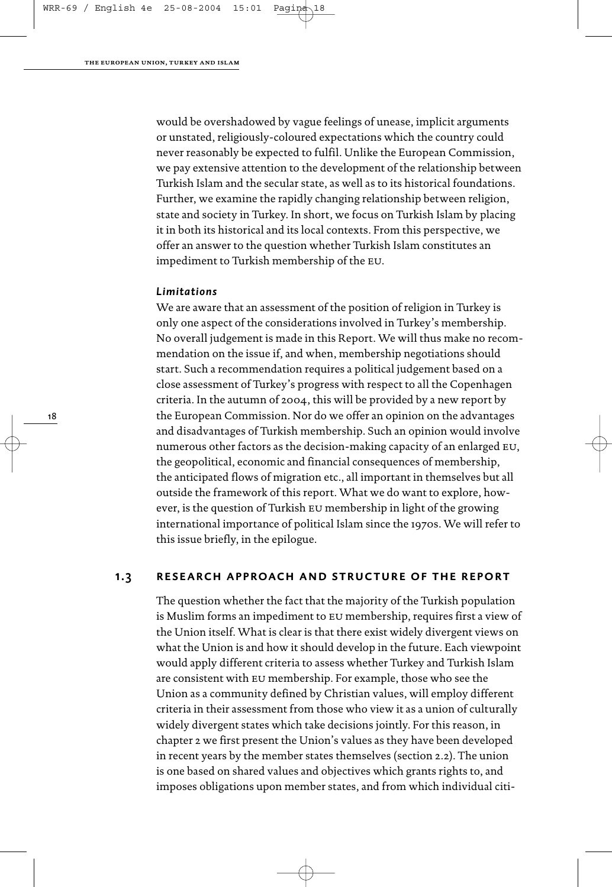would be overshadowed by vague feelings of unease, implicit arguments or unstated, religiously-coloured expectations which the country could never reasonably be expected to fulfil. Unlike the European Commission, we pay extensive attention to the development of the relationship between Turkish Islam and the secular state, as well as to its historical foundations. Further, we examine the rapidly changing relationship between religion, state and society in Turkey. In short, we focus on Turkish Islam by placing it in both its historical and its local contexts. From this perspective, we offer an answer to the question whether Turkish Islam constitutes an impediment to Turkish membership of the EU.

### *Limitations*

We are aware that an assessment of the position of religion in Turkey is only one aspect of the considerations involved in Turkey's membership. No overall judgement is made in this Report. We will thus make no recommendation on the issue if, and when, membership negotiations should start. Such a recommendation requires a political judgement based on a close assessment of Turkey's progress with respect to all the Copenhagen criteria. In the autumn of 2004, this will be provided by a new report by the European Commission. Nor do we offer an opinion on the advantages and disadvantages of Turkish membership. Such an opinion would involve numerous other factors as the decision-making capacity of an enlarged EU, the geopolitical, economic and financial consequences of membership, the anticipated flows of migration etc., all important in themselves but all outside the framework of this report. What we do want to explore, however, is the question of Turkish EU membership in light of the growing international importance of political Islam since the 1970s. We will refer to this issue briefly, in the epilogue.

## 1.3 RESEARCH APPROACH AND STRUCTURE OF THE REPORT

The question whether the fact that the majority of the Turkish population is Muslim forms an impediment to EU membership, requires first a view of the Union itself. What is clear is that there exist widely divergent views on what the Union is and how it should develop in the future. Each viewpoint would apply different criteria to assess whether Turkey and Turkish Islam are consistent with EU membership. For example, those who see the Union as a community defined by Christian values, will employ different criteria in their assessment from those who view it as a union of culturally widely divergent states which take decisions jointly. For this reason, in chapter 2 we first present the Union's values as they have been developed in recent years by the member states themselves (section 2.2). The union is one based on shared values and objectives which grants rights to, and imposes obligations upon member states, and from which individual citi-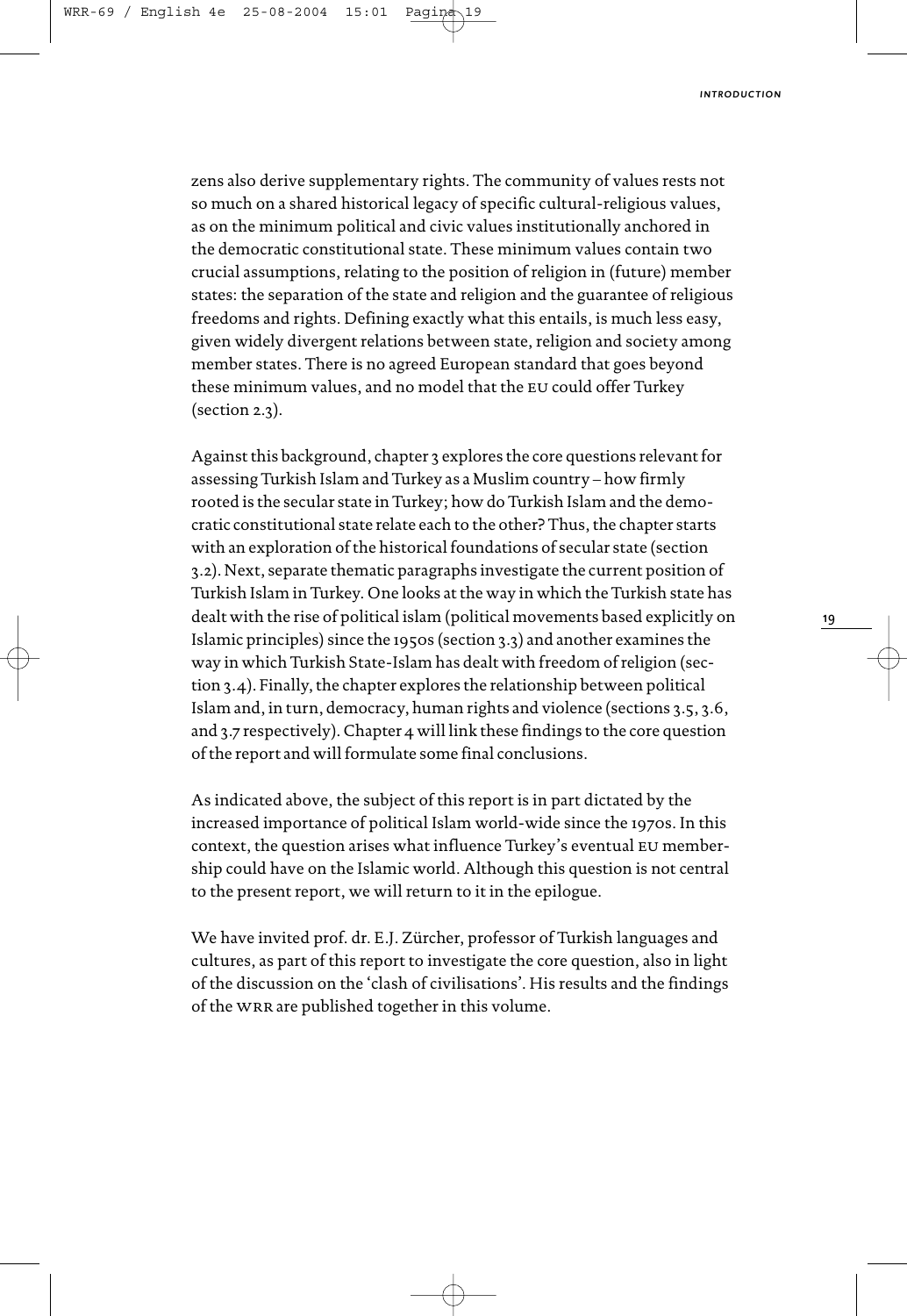zens also derive supplementary rights. The community of values rests not so much on a shared historical legacy of specific cultural-religious values, as on the minimum political and civic values institutionally anchored in the democratic constitutional state. These minimum values contain two crucial assumptions, relating to the position of religion in (future) member states: the separation of the state and religion and the guarantee of religious freedoms and rights. Defining exactly what this entails, is much less easy, given widely divergent relations between state, religion and society among member states. There is no agreed European standard that goes beyond these minimum values, and no model that the EU could offer Turkey (section 2.3).

Against this background, chapter 3 explores the core questions relevant for assessing Turkish Islam and Turkey as a Muslim country – how firmly rooted is the secular state in Turkey; how do Turkish Islam and the democratic constitutional state relate each to the other? Thus, the chapter starts with an exploration of the historical foundations of secular state (section 3.2). Next, separate thematic paragraphs investigate the current position of Turkish Islam in Turkey. One looks at the way in which the Turkish state has dealt with the rise of political islam (political movements based explicitly on Islamic principles) since the 1950s (section 3.3) and another examines the way in which Turkish State-Islam has dealt with freedom of religion (section 3.4). Finally, the chapter explores the relationship between political Islam and, in turn, democracy, human rights and violence (sections 3.5, 3.6, and 3.7 respectively). Chapter 4 will link these findings to the core question of the report and will formulate some final conclusions.

As indicated above, the subject of this report is in part dictated by the increased importance of political Islam world-wide since the 1970s. In this context, the question arises what influence Turkey's eventual EU membership could have on the Islamic world. Although this question is not central to the present report, we will return to it in the epilogue.

We have invited prof. dr. E.J. Zürcher, professor of Turkish languages and cultures, as part of this report to investigate the core question, also in light of the discussion on the 'clash of civilisations'. His results and the findings of the WRR are published together in this volume.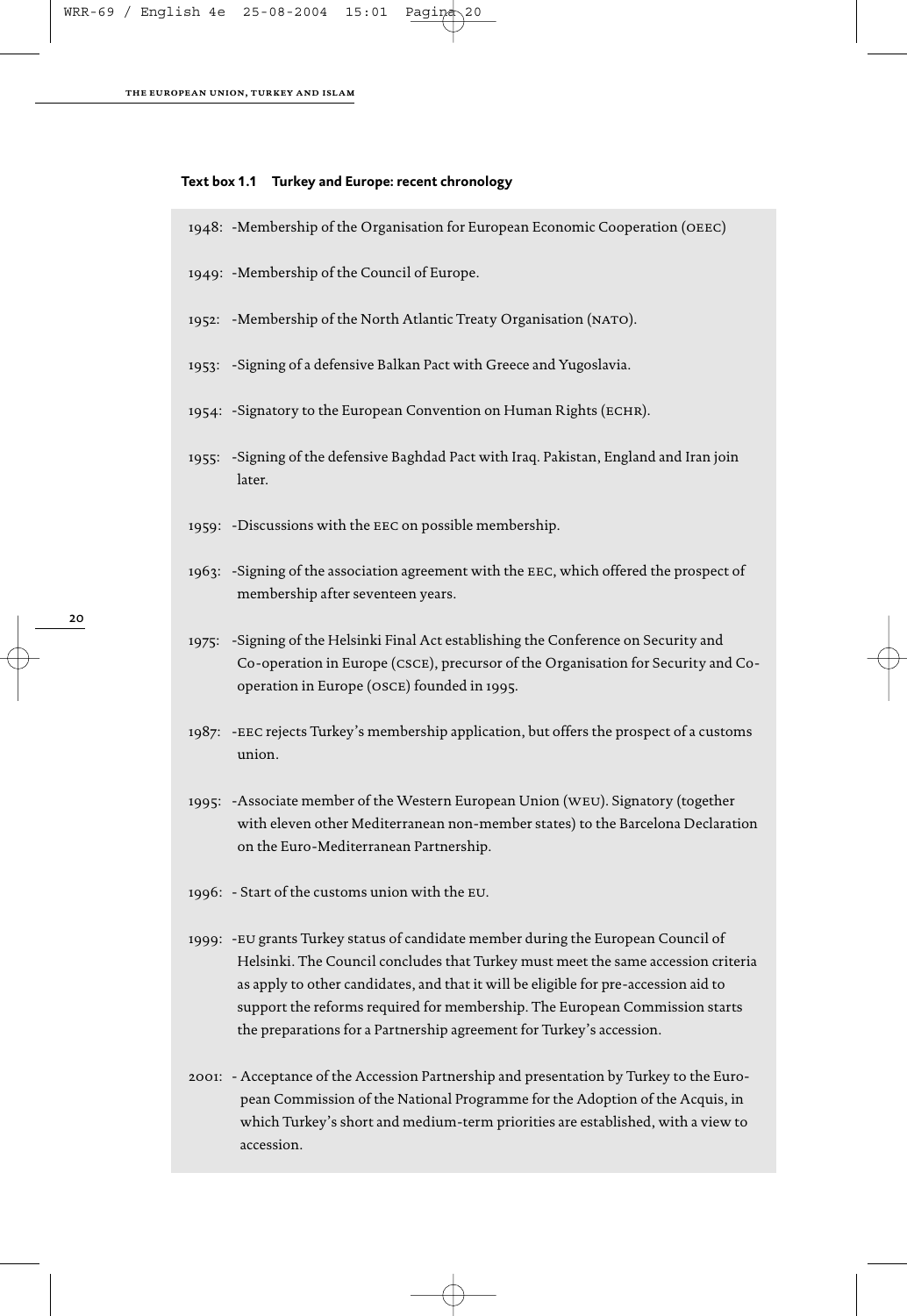**Text box 1.1 Turkey and Europe: recent chronology**

1948: -Membership of the Organisation for European Economic Cooperation (OEEC)

1949: -Membership of the Council of Europe.

1952: -Membership of the North Atlantic Treaty Organisation (NATO).

1953: -Signing of a defensive Balkan Pact with Greece and Yugoslavia.

1954: -Signatory to the European Convention on Human Rights (ECHR).

1955: -Signing of the defensive Baghdad Pact with Iraq. Pakistan, England and Iran join later.

1959: -Discussions with the EEC on possible membership.

1963: -Signing of the association agreement with the EEC, which offered the prospect of membership after seventeen years.

1975: -Signing of the Helsinki Final Act establishing the Conference on Security and Co-operation in Europe (CSCE), precursor of the Organisation for Security and Co-operation in Europe (OSCE) founded in 1995.

1987: -EEC rejects Turkey's membership application, but offers the prospect of a customs union.

1995: -Associate member of the Western European Union (WEU). Signatory (together with eleven other Mediterranean non-member states) to the Barcelona Declaration on the Euro-Mediterranean Partnership.

1996: - Start of the customs union with the EU.

1999: -EU grants Turkey status of candidate member during the European Council of Helsinki. The Council concludes that Turkey must meet the same accession criteria as apply to other candidates, and that it will be eligible for pre-accession aid to support the reforms required for membership. The European Commission starts the preparations for a Partnership agreement for Turkey's accession.

2001: - Acceptance of the Accession Partnership and presentation by Turkey to the European Commission of the National Programme for the Adoption of the Acquis, in which Turkey's short and medium-term priorities are established, with a view to accession.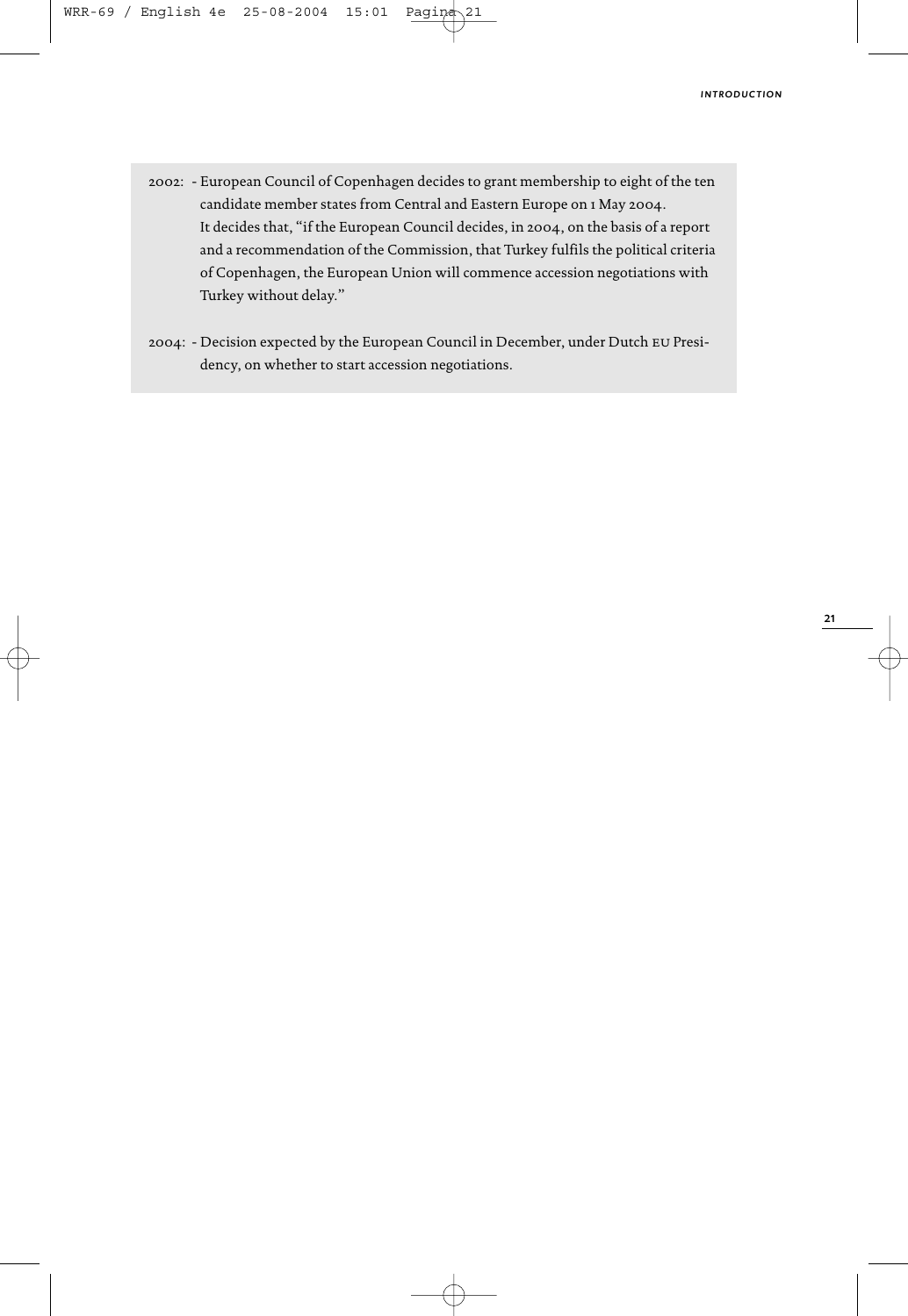2002: - European Council of Copenhagen decides to grant membership to eight of the ten candidate member states from Central and Eastern Europe on 1 May 2004.
It decides that, "if the European Council decides, in 2004, on the basis of a report and a recommendation of the Commission, that Turkey fulfils the political criteria of Copenhagen, the European Union will commence accession negotiations with Turkey without delay."

2004: - Decision expected by the European Council in December, under Dutch EU Presidency, on whether to start accession negotiations.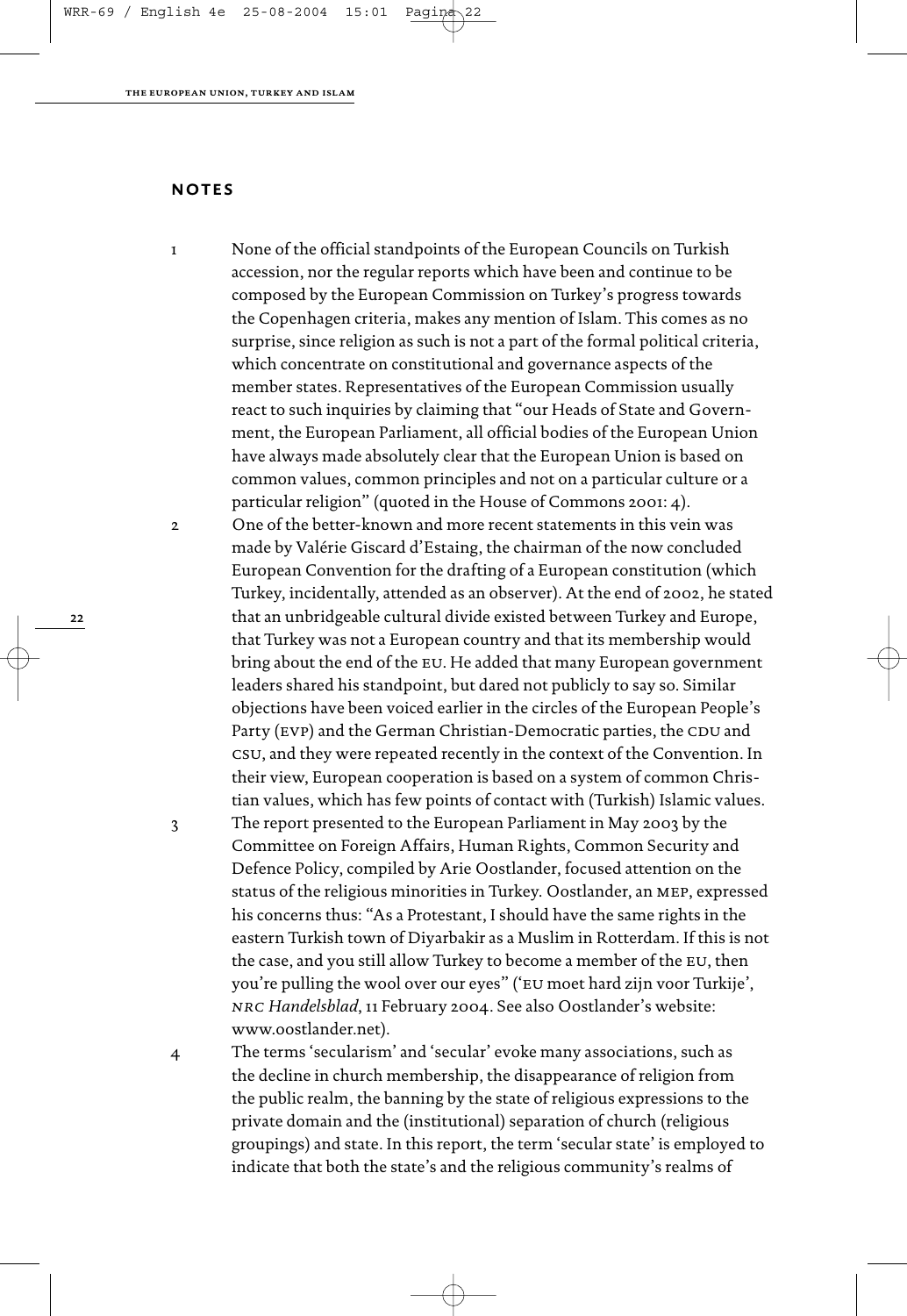## NOTES

1 None of the official standpoints of the European Councils on Turkish accession, nor the regular reports which have been and continue to be composed by the European Commission on Turkey's progress towards the Copenhagen criteria, makes any mention of Islam. This comes as no surprise, since religion as such is not a part of the formal political criteria, which concentrate on constitutional and governance aspects of the member states. Representatives of the European Commission usually react to such inquiries by claiming that "our Heads of State and Government, the European Parliament, all official bodies of the European Union have always made absolutely clear that the European Union is based on common values, common principles and not on a particular culture or a particular religion" (quoted in the House of Commons 2001: 4).

2 One of the better-known and more recent statements in this vein was made by Valérie Giscard d'Estaing, the chairman of the now concluded European Convention for the drafting of a European constitution (which Turkey, incidentally, attended as an observer). At the end of 2002, he stated that an unbridgeable cultural divide existed between Turkey and Europe, that Turkey was not a European country and that its membership would bring about the end of the EU. He added that many European government leaders shared his standpoint, but dared not publicly to say so. Similar objections have been voiced earlier in the circles of the European People's Party (EVP) and the German Christian-Democratic parties, the CDU and CSU, and they were repeated recently in the context of the Convention. In their view, European cooperation is based on a system of common Christian values, which has few points of contact with (Turkish) Islamic values.

3 The report presented to the European Parliament in May 2003 by the Committee on Foreign Affairs, Human Rights, Common Security and Defence Policy, compiled by Arie Oostlander, focused attention on the status of the religious minorities in Turkey. Oostlander, an MEP, expressed his concerns thus: "As a Protestant, I should have the same rights in the eastern Turkish town of Diyarbakir as a Muslim in Rotterdam. If this is not the case, and you still allow Turkey to become a member of the EU, then you're pulling the wool over our eyes" ('EU moet hard zijn voor Turkije', *NRC Handelsblad*, 11 February 2004. See also Oostlander's website: www.oostlander.net).

4 The terms 'secularism' and 'secular' evoke many associations, such as the decline in church membership, the disappearance of religion from the public realm, the banning by the state of religious expressions to the private domain and the (institutional) separation of church (religious groupings) and state. In this report, the term 'secular state' is employed to indicate that both the state's and the religious community's realms of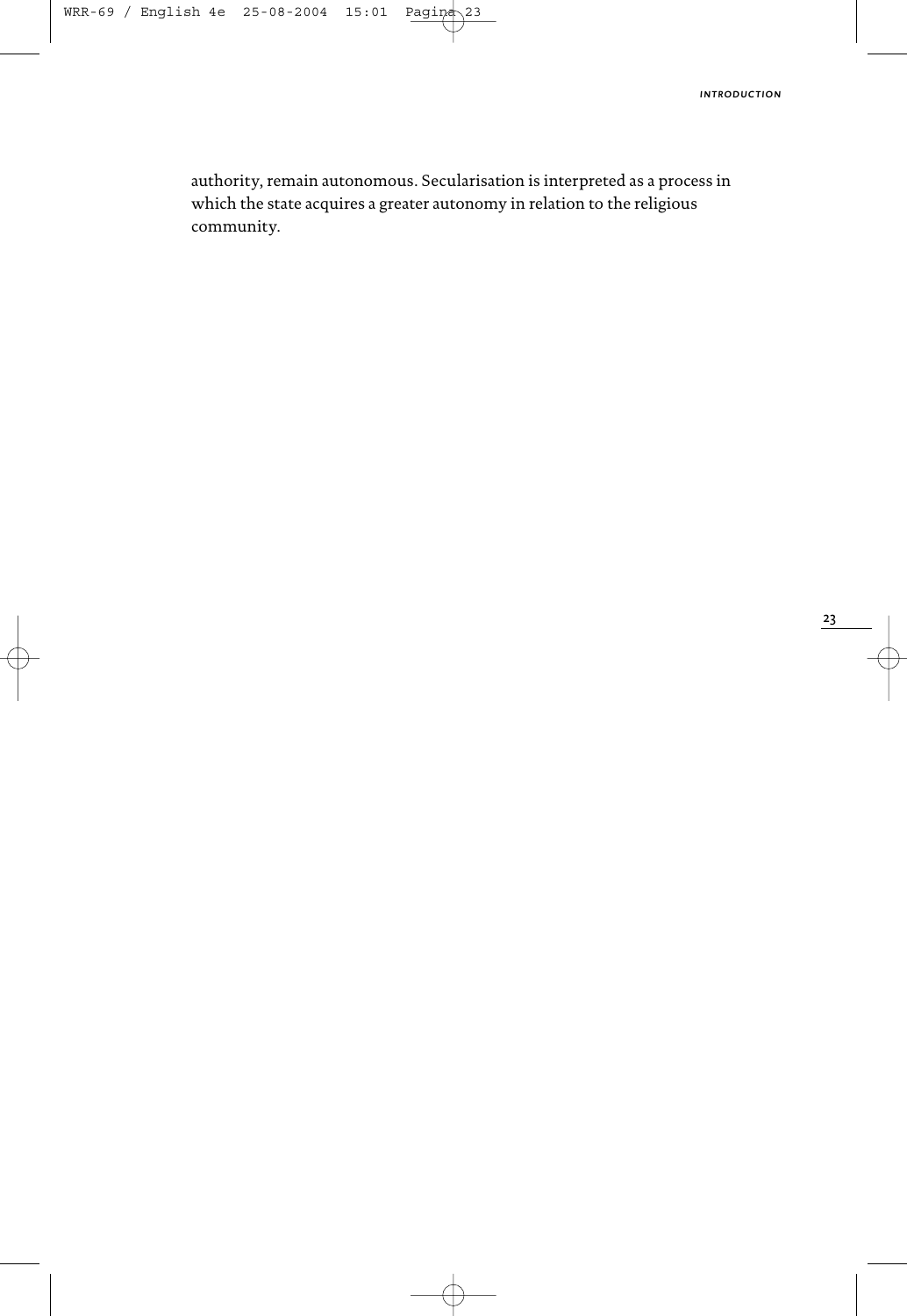authority, remain autonomous. Secularisation is interpreted as a process in which the state acquires a greater autonomy in relation to the religious community.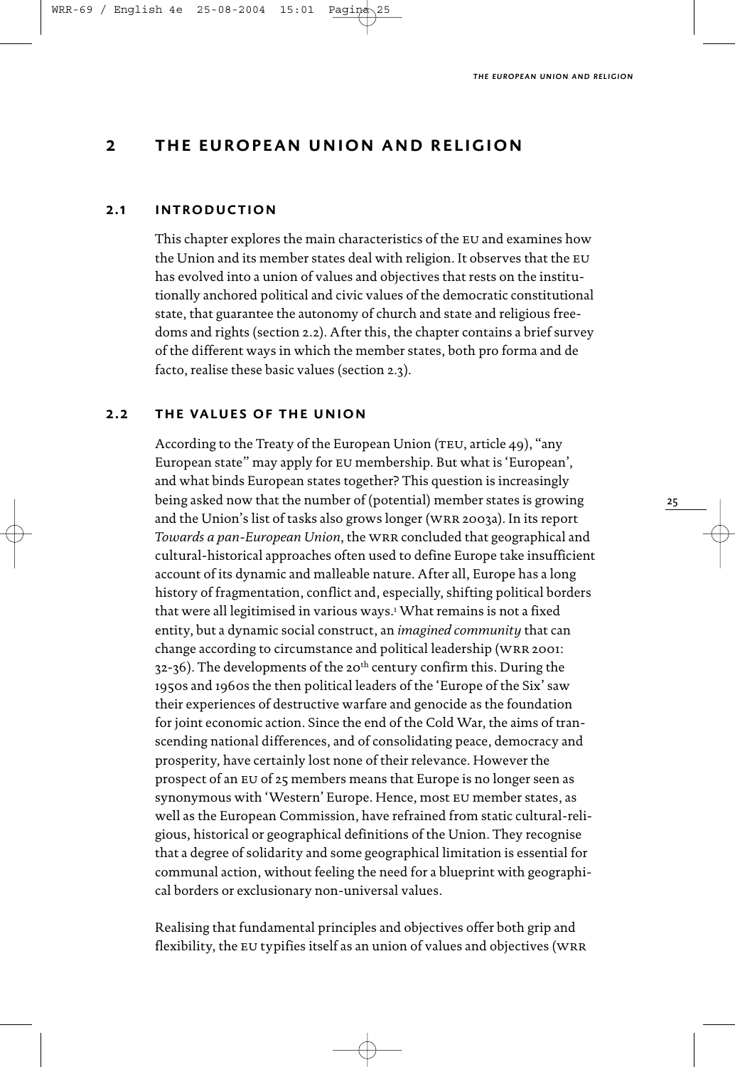# 2 THE EUROPEAN UNION AND RELIGION

## 2.1 INTRODUCTION

This chapter explores the main characteristics of the EU and examines how the Union and its member states deal with religion. It observes that the EU has evolved into a union of values and objectives that rests on the institutionally anchored political and civic values of the democratic constitutional state, that guarantee the autonomy of church and state and religious freedoms and rights (section 2.2). After this, the chapter contains a brief survey of the different ways in which the member states, both pro forma and de facto, realise these basic values (section 2.3).

## 2.2 THE VALUES OF THE UNION

According to the Treaty of the European Union (TEU, article 49), "any European state" may apply for EU membership. But what is 'European', and what binds European states together? This question is increasingly being asked now that the number of (potential) member states is growing and the Union's list of tasks also grows longer (WRR 2003a). In its report *Towards a pan-European Union*, the WRR concluded that geographical and cultural-historical approaches often used to define Europe take insufficient account of its dynamic and malleable nature. After all, Europe has a long history of fragmentation, conflict and, especially, shifting political borders that were all legitimised in various ways.[1] What remains is not a fixed entity, but a dynamic social construct, an *imagined community* that can change according to circumstance and political leadership (WRR 2001: 32-36). The developments of the 20th century confirm this. During the 1950s and 1960s the then political leaders of the 'Europe of the Six' saw their experiences of destructive warfare and genocide as the foundation for joint economic action. Since the end of the Cold War, the aims of transcending national differences, and of consolidating peace, democracy and prosperity, have certainly lost none of their relevance. However the prospect of an EU of 25 members means that Europe is no longer seen as synonymous with 'Western' Europe. Hence, most EU member states, as well as the European Commission, have refrained from static cultural-religious, historical or geographical definitions of the Union. They recognise that a degree of solidarity and some geographical limitation is essential for communal action, without feeling the need for a blueprint with geographical borders or exclusionary non-universal values.

Realising that fundamental principles and objectives offer both grip and flexibility, the EU typifies itself as an union of values and objectives (WRR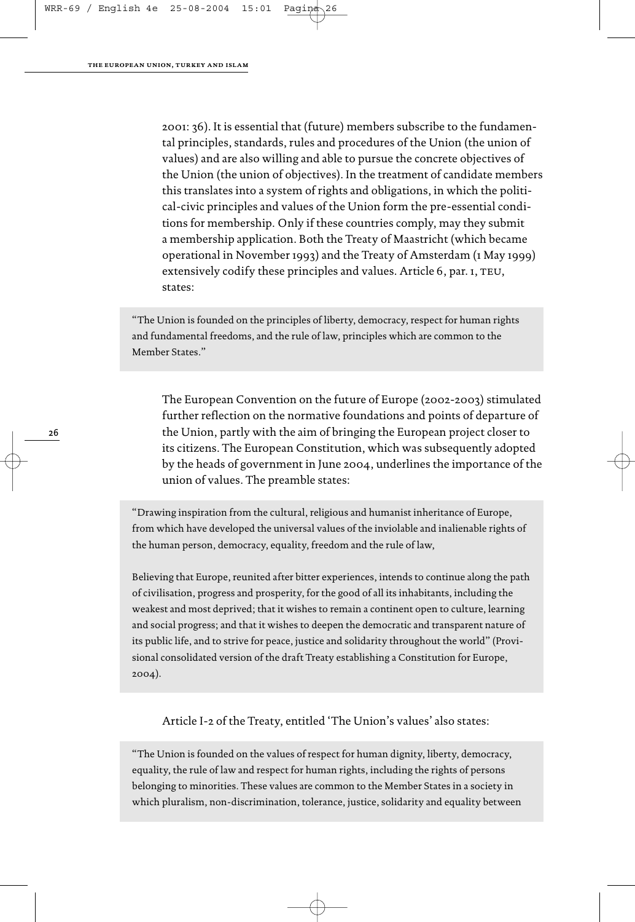2001: 36). It is essential that (future) members subscribe to the fundamental principles, standards, rules and procedures of the Union (the union of values) and are also willing and able to pursue the concrete objectives of the Union (the union of objectives). In the treatment of candidate members this translates into a system of rights and obligations, in which the political-civic principles and values of the Union form the pre-essential conditions for membership. Only if these countries comply, may they submit a membership application. Both the Treaty of Maastricht (which became operational in November 1993) and the Treaty of Amsterdam (1 May 1999) extensively codify these principles and values. Article 6, par. 1, TEU, states:

> "The Union is founded on the principles of liberty, democracy, respect for human rights and fundamental freedoms, and the rule of law, principles which are common to the Member States."

The European Convention on the future of Europe (2002-2003) stimulated further reflection on the normative foundations and points of departure of the Union, partly with the aim of bringing the European project closer to its citizens. The European Constitution, which was subsequently adopted by the heads of government in June 2004, underlines the importance of the union of values. The preamble states:

> "Drawing inspiration from the cultural, religious and humanist inheritance of Europe, from which have developed the universal values of the inviolable and inalienable rights of the human person, democracy, equality, freedom and the rule of law,
>
> Believing that Europe, reunited after bitter experiences, intends to continue along the path of civilisation, progress and prosperity, for the good of all its inhabitants, including the weakest and most deprived; that it wishes to remain a continent open to culture, learning and social progress; and that it wishes to deepen the democratic and transparent nature of its public life, and to strive for peace, justice and solidarity throughout the world" (Provisional consolidated version of the draft Treaty establishing a Constitution for Europe, 2004).

Article I-2 of the Treaty, entitled 'The Union's values' also states:

> "The Union is founded on the values of respect for human dignity, liberty, democracy, equality, the rule of law and respect for human rights, including the rights of persons belonging to minorities. These values are common to the Member States in a society in which pluralism, non-discrimination, tolerance, justice, solidarity and equality between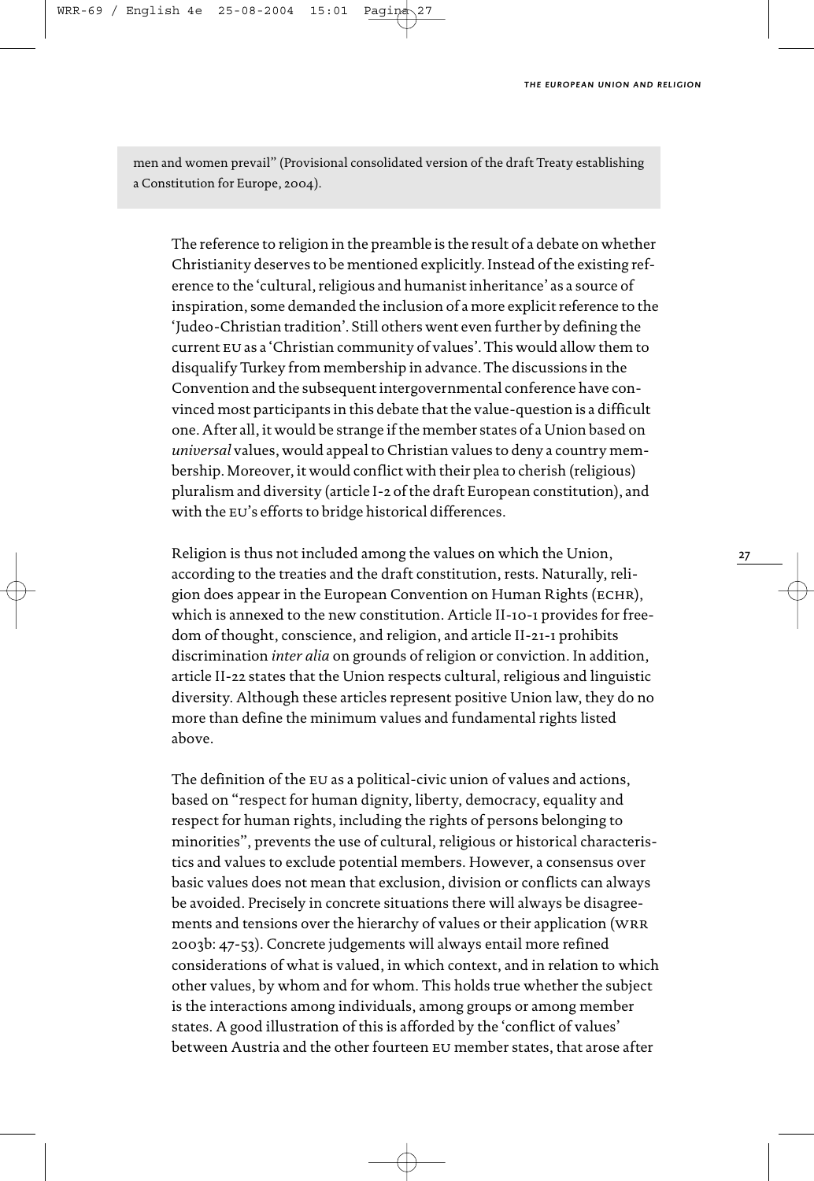men and women prevail" (Provisional consolidated version of the draft Treaty establishing a Constitution for Europe, 2004).

The reference to religion in the preamble is the result of a debate on whether Christianity deserves to be mentioned explicitly. Instead of the existing reference to the 'cultural, religious and humanist inheritance' as a source of inspiration, some demanded the inclusion of a more explicit reference to the 'Judeo-Christian tradition'. Still others went even further by defining the current EU as a 'Christian community of values'. This would allow them to disqualify Turkey from membership in advance. The discussions in the Convention and the subsequent intergovernmental conference have convinced most participants in this debate that the value-question is a difficult one. After all, it would be strange if the member states of a Union based on *universal* values, would appeal to Christian values to deny a country membership. Moreover, it would conflict with their plea to cherish (religious) pluralism and diversity (article I-2 of the draft European constitution), and with the EU's efforts to bridge historical differences.

Religion is thus not included among the values on which the Union, according to the treaties and the draft constitution, rests. Naturally, religion does appear in the European Convention on Human Rights (ECHR), which is annexed to the new constitution. Article II-10-1 provides for freedom of thought, conscience, and religion, and article II-21-1 prohibits discrimination *inter alia* on grounds of religion or conviction. In addition, article II-22 states that the Union respects cultural, religious and linguistic diversity. Although these articles represent positive Union law, they do no more than define the minimum values and fundamental rights listed above.

The definition of the EU as a political-civic union of values and actions, based on "respect for human dignity, liberty, democracy, equality and respect for human rights, including the rights of persons belonging to minorities", prevents the use of cultural, religious or historical characteristics and values to exclude potential members. However, a consensus over basic values does not mean that exclusion, division or conflicts can always be avoided. Precisely in concrete situations there will always be disagreements and tensions over the hierarchy of values or their application (WRR 2003b: 47-53). Concrete judgements will always entail more refined considerations of what is valued, in which context, and in relation to which other values, by whom and for whom. This holds true whether the subject is the interactions among individuals, among groups or among member states. A good illustration of this is afforded by the 'conflict of values' between Austria and the other fourteen EU member states, that arose after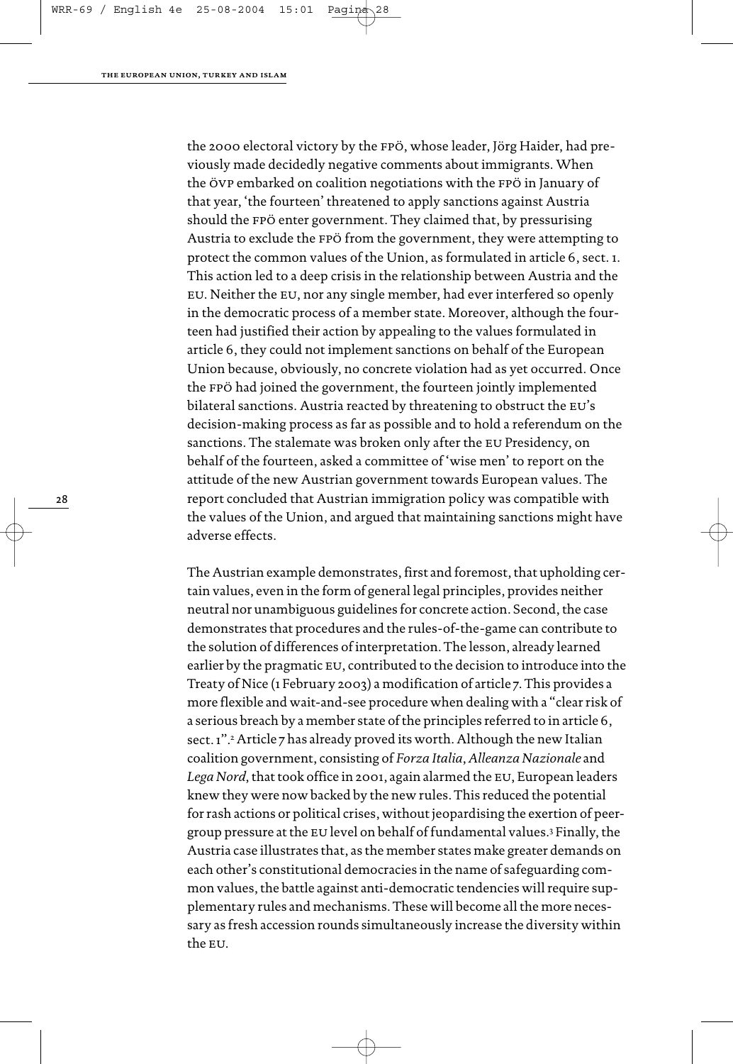the 2000 electoral victory by the FPÖ, whose leader, Jörg Haider, had previously made decidedly negative comments about immigrants. When the ÖVP embarked on coalition negotiations with the FPÖ in January of that year, 'the fourteen' threatened to apply sanctions against Austria should the FPÖ enter government. They claimed that, by pressurising Austria to exclude the FPÖ from the government, they were attempting to protect the common values of the Union, as formulated in article 6, sect. 1. This action led to a deep crisis in the relationship between Austria and the EU. Neither the EU, nor any single member, had ever interfered so openly in the democratic process of a member state. Moreover, although the fourteen had justified their action by appealing to the values formulated in article 6, they could not implement sanctions on behalf of the European Union because, obviously, no concrete violation had as yet occurred. Once the FPÖ had joined the government, the fourteen jointly implemented bilateral sanctions. Austria reacted by threatening to obstruct the EU's decision-making process as far as possible and to hold a referendum on the sanctions. The stalemate was broken only after the EU Presidency, on behalf of the fourteen, asked a committee of 'wise men' to report on the attitude of the new Austrian government towards European values. The report concluded that Austrian immigration policy was compatible with the values of the Union, and argued that maintaining sanctions might have adverse effects.

The Austrian example demonstrates, first and foremost, that upholding certain values, even in the form of general legal principles, provides neither neutral nor unambiguous guidelines for concrete action. Second, the case demonstrates that procedures and the rules-of-the-game can contribute to the solution of differences of interpretation. The lesson, already learned earlier by the pragmatic EU, contributed to the decision to introduce into the Treaty of Nice (1 February 2003) a modification of article 7. This provides a more flexible and wait-and-see procedure when dealing with a "clear risk of a serious breach by a member state of the principles referred to in article 6, sect. 1".[2] Article 7 has already proved its worth. Although the new Italian coalition government, consisting of *Forza Italia*, *Alleanza Nazionale* and *Lega Nord*, that took office in 2001, again alarmed the EU, European leaders knew they were now backed by the new rules. This reduced the potential for rash actions or political crises, without jeopardising the exertion of peer-group pressure at the EU level on behalf of fundamental values.[3] Finally, the Austria case illustrates that, as the member states make greater demands on each other's constitutional democracies in the name of safeguarding common values, the battle against anti-democratic tendencies will require supplementary rules and mechanisms. These will become all the more necessary as fresh accession rounds simultaneously increase the diversity within the EU.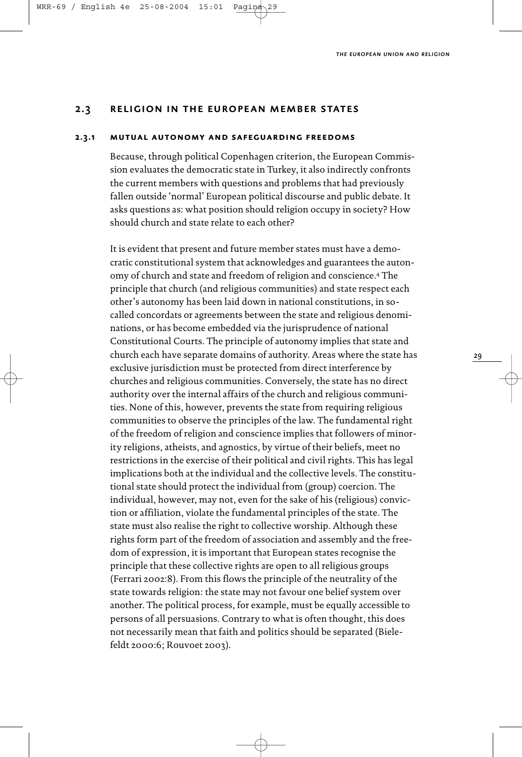## 2.3 RELIGION IN THE EUROPEAN MEMBER STATES

### 2.3.1 MUTUAL AUTONOMY AND SAFEGUARDING FREEDOMS

Because, through political Copenhagen criterion, the European Commission evaluates the democratic state in Turkey, it also indirectly confronts the current members with questions and problems that had previously fallen outside 'normal' European political discourse and public debate. It asks questions as: what position should religion occupy in society? How should church and state relate to each other?

It is evident that present and future member states must have a democratic constitutional system that acknowledges and guarantees the autonomy of church and state and freedom of religion and conscience.[4] The principle that church (and religious communities) and state respect each other's autonomy has been laid down in national constitutions, in so-called concordats or agreements between the state and religious denominations, or has become embedded via the jurisprudence of national Constitutional Courts. The principle of autonomy implies that state and church each have separate domains of authority. Areas where the state has exclusive jurisdiction must be protected from direct interference by churches and religious communities. Conversely, the state has no direct authority over the internal affairs of the church and religious communities. None of this, however, prevents the state from requiring religious communities to observe the principles of the law. The fundamental right of the freedom of religion and conscience implies that followers of minority religions, atheists, and agnostics, by virtue of their beliefs, meet no restrictions in the exercise of their political and civil rights. This has legal implications both at the individual and the collective levels. The constitutional state should protect the individual from (group) coercion. The individual, however, may not, even for the sake of his (religious) conviction or affiliation, violate the fundamental principles of the state. The state must also realise the right to collective worship. Although these rights form part of the freedom of association and assembly and the freedom of expression, it is important that European states recognise the principle that these collective rights are open to all religious groups (Ferrari 2002:8). From this flows the principle of the neutrality of the state towards religion: the state may not favour one belief system over another. The political process, for example, must be equally accessible to persons of all persuasions. Contrary to what is often thought, this does not necessarily mean that faith and politics should be separated (Bielefeldt 2000:6; Rouvoet 2003).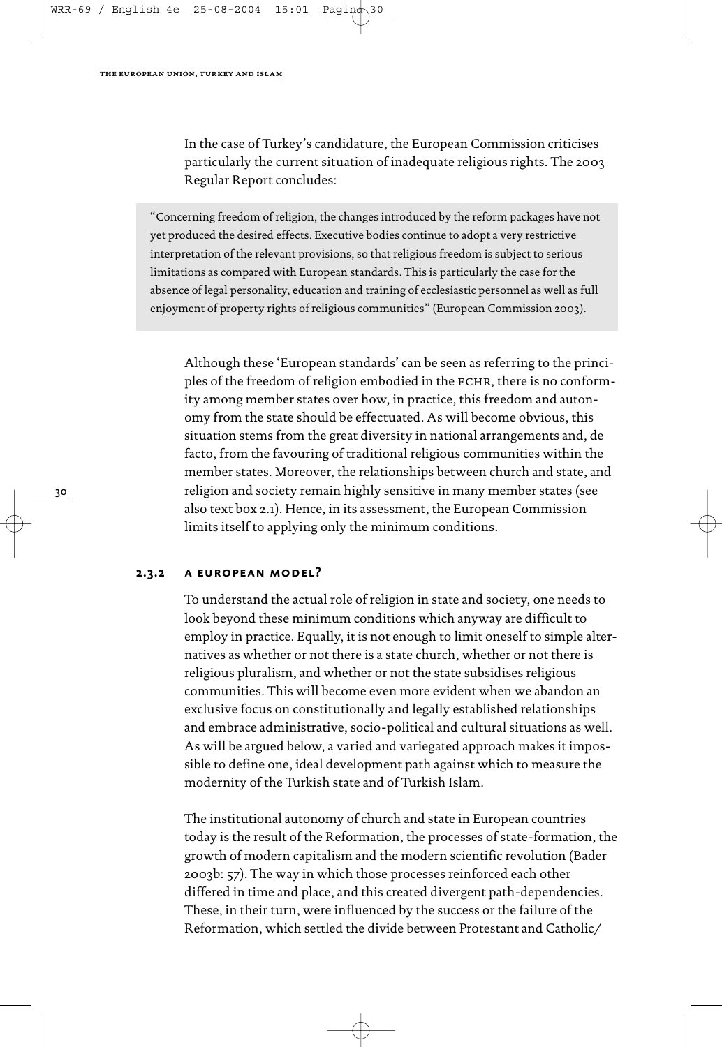In the case of Turkey's candidature, the European Commission criticises particularly the current situation of inadequate religious rights. The 2003 Regular Report concludes:

> "Concerning freedom of religion, the changes introduced by the reform packages have not yet produced the desired effects. Executive bodies continue to adopt a very restrictive interpretation of the relevant provisions, so that religious freedom is subject to serious limitations as compared with European standards. This is particularly the case for the absence of legal personality, education and training of ecclesiastic personnel as well as full enjoyment of property rights of religious communities" (European Commission 2003).

Although these 'European standards' can be seen as referring to the principles of the freedom of religion embodied in the ECHR, there is no conformity among member states over how, in practice, this freedom and autonomy from the state should be effectuated. As will become obvious, this situation stems from the great diversity in national arrangements and, de facto, from the favouring of traditional religious communities within the member states. Moreover, the relationships between church and state, and religion and society remain highly sensitive in many member states (see also text box 2.1). Hence, in its assessment, the European Commission limits itself to applying only the minimum conditions.

### 2.3.2 A European model?

To understand the actual role of religion in state and society, one needs to look beyond these minimum conditions which anyway are difficult to employ in practice. Equally, it is not enough to limit oneself to simple alternatives as whether or not there is a state church, whether or not there is religious pluralism, and whether or not the state subsidises religious communities. This will become even more evident when we abandon an exclusive focus on constitutionally and legally established relationships and embrace administrative, socio-political and cultural situations as well. As will be argued below, a varied and variegated approach makes it impossible to define one, ideal development path against which to measure the modernity of the Turkish state and of Turkish Islam.

The institutional autonomy of church and state in European countries today is the result of the Reformation, the processes of state-formation, the growth of modern capitalism and the modern scientific revolution (Bader 2003b: 57). The way in which those processes reinforced each other differed in time and place, and this created divergent path-dependencies. These, in their turn, were influenced by the success or the failure of the Reformation, which settled the divide between Protestant and Catholic/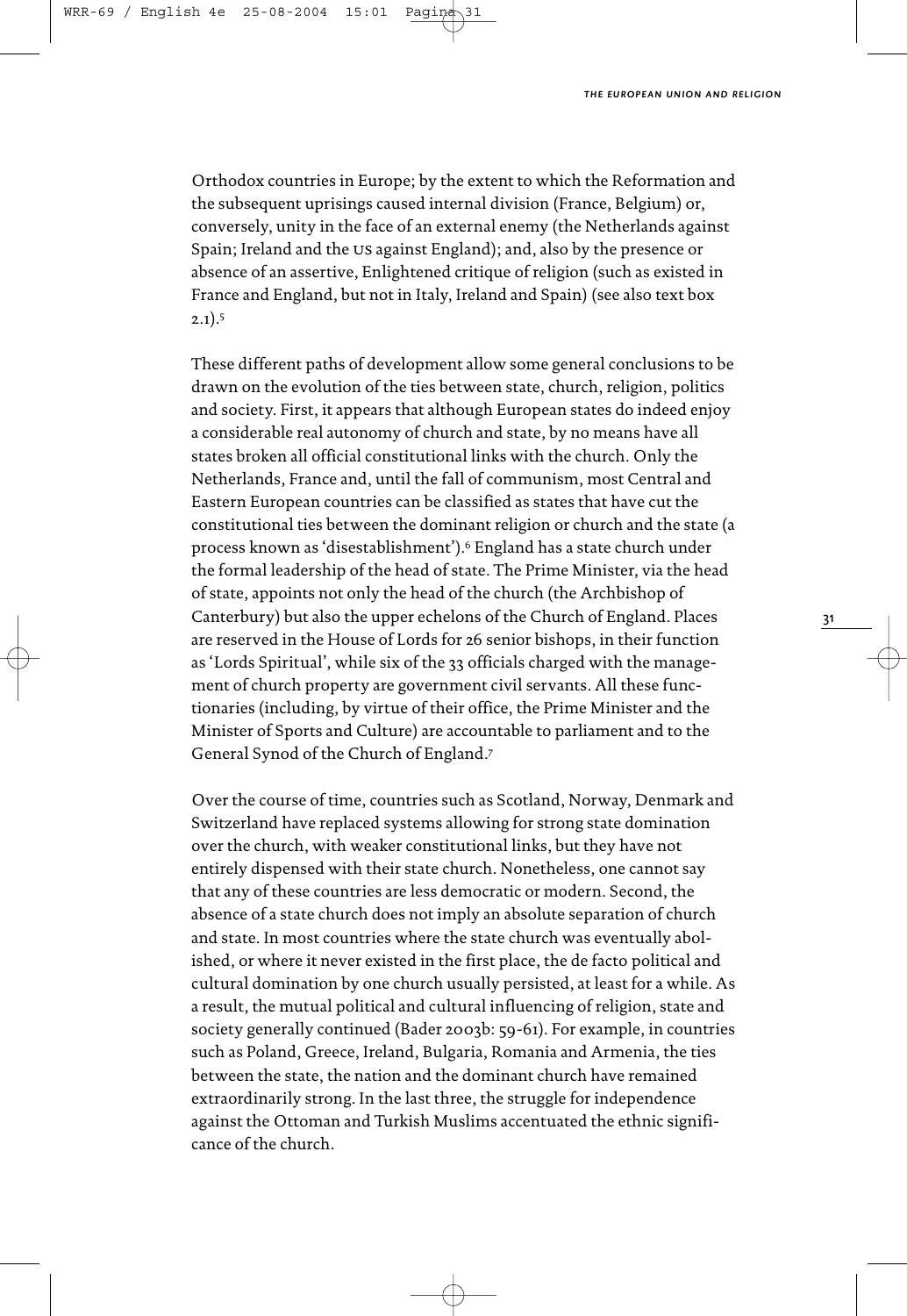Orthodox countries in Europe; by the extent to which the Reformation and the subsequent uprisings caused internal division (France, Belgium) or, conversely, unity in the face of an external enemy (the Netherlands against Spain; Ireland and the US against England); and, also by the presence or absence of an assertive, Enlightened critique of religion (such as existed in France and England, but not in Italy, Ireland and Spain) (see also text box 2.1).[5]

These different paths of development allow some general conclusions to be drawn on the evolution of the ties between state, church, religion, politics and society. First, it appears that although European states do indeed enjoy a considerable real autonomy of church and state, by no means have all states broken all official constitutional links with the church. Only the Netherlands, France and, until the fall of communism, most Central and Eastern European countries can be classified as states that have cut the constitutional ties between the dominant religion or church and the state (a process known as 'disestablishment').[6] England has a state church under the formal leadership of the head of state. The Prime Minister, via the head of state, appoints not only the head of the church (the Archbishop of Canterbury) but also the upper echelons of the Church of England. Places are reserved in the House of Lords for 26 senior bishops, in their function as 'Lords Spiritual', while six of the 33 officials charged with the management of church property are government civil servants. All these functionaries (including, by virtue of their office, the Prime Minister and the Minister of Sports and Culture) are accountable to parliament and to the General Synod of the Church of England.[7]

Over the course of time, countries such as Scotland, Norway, Denmark and Switzerland have replaced systems allowing for strong state domination over the church, with weaker constitutional links, but they have not entirely dispensed with their state church. Nonetheless, one cannot say that any of these countries are less democratic or modern. Second, the absence of a state church does not imply an absolute separation of church and state. In most countries where the state church was eventually abolished, or where it never existed in the first place, the de facto political and cultural domination by one church usually persisted, at least for a while. As a result, the mutual political and cultural influencing of religion, state and society generally continued (Bader 2003b: 59-61). For example, in countries such as Poland, Greece, Ireland, Bulgaria, Romania and Armenia, the ties between the state, the nation and the dominant church have remained extraordinarily strong. In the last three, the struggle for independence against the Ottoman and Turkish Muslims accentuated the ethnic significance of the church.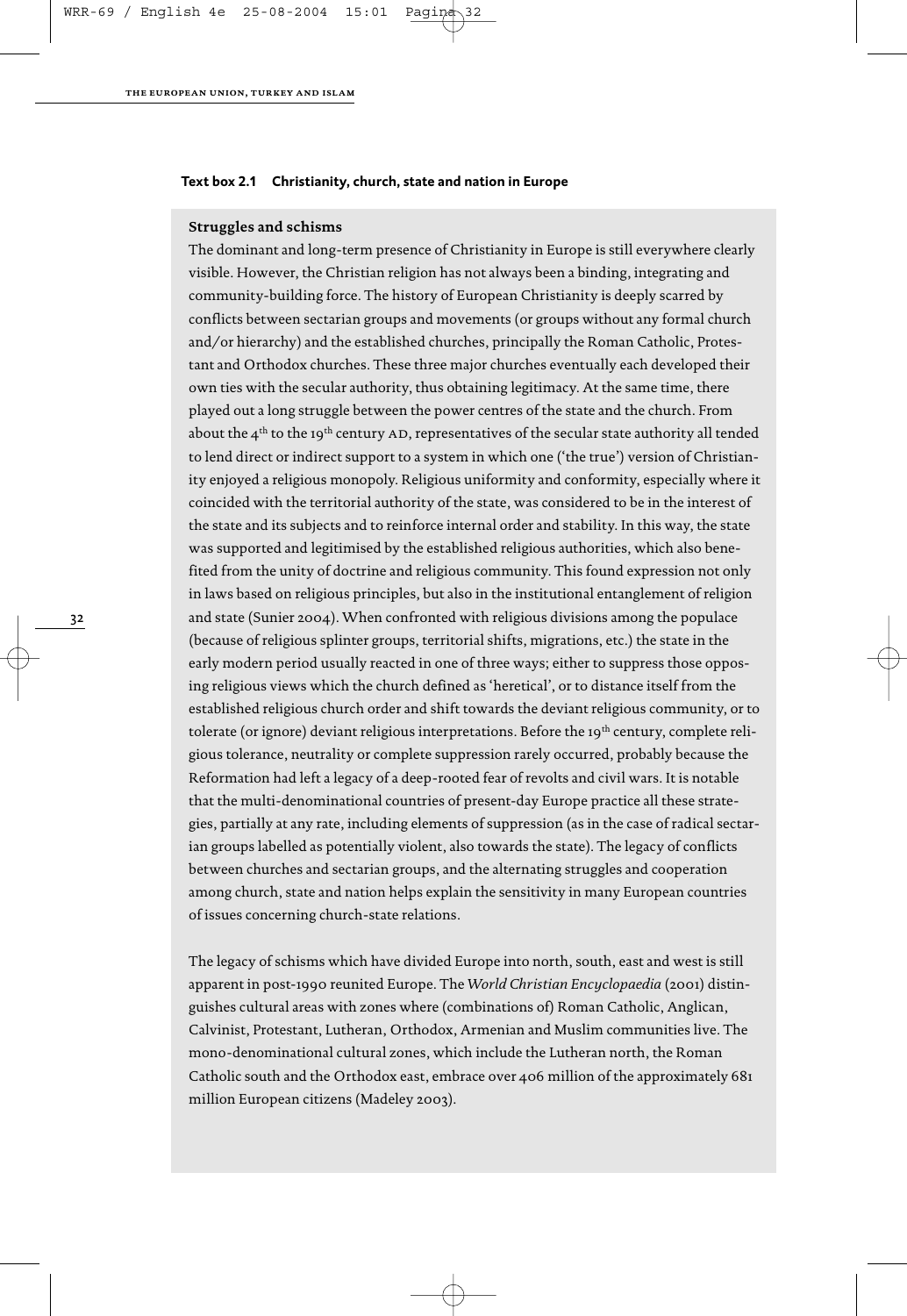**Text box 2.1 Christianity, church, state and nation in Europe**

**Struggles and schisms**

The dominant and long-term presence of Christianity in Europe is still everywhere clearly visible. However, the Christian religion has not always been a binding, integrating and community-building force. The history of European Christianity is deeply scarred by conflicts between sectarian groups and movements (or groups without any formal church and/or hierarchy) and the established churches, principally the Roman Catholic, Protestant and Orthodox churches. These three major churches eventually each developed their own ties with the secular authority, thus obtaining legitimacy. At the same time, there played out a long struggle between the power centres of the state and the church. From about the 4th to the 19th century AD, representatives of the secular state authority all tended to lend direct or indirect support to a system in which one ('the true') version of Christianity enjoyed a religious monopoly. Religious uniformity and conformity, especially where it coincided with the territorial authority of the state, was considered to be in the interest of the state and its subjects and to reinforce internal order and stability. In this way, the state was supported and legitimised by the established religious authorities, which also benefited from the unity of doctrine and religious community. This found expression not only in laws based on religious principles, but also in the institutional entanglement of religion and state (Sunier 2004). When confronted with religious divisions among the populace (because of religious splinter groups, territorial shifts, migrations, etc.) the state in the early modern period usually reacted in one of three ways; either to suppress those opposing religious views which the church defined as 'heretical', or to distance itself from the established religious church order and shift towards the deviant religious community, or to tolerate (or ignore) deviant religious interpretations. Before the 19th century, complete religious tolerance, neutrality or complete suppression rarely occurred, probably because the Reformation had left a legacy of a deep-rooted fear of revolts and civil wars. It is notable that the multi-denominational countries of present-day Europe practice all these strategies, partially at any rate, including elements of suppression (as in the case of radical sectarian groups labelled as potentially violent, also towards the state). The legacy of conflicts between churches and sectarian groups, and the alternating struggles and cooperation among church, state and nation helps explain the sensitivity in many European countries of issues concerning church-state relations.

The legacy of schisms which have divided Europe into north, south, east and west is still apparent in post-1990 reunited Europe. The *World Christian Encyclopaedia* (2001) distinguishes cultural areas with zones where (combinations of) Roman Catholic, Anglican, Calvinist, Protestant, Lutheran, Orthodox, Armenian and Muslim communities live. The mono-denominational cultural zones, which include the Lutheran north, the Roman Catholic south and the Orthodox east, embrace over 406 million of the approximately 681 million European citizens (Madeley 2003).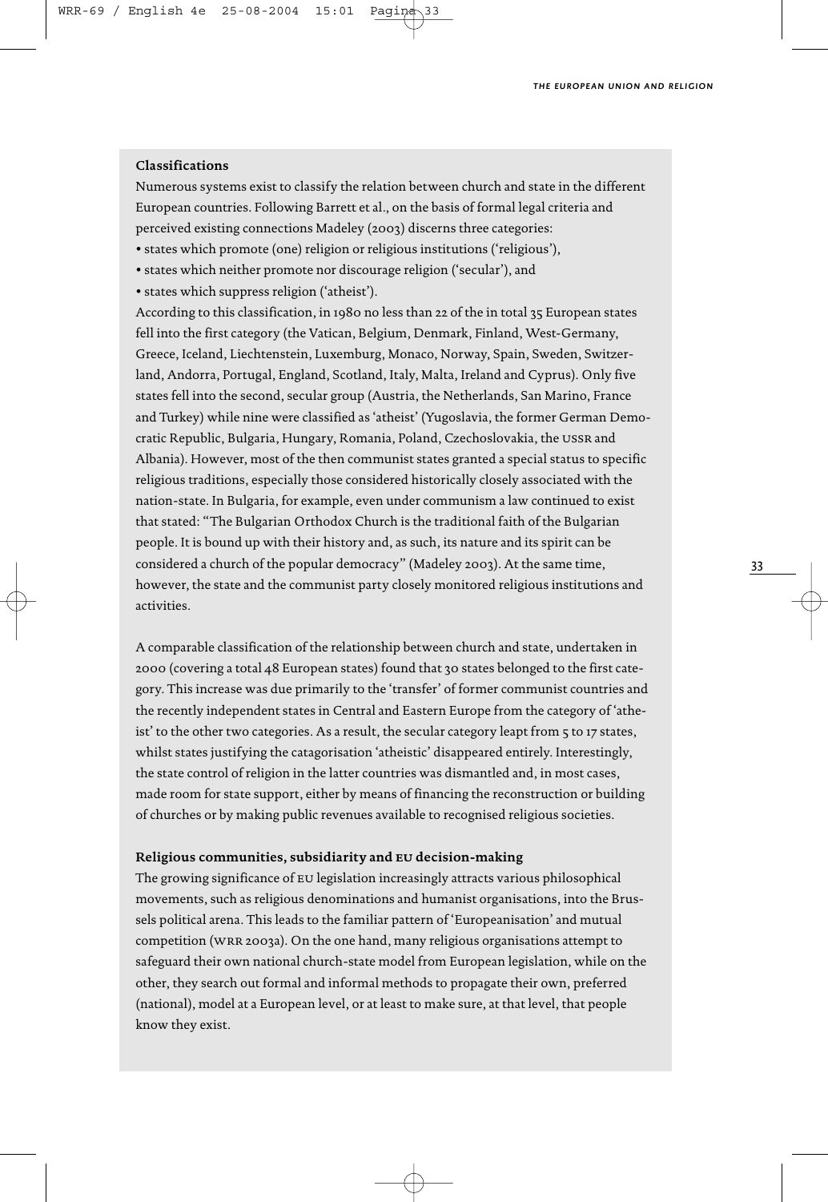**Classifications**

Numerous systems exist to classify the relation between church and state in the different European countries. Following Barrett et al., on the basis of formal legal criteria and perceived existing connections Madeley (2003) discerns three categories:

- states which promote (one) religion or religious institutions ('religious'),
- states which neither promote nor discourage religion ('secular'), and
- states which suppress religion ('atheist').

According to this classification, in 1980 no less than 22 of the in total 35 European states fell into the first category (the Vatican, Belgium, Denmark, Finland, West-Germany, Greece, Iceland, Liechtenstein, Luxemburg, Monaco, Norway, Spain, Sweden, Switzerland, Andorra, Portugal, England, Scotland, Italy, Malta, Ireland and Cyprus). Only five states fell into the second, secular group (Austria, the Netherlands, San Marino, France and Turkey) while nine were classified as 'atheist' (Yugoslavia, the former German Democratic Republic, Bulgaria, Hungary, Romania, Poland, Czechoslovakia, the USSR and Albania). However, most of the then communist states granted a special status to specific religious traditions, especially those considered historically closely associated with the nation-state. In Bulgaria, for example, even under communism a law continued to exist that stated: "The Bulgarian Orthodox Church is the traditional faith of the Bulgarian people. It is bound up with their history and, as such, its nature and its spirit can be considered a church of the popular democracy" (Madeley 2003). At the same time, however, the state and the communist party closely monitored religious institutions and activities.

A comparable classification of the relationship between church and state, undertaken in 2000 (covering a total 48 European states) found that 30 states belonged to the first category. This increase was due primarily to the 'transfer' of former communist countries and the recently independent states in Central and Eastern Europe from the category of 'atheist' to the other two categories. As a result, the secular category leapt from 5 to 17 states, whilst states justifying the catagorisation 'atheistic' disappeared entirely. Interestingly, the state control of religion in the latter countries was dismantled and, in most cases, made room for state support, either by means of financing the reconstruction or building of churches or by making public revenues available to recognised religious societies.

**Religious communities, subsidiarity and EU decision-making**

The growing significance of EU legislation increasingly attracts various philosophical movements, such as religious denominations and humanist organisations, into the Brussels political arena. This leads to the familiar pattern of 'Europeanisation' and mutual competition (WRR 2003a). On the one hand, many religious organisations attempt to safeguard their own national church-state model from European legislation, while on the other, they search out formal and informal methods to propagate their own, preferred (national), model at a European level, or at least to make sure, at that level, that people know they exist.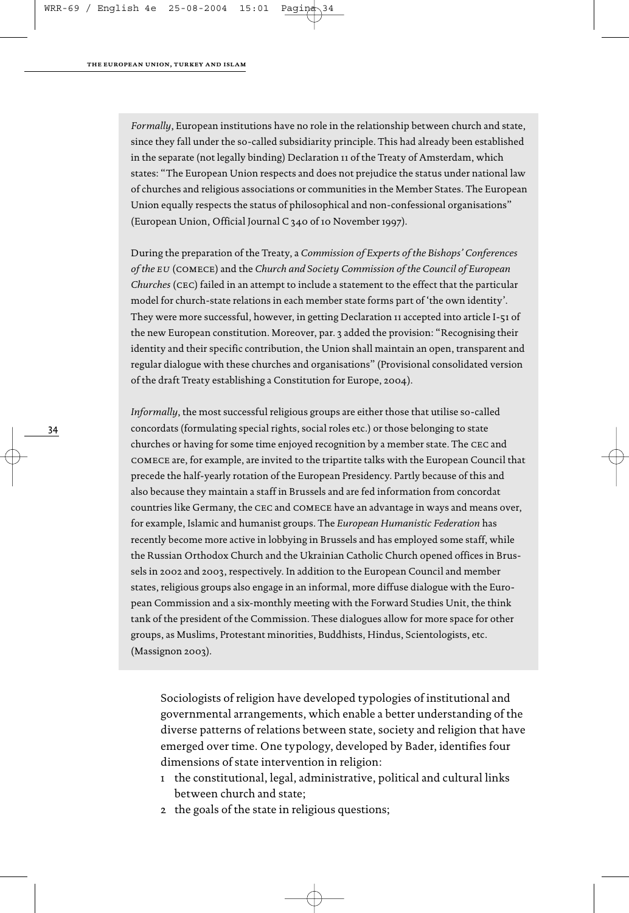*Formally*, European institutions have no role in the relationship between church and state, since they fall under the so-called subsidiarity principle. This had already been established in the separate (not legally binding) Declaration 11 of the Treaty of Amsterdam, which states: "The European Union respects and does not prejudice the status under national law of churches and religious associations or communities in the Member States. The European Union equally respects the status of philosophical and non-confessional organisations" (European Union, Official Journal C 340 of 10 November 1997).

During the preparation of the Treaty, a *Commission of Experts of the Bishops' Conferences of the EU* (COMECE) and the *Church and Society Commission of the Council of European Churches* (CEC) failed in an attempt to include a statement to the effect that the particular model for church-state relations in each member state forms part of 'the own identity'. They were more successful, however, in getting Declaration 11 accepted into article I-51 of the new European constitution. Moreover, par. 3 added the provision: "Recognising their identity and their specific contribution, the Union shall maintain an open, transparent and regular dialogue with these churches and organisations" (Provisional consolidated version of the draft Treaty establishing a Constitution for Europe, 2004).

*Informally*, the most successful religious groups are either those that utilise so-called concordats (formulating special rights, social roles etc.) or those belonging to state churches or having for some time enjoyed recognition by a member state. The CEC and COMECE are, for example, are invited to the tripartite talks with the European Council that precede the half-yearly rotation of the European Presidency. Partly because of this and also because they maintain a staff in Brussels and are fed information from concordat countries like Germany, the CEC and COMECE have an advantage in ways and means over, for example, Islamic and humanist groups. The *European Humanistic Federation* has recently become more active in lobbying in Brussels and has employed some staff, while the Russian Orthodox Church and the Ukrainian Catholic Church opened offices in Brussels in 2002 and 2003, respectively. In addition to the European Council and member states, religious groups also engage in an informal, more diffuse dialogue with the European Commission and a six-monthly meeting with the Forward Studies Unit, the think tank of the president of the Commission. These dialogues allow for more space for other groups, as Muslims, Protestant minorities, Buddhists, Hindus, Scientologists, etc. (Massignon 2003).

Sociologists of religion have developed typologies of institutional and governmental arrangements, which enable a better understanding of the diverse patterns of relations between state, society and religion that have emerged over time. One typology, developed by Bader, identifies four dimensions of state intervention in religion:

1 the constitutional, legal, administrative, political and cultural links between church and state;
2 the goals of the state in religious questions;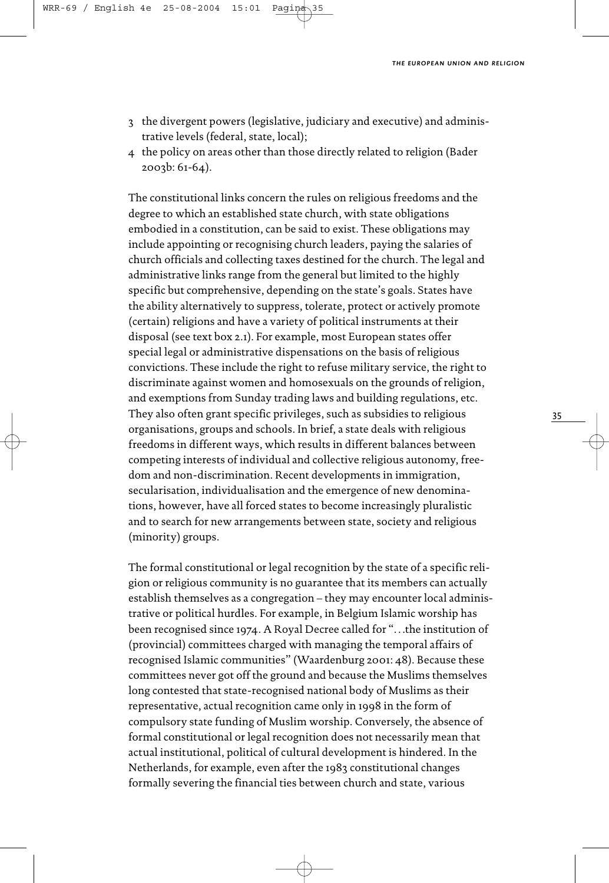3 the divergent powers (legislative, judiciary and executive) and administrative levels (federal, state, local);
4 the policy on areas other than those directly related to religion (Bader 2003b: 61-64).

The constitutional links concern the rules on religious freedoms and the degree to which an established state church, with state obligations embodied in a constitution, can be said to exist. These obligations may include appointing or recognising church leaders, paying the salaries of church officials and collecting taxes destined for the church. The legal and administrative links range from the general but limited to the highly specific but comprehensive, depending on the state's goals. States have the ability alternatively to suppress, tolerate, protect or actively promote (certain) religions and have a variety of political instruments at their disposal (see text box 2.1). For example, most European states offer special legal or administrative dispensations on the basis of religious convictions. These include the right to refuse military service, the right to discriminate against women and homosexuals on the grounds of religion, and exemptions from Sunday trading laws and building regulations, etc. They also often grant specific privileges, such as subsidies to religious organisations, groups and schools. In brief, a state deals with religious freedoms in different ways, which results in different balances between competing interests of individual and collective religious autonomy, freedom and non-discrimination. Recent developments in immigration, secularisation, individualisation and the emergence of new denominations, however, have all forced states to become increasingly pluralistic and to search for new arrangements between state, society and religious (minority) groups.

The formal constitutional or legal recognition by the state of a specific religion or religious community is no guarantee that its members can actually establish themselves as a congregation – they may encounter local administrative or political hurdles. For example, in Belgium Islamic worship has been recognised since 1974. A Royal Decree called for "…the institution of (provincial) committees charged with managing the temporal affairs of recognised Islamic communities" (Waardenburg 2001: 48). Because these committees never got off the ground and because the Muslims themselves long contested that state-recognised national body of Muslims as their representative, actual recognition came only in 1998 in the form of compulsory state funding of Muslim worship. Conversely, the absence of formal constitutional or legal recognition does not necessarily mean that actual institutional, political of cultural development is hindered. In the Netherlands, for example, even after the 1983 constitutional changes formally severing the financial ties between church and state, various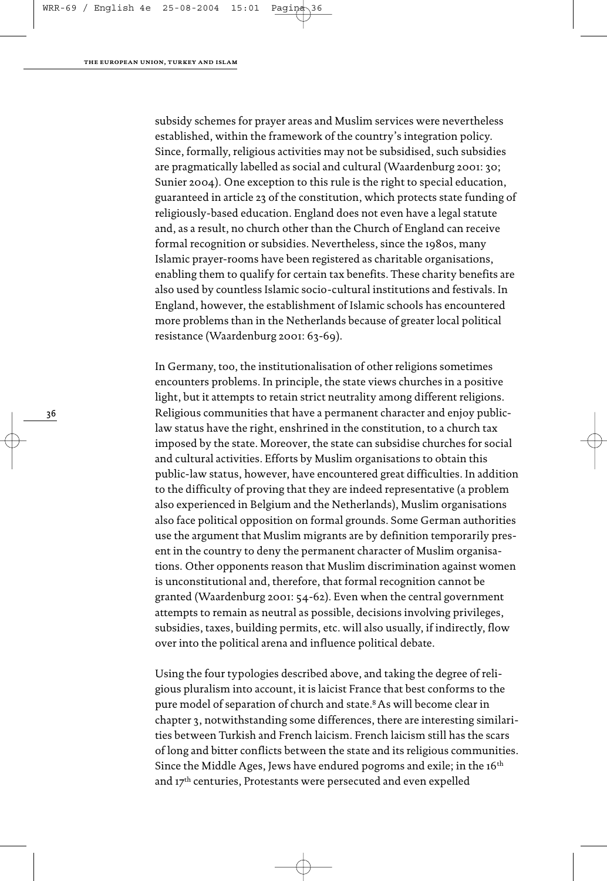subsidy schemes for prayer areas and Muslim services were nevertheless established, within the framework of the country's integration policy. Since, formally, religious activities may not be subsidised, such subsidies are pragmatically labelled as social and cultural (Waardenburg 2001: 30; Sunier 2004). One exception to this rule is the right to special education, guaranteed in article 23 of the constitution, which protects state funding of religiously-based education. England does not even have a legal statute and, as a result, no church other than the Church of England can receive formal recognition or subsidies. Nevertheless, since the 1980s, many Islamic prayer-rooms have been registered as charitable organisations, enabling them to qualify for certain tax benefits. These charity benefits are also used by countless Islamic socio-cultural institutions and festivals. In England, however, the establishment of Islamic schools has encountered more problems than in the Netherlands because of greater local political resistance (Waardenburg 2001: 63-69).

In Germany, too, the institutionalisation of other religions sometimes encounters problems. In principle, the state views churches in a positive light, but it attempts to retain strict neutrality among different religions. Religious communities that have a permanent character and enjoy public-law status have the right, enshrined in the constitution, to a church tax imposed by the state. Moreover, the state can subsidise churches for social and cultural activities. Efforts by Muslim organisations to obtain this public-law status, however, have encountered great difficulties. In addition to the difficulty of proving that they are indeed representative (a problem also experienced in Belgium and the Netherlands), Muslim organisations also face political opposition on formal grounds. Some German authorities use the argument that Muslim migrants are by definition temporarily present in the country to deny the permanent character of Muslim organisations. Other opponents reason that Muslim discrimination against women is unconstitutional and, therefore, that formal recognition cannot be granted (Waardenburg 2001: 54-62). Even when the central government attempts to remain as neutral as possible, decisions involving privileges, subsidies, taxes, building permits, etc. will also usually, if indirectly, flow over into the political arena and influence political debate.

Using the four typologies described above, and taking the degree of religious pluralism into account, it is laicist France that best conforms to the pure model of separation of church and state.[8] As will become clear in chapter 3, notwithstanding some differences, there are interesting similarities between Turkish and French laicism. French laicism still has the scars of long and bitter conflicts between the state and its religious communities. Since the Middle Ages, Jews have endured pogroms and exile; in the 16th and 17th centuries, Protestants were persecuted and even expelled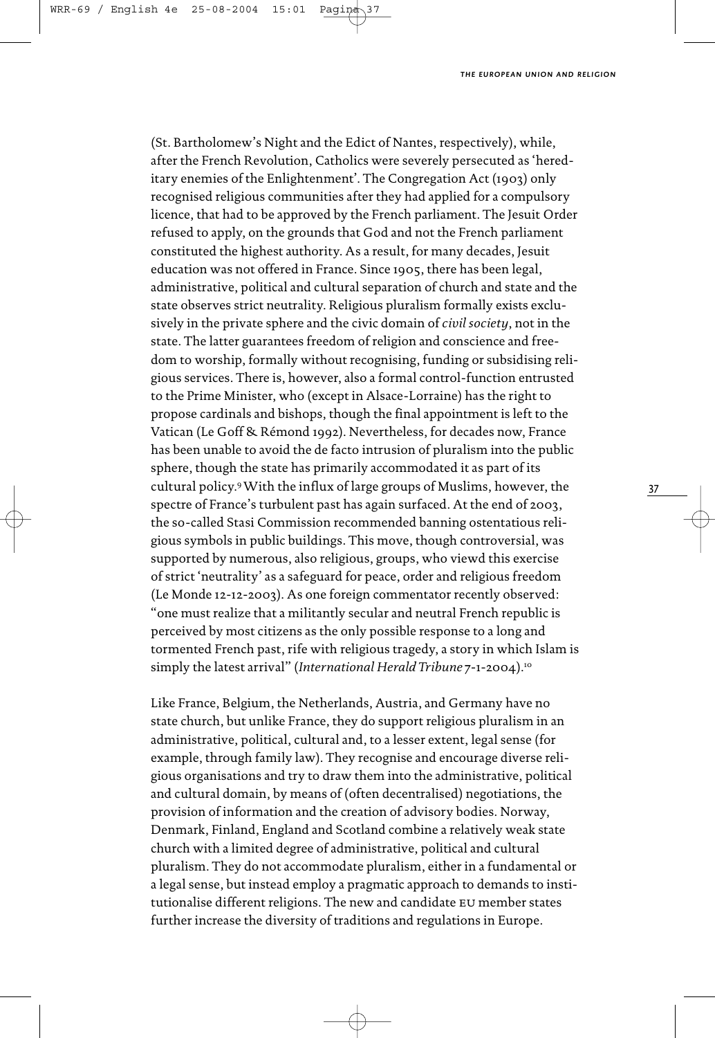(St. Bartholomew's Night and the Edict of Nantes, respectively), while, after the French Revolution, Catholics were severely persecuted as 'hereditary enemies of the Enlightenment'. The Congregation Act (1903) only recognised religious communities after they had applied for a compulsory licence, that had to be approved by the French parliament. The Jesuit Order refused to apply, on the grounds that God and not the French parliament constituted the highest authority. As a result, for many decades, Jesuit education was not offered in France. Since 1905, there has been legal, administrative, political and cultural separation of church and state and the state observes strict neutrality. Religious pluralism formally exists exclusively in the private sphere and the civic domain of *civil society*, not in the state. The latter guarantees freedom of religion and conscience and freedom to worship, formally without recognising, funding or subsidising religious services. There is, however, also a formal control-function entrusted to the Prime Minister, who (except in Alsace-Lorraine) has the right to propose cardinals and bishops, though the final appointment is left to the Vatican (Le Goff & Rémond 1992). Nevertheless, for decades now, France has been unable to avoid the de facto intrusion of pluralism into the public sphere, though the state has primarily accommodated it as part of its cultural policy.[9] With the influx of large groups of Muslims, however, the spectre of France's turbulent past has again surfaced. At the end of 2003, the so-called Stasi Commission recommended banning ostentatious religious symbols in public buildings. This move, though controversial, was supported by numerous, also religious, groups, who viewd this exercise of strict 'neutrality' as a safeguard for peace, order and religious freedom (Le Monde 12-12-2003). As one foreign commentator recently observed: "one must realize that a militantly secular and neutral French republic is perceived by most citizens as the only possible response to a long and tormented French past, rife with religious tragedy, a story in which Islam is simply the latest arrival" (*International Herald Tribune* 7-1-2004).[10]

Like France, Belgium, the Netherlands, Austria, and Germany have no state church, but unlike France, they do support religious pluralism in an administrative, political, cultural and, to a lesser extent, legal sense (for example, through family law). They recognise and encourage diverse religious organisations and try to draw them into the administrative, political and cultural domain, by means of (often decentralised) negotiations, the provision of information and the creation of advisory bodies. Norway, Denmark, Finland, England and Scotland combine a relatively weak state church with a limited degree of administrative, political and cultural pluralism. They do not accommodate pluralism, either in a fundamental or a legal sense, but instead employ a pragmatic approach to demands to institutionalise different religions. The new and candidate EU member states further increase the diversity of traditions and regulations in Europe.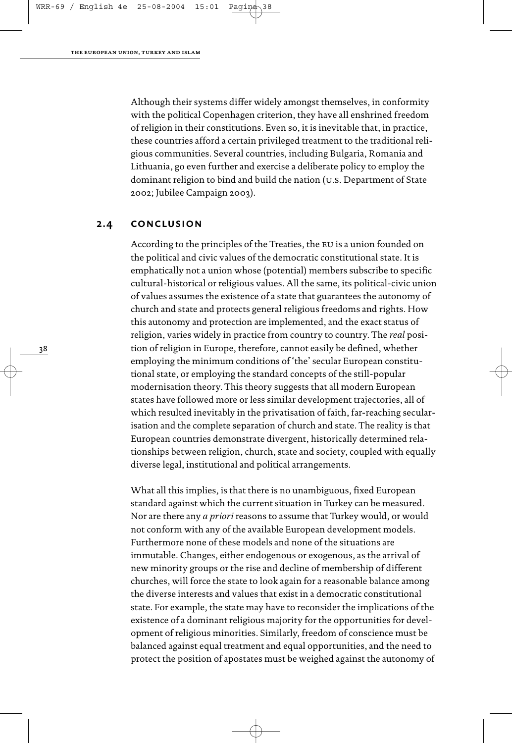Although their systems differ widely amongst themselves, in conformity with the political Copenhagen criterion, they have all enshrined freedom of religion in their constitutions. Even so, it is inevitable that, in practice, these countries afford a certain privileged treatment to the traditional religious communities. Several countries, including Bulgaria, Romania and Lithuania, go even further and exercise a deliberate policy to employ the dominant religion to bind and build the nation (U.S. Department of State 2002; Jubilee Campaign 2003).

## 2.4 CONCLUSION

According to the principles of the Treaties, the EU is a union founded on the political and civic values of the democratic constitutional state. It is emphatically not a union whose (potential) members subscribe to specific cultural-historical or religious values. All the same, its political-civic union of values assumes the existence of a state that guarantees the autonomy of church and state and protects general religious freedoms and rights. How this autonomy and protection are implemented, and the exact status of religion, varies widely in practice from country to country. The *real* position of religion in Europe, therefore, cannot easily be defined, whether employing the minimum conditions of 'the' secular European constitutional state, or employing the standard concepts of the still-popular modernisation theory. This theory suggests that all modern European states have followed more or less similar development trajectories, all of which resulted inevitably in the privatisation of faith, far-reaching secularisation and the complete separation of church and state. The reality is that European countries demonstrate divergent, historically determined relationships between religion, church, state and society, coupled with equally diverse legal, institutional and political arrangements.

What all this implies, is that there is no unambiguous, fixed European standard against which the current situation in Turkey can be measured. Nor are there any *a priori* reasons to assume that Turkey would, or would not conform with any of the available European development models. Furthermore none of these models and none of the situations are immutable. Changes, either endogenous or exogenous, as the arrival of new minority groups or the rise and decline of membership of different churches, will force the state to look again for a reasonable balance among the diverse interests and values that exist in a democratic constitutional state. For example, the state may have to reconsider the implications of the existence of a dominant religious majority for the opportunities for development of religious minorities. Similarly, freedom of conscience must be balanced against equal treatment and equal opportunities, and the need to protect the position of apostates must be weighed against the autonomy of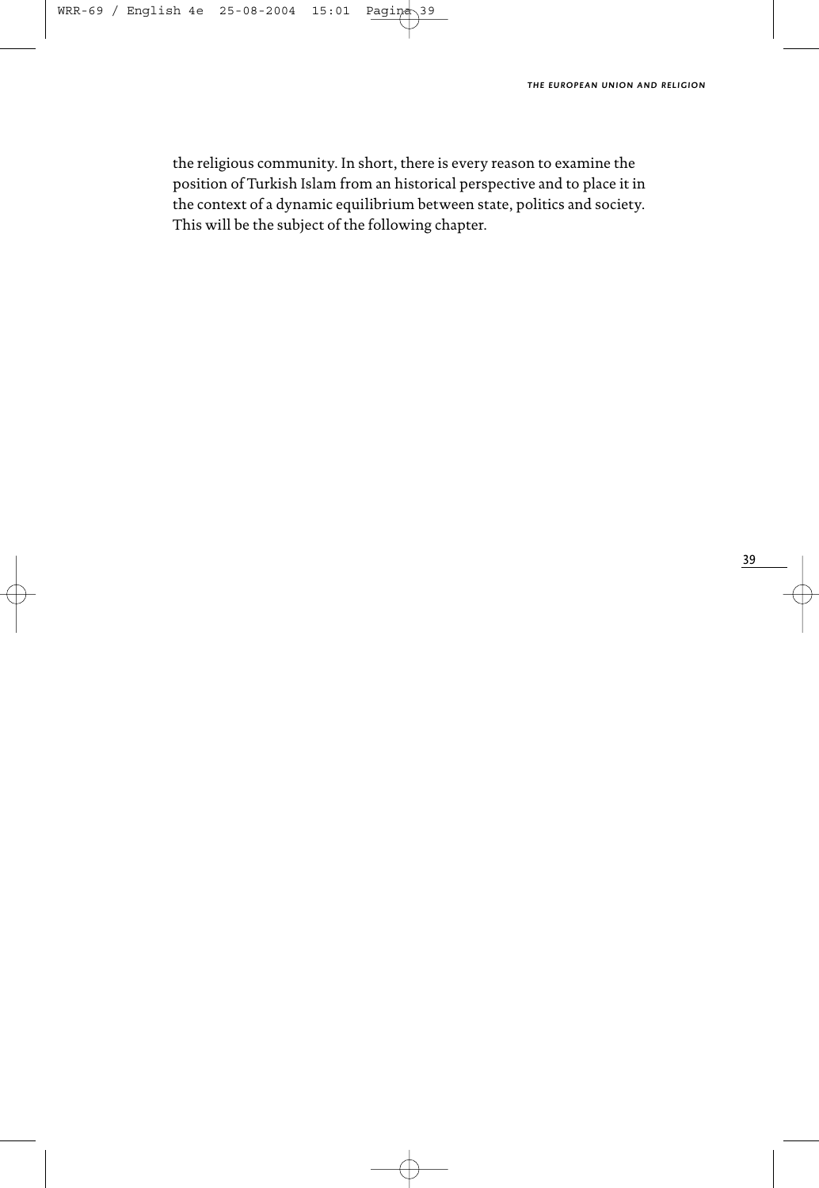the religious community. In short, there is every reason to examine the position of Turkish Islam from an historical perspective and to place it in the context of a dynamic equilibrium between state, politics and society. This will be the subject of the following chapter.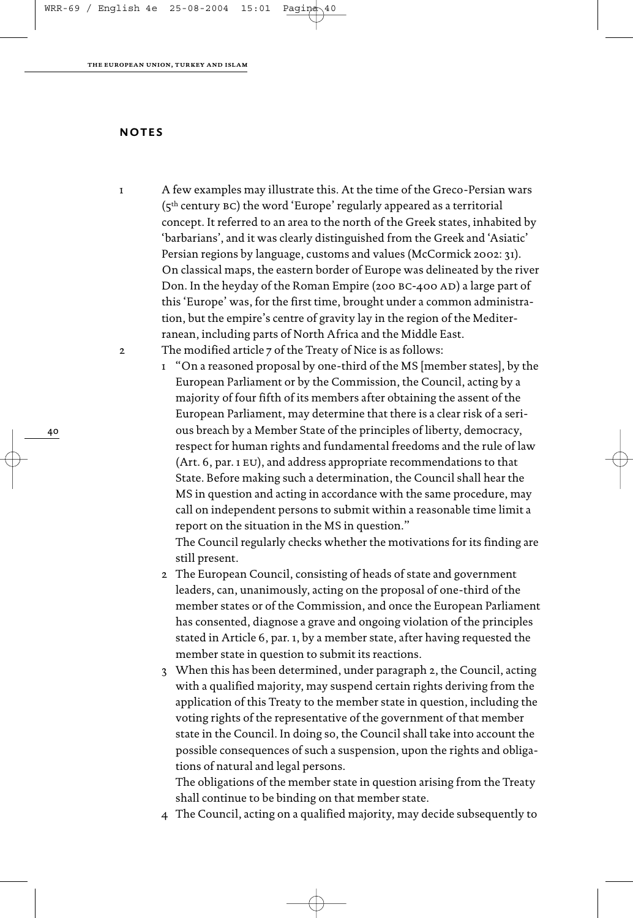## NOTES

1. A few examples may illustrate this. At the time of the Greco-Persian wars (5th century BC) the word 'Europe' regularly appeared as a territorial concept. It referred to an area to the north of the Greek states, inhabited by 'barbarians', and it was clearly distinguished from the Greek and 'Asiatic' Persian regions by language, customs and values (McCormick 2002: 31). On classical maps, the eastern border of Europe was delineated by the river Don. In the heyday of the Roman Empire (200 BC-400 AD) a large part of this 'Europe' was, for the first time, brought under a common administration, but the empire's centre of gravity lay in the region of the Mediterranean, including parts of North Africa and the Middle East.

2. The modified article 7 of the Treaty of Nice is as follows:

   1. "On a reasoned proposal by one-third of the MS [member states], by the European Parliament or by the Commission, the Council, acting by a majority of four fifth of its members after obtaining the assent of the European Parliament, may determine that there is a clear risk of a serious breach by a Member State of the principles of liberty, democracy, respect for human rights and fundamental freedoms and the rule of law (Art. 6, par. 1 EU), and address appropriate recommendations to that State. Before making such a determination, the Council shall hear the MS in question and acting in accordance with the same procedure, may call on independent persons to submit within a reasonable time limit a report on the situation in the MS in question."
      The Council regularly checks whether the motivations for its finding are still present.
   2. The European Council, consisting of heads of state and government leaders, can, unanimously, acting on the proposal of one-third of the member states or of the Commission, and once the European Parliament has consented, diagnose a grave and ongoing violation of the principles stated in Article 6, par. 1, by a member state, after having requested the member state in question to submit its reactions.
   3. When this has been determined, under paragraph 2, the Council, acting with a qualified majority, may suspend certain rights deriving from the application of this Treaty to the member state in question, including the voting rights of the representative of the government of that member state in the Council. In doing so, the Council shall take into account the possible consequences of such a suspension, upon the rights and obligations of natural and legal persons.
      The obligations of the member state in question arising from the Treaty shall continue to be binding on that member state.
   4. The Council, acting on a qualified majority, may decide subsequently to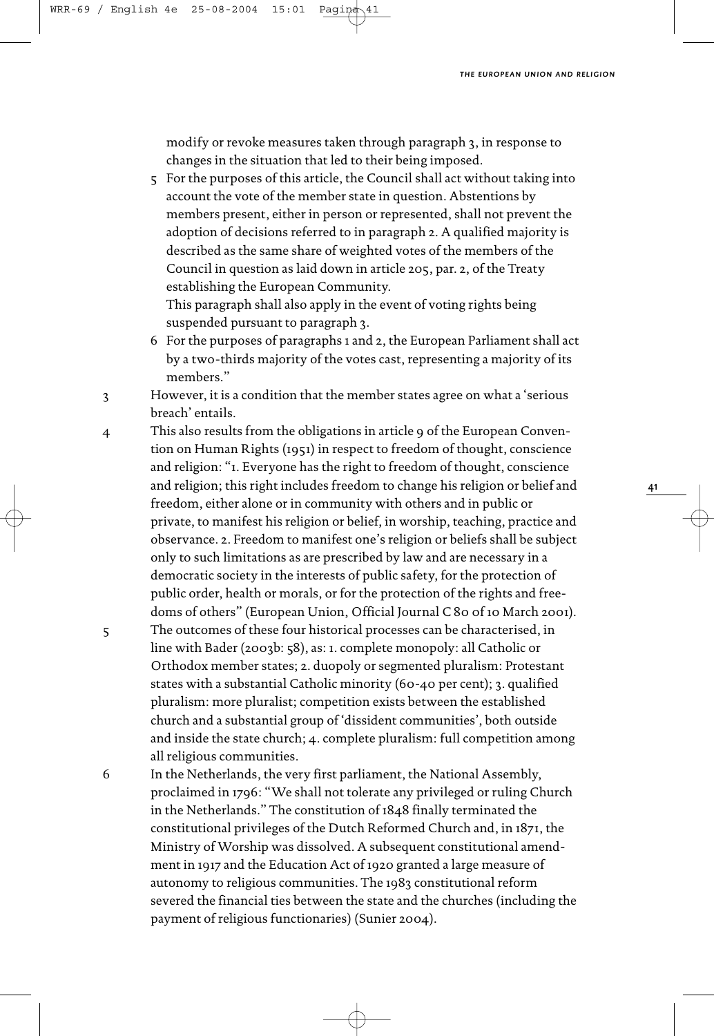modify or revoke measures taken through paragraph 3, in response to changes in the situation that led to their being imposed.

5 For the purposes of this article, the Council shall act without taking into account the vote of the member state in question. Abstentions by members present, either in person or represented, shall not prevent the adoption of decisions referred to in paragraph 2. A qualified majority is described as the same share of weighted votes of the members of the Council in question as laid down in article 205, par. 2, of the Treaty establishing the European Community.
This paragraph shall also apply in the event of voting rights being suspended pursuant to paragraph 3.

6 For the purposes of paragraphs 1 and 2, the European Parliament shall act by a two-thirds majority of the votes cast, representing a majority of its members."

3 However, it is a condition that the member states agree on what a 'serious breach' entails.

4 This also results from the obligations in article 9 of the European Convention on Human Rights (1951) in respect to freedom of thought, conscience and religion: "1. Everyone has the right to freedom of thought, conscience and religion; this right includes freedom to change his religion or belief and freedom, either alone or in community with others and in public or private, to manifest his religion or belief, in worship, teaching, practice and observance. 2. Freedom to manifest one's religion or beliefs shall be subject only to such limitations as are prescribed by law and are necessary in a democratic society in the interests of public safety, for the protection of public order, health or morals, or for the protection of the rights and freedoms of others" (European Union, Official Journal C 80 of 10 March 2001).

5 The outcomes of these four historical processes can be characterised, in line with Bader (2003b: 58), as: 1. complete monopoly: all Catholic or Orthodox member states; 2. duopoly or segmented pluralism: Protestant states with a substantial Catholic minority (60-40 per cent); 3. qualified pluralism: more pluralist; competition exists between the established church and a substantial group of 'dissident communities', both outside and inside the state church; 4. complete pluralism: full competition among all religious communities.

6 In the Netherlands, the very first parliament, the National Assembly, proclaimed in 1796: "We shall not tolerate any privileged or ruling Church in the Netherlands." The constitution of 1848 finally terminated the constitutional privileges of the Dutch Reformed Church and, in 1871, the Ministry of Worship was dissolved. A subsequent constitutional amendment in 1917 and the Education Act of 1920 granted a large measure of autonomy to religious communities. The 1983 constitutional reform severed the financial ties between the state and the churches (including the payment of religious functionaries) (Sunier 2004).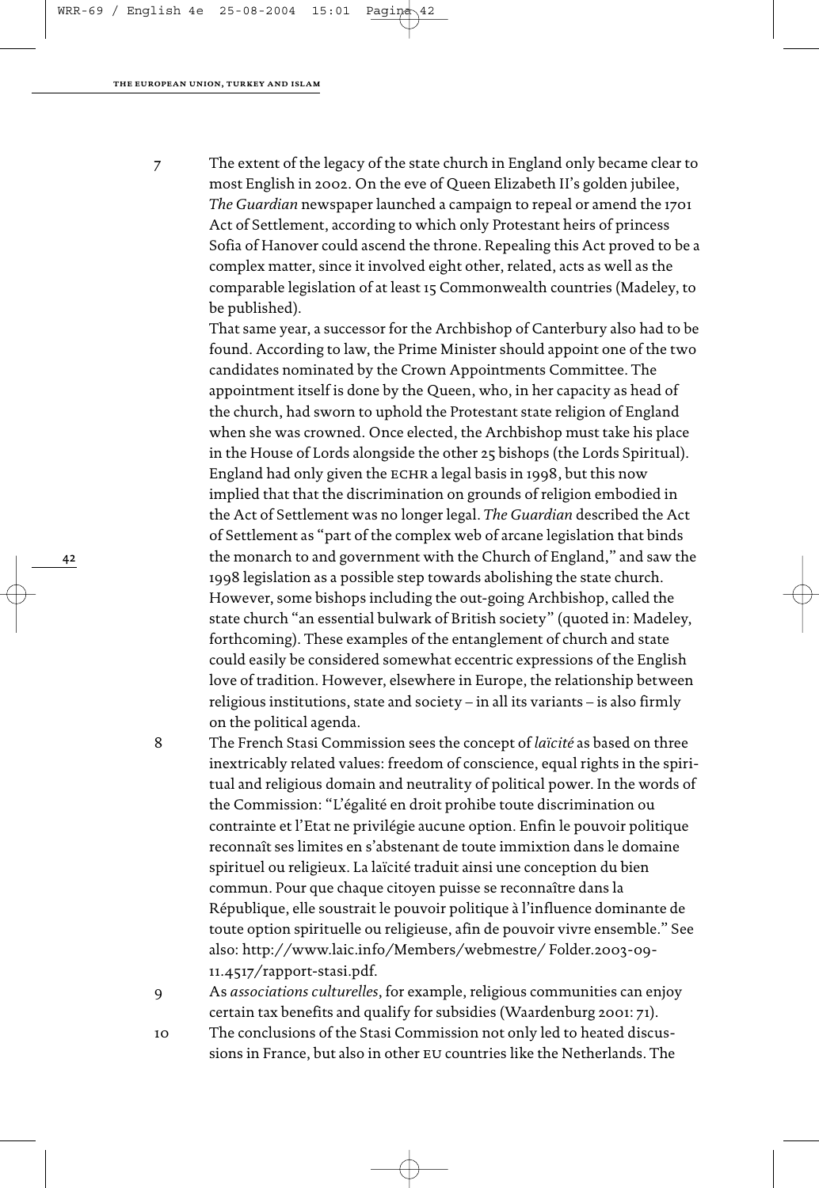7 The extent of the legacy of the state church in England only became clear to most English in 2002. On the eve of Queen Elizabeth II's golden jubilee, *The Guardian* newspaper launched a campaign to repeal or amend the 1701 Act of Settlement, according to which only Protestant heirs of princess Sofia of Hanover could ascend the throne. Repealing this Act proved to be a complex matter, since it involved eight other, related, acts as well as the comparable legislation of at least 15 Commonwealth countries (Madeley, to be published).
That same year, a successor for the Archbishop of Canterbury also had to be found. According to law, the Prime Minister should appoint one of the two candidates nominated by the Crown Appointments Committee. The appointment itself is done by the Queen, who, in her capacity as head of the church, had sworn to uphold the Protestant state religion of England when she was crowned. Once elected, the Archbishop must take his place in the House of Lords alongside the other 25 bishops (the Lords Spiritual). England had only given the ECHR a legal basis in 1998, but this now implied that that the discrimination on grounds of religion embodied in the Act of Settlement was no longer legal. *The Guardian* described the Act of Settlement as "part of the complex web of arcane legislation that binds the monarch to and government with the Church of England," and saw the 1998 legislation as a possible step towards abolishing the state church. However, some bishops including the out-going Archbishop, called the state church "an essential bulwark of British society" (quoted in: Madeley, forthcoming). These examples of the entanglement of church and state could easily be considered somewhat eccentric expressions of the English love of tradition. However, elsewhere in Europe, the relationship between religious institutions, state and society – in all its variants – is also firmly on the political agenda.

8 The French Stasi Commission sees the concept of *laïcité* as based on three inextricably related values: freedom of conscience, equal rights in the spiritual and religious domain and neutrality of political power. In the words of the Commission: "L'égalité en droit prohibe toute discrimination ou contrainte et l'Etat ne privilégie aucune option. Enfin le pouvoir politique reconnaît ses limites en s'abstenant de toute immixtion dans le domaine spirituel ou religieux. La laïcité traduit ainsi une conception du bien commun. Pour que chaque citoyen puisse se reconnaître dans la République, elle soustrait le pouvoir politique à l'influence dominante de toute option spirituelle ou religieuse, afin de pouvoir vivre ensemble." See also: http://www.laic.info/Members/webmestre/ Folder.2003-09-11.4517/rapport-stasi.pdf.

9 As *associations culturelles*, for example, religious communities can enjoy certain tax benefits and qualify for subsidies (Waardenburg 2001: 71).

10 The conclusions of the Stasi Commission not only led to heated discussions in France, but also in other EU countries like the Netherlands. The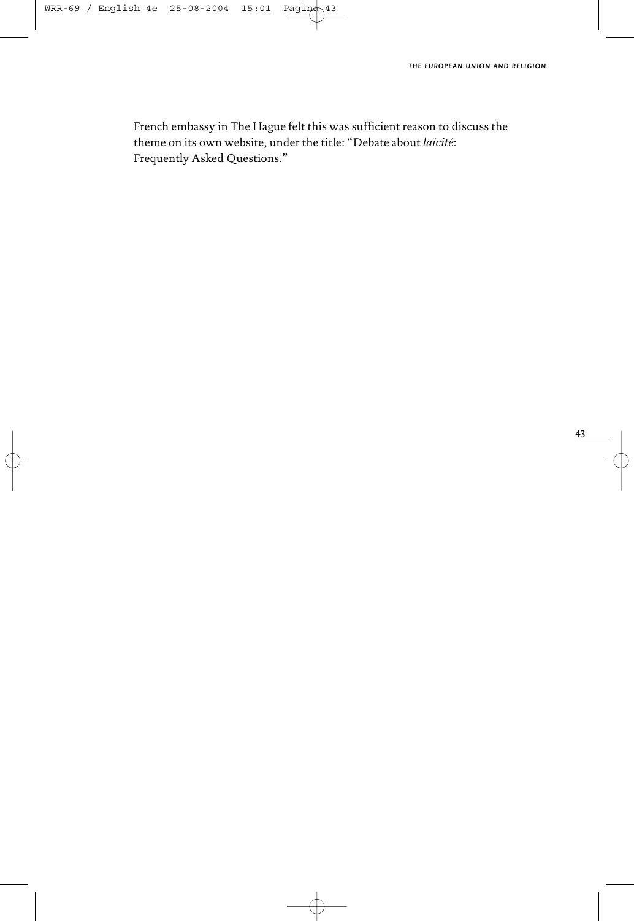French embassy in The Hague felt this was sufficient reason to discuss the theme on its own website, under the title: "Debate about *laïcité*: Frequently Asked Questions."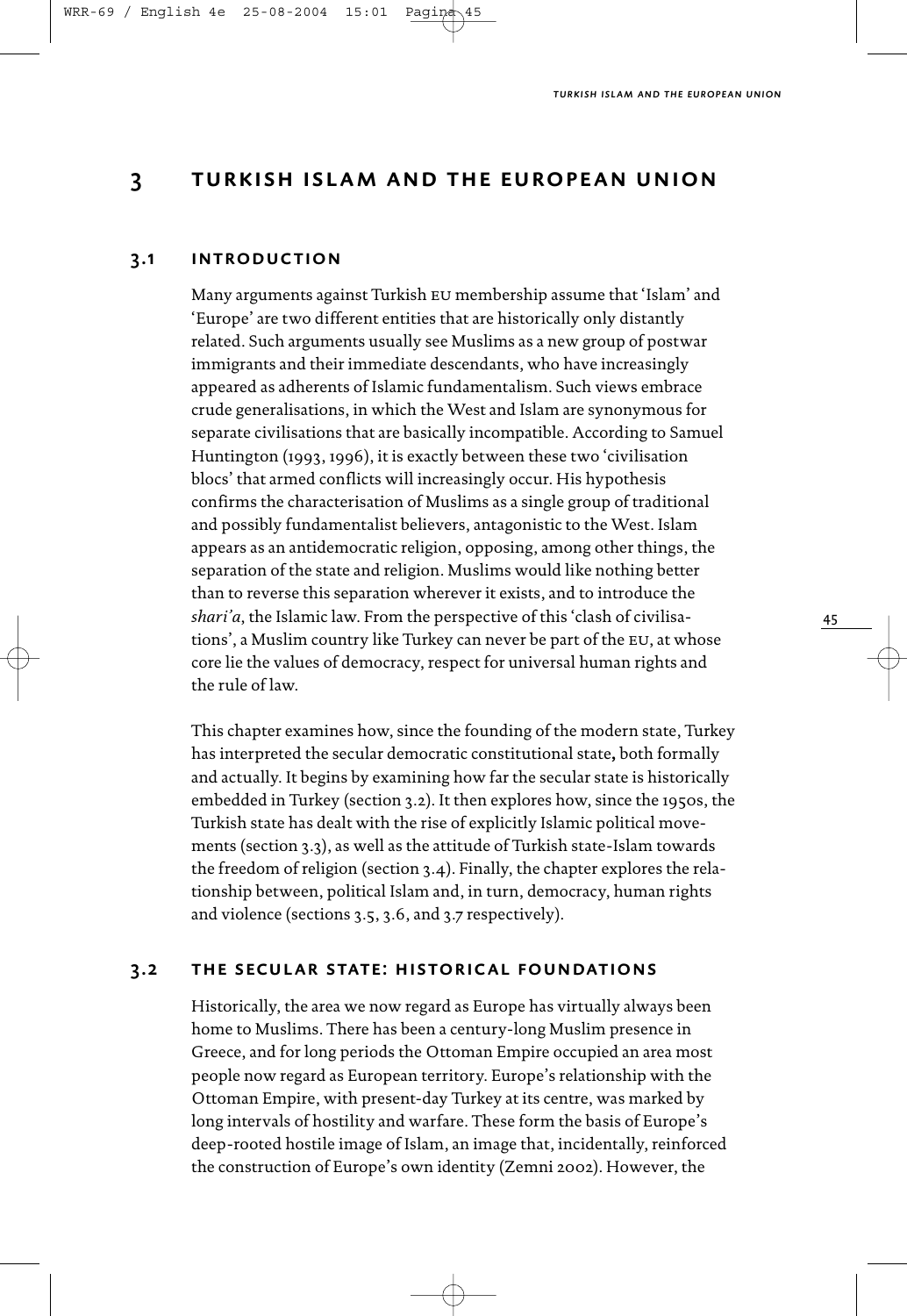# 3 TURKISH ISLAM AND THE EUROPEAN UNION

## 3.1 INTRODUCTION

Many arguments against Turkish EU membership assume that 'Islam' and 'Europe' are two different entities that are historically only distantly related. Such arguments usually see Muslims as a new group of postwar immigrants and their immediate descendants, who have increasingly appeared as adherents of Islamic fundamentalism. Such views embrace crude generalisations, in which the West and Islam are synonymous for separate civilisations that are basically incompatible. According to Samuel Huntington (1993, 1996), it is exactly between these two 'civilisation blocs' that armed conflicts will increasingly occur. His hypothesis confirms the characterisation of Muslims as a single group of traditional and possibly fundamentalist believers, antagonistic to the West. Islam appears as an antidemocratic religion, opposing, among other things, the separation of the state and religion. Muslims would like nothing better than to reverse this separation wherever it exists, and to introduce the *shari'a*, the Islamic law. From the perspective of this 'clash of civilisations', a Muslim country like Turkey can never be part of the EU, at whose core lie the values of democracy, respect for universal human rights and the rule of law.

This chapter examines how, since the founding of the modern state, Turkey has interpreted the secular democratic constitutional state**,** both formally and actually. It begins by examining how far the secular state is historically embedded in Turkey (section 3.2). It then explores how, since the 1950s, the Turkish state has dealt with the rise of explicitly Islamic political movements (section 3.3), as well as the attitude of Turkish state-Islam towards the freedom of religion (section 3.4). Finally, the chapter explores the relationship between, political Islam and, in turn, democracy, human rights and violence (sections 3.5, 3.6, and 3.7 respectively).

## 3.2 THE SECULAR STATE: HISTORICAL FOUNDATIONS

Historically, the area we now regard as Europe has virtually always been home to Muslims. There has been a century-long Muslim presence in Greece, and for long periods the Ottoman Empire occupied an area most people now regard as European territory. Europe's relationship with the Ottoman Empire, with present-day Turkey at its centre, was marked by long intervals of hostility and warfare. These form the basis of Europe's deep-rooted hostile image of Islam, an image that, incidentally, reinforced the construction of Europe's own identity (Zemni 2002). However, the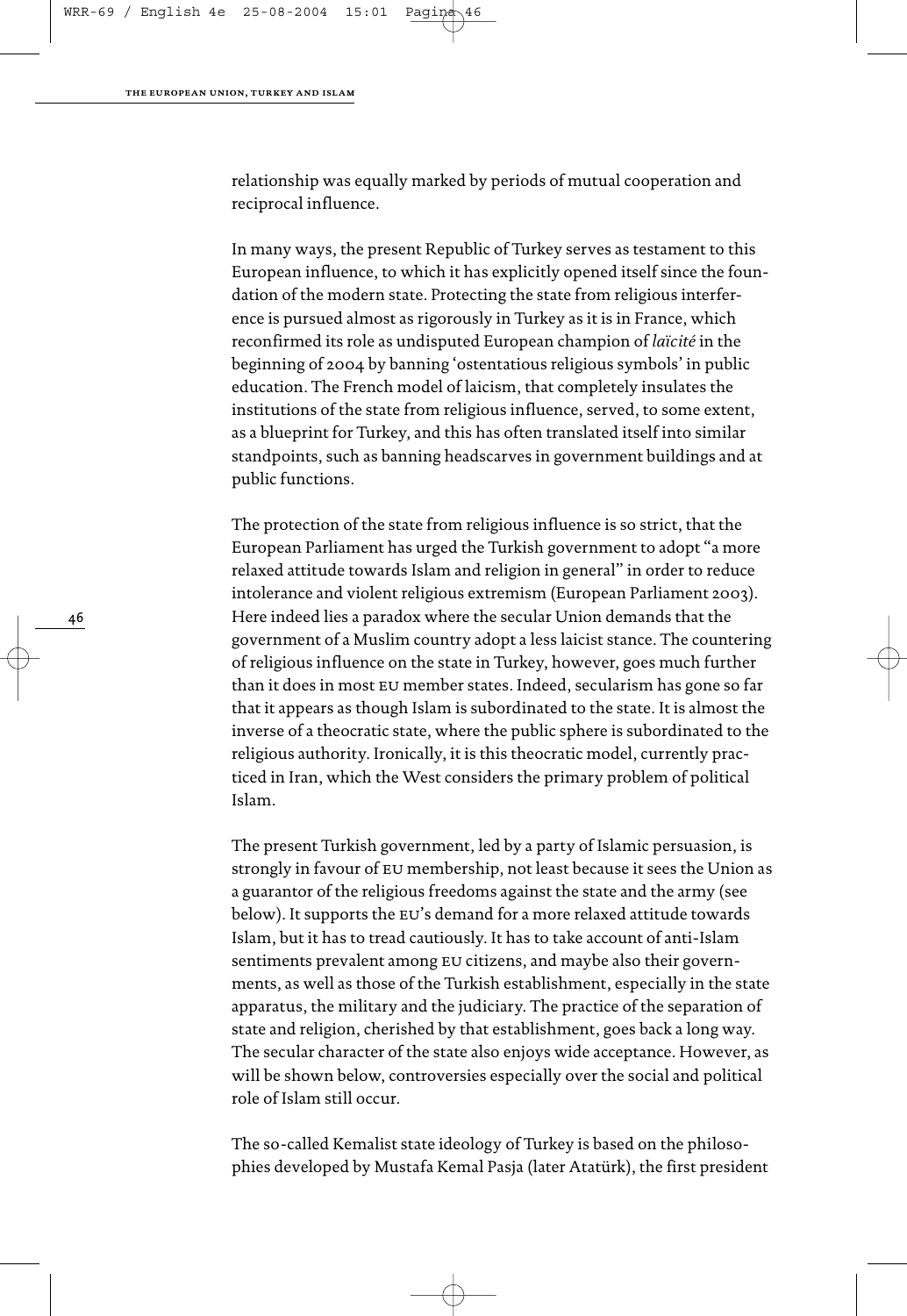relationship was equally marked by periods of mutual cooperation and reciprocal influence.

In many ways, the present Republic of Turkey serves as testament to this European influence, to which it has explicitly opened itself since the foundation of the modern state. Protecting the state from religious interference is pursued almost as rigorously in Turkey as it is in France, which reconfirmed its role as undisputed European champion of *laïcité* in the beginning of 2004 by banning 'ostentatious religious symbols' in public education. The French model of laicism, that completely insulates the institutions of the state from religious influence, served, to some extent, as a blueprint for Turkey, and this has often translated itself into similar standpoints, such as banning headscarves in government buildings and at public functions.

The protection of the state from religious influence is so strict, that the European Parliament has urged the Turkish government to adopt "a more relaxed attitude towards Islam and religion in general" in order to reduce intolerance and violent religious extremism (European Parliament 2003). Here indeed lies a paradox where the secular Union demands that the government of a Muslim country adopt a less laicist stance. The countering of religious influence on the state in Turkey, however, goes much further than it does in most EU member states. Indeed, secularism has gone so far that it appears as though Islam is subordinated to the state. It is almost the inverse of a theocratic state, where the public sphere is subordinated to the religious authority. Ironically, it is this theocratic model, currently practiced in Iran, which the West considers the primary problem of political Islam.

The present Turkish government, led by a party of Islamic persuasion, is strongly in favour of EU membership, not least because it sees the Union as a guarantor of the religious freedoms against the state and the army (see below). It supports the EU's demand for a more relaxed attitude towards Islam, but it has to tread cautiously. It has to take account of anti-Islam sentiments prevalent among EU citizens, and maybe also their governments, as well as those of the Turkish establishment, especially in the state apparatus, the military and the judiciary. The practice of the separation of state and religion, cherished by that establishment, goes back a long way. The secular character of the state also enjoys wide acceptance. However, as will be shown below, controversies especially over the social and political role of Islam still occur.

The so-called Kemalist state ideology of Turkey is based on the philosophies developed by Mustafa Kemal Pasja (later Atatürk), the first president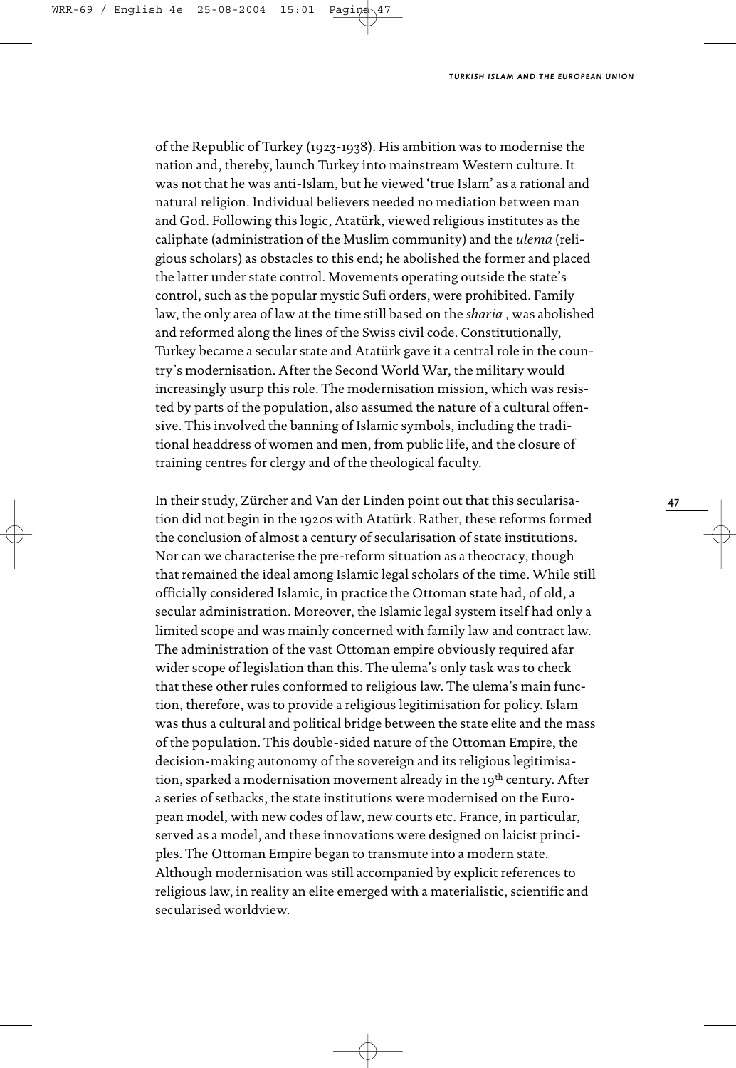of the Republic of Turkey (1923-1938). His ambition was to modernise the nation and, thereby, launch Turkey into mainstream Western culture. It was not that he was anti-Islam, but he viewed 'true Islam' as a rational and natural religion. Individual believers needed no mediation between man and God. Following this logic, Atatürk, viewed religious institutes as the caliphate (administration of the Muslim community) and the *ulema* (religious scholars) as obstacles to this end; he abolished the former and placed the latter under state control. Movements operating outside the state's control, such as the popular mystic Sufi orders, were prohibited. Family law, the only area of law at the time still based on the *sharia* , was abolished and reformed along the lines of the Swiss civil code. Constitutionally, Turkey became a secular state and Atatürk gave it a central role in the country's modernisation. After the Second World War, the military would increasingly usurp this role. The modernisation mission, which was resisted by parts of the population, also assumed the nature of a cultural offensive. This involved the banning of Islamic symbols, including the traditional headdress of women and men, from public life, and the closure of training centres for clergy and of the theological faculty.

In their study, Zürcher and Van der Linden point out that this secularisation did not begin in the 1920s with Atatürk. Rather, these reforms formed the conclusion of almost a century of secularisation of state institutions. Nor can we characterise the pre-reform situation as a theocracy, though that remained the ideal among Islamic legal scholars of the time. While still officially considered Islamic, in practice the Ottoman state had, of old, a secular administration. Moreover, the Islamic legal system itself had only a limited scope and was mainly concerned with family law and contract law. The administration of the vast Ottoman empire obviously required afar wider scope of legislation than this. The ulema's only task was to check that these other rules conformed to religious law. The ulema's main function, therefore, was to provide a religious legitimisation for policy. Islam was thus a cultural and political bridge between the state elite and the mass of the population. This double-sided nature of the Ottoman Empire, the decision-making autonomy of the sovereign and its religious legitimisation, sparked a modernisation movement already in the 19th century. After a series of setbacks, the state institutions were modernised on the European model, with new codes of law, new courts etc. France, in particular, served as a model, and these innovations were designed on laicist principles. The Ottoman Empire began to transmute into a modern state. Although modernisation was still accompanied by explicit references to religious law, in reality an elite emerged with a materialistic, scientific and secularised worldview.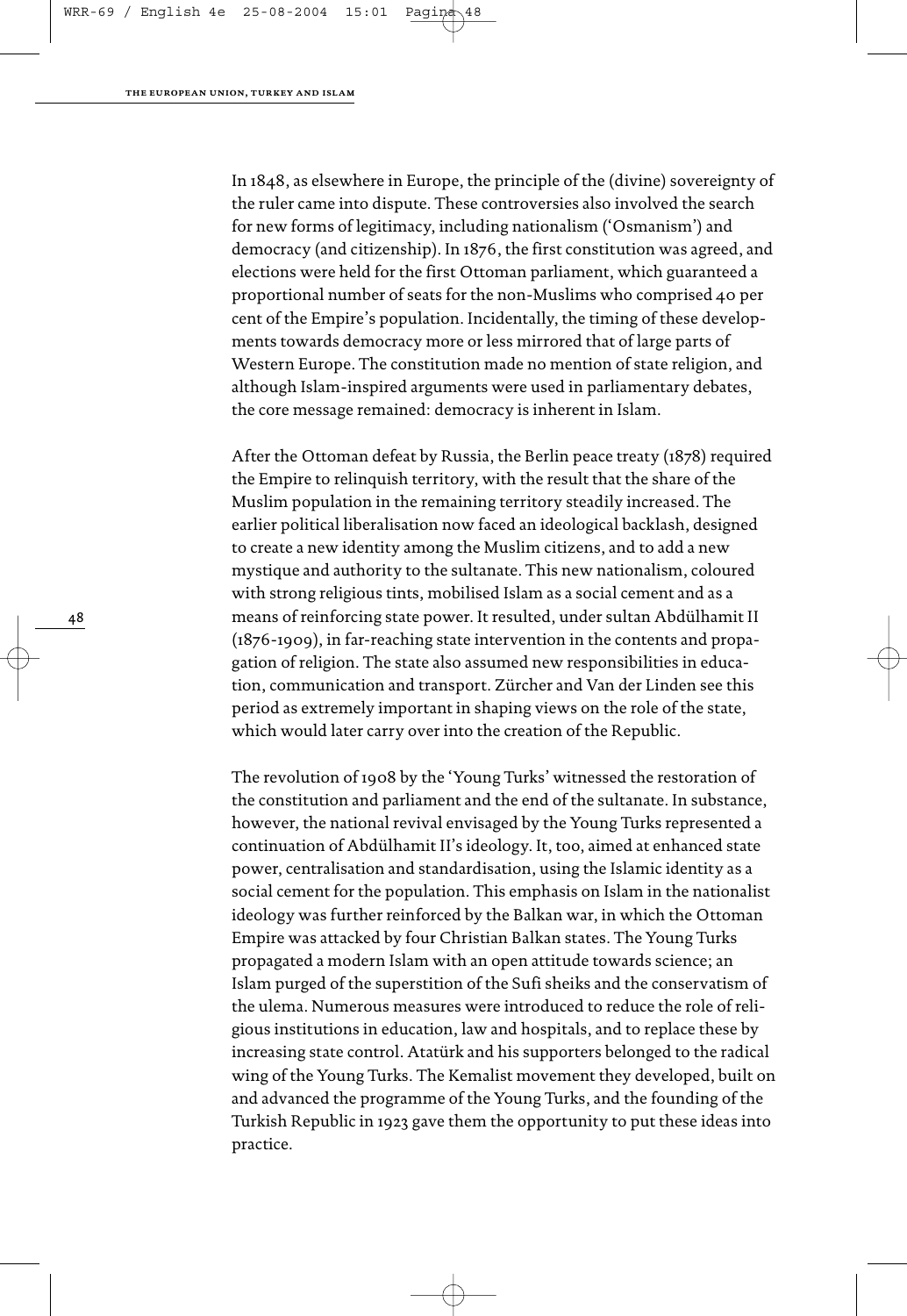In 1848, as elsewhere in Europe, the principle of the (divine) sovereignty of the ruler came into dispute. These controversies also involved the search for new forms of legitimacy, including nationalism ('Osmanism') and democracy (and citizenship). In 1876, the first constitution was agreed, and elections were held for the first Ottoman parliament, which guaranteed a proportional number of seats for the non-Muslims who comprised 40 per cent of the Empire's population. Incidentally, the timing of these developments towards democracy more or less mirrored that of large parts of Western Europe. The constitution made no mention of state religion, and although Islam-inspired arguments were used in parliamentary debates, the core message remained: democracy is inherent in Islam.

After the Ottoman defeat by Russia, the Berlin peace treaty (1878) required the Empire to relinquish territory, with the result that the share of the Muslim population in the remaining territory steadily increased. The earlier political liberalisation now faced an ideological backlash, designed to create a new identity among the Muslim citizens, and to add a new mystique and authority to the sultanate. This new nationalism, coloured with strong religious tints, mobilised Islam as a social cement and as a means of reinforcing state power. It resulted, under sultan Abdülhamit II (1876-1909), in far-reaching state intervention in the contents and propagation of religion. The state also assumed new responsibilities in education, communication and transport. Zürcher and Van der Linden see this period as extremely important in shaping views on the role of the state, which would later carry over into the creation of the Republic.

The revolution of 1908 by the 'Young Turks' witnessed the restoration of the constitution and parliament and the end of the sultanate. In substance, however, the national revival envisaged by the Young Turks represented a continuation of Abdülhamit II's ideology. It, too, aimed at enhanced state power, centralisation and standardisation, using the Islamic identity as a social cement for the population. This emphasis on Islam in the nationalist ideology was further reinforced by the Balkan war, in which the Ottoman Empire was attacked by four Christian Balkan states. The Young Turks propagated a modern Islam with an open attitude towards science; an Islam purged of the superstition of the Sufi sheiks and the conservatism of the ulema. Numerous measures were introduced to reduce the role of religious institutions in education, law and hospitals, and to replace these by increasing state control. Atatürk and his supporters belonged to the radical wing of the Young Turks. The Kemalist movement they developed, built on and advanced the programme of the Young Turks, and the founding of the Turkish Republic in 1923 gave them the opportunity to put these ideas into practice.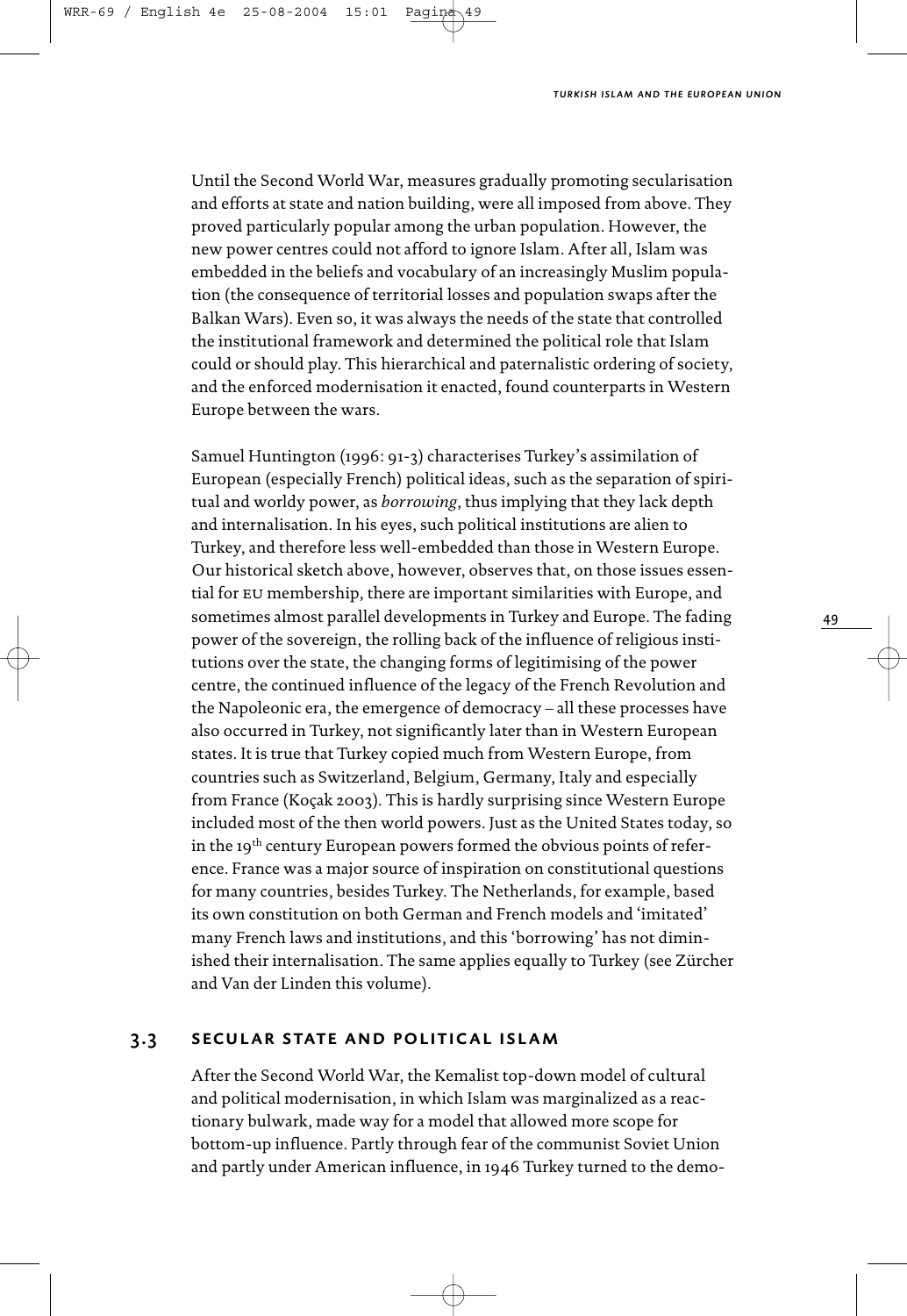Until the Second World War, measures gradually promoting secularisation and efforts at state and nation building, were all imposed from above. They proved particularly popular among the urban population. However, the new power centres could not afford to ignore Islam. After all, Islam was embedded in the beliefs and vocabulary of an increasingly Muslim population (the consequence of territorial losses and population swaps after the Balkan Wars). Even so, it was always the needs of the state that controlled the institutional framework and determined the political role that Islam could or should play. This hierarchical and paternalistic ordering of society, and the enforced modernisation it enacted, found counterparts in Western Europe between the wars.

Samuel Huntington (1996: 91-3) characterises Turkey's assimilation of European (especially French) political ideas, such as the separation of spiritual and worldy power, as *borrowing*, thus implying that they lack depth and internalisation. In his eyes, such political institutions are alien to Turkey, and therefore less well-embedded than those in Western Europe. Our historical sketch above, however, observes that, on those issues essential for EU membership, there are important similarities with Europe, and sometimes almost parallel developments in Turkey and Europe. The fading power of the sovereign, the rolling back of the influence of religious institutions over the state, the changing forms of legitimising of the power centre, the continued influence of the legacy of the French Revolution and the Napoleonic era, the emergence of democracy – all these processes have also occurred in Turkey, not significantly later than in Western European states. It is true that Turkey copied much from Western Europe, from countries such as Switzerland, Belgium, Germany, Italy and especially from France (Koçak 2003). This is hardly surprising since Western Europe included most of the then world powers. Just as the United States today, so in the 19th century European powers formed the obvious points of reference. France was a major source of inspiration on constitutional questions for many countries, besides Turkey. The Netherlands, for example, based its own constitution on both German and French models and 'imitated' many French laws and institutions, and this 'borrowing' has not diminished their internalisation. The same applies equally to Turkey (see Zürcher and Van der Linden this volume).

## 3.3 SECULAR STATE AND POLITICAL ISLAM

After the Second World War, the Kemalist top-down model of cultural and political modernisation, in which Islam was marginalized as a reactionary bulwark, made way for a model that allowed more scope for bottom-up influence. Partly through fear of the communist Soviet Union and partly under American influence, in 1946 Turkey turned to the demo-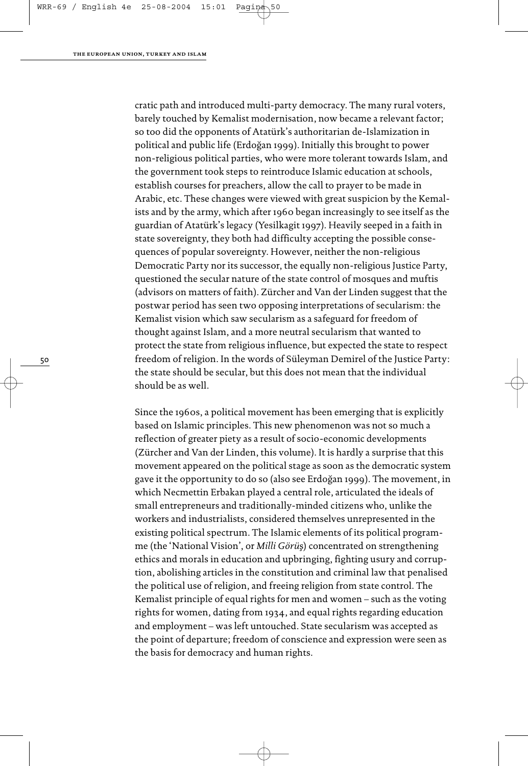cratic path and introduced multi-party democracy. The many rural voters, barely touched by Kemalist modernisation, now became a relevant factor; so too did the opponents of Atatürk's authoritarian de-Islamization in political and public life (Erdoğan 1999). Initially this brought to power non-religious political parties, who were more tolerant towards Islam, and the government took steps to reintroduce Islamic education at schools, establish courses for preachers, allow the call to prayer to be made in Arabic, etc. These changes were viewed with great suspicion by the Kemalists and by the army, which after 1960 began increasingly to see itself as the guardian of Atatürk's legacy (Yesilkagit 1997). Heavily seeped in a faith in state sovereignty, they both had difficulty accepting the possible consequences of popular sovereignty. However, neither the non-religious Democratic Party nor its successor, the equally non-religious Justice Party, questioned the secular nature of the state control of mosques and muftis (advisors on matters of faith). Zürcher and Van der Linden suggest that the postwar period has seen two opposing interpretations of secularism: the Kemalist vision which saw secularism as a safeguard for freedom of thought against Islam, and a more neutral secularism that wanted to protect the state from religious influence, but expected the state to respect freedom of religion. In the words of Süleyman Demirel of the Justice Party: the state should be secular, but this does not mean that the individual should be as well.

Since the 1960s, a political movement has been emerging that is explicitly based on Islamic principles. This new phenomenon was not so much a reflection of greater piety as a result of socio-economic developments (Zürcher and Van der Linden, this volume). It is hardly a surprise that this movement appeared on the political stage as soon as the democratic system gave it the opportunity to do so (also see Erdoğan 1999). The movement, in which Necmettin Erbakan played a central role, articulated the ideals of small entrepreneurs and traditionally-minded citizens who, unlike the workers and industrialists, considered themselves unrepresented in the existing political spectrum. The Islamic elements of its political programme (the 'National Vision', or *Milli Görüş*) concentrated on strengthening ethics and morals in education and upbringing, fighting usury and corruption, abolishing articles in the constitution and criminal law that penalised the political use of religion, and freeing religion from state control. The Kemalist principle of equal rights for men and women – such as the voting rights for women, dating from 1934, and equal rights regarding education and employment – was left untouched. State secularism was accepted as the point of departure; freedom of conscience and expression were seen as the basis for democracy and human rights.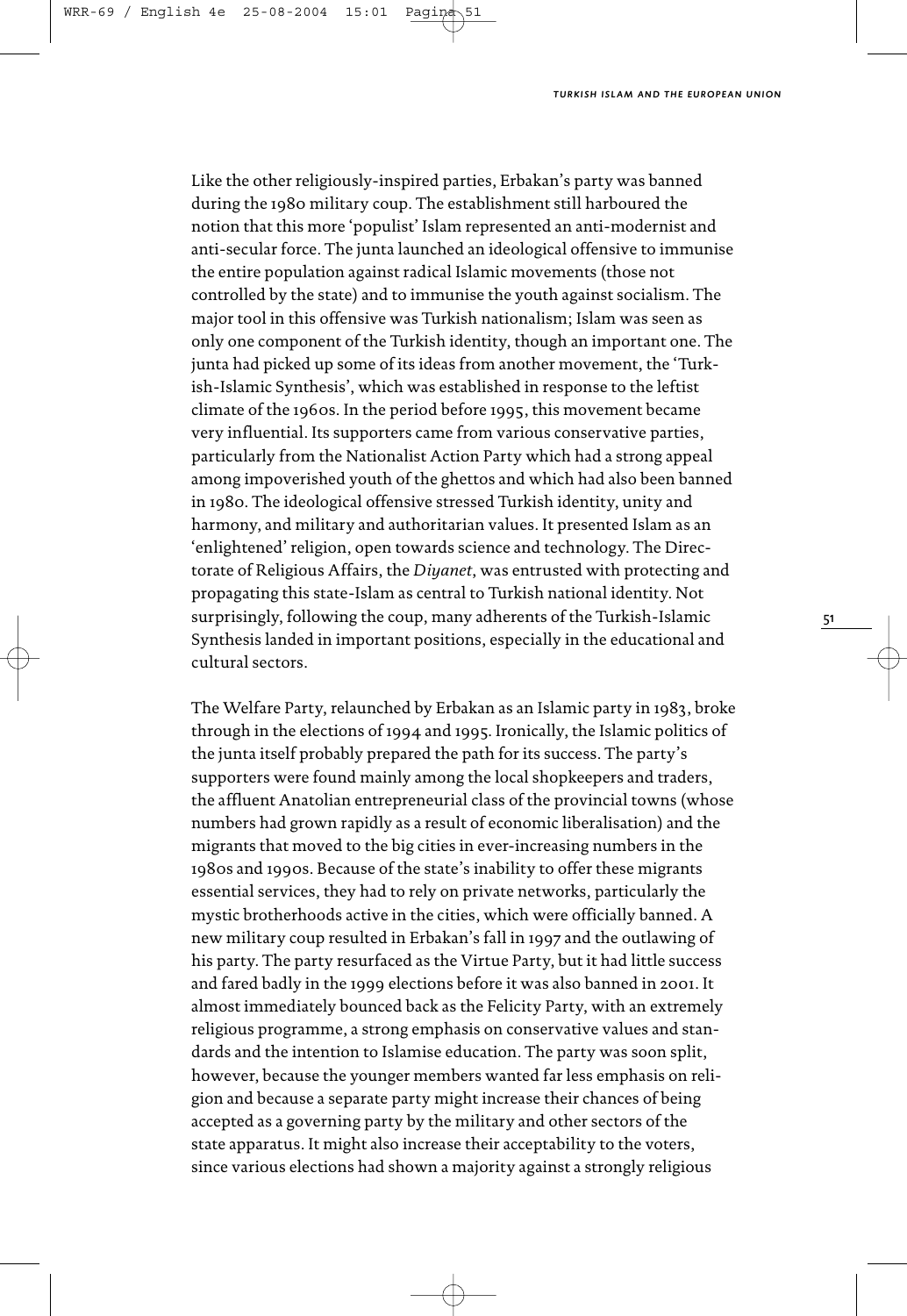Like the other religiously-inspired parties, Erbakan's party was banned during the 1980 military coup. The establishment still harboured the notion that this more 'populist' Islam represented an anti-modernist and anti-secular force. The junta launched an ideological offensive to immunise the entire population against radical Islamic movements (those not controlled by the state) and to immunise the youth against socialism. The major tool in this offensive was Turkish nationalism; Islam was seen as only one component of the Turkish identity, though an important one. The junta had picked up some of its ideas from another movement, the 'Turkish-Islamic Synthesis', which was established in response to the leftist climate of the 1960s. In the period before 1995, this movement became very influential. Its supporters came from various conservative parties, particularly from the Nationalist Action Party which had a strong appeal among impoverished youth of the ghettos and which had also been banned in 1980. The ideological offensive stressed Turkish identity, unity and harmony, and military and authoritarian values. It presented Islam as an 'enlightened' religion, open towards science and technology. The Directorate of Religious Affairs, the *Diyanet*, was entrusted with protecting and propagating this state-Islam as central to Turkish national identity. Not surprisingly, following the coup, many adherents of the Turkish-Islamic Synthesis landed in important positions, especially in the educational and cultural sectors.

The Welfare Party, relaunched by Erbakan as an Islamic party in 1983, broke through in the elections of 1994 and 1995. Ironically, the Islamic politics of the junta itself probably prepared the path for its success. The party's supporters were found mainly among the local shopkeepers and traders, the affluent Anatolian entrepreneurial class of the provincial towns (whose numbers had grown rapidly as a result of economic liberalisation) and the migrants that moved to the big cities in ever-increasing numbers in the 1980s and 1990s. Because of the state's inability to offer these migrants essential services, they had to rely on private networks, particularly the mystic brotherhoods active in the cities, which were officially banned. A new military coup resulted in Erbakan's fall in 1997 and the outlawing of his party. The party resurfaced as the Virtue Party, but it had little success and fared badly in the 1999 elections before it was also banned in 2001. It almost immediately bounced back as the Felicity Party, with an extremely religious programme, a strong emphasis on conservative values and standards and the intention to Islamise education. The party was soon split, however, because the younger members wanted far less emphasis on religion and because a separate party might increase their chances of being accepted as a governing party by the military and other sectors of the state apparatus. It might also increase their acceptability to the voters, since various elections had shown a majority against a strongly religious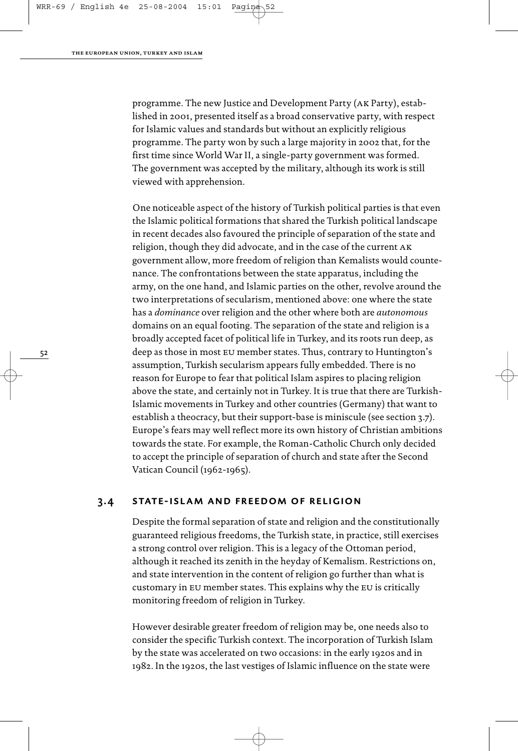programme. The new Justice and Development Party (AK Party), established in 2001, presented itself as a broad conservative party, with respect for Islamic values and standards but without an explicitly religious programme. The party won by such a large majority in 2002 that, for the first time since World War II, a single-party government was formed. The government was accepted by the military, although its work is still viewed with apprehension.

One noticeable aspect of the history of Turkish political parties is that even the Islamic political formations that shared the Turkish political landscape in recent decades also favoured the principle of separation of the state and religion, though they did advocate, and in the case of the current AK government allow, more freedom of religion than Kemalists would countenance. The confrontations between the state apparatus, including the army, on the one hand, and Islamic parties on the other, revolve around the two interpretations of secularism, mentioned above: one where the state has a *dominance* over religion and the other where both are *autonomous* domains on an equal footing. The separation of the state and religion is a broadly accepted facet of political life in Turkey, and its roots run deep, as deep as those in most EU member states. Thus, contrary to Huntington's assumption, Turkish secularism appears fully embedded. There is no reason for Europe to fear that political Islam aspires to placing religion above the state, and certainly not in Turkey. It is true that there are Turkish-Islamic movements in Turkey and other countries (Germany) that want to establish a theocracy, but their support-base is miniscule (see section 3.7). Europe's fears may well reflect more its own history of Christian ambitions towards the state. For example, the Roman-Catholic Church only decided to accept the principle of separation of church and state after the Second Vatican Council (1962-1965).

## 3.4 STATE-ISLAM AND FREEDOM OF RELIGION

Despite the formal separation of state and religion and the constitutionally guaranteed religious freedoms, the Turkish state, in practice, still exercises a strong control over religion. This is a legacy of the Ottoman period, although it reached its zenith in the heyday of Kemalism. Restrictions on, and state intervention in the content of religion go further than what is customary in EU member states. This explains why the EU is critically monitoring freedom of religion in Turkey.

However desirable greater freedom of religion may be, one needs also to consider the specific Turkish context. The incorporation of Turkish Islam by the state was accelerated on two occasions: in the early 1920s and in 1982. In the 1920s, the last vestiges of Islamic influence on the state were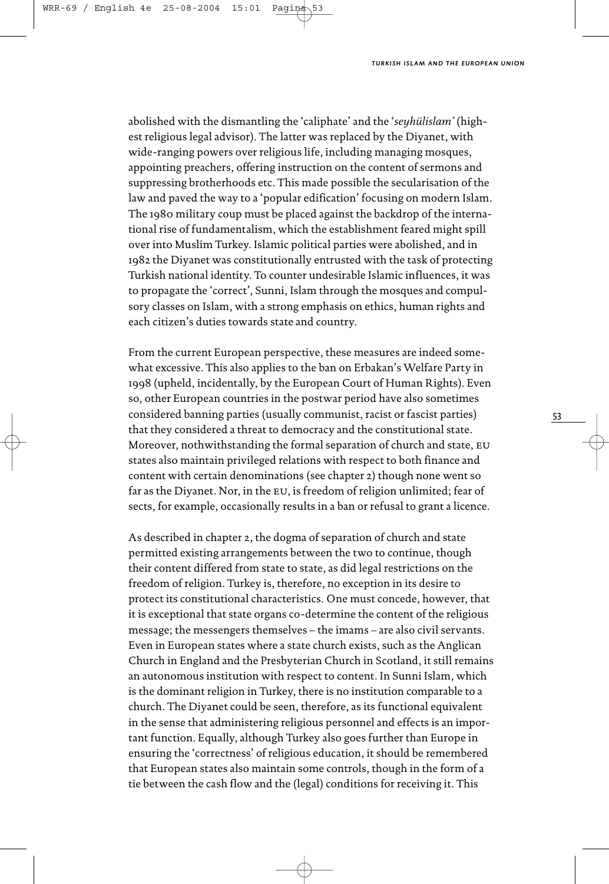abolished with the dismantling the 'caliphate' and the '*seyhülislam'* (highest religious legal advisor). The latter was replaced by the Diyanet, with wide-ranging powers over religious life, including managing mosques, appointing preachers, offering instruction on the content of sermons and suppressing brotherhoods etc. This made possible the secularisation of the law and paved the way to a 'popular edification' focusing on modern Islam. The 1980 military coup must be placed against the backdrop of the international rise of fundamentalism, which the establishment feared might spill over into Muslim Turkey. Islamic political parties were abolished, and in 1982 the Diyanet was constitutionally entrusted with the task of protecting Turkish national identity. To counter undesirable Islamic influences, it was to propagate the 'correct', Sunni, Islam through the mosques and compulsory classes on Islam, with a strong emphasis on ethics, human rights and each citizen's duties towards state and country.

From the current European perspective, these measures are indeed somewhat excessive. This also applies to the ban on Erbakan's Welfare Party in 1998 (upheld, incidentally, by the European Court of Human Rights). Even so, other European countries in the postwar period have also sometimes considered banning parties (usually communist, racist or fascist parties) that they considered a threat to democracy and the constitutional state. Moreover, nothwithstanding the formal separation of church and state, EU states also maintain privileged relations with respect to both finance and content with certain denominations (see chapter 2) though none went so far as the Diyanet. Nor, in the EU, is freedom of religion unlimited; fear of sects, for example, occasionally results in a ban or refusal to grant a licence.

As described in chapter 2, the dogma of separation of church and state permitted existing arrangements between the two to continue, though their content differed from state to state, as did legal restrictions on the freedom of religion. Turkey is, therefore, no exception in its desire to protect its constitutional characteristics. One must concede, however, that it is exceptional that state organs co-determine the content of the religious message; the messengers themselves – the imams – are also civil servants. Even in European states where a state church exists, such as the Anglican Church in England and the Presbyterian Church in Scotland, it still remains an autonomous institution with respect to content. In Sunni Islam, which is the dominant religion in Turkey, there is no institution comparable to a church. The Diyanet could be seen, therefore, as its functional equivalent in the sense that administering religious personnel and effects is an important function. Equally, although Turkey also goes further than Europe in ensuring the 'correctness' of religious education, it should be remembered that European states also maintain some controls, though in the form of a tie between the cash flow and the (legal) conditions for receiving it. This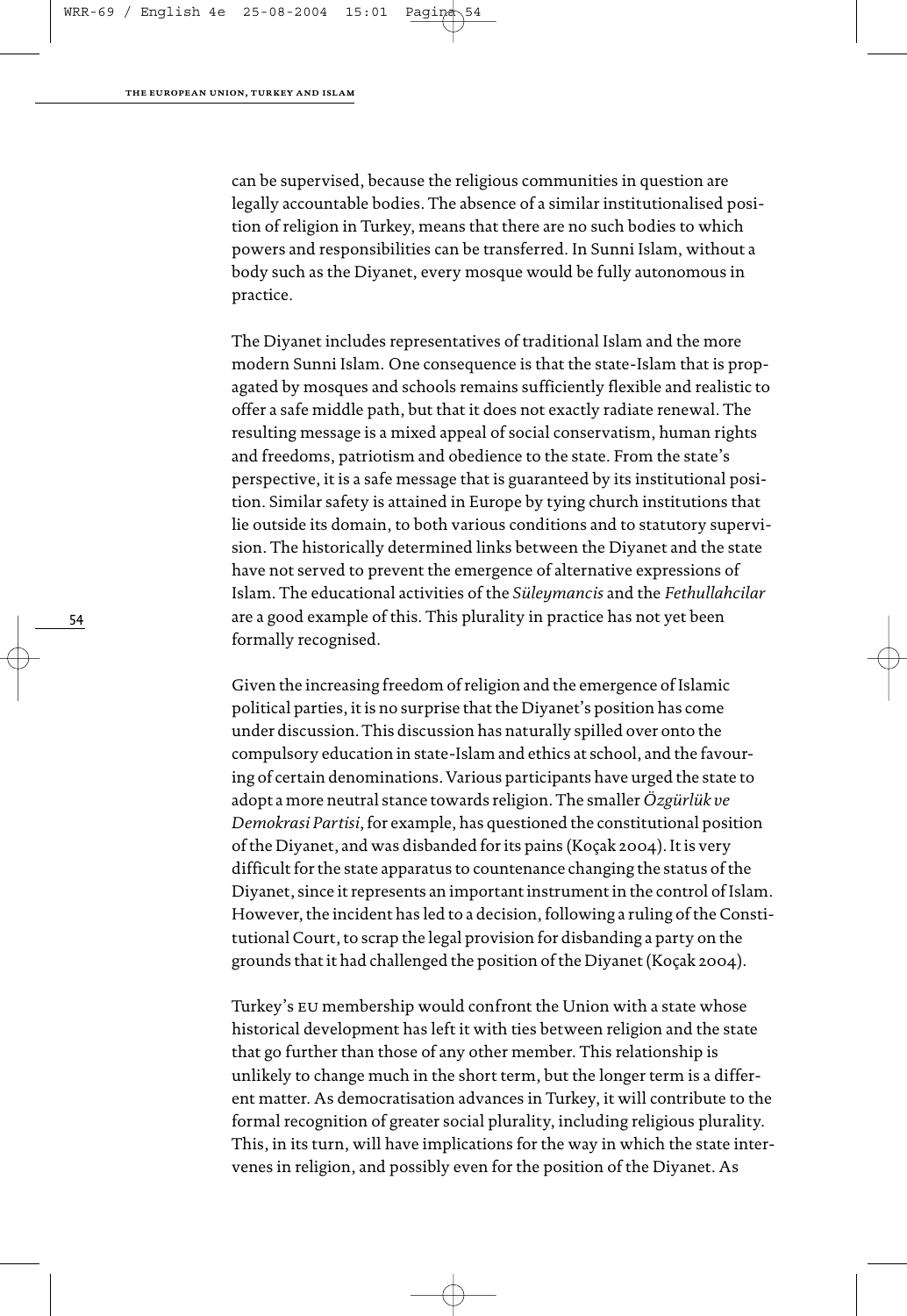can be supervised, because the religious communities in question are legally accountable bodies. The absence of a similar institutionalised position of religion in Turkey, means that there are no such bodies to which powers and responsibilities can be transferred. In Sunni Islam, without a body such as the Diyanet, every mosque would be fully autonomous in practice.

The Diyanet includes representatives of traditional Islam and the more modern Sunni Islam. One consequence is that the state-Islam that is propagated by mosques and schools remains sufficiently flexible and realistic to offer a safe middle path, but that it does not exactly radiate renewal. The resulting message is a mixed appeal of social conservatism, human rights and freedoms, patriotism and obedience to the state. From the state's perspective, it is a safe message that is guaranteed by its institutional position. Similar safety is attained in Europe by tying church institutions that lie outside its domain, to both various conditions and to statutory supervision. The historically determined links between the Diyanet and the state have not served to prevent the emergence of alternative expressions of Islam. The educational activities of the *Süleymancis* and the *Fethullahcilar* are a good example of this. This plurality in practice has not yet been formally recognised.

Given the increasing freedom of religion and the emergence of Islamic political parties, it is no surprise that the Diyanet's position has come under discussion. This discussion has naturally spilled over onto the compulsory education in state-Islam and ethics at school, and the favouring of certain denominations. Various participants have urged the state to adopt a more neutral stance towards religion. The smaller *Özgürlük ve Demokrasi Partisi*, for example, has questioned the constitutional position of the Diyanet, and was disbanded for its pains (Koçak 2004). It is very difficult for the state apparatus to countenance changing the status of the Diyanet, since it represents an important instrument in the control of Islam. However, the incident has led to a decision, following a ruling of the Constitutional Court, to scrap the legal provision for disbanding a party on the grounds that it had challenged the position of the Diyanet (Koçak 2004).

Turkey's EU membership would confront the Union with a state whose historical development has left it with ties between religion and the state that go further than those of any other member. This relationship is unlikely to change much in the short term, but the longer term is a different matter. As democratisation advances in Turkey, it will contribute to the formal recognition of greater social plurality, including religious plurality. This, in its turn, will have implications for the way in which the state intervenes in religion, and possibly even for the position of the Diyanet. As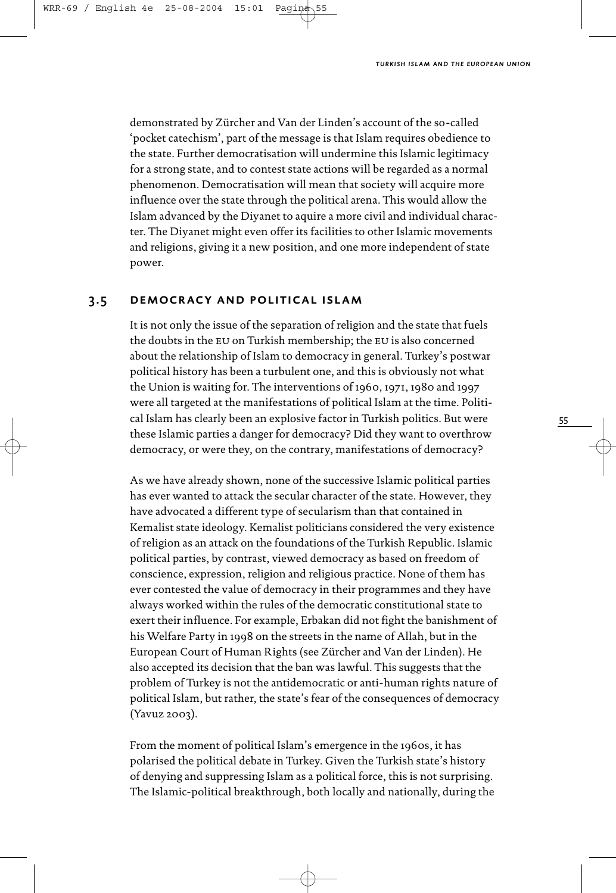demonstrated by Zürcher and Van der Linden's account of the so-called 'pocket catechism', part of the message is that Islam requires obedience to the state. Further democratisation will undermine this Islamic legitimacy for a strong state, and to contest state actions will be regarded as a normal phenomenon. Democratisation will mean that society will acquire more influence over the state through the political arena. This would allow the Islam advanced by the Diyanet to aquire a more civil and individual character. The Diyanet might even offer its facilities to other Islamic movements and religions, giving it a new position, and one more independent of state power.

## 3.5 DEMOCRACY AND POLITICAL ISLAM

It is not only the issue of the separation of religion and the state that fuels the doubts in the EU on Turkish membership; the EU is also concerned about the relationship of Islam to democracy in general. Turkey's postwar political history has been a turbulent one, and this is obviously not what the Union is waiting for. The interventions of 1960, 1971, 1980 and 1997 were all targeted at the manifestations of political Islam at the time. Political Islam has clearly been an explosive factor in Turkish politics. But were these Islamic parties a danger for democracy? Did they want to overthrow democracy, or were they, on the contrary, manifestations of democracy?

As we have already shown, none of the successive Islamic political parties has ever wanted to attack the secular character of the state. However, they have advocated a different type of secularism than that contained in Kemalist state ideology. Kemalist politicians considered the very existence of religion as an attack on the foundations of the Turkish Republic. Islamic political parties, by contrast, viewed democracy as based on freedom of conscience, expression, religion and religious practice. None of them has ever contested the value of democracy in their programmes and they have always worked within the rules of the democratic constitutional state to exert their influence. For example, Erbakan did not fight the banishment of his Welfare Party in 1998 on the streets in the name of Allah, but in the European Court of Human Rights (see Zürcher and Van der Linden). He also accepted its decision that the ban was lawful. This suggests that the problem of Turkey is not the antidemocratic or anti-human rights nature of political Islam, but rather, the state's fear of the consequences of democracy (Yavuz 2003).

From the moment of political Islam's emergence in the 1960s, it has polarised the political debate in Turkey. Given the Turkish state's history of denying and suppressing Islam as a political force, this is not surprising. The Islamic-political breakthrough, both locally and nationally, during the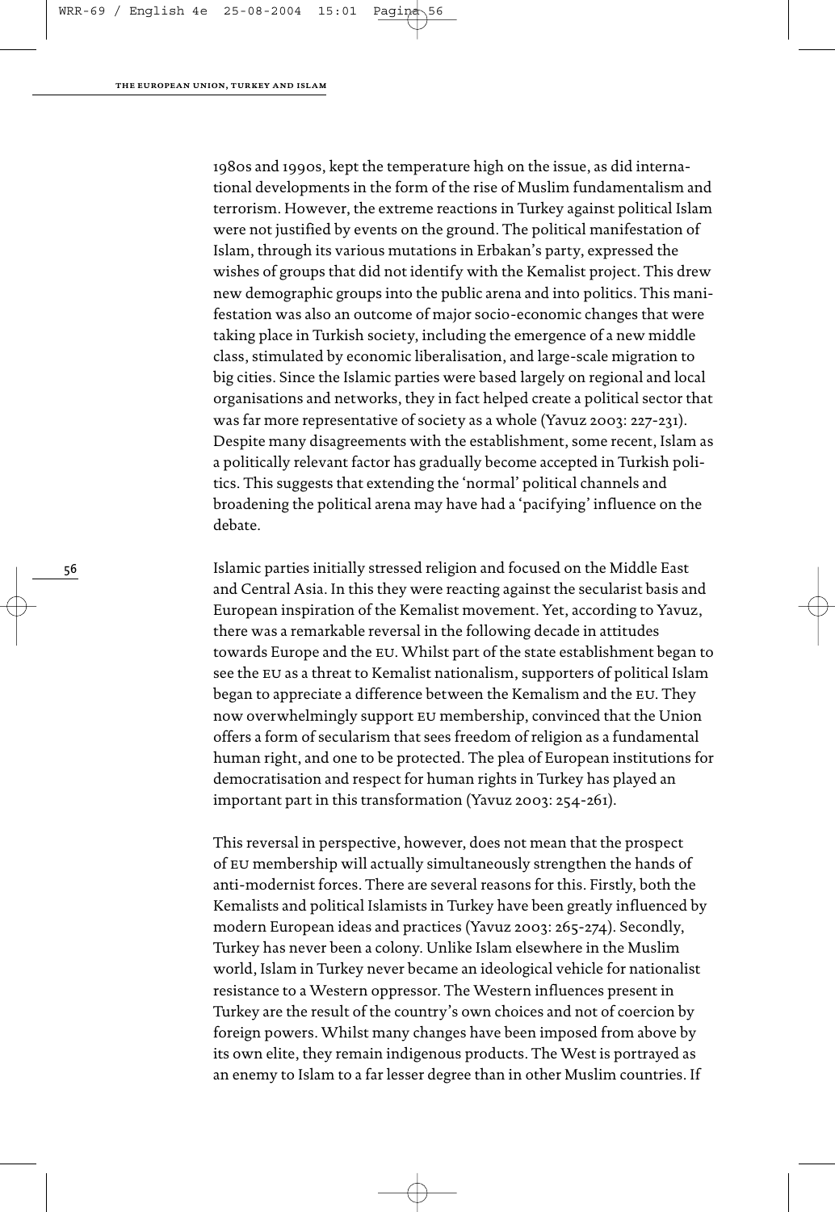1980s and 1990s, kept the temperature high on the issue, as did international developments in the form of the rise of Muslim fundamentalism and terrorism. However, the extreme reactions in Turkey against political Islam were not justified by events on the ground. The political manifestation of Islam, through its various mutations in Erbakan's party, expressed the wishes of groups that did not identify with the Kemalist project. This drew new demographic groups into the public arena and into politics. This manifestation was also an outcome of major socio-economic changes that were taking place in Turkish society, including the emergence of a new middle class, stimulated by economic liberalisation, and large-scale migration to big cities. Since the Islamic parties were based largely on regional and local organisations and networks, they in fact helped create a political sector that was far more representative of society as a whole (Yavuz 2003: 227-231). Despite many disagreements with the establishment, some recent, Islam as a politically relevant factor has gradually become accepted in Turkish politics. This suggests that extending the 'normal' political channels and broadening the political arena may have had a 'pacifying' influence on the debate.

Islamic parties initially stressed religion and focused on the Middle East and Central Asia. In this they were reacting against the secularist basis and European inspiration of the Kemalist movement. Yet, according to Yavuz, there was a remarkable reversal in the following decade in attitudes towards Europe and the EU. Whilst part of the state establishment began to see the EU as a threat to Kemalist nationalism, supporters of political Islam began to appreciate a difference between the Kemalism and the EU. They now overwhelmingly support EU membership, convinced that the Union offers a form of secularism that sees freedom of religion as a fundamental human right, and one to be protected. The plea of European institutions for democratisation and respect for human rights in Turkey has played an important part in this transformation (Yavuz 2003: 254-261).

This reversal in perspective, however, does not mean that the prospect of EU membership will actually simultaneously strengthen the hands of anti-modernist forces. There are several reasons for this. Firstly, both the Kemalists and political Islamists in Turkey have been greatly influenced by modern European ideas and practices (Yavuz 2003: 265-274). Secondly, Turkey has never been a colony. Unlike Islam elsewhere in the Muslim world, Islam in Turkey never became an ideological vehicle for nationalist resistance to a Western oppressor. The Western influences present in Turkey are the result of the country's own choices and not of coercion by foreign powers. Whilst many changes have been imposed from above by its own elite, they remain indigenous products. The West is portrayed as an enemy to Islam to a far lesser degree than in other Muslim countries. If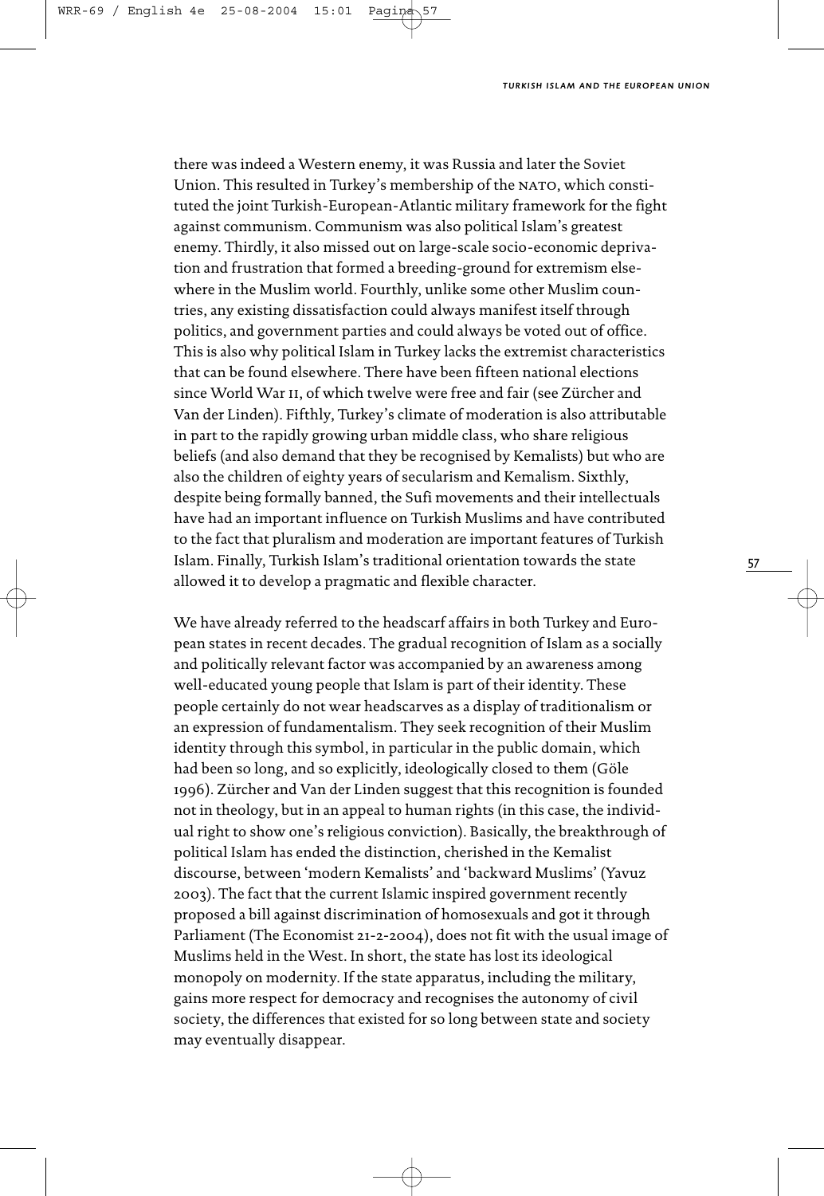there was indeed a Western enemy, it was Russia and later the Soviet Union. This resulted in Turkey's membership of the NATO, which constituted the joint Turkish-European-Atlantic military framework for the fight against communism. Communism was also political Islam's greatest enemy. Thirdly, it also missed out on large-scale socio-economic deprivation and frustration that formed a breeding-ground for extremism elsewhere in the Muslim world. Fourthly, unlike some other Muslim countries, any existing dissatisfaction could always manifest itself through politics, and government parties and could always be voted out of office. This is also why political Islam in Turkey lacks the extremist characteristics that can be found elsewhere. There have been fifteen national elections since World War II, of which twelve were free and fair (see Zürcher and Van der Linden). Fifthly, Turkey's climate of moderation is also attributable in part to the rapidly growing urban middle class, who share religious beliefs (and also demand that they be recognised by Kemalists) but who are also the children of eighty years of secularism and Kemalism. Sixthly, despite being formally banned, the Sufi movements and their intellectuals have had an important influence on Turkish Muslims and have contributed to the fact that pluralism and moderation are important features of Turkish Islam. Finally, Turkish Islam's traditional orientation towards the state allowed it to develop a pragmatic and flexible character.

We have already referred to the headscarf affairs in both Turkey and European states in recent decades. The gradual recognition of Islam as a socially and politically relevant factor was accompanied by an awareness among well-educated young people that Islam is part of their identity. These people certainly do not wear headscarves as a display of traditionalism or an expression of fundamentalism. They seek recognition of their Muslim identity through this symbol, in particular in the public domain, which had been so long, and so explicitly, ideologically closed to them (Göle 1996). Zürcher and Van der Linden suggest that this recognition is founded not in theology, but in an appeal to human rights (in this case, the individual right to show one's religious conviction). Basically, the breakthrough of political Islam has ended the distinction, cherished in the Kemalist discourse, between 'modern Kemalists' and 'backward Muslims' (Yavuz 2003). The fact that the current Islamic inspired government recently proposed a bill against discrimination of homosexuals and got it through Parliament (The Economist 21-2-2004), does not fit with the usual image of Muslims held in the West. In short, the state has lost its ideological monopoly on modernity. If the state apparatus, including the military, gains more respect for democracy and recognises the autonomy of civil society, the differences that existed for so long between state and society may eventually disappear.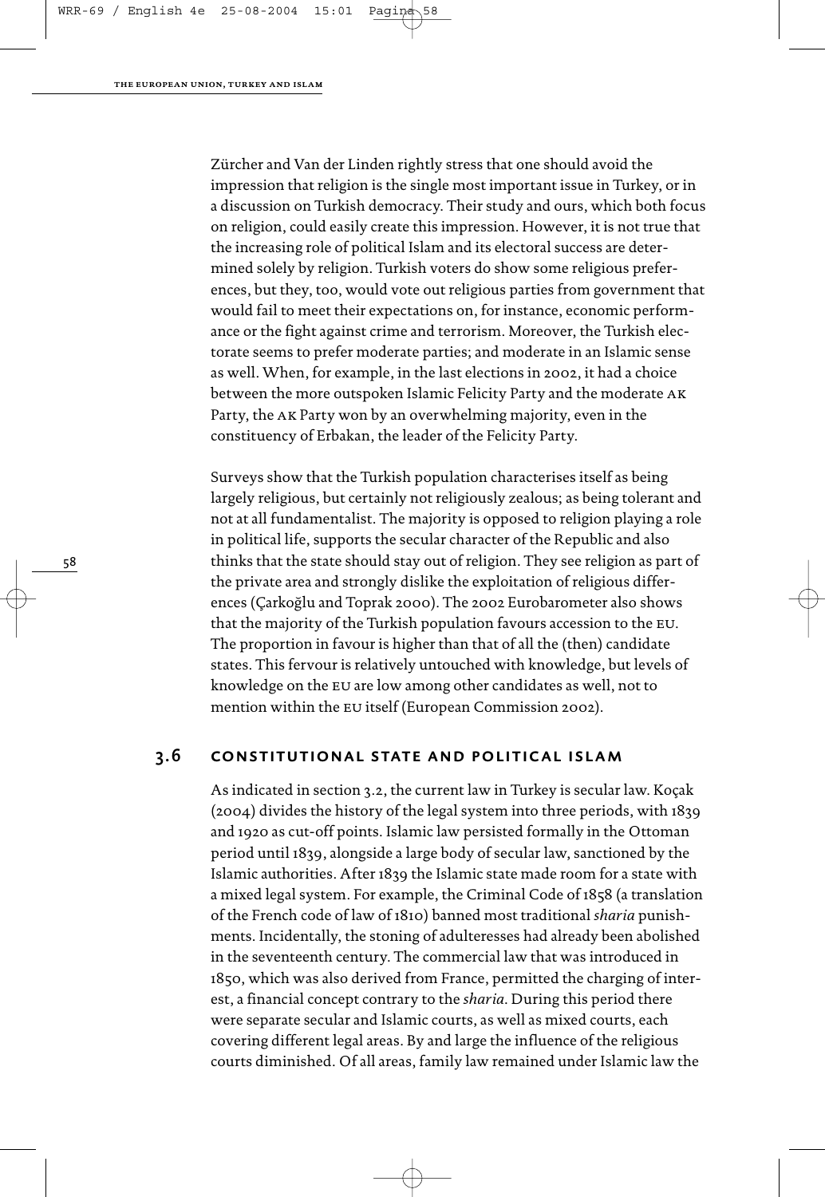Zürcher and Van der Linden rightly stress that one should avoid the impression that religion is the single most important issue in Turkey, or in a discussion on Turkish democracy. Their study and ours, which both focus on religion, could easily create this impression. However, it is not true that the increasing role of political Islam and its electoral success are determined solely by religion. Turkish voters do show some religious preferences, but they, too, would vote out religious parties from government that would fail to meet their expectations on, for instance, economic performance or the fight against crime and terrorism. Moreover, the Turkish electorate seems to prefer moderate parties; and moderate in an Islamic sense as well. When, for example, in the last elections in 2002, it had a choice between the more outspoken Islamic Felicity Party and the moderate AK Party, the AK Party won by an overwhelming majority, even in the constituency of Erbakan, the leader of the Felicity Party.

Surveys show that the Turkish population characterises itself as being largely religious, but certainly not religiously zealous; as being tolerant and not at all fundamentalist. The majority is opposed to religion playing a role in political life, supports the secular character of the Republic and also thinks that the state should stay out of religion. They see religion as part of the private area and strongly dislike the exploitation of religious differences (Çarkoğlu and Toprak 2000). The 2002 Eurobarometer also shows that the majority of the Turkish population favours accession to the EU. The proportion in favour is higher than that of all the (then) candidate states. This fervour is relatively untouched with knowledge, but levels of knowledge on the EU are low among other candidates as well, not to mention within the EU itself (European Commission 2002).

## 3.6 CONSTITUTIONAL STATE AND POLITICAL ISLAM

As indicated in section 3.2, the current law in Turkey is secular law. Koçak (2004) divides the history of the legal system into three periods, with 1839 and 1920 as cut-off points. Islamic law persisted formally in the Ottoman period until 1839, alongside a large body of secular law, sanctioned by the Islamic authorities. After 1839 the Islamic state made room for a state with a mixed legal system. For example, the Criminal Code of 1858 (a translation of the French code of law of 1810) banned most traditional *sharia* punishments. Incidentally, the stoning of adulteresses had already been abolished in the seventeenth century. The commercial law that was introduced in 1850, which was also derived from France, permitted the charging of interest, a financial concept contrary to the *sharia*. During this period there were separate secular and Islamic courts, as well as mixed courts, each covering different legal areas. By and large the influence of the religious courts diminished. Of all areas, family law remained under Islamic law the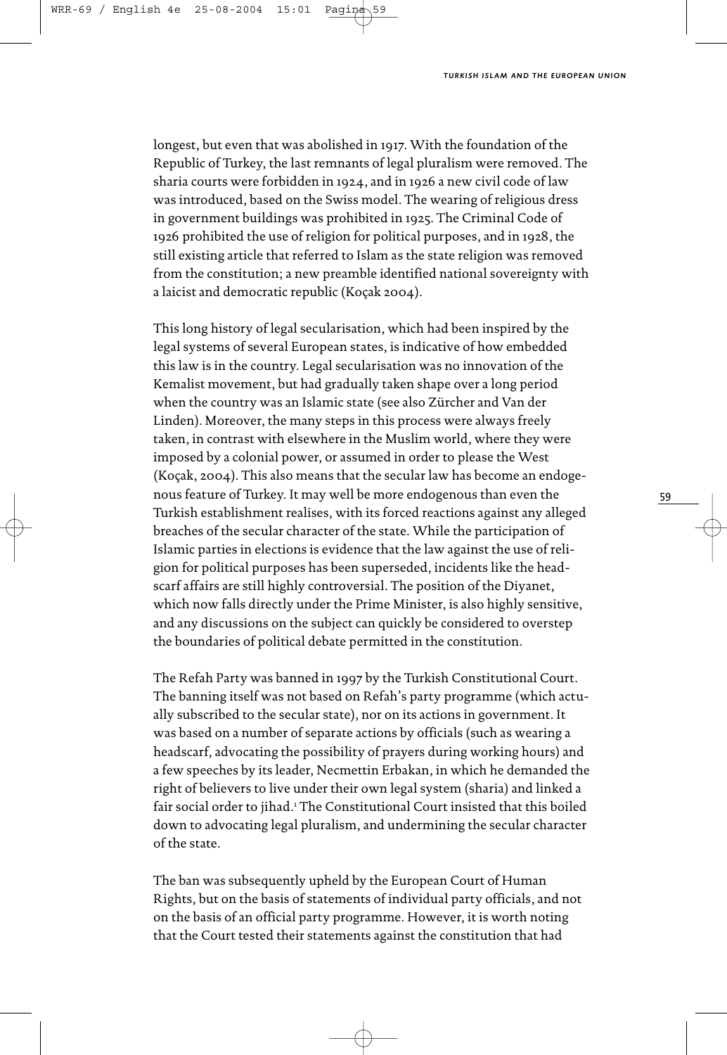longest, but even that was abolished in 1917. With the foundation of the Republic of Turkey, the last remnants of legal pluralism were removed. The sharia courts were forbidden in 1924, and in 1926 a new civil code of law was introduced, based on the Swiss model. The wearing of religious dress in government buildings was prohibited in 1925. The Criminal Code of 1926 prohibited the use of religion for political purposes, and in 1928, the still existing article that referred to Islam as the state religion was removed from the constitution; a new preamble identified national sovereignty with a laicist and democratic republic (Koçak 2004).

This long history of legal secularisation, which had been inspired by the legal systems of several European states, is indicative of how embedded this law is in the country. Legal secularisation was no innovation of the Kemalist movement, but had gradually taken shape over a long period when the country was an Islamic state (see also Zürcher and Van der Linden). Moreover, the many steps in this process were always freely taken, in contrast with elsewhere in the Muslim world, where they were imposed by a colonial power, or assumed in order to please the West (Koçak, 2004). This also means that the secular law has become an endogenous feature of Turkey. It may well be more endogenous than even the Turkish establishment realises, with its forced reactions against any alleged breaches of the secular character of the state. While the participation of Islamic parties in elections is evidence that the law against the use of religion for political purposes has been superseded, incidents like the headscarf affairs are still highly controversial. The position of the Diyanet, which now falls directly under the Prime Minister, is also highly sensitive, and any discussions on the subject can quickly be considered to overstep the boundaries of political debate permitted in the constitution.

The Refah Party was banned in 1997 by the Turkish Constitutional Court. The banning itself was not based on Refah's party programme (which actually subscribed to the secular state), nor on its actions in government. It was based on a number of separate actions by officials (such as wearing a headscarf, advocating the possibility of prayers during working hours) and a few speeches by its leader, Necmettin Erbakan, in which he demanded the right of believers to live under their own legal system (sharia) and linked a fair social order to jihad.[1] The Constitutional Court insisted that this boiled down to advocating legal pluralism, and undermining the secular character of the state.

The ban was subsequently upheld by the European Court of Human Rights, but on the basis of statements of individual party officials, and not on the basis of an official party programme. However, it is worth noting that the Court tested their statements against the constitution that had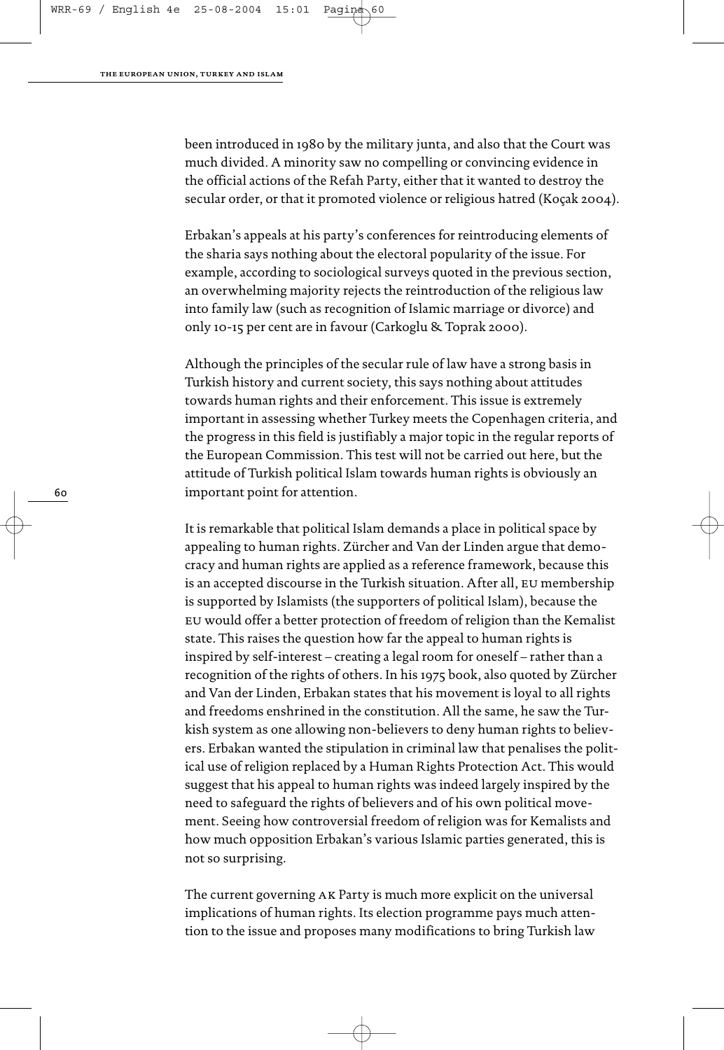been introduced in 1980 by the military junta, and also that the Court was much divided. A minority saw no compelling or convincing evidence in the official actions of the Refah Party, either that it wanted to destroy the secular order, or that it promoted violence or religious hatred (Koçak 2004).

Erbakan's appeals at his party's conferences for reintroducing elements of the sharia says nothing about the electoral popularity of the issue. For example, according to sociological surveys quoted in the previous section, an overwhelming majority rejects the reintroduction of the religious law into family law (such as recognition of Islamic marriage or divorce) and only 10-15 per cent are in favour (Carkoglu & Toprak 2000).

Although the principles of the secular rule of law have a strong basis in Turkish history and current society, this says nothing about attitudes towards human rights and their enforcement. This issue is extremely important in assessing whether Turkey meets the Copenhagen criteria, and the progress in this field is justifiably a major topic in the regular reports of the European Commission. This test will not be carried out here, but the attitude of Turkish political Islam towards human rights is obviously an important point for attention.

It is remarkable that political Islam demands a place in political space by appealing to human rights. Zürcher and Van der Linden argue that democracy and human rights are applied as a reference framework, because this is an accepted discourse in the Turkish situation. After all, EU membership is supported by Islamists (the supporters of political Islam), because the EU would offer a better protection of freedom of religion than the Kemalist state. This raises the question how far the appeal to human rights is inspired by self-interest – creating a legal room for oneself – rather than a recognition of the rights of others. In his 1975 book, also quoted by Zürcher and Van der Linden, Erbakan states that his movement is loyal to all rights and freedoms enshrined in the constitution. All the same, he saw the Turkish system as one allowing non-believers to deny human rights to believers. Erbakan wanted the stipulation in criminal law that penalises the political use of religion replaced by a Human Rights Protection Act. This would suggest that his appeal to human rights was indeed largely inspired by the need to safeguard the rights of believers and of his own political movement. Seeing how controversial freedom of religion was for Kemalists and how much opposition Erbakan's various Islamic parties generated, this is not so surprising.

The current governing AK Party is much more explicit on the universal implications of human rights. Its election programme pays much attention to the issue and proposes many modifications to bring Turkish law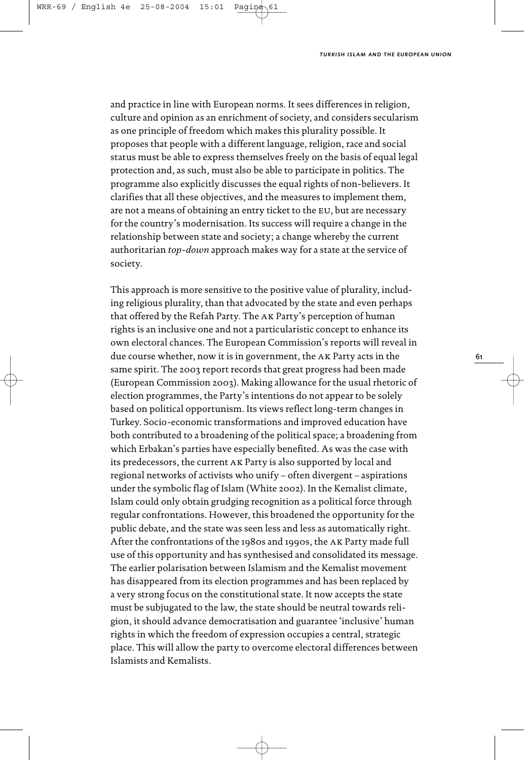and practice in line with European norms. It sees differences in religion, culture and opinion as an enrichment of society, and considers secularism as one principle of freedom which makes this plurality possible. It proposes that people with a different language, religion, race and social status must be able to express themselves freely on the basis of equal legal protection and, as such, must also be able to participate in politics. The programme also explicitly discusses the equal rights of non-believers. It clarifies that all these objectives, and the measures to implement them, are not a means of obtaining an entry ticket to the EU, but are necessary for the country's modernisation. Its success will require a change in the relationship between state and society; a change whereby the current authoritarian *top-down* approach makes way for a state at the service of society.

This approach is more sensitive to the positive value of plurality, including religious plurality, than that advocated by the state and even perhaps that offered by the Refah Party. The AK Party's perception of human rights is an inclusive one and not a particularistic concept to enhance its own electoral chances. The European Commission's reports will reveal in due course whether, now it is in government, the AK Party acts in the same spirit. The 2003 report records that great progress had been made (European Commission 2003). Making allowance for the usual rhetoric of election programmes, the Party's intentions do not appear to be solely based on political opportunism. Its views reflect long-term changes in Turkey. Socio-economic transformations and improved education have both contributed to a broadening of the political space; a broadening from which Erbakan's parties have especially benefited. As was the case with its predecessors, the current AK Party is also supported by local and regional networks of activists who unify – often divergent – aspirations under the symbolic flag of Islam (White 2002). In the Kemalist climate, Islam could only obtain grudging recognition as a political force through regular confrontations. However, this broadened the opportunity for the public debate, and the state was seen less and less as automatically right. After the confrontations of the 1980s and 1990s, the AK Party made full use of this opportunity and has synthesised and consolidated its message. The earlier polarisation between Islamism and the Kemalist movement has disappeared from its election programmes and has been replaced by a very strong focus on the constitutional state. It now accepts the state must be subjugated to the law, the state should be neutral towards religion, it should advance democratisation and guarantee 'inclusive' human rights in which the freedom of expression occupies a central, strategic place. This will allow the party to overcome electoral differences between Islamists and Kemalists.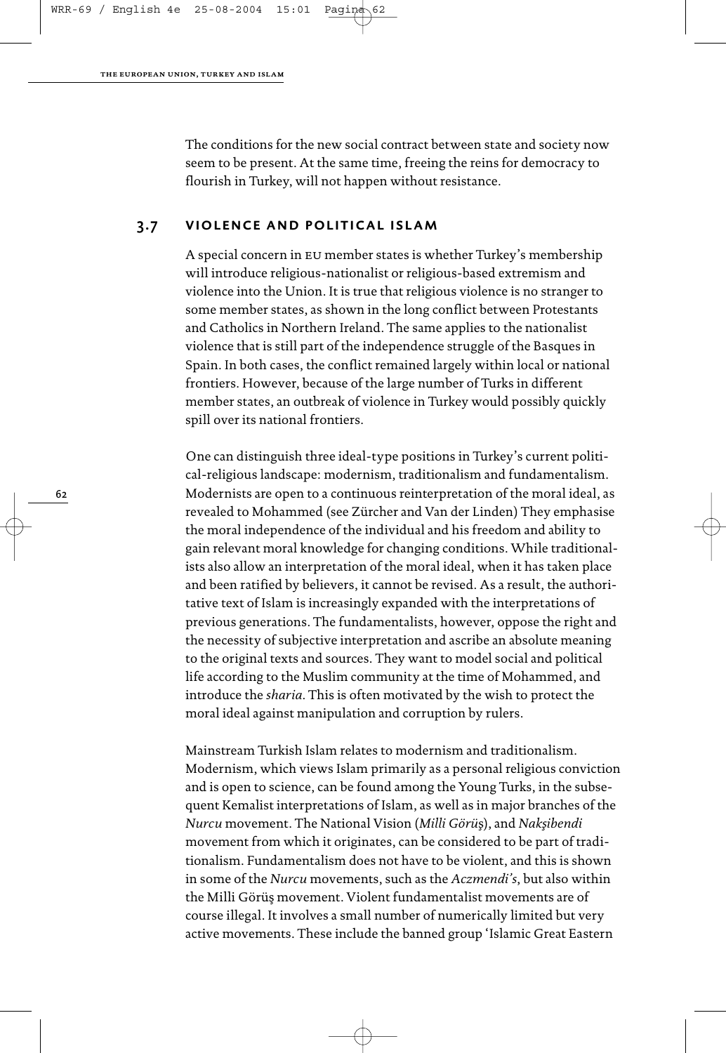The conditions for the new social contract between state and society now seem to be present. At the same time, freeing the reins for democracy to flourish in Turkey, will not happen without resistance.

## 3.7 VIOLENCE AND POLITICAL ISLAM

A special concern in EU member states is whether Turkey's membership will introduce religious-nationalist or religious-based extremism and violence into the Union. It is true that religious violence is no stranger to some member states, as shown in the long conflict between Protestants and Catholics in Northern Ireland. The same applies to the nationalist violence that is still part of the independence struggle of the Basques in Spain. In both cases, the conflict remained largely within local or national frontiers. However, because of the large number of Turks in different member states, an outbreak of violence in Turkey would possibly quickly spill over its national frontiers.

One can distinguish three ideal-type positions in Turkey's current political-religious landscape: modernism, traditionalism and fundamentalism. Modernists are open to a continuous reinterpretation of the moral ideal, as revealed to Mohammed (see Zürcher and Van der Linden) They emphasise the moral independence of the individual and his freedom and ability to gain relevant moral knowledge for changing conditions. While traditionalists also allow an interpretation of the moral ideal, when it has taken place and been ratified by believers, it cannot be revised. As a result, the authoritative text of Islam is increasingly expanded with the interpretations of previous generations. The fundamentalists, however, oppose the right and the necessity of subjective interpretation and ascribe an absolute meaning to the original texts and sources. They want to model social and political life according to the Muslim community at the time of Mohammed, and introduce the *sharia*. This is often motivated by the wish to protect the moral ideal against manipulation and corruption by rulers.

Mainstream Turkish Islam relates to modernism and traditionalism. Modernism, which views Islam primarily as a personal religious conviction and is open to science, can be found among the Young Turks, in the subsequent Kemalist interpretations of Islam, as well as in major branches of the *Nurcu* movement. The National Vision (*Milli Görüş*), and *Nakşibendi* movement from which it originates, can be considered to be part of traditionalism. Fundamentalism does not have to be violent, and this is shown in some of the *Nurcu* movements, such as the *Aczmendi's*, but also within the Milli Görüş movement. Violent fundamentalist movements are of course illegal. It involves a small number of numerically limited but very active movements. These include the banned group 'Islamic Great Eastern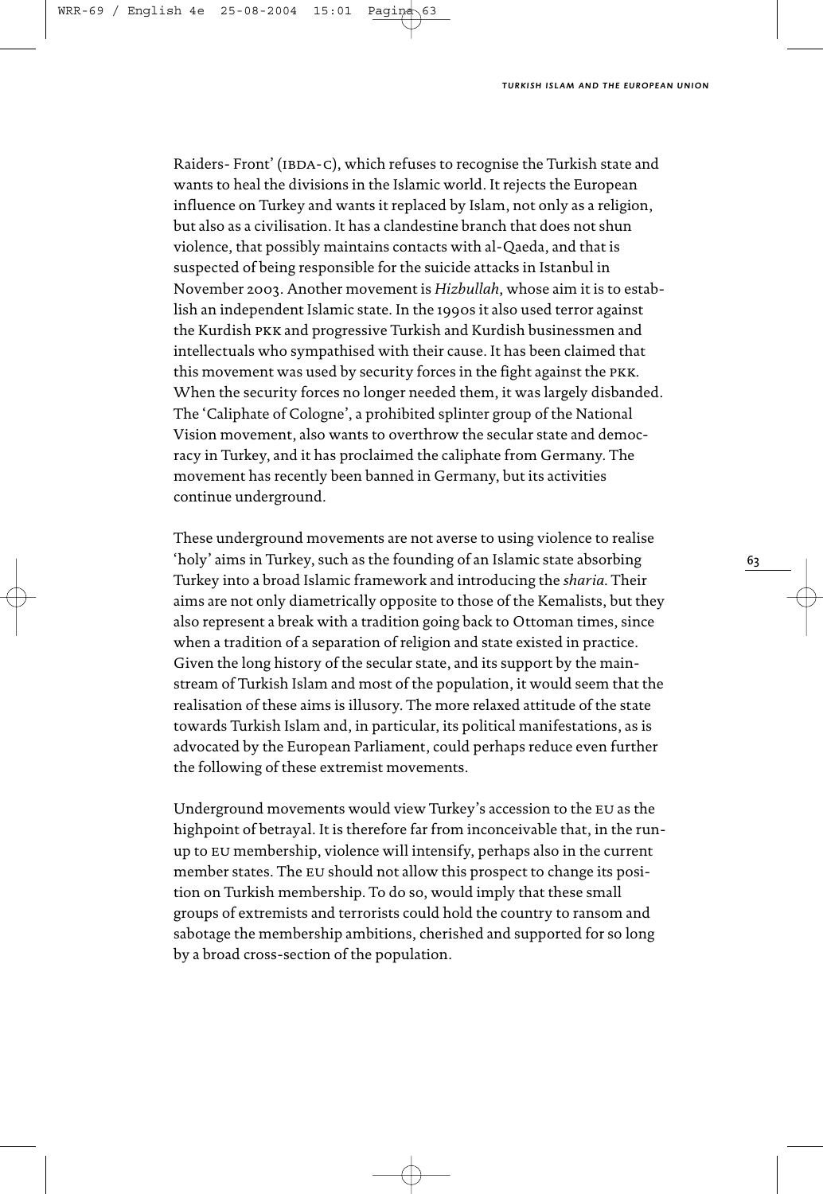Raiders- Front' (IBDA-C), which refuses to recognise the Turkish state and wants to heal the divisions in the Islamic world. It rejects the European influence on Turkey and wants it replaced by Islam, not only as a religion, but also as a civilisation. It has a clandestine branch that does not shun violence, that possibly maintains contacts with al-Qaeda, and that is suspected of being responsible for the suicide attacks in Istanbul in November 2003. Another movement is *Hizbullah*, whose aim it is to establish an independent Islamic state. In the 1990s it also used terror against the Kurdish PKK and progressive Turkish and Kurdish businessmen and intellectuals who sympathised with their cause. It has been claimed that this movement was used by security forces in the fight against the PKK. When the security forces no longer needed them, it was largely disbanded. The 'Caliphate of Cologne', a prohibited splinter group of the National Vision movement, also wants to overthrow the secular state and democracy in Turkey, and it has proclaimed the caliphate from Germany. The movement has recently been banned in Germany, but its activities continue underground.

These underground movements are not averse to using violence to realise 'holy' aims in Turkey, such as the founding of an Islamic state absorbing Turkey into a broad Islamic framework and introducing the *sharia*. Their aims are not only diametrically opposite to those of the Kemalists, but they also represent a break with a tradition going back to Ottoman times, since when a tradition of a separation of religion and state existed in practice. Given the long history of the secular state, and its support by the mainstream of Turkish Islam and most of the population, it would seem that the realisation of these aims is illusory. The more relaxed attitude of the state towards Turkish Islam and, in particular, its political manifestations, as is advocated by the European Parliament, could perhaps reduce even further the following of these extremist movements.

Underground movements would view Turkey's accession to the EU as the highpoint of betrayal. It is therefore far from inconceivable that, in the run-up to EU membership, violence will intensify, perhaps also in the current member states. The EU should not allow this prospect to change its position on Turkish membership. To do so, would imply that these small groups of extremists and terrorists could hold the country to ransom and sabotage the membership ambitions, cherished and supported for so long by a broad cross-section of the population.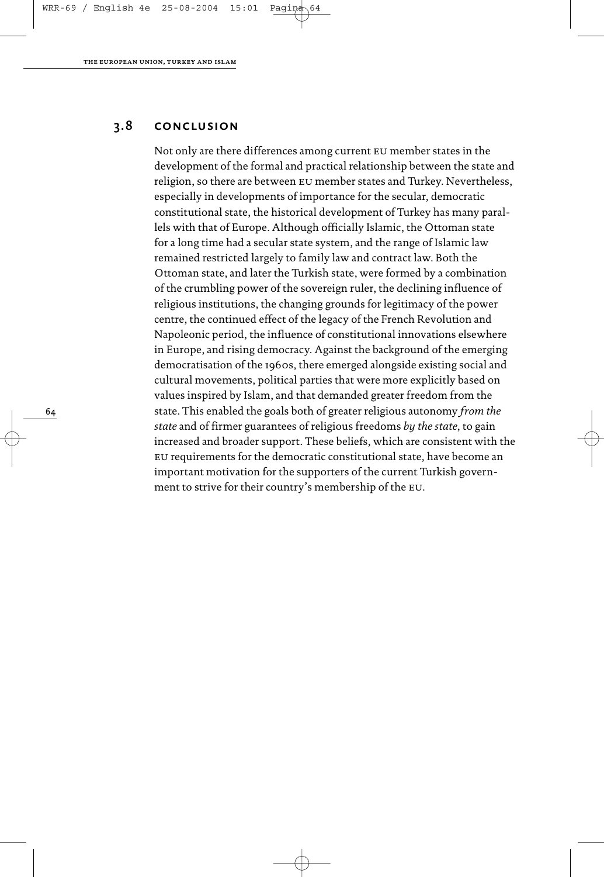## 3.8 conclusion

Not only are there differences among current EU member states in the development of the formal and practical relationship between the state and religion, so there are between EU member states and Turkey. Nevertheless, especially in developments of importance for the secular, democratic constitutional state, the historical development of Turkey has many parallels with that of Europe. Although officially Islamic, the Ottoman state for a long time had a secular state system, and the range of Islamic law remained restricted largely to family law and contract law. Both the Ottoman state, and later the Turkish state, were formed by a combination of the crumbling power of the sovereign ruler, the declining influence of religious institutions, the changing grounds for legitimacy of the power centre, the continued effect of the legacy of the French Revolution and Napoleonic period, the influence of constitutional innovations elsewhere in Europe, and rising democracy. Against the background of the emerging democratisation of the 1960s, there emerged alongside existing social and cultural movements, political parties that were more explicitly based on values inspired by Islam, and that demanded greater freedom from the state. This enabled the goals both of greater religious autonomy *from the state* and of firmer guarantees of religious freedoms *by the state*, to gain increased and broader support. These beliefs, which are consistent with the EU requirements for the democratic constitutional state, have become an important motivation for the supporters of the current Turkish government to strive for their country's membership of the EU.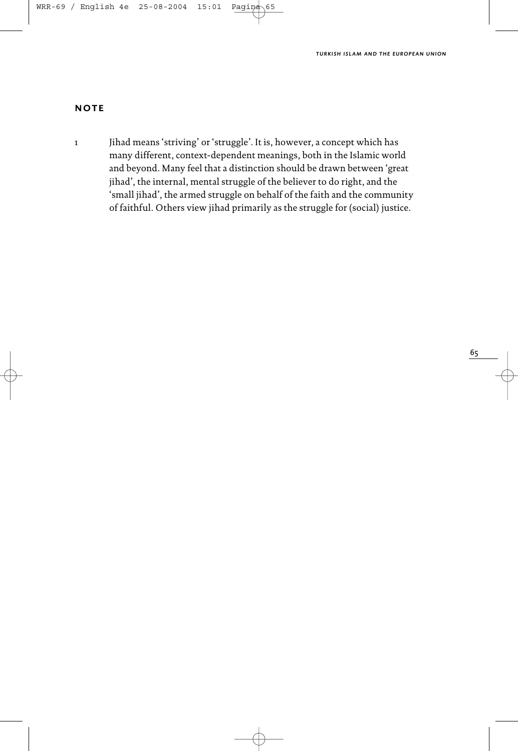## NOTE

1 Jihad means 'striving' or 'struggle'. It is, however, a concept which has many different, context-dependent meanings, both in the Islamic world and beyond. Many feel that a distinction should be drawn between 'great jihad', the internal, mental struggle of the believer to do right, and the 'small jihad', the armed struggle on behalf of the faith and the community of faithful. Others view jihad primarily as the struggle for (social) justice.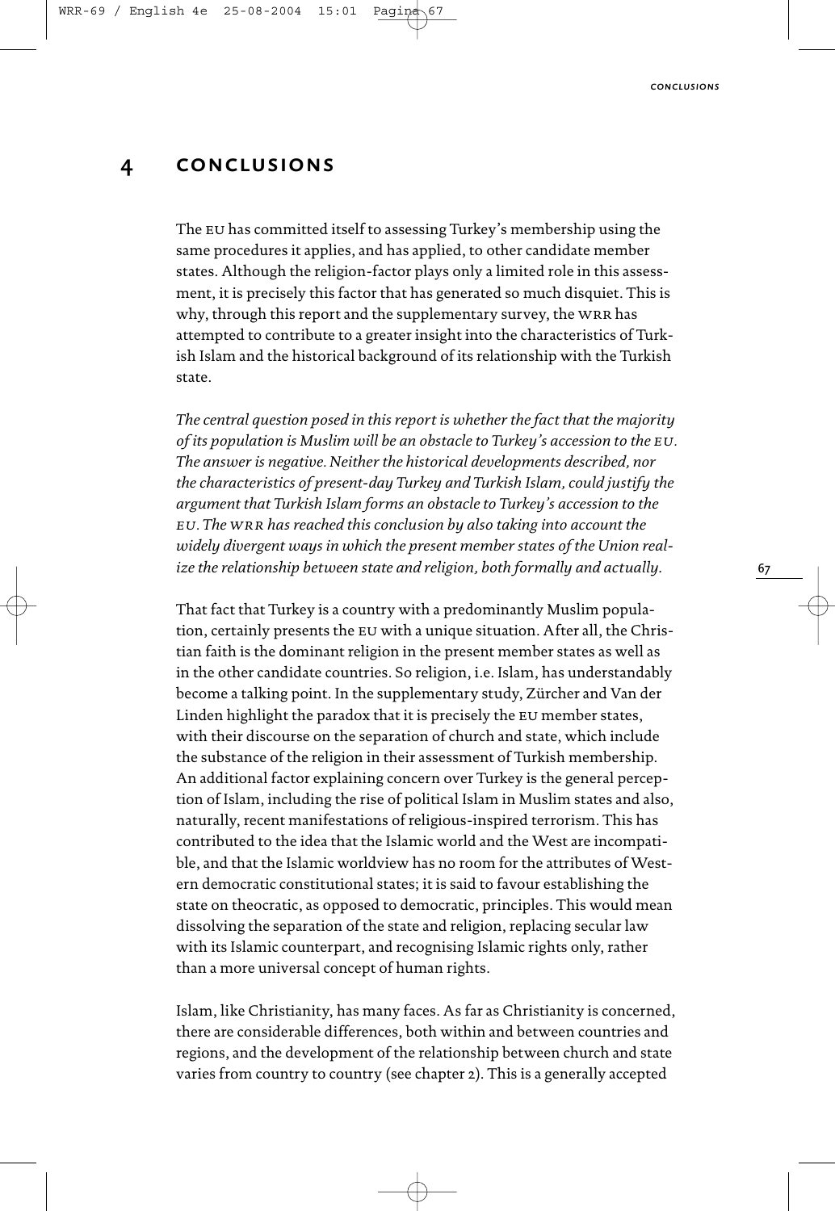# 4 CONCLUSIONS

The EU has committed itself to assessing Turkey's membership using the same procedures it applies, and has applied, to other candidate member states. Although the religion-factor plays only a limited role in this assessment, it is precisely this factor that has generated so much disquiet. This is why, through this report and the supplementary survey, the WRR has attempted to contribute to a greater insight into the characteristics of Turkish Islam and the historical background of its relationship with the Turkish state.

*The central question posed in this report is whether the fact that the majority of its population is Muslim will be an obstacle to Turkey's accession to the EU. The answer is negative. Neither the historical developments described, nor the characteristics of present-day Turkey and Turkish Islam, could justify the argument that Turkish Islam forms an obstacle to Turkey's accession to the EU. The WRR has reached this conclusion by also taking into account the widely divergent ways in which the present member states of the Union realize the relationship between state and religion, both formally and actually.*

That fact that Turkey is a country with a predominantly Muslim population, certainly presents the EU with a unique situation. After all, the Christian faith is the dominant religion in the present member states as well as in the other candidate countries. So religion, i.e. Islam, has understandably become a talking point. In the supplementary study, Zürcher and Van der Linden highlight the paradox that it is precisely the EU member states, with their discourse on the separation of church and state, which include the substance of the religion in their assessment of Turkish membership. An additional factor explaining concern over Turkey is the general perception of Islam, including the rise of political Islam in Muslim states and also, naturally, recent manifestations of religious-inspired terrorism. This has contributed to the idea that the Islamic world and the West are incompatible, and that the Islamic worldview has no room for the attributes of Western democratic constitutional states; it is said to favour establishing the state on theocratic, as opposed to democratic, principles. This would mean dissolving the separation of the state and religion, replacing secular law with its Islamic counterpart, and recognising Islamic rights only, rather than a more universal concept of human rights.

Islam, like Christianity, has many faces. As far as Christianity is concerned, there are considerable differences, both within and between countries and regions, and the development of the relationship between church and state varies from country to country (see chapter 2). This is a generally accepted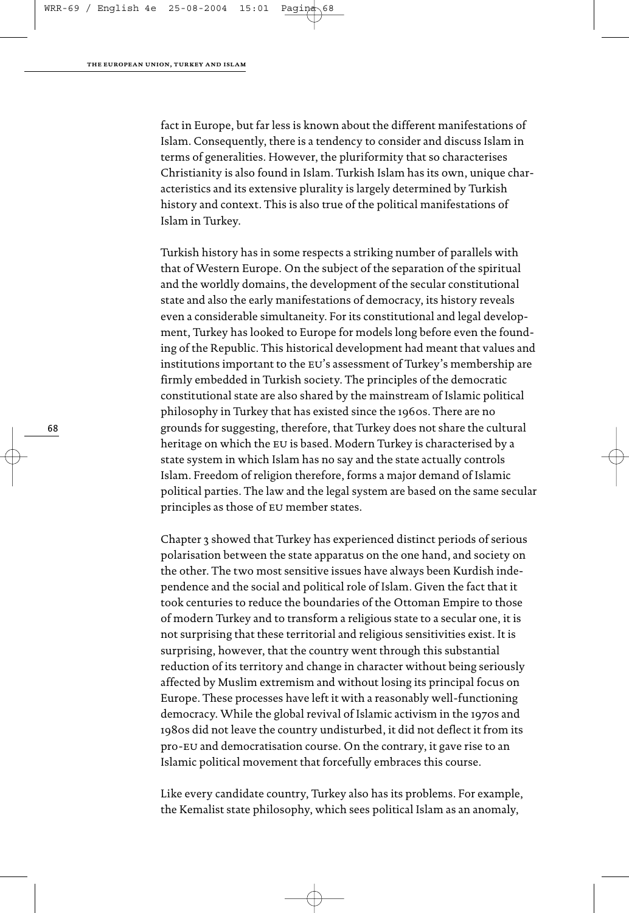fact in Europe, but far less is known about the different manifestations of Islam. Consequently, there is a tendency to consider and discuss Islam in terms of generalities. However, the pluriformity that so characterises Christianity is also found in Islam. Turkish Islam has its own, unique characteristics and its extensive plurality is largely determined by Turkish history and context. This is also true of the political manifestations of Islam in Turkey.

Turkish history has in some respects a striking number of parallels with that of Western Europe. On the subject of the separation of the spiritual and the worldly domains, the development of the secular constitutional state and also the early manifestations of democracy, its history reveals even a considerable simultaneity. For its constitutional and legal development, Turkey has looked to Europe for models long before even the founding of the Republic. This historical development had meant that values and institutions important to the EU's assessment of Turkey's membership are firmly embedded in Turkish society. The principles of the democratic constitutional state are also shared by the mainstream of Islamic political philosophy in Turkey that has existed since the 1960s. There are no grounds for suggesting, therefore, that Turkey does not share the cultural heritage on which the EU is based. Modern Turkey is characterised by a state system in which Islam has no say and the state actually controls Islam. Freedom of religion therefore, forms a major demand of Islamic political parties. The law and the legal system are based on the same secular principles as those of EU member states.

Chapter 3 showed that Turkey has experienced distinct periods of serious polarisation between the state apparatus on the one hand, and society on the other. The two most sensitive issues have always been Kurdish independence and the social and political role of Islam. Given the fact that it took centuries to reduce the boundaries of the Ottoman Empire to those of modern Turkey and to transform a religious state to a secular one, it is not surprising that these territorial and religious sensitivities exist. It is surprising, however, that the country went through this substantial reduction of its territory and change in character without being seriously affected by Muslim extremism and without losing its principal focus on Europe. These processes have left it with a reasonably well-functioning democracy. While the global revival of Islamic activism in the 1970s and 1980s did not leave the country undisturbed, it did not deflect it from its pro-EU and democratisation course. On the contrary, it gave rise to an Islamic political movement that forcefully embraces this course.

Like every candidate country, Turkey also has its problems. For example, the Kemalist state philosophy, which sees political Islam as an anomaly,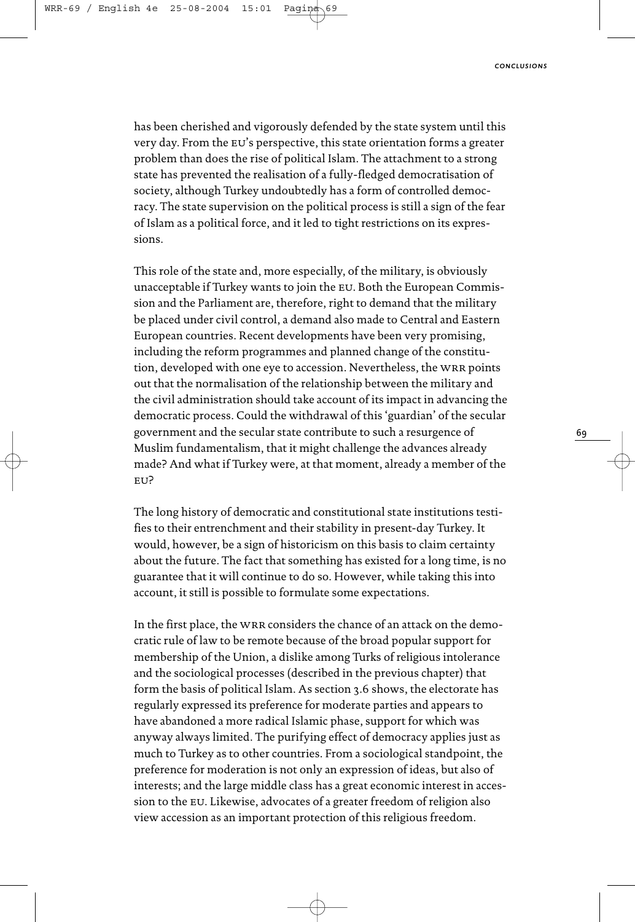has been cherished and vigorously defended by the state system until this very day. From the EU's perspective, this state orientation forms a greater problem than does the rise of political Islam. The attachment to a strong state has prevented the realisation of a fully-fledged democratisation of society, although Turkey undoubtedly has a form of controlled democracy. The state supervision on the political process is still a sign of the fear of Islam as a political force, and it led to tight restrictions on its expressions.

This role of the state and, more especially, of the military, is obviously unacceptable if Turkey wants to join the EU. Both the European Commission and the Parliament are, therefore, right to demand that the military be placed under civil control, a demand also made to Central and Eastern European countries. Recent developments have been very promising, including the reform programmes and planned change of the constitution, developed with one eye to accession. Nevertheless, the WRR points out that the normalisation of the relationship between the military and the civil administration should take account of its impact in advancing the democratic process. Could the withdrawal of this 'guardian' of the secular government and the secular state contribute to such a resurgence of Muslim fundamentalism, that it might challenge the advances already made? And what if Turkey were, at that moment, already a member of the EU?

The long history of democratic and constitutional state institutions testifies to their entrenchment and their stability in present-day Turkey. It would, however, be a sign of historicism on this basis to claim certainty about the future. The fact that something has existed for a long time, is no guarantee that it will continue to do so. However, while taking this into account, it still is possible to formulate some expectations.

In the first place, the WRR considers the chance of an attack on the democratic rule of law to be remote because of the broad popular support for membership of the Union, a dislike among Turks of religious intolerance and the sociological processes (described in the previous chapter) that form the basis of political Islam. As section 3.6 shows, the electorate has regularly expressed its preference for moderate parties and appears to have abandoned a more radical Islamic phase, support for which was anyway always limited. The purifying effect of democracy applies just as much to Turkey as to other countries. From a sociological standpoint, the preference for moderation is not only an expression of ideas, but also of interests; and the large middle class has a great economic interest in accession to the EU. Likewise, advocates of a greater freedom of religion also view accession as an important protection of this religious freedom.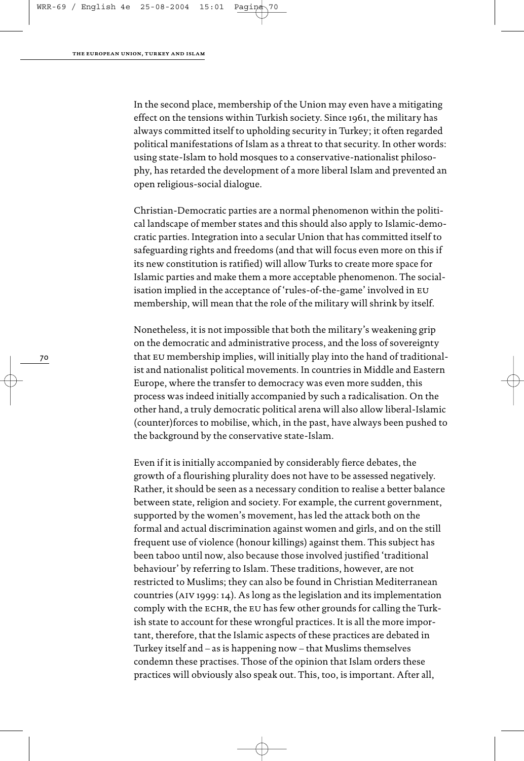In the second place, membership of the Union may even have a mitigating effect on the tensions within Turkish society. Since 1961, the military has always committed itself to upholding security in Turkey; it often regarded political manifestations of Islam as a threat to that security. In other words: using state-Islam to hold mosques to a conservative-nationalist philosophy, has retarded the development of a more liberal Islam and prevented an open religious-social dialogue.

Christian-Democratic parties are a normal phenomenon within the political landscape of member states and this should also apply to Islamic-democratic parties. Integration into a secular Union that has committed itself to safeguarding rights and freedoms (and that will focus even more on this if its new constitution is ratified) will allow Turks to create more space for Islamic parties and make them a more acceptable phenomenon. The socialisation implied in the acceptance of 'rules-of-the-game' involved in EU membership, will mean that the role of the military will shrink by itself.

Nonetheless, it is not impossible that both the military's weakening grip on the democratic and administrative process, and the loss of sovereignty that EU membership implies, will initially play into the hand of traditionalist and nationalist political movements. In countries in Middle and Eastern Europe, where the transfer to democracy was even more sudden, this process was indeed initially accompanied by such a radicalisation. On the other hand, a truly democratic political arena will also allow liberal-Islamic (counter)forces to mobilise, which, in the past, have always been pushed to the background by the conservative state-Islam.

Even if it is initially accompanied by considerably fierce debates, the growth of a flourishing plurality does not have to be assessed negatively. Rather, it should be seen as a necessary condition to realise a better balance between state, religion and society. For example, the current government, supported by the women's movement, has led the attack both on the formal and actual discrimination against women and girls, and on the still frequent use of violence (honour killings) against them. This subject has been taboo until now, also because those involved justified 'traditional behaviour' by referring to Islam. These traditions, however, are not restricted to Muslims; they can also be found in Christian Mediterranean countries (AIV 1999: 14). As long as the legislation and its implementation comply with the ECHR, the EU has few other grounds for calling the Turkish state to account for these wrongful practices. It is all the more important, therefore, that the Islamic aspects of these practices are debated in Turkey itself and – as is happening now – that Muslims themselves condemn these practises. Those of the opinion that Islam orders these practices will obviously also speak out. This, too, is important. After all,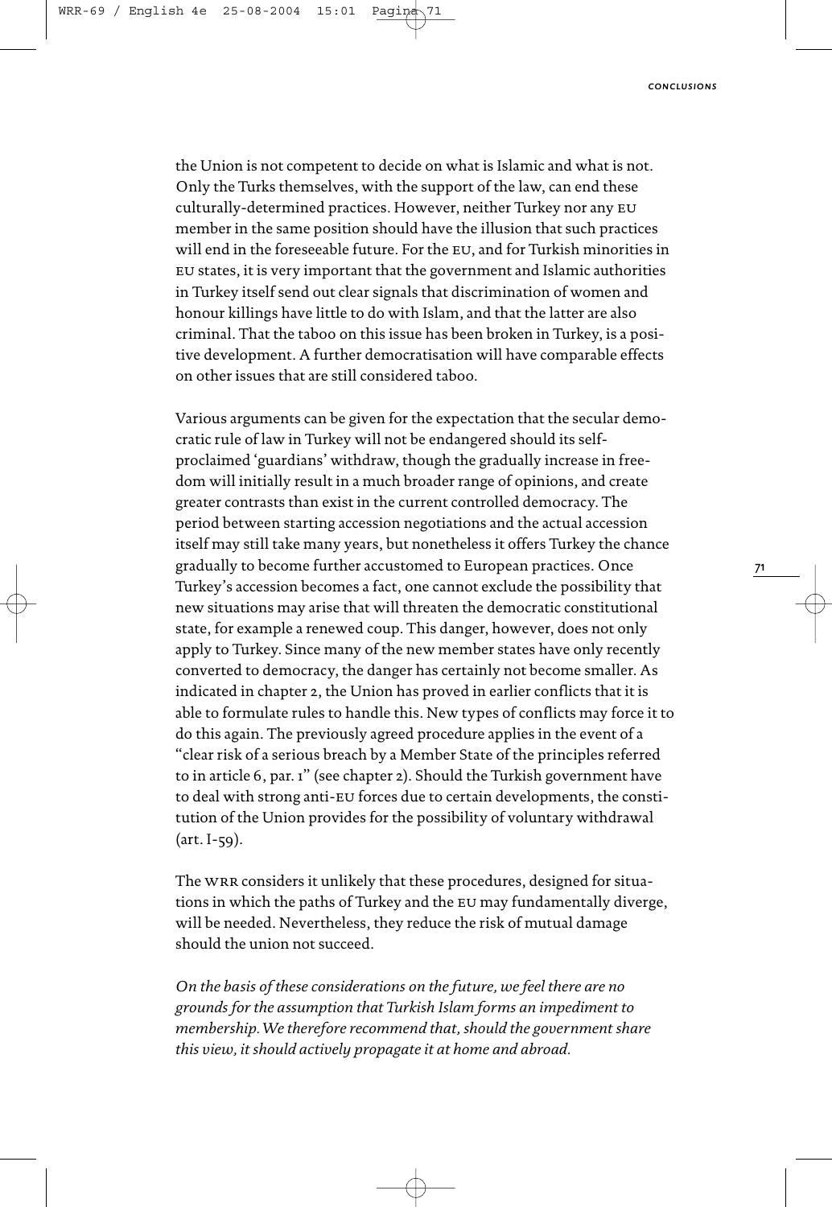the Union is not competent to decide on what is Islamic and what is not. Only the Turks themselves, with the support of the law, can end these culturally-determined practices. However, neither Turkey nor any EU member in the same position should have the illusion that such practices will end in the foreseeable future. For the EU, and for Turkish minorities in EU states, it is very important that the government and Islamic authorities in Turkey itself send out clear signals that discrimination of women and honour killings have little to do with Islam, and that the latter are also criminal. That the taboo on this issue has been broken in Turkey, is a positive development. A further democratisation will have comparable effects on other issues that are still considered taboo.

Various arguments can be given for the expectation that the secular democratic rule of law in Turkey will not be endangered should its self-proclaimed 'guardians' withdraw, though the gradually increase in freedom will initially result in a much broader range of opinions, and create greater contrasts than exist in the current controlled democracy. The period between starting accession negotiations and the actual accession itself may still take many years, but nonetheless it offers Turkey the chance gradually to become further accustomed to European practices. Once Turkey's accession becomes a fact, one cannot exclude the possibility that new situations may arise that will threaten the democratic constitutional state, for example a renewed coup. This danger, however, does not only apply to Turkey. Since many of the new member states have only recently converted to democracy, the danger has certainly not become smaller. As indicated in chapter 2, the Union has proved in earlier conflicts that it is able to formulate rules to handle this. New types of conflicts may force it to do this again. The previously agreed procedure applies in the event of a "clear risk of a serious breach by a Member State of the principles referred to in article 6, par. 1" (see chapter 2). Should the Turkish government have to deal with strong anti-EU forces due to certain developments, the constitution of the Union provides for the possibility of voluntary withdrawal (art. I-59).

The WRR considers it unlikely that these procedures, designed for situations in which the paths of Turkey and the EU may fundamentally diverge, will be needed. Nevertheless, they reduce the risk of mutual damage should the union not succeed.

*On the basis of these considerations on the future, we feel there are no grounds for the assumption that Turkish Islam forms an impediment to membership. We therefore recommend that, should the government share this view, it should actively propagate it at home and abroad.*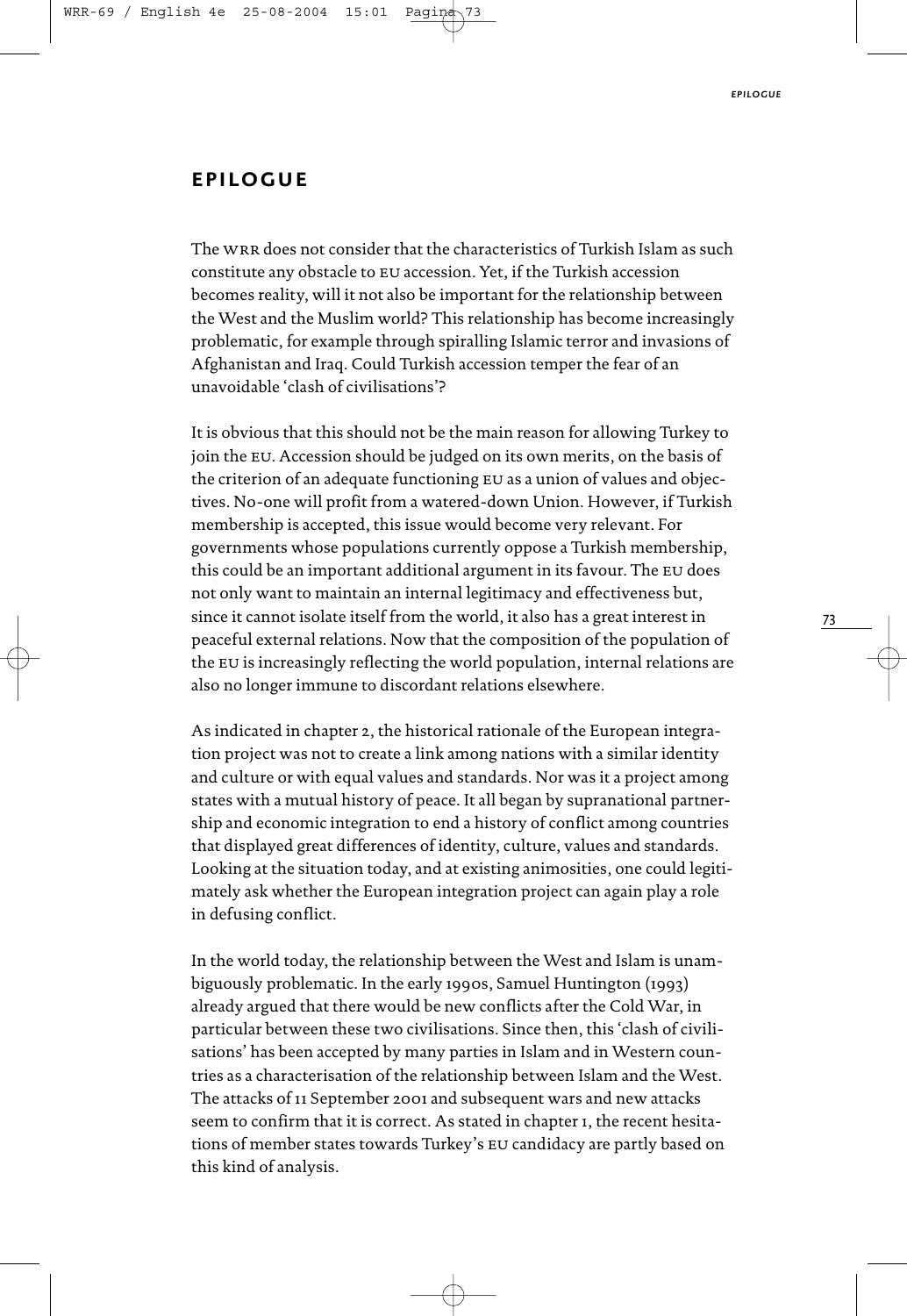# EPILOGUE

The WRR does not consider that the characteristics of Turkish Islam as such constitute any obstacle to EU accession. Yet, if the Turkish accession becomes reality, will it not also be important for the relationship between the West and the Muslim world? This relationship has become increasingly problematic, for example through spiralling Islamic terror and invasions of Afghanistan and Iraq. Could Turkish accession temper the fear of an unavoidable 'clash of civilisations'?

It is obvious that this should not be the main reason for allowing Turkey to join the EU. Accession should be judged on its own merits, on the basis of the criterion of an adequate functioning EU as a union of values and objectives. No-one will profit from a watered-down Union. However, if Turkish membership is accepted, this issue would become very relevant. For governments whose populations currently oppose a Turkish membership, this could be an important additional argument in its favour. The EU does not only want to maintain an internal legitimacy and effectiveness but, since it cannot isolate itself from the world, it also has a great interest in peaceful external relations. Now that the composition of the population of the EU is increasingly reflecting the world population, internal relations are also no longer immune to discordant relations elsewhere.

As indicated in chapter 2, the historical rationale of the European integration project was not to create a link among nations with a similar identity and culture or with equal values and standards. Nor was it a project among states with a mutual history of peace. It all began by supranational partnership and economic integration to end a history of conflict among countries that displayed great differences of identity, culture, values and standards. Looking at the situation today, and at existing animosities, one could legitimately ask whether the European integration project can again play a role in defusing conflict.

In the world today, the relationship between the West and Islam is unambiguously problematic. In the early 1990s, Samuel Huntington (1993) already argued that there would be new conflicts after the Cold War, in particular between these two civilisations. Since then, this 'clash of civilisations' has been accepted by many parties in Islam and in Western countries as a characterisation of the relationship between Islam and the West. The attacks of 11 September 2001 and subsequent wars and new attacks seem to confirm that it is correct. As stated in chapter 1, the recent hesitations of member states towards Turkey's EU candidacy are partly based on this kind of analysis.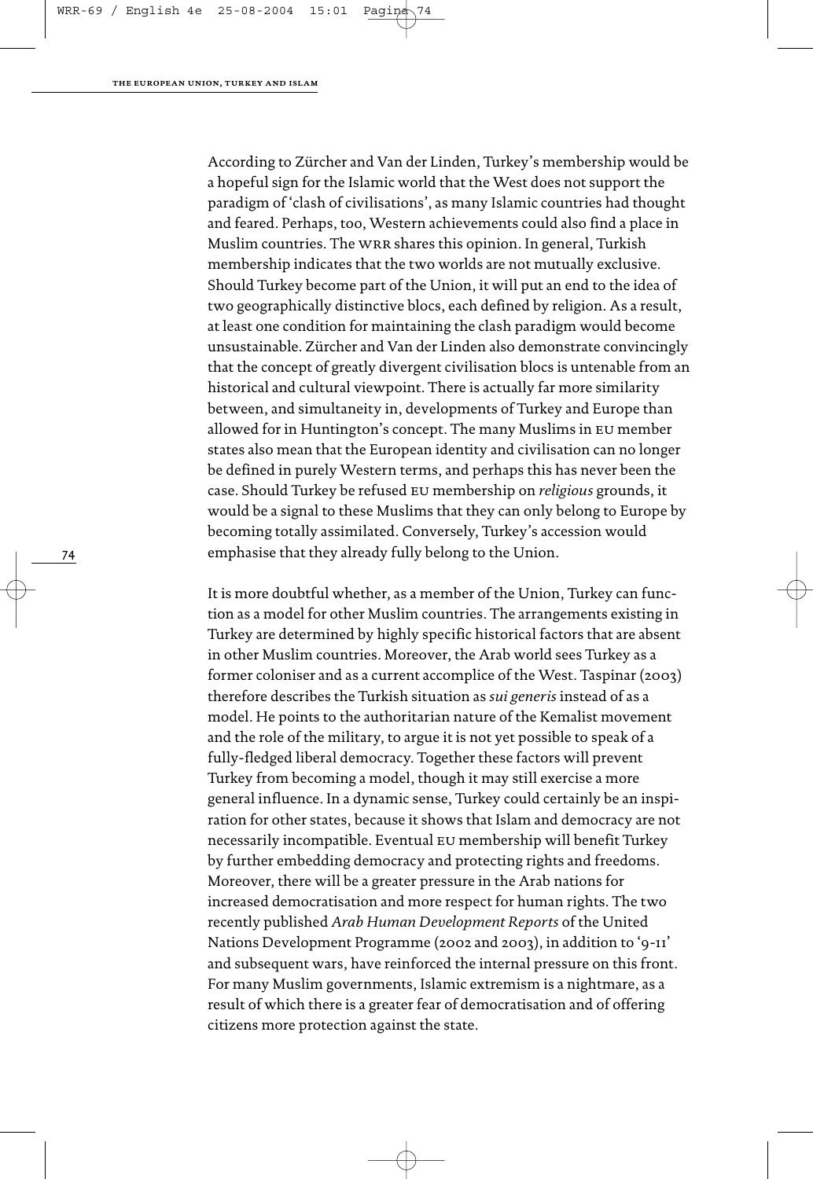According to Zürcher and Van der Linden, Turkey's membership would be a hopeful sign for the Islamic world that the West does not support the paradigm of 'clash of civilisations', as many Islamic countries had thought and feared. Perhaps, too, Western achievements could also find a place in Muslim countries. The WRR shares this opinion. In general, Turkish membership indicates that the two worlds are not mutually exclusive. Should Turkey become part of the Union, it will put an end to the idea of two geographically distinctive blocs, each defined by religion. As a result, at least one condition for maintaining the clash paradigm would become unsustainable. Zürcher and Van der Linden also demonstrate convincingly that the concept of greatly divergent civilisation blocs is untenable from an historical and cultural viewpoint. There is actually far more similarity between, and simultaneity in, developments of Turkey and Europe than allowed for in Huntington's concept. The many Muslims in EU member states also mean that the European identity and civilisation can no longer be defined in purely Western terms, and perhaps this has never been the case. Should Turkey be refused EU membership on *religious* grounds, it would be a signal to these Muslims that they can only belong to Europe by becoming totally assimilated. Conversely, Turkey's accession would emphasise that they already fully belong to the Union.

It is more doubtful whether, as a member of the Union, Turkey can function as a model for other Muslim countries. The arrangements existing in Turkey are determined by highly specific historical factors that are absent in other Muslim countries. Moreover, the Arab world sees Turkey as a former coloniser and as a current accomplice of the West. Taspinar (2003) therefore describes the Turkish situation as *sui generis* instead of as a model. He points to the authoritarian nature of the Kemalist movement and the role of the military, to argue it is not yet possible to speak of a fully-fledged liberal democracy. Together these factors will prevent Turkey from becoming a model, though it may still exercise a more general influence. In a dynamic sense, Turkey could certainly be an inspiration for other states, because it shows that Islam and democracy are not necessarily incompatible. Eventual EU membership will benefit Turkey by further embedding democracy and protecting rights and freedoms. Moreover, there will be a greater pressure in the Arab nations for increased democratisation and more respect for human rights. The two recently published *Arab Human Development Reports* of the United Nations Development Programme (2002 and 2003), in addition to '9-11' and subsequent wars, have reinforced the internal pressure on this front. For many Muslim governments, Islamic extremism is a nightmare, as a result of which there is a greater fear of democratisation and of offering citizens more protection against the state.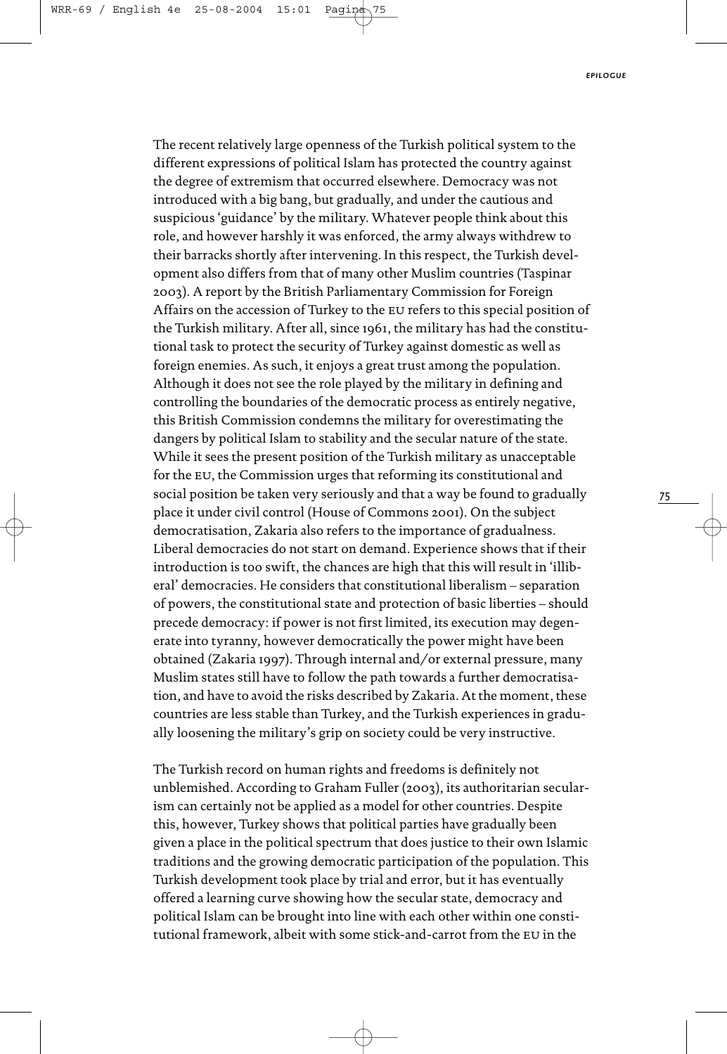The recent relatively large openness of the Turkish political system to the different expressions of political Islam has protected the country against the degree of extremism that occurred elsewhere. Democracy was not introduced with a big bang, but gradually, and under the cautious and suspicious 'guidance' by the military. Whatever people think about this role, and however harshly it was enforced, the army always withdrew to their barracks shortly after intervening. In this respect, the Turkish development also differs from that of many other Muslim countries (Taspinar 2003). A report by the British Parliamentary Commission for Foreign Affairs on the accession of Turkey to the EU refers to this special position of the Turkish military. After all, since 1961, the military has had the constitutional task to protect the security of Turkey against domestic as well as foreign enemies. As such, it enjoys a great trust among the population. Although it does not see the role played by the military in defining and controlling the boundaries of the democratic process as entirely negative, this British Commission condemns the military for overestimating the dangers by political Islam to stability and the secular nature of the state. While it sees the present position of the Turkish military as unacceptable for the EU, the Commission urges that reforming its constitutional and social position be taken very seriously and that a way be found to gradually place it under civil control (House of Commons 2001). On the subject democratisation, Zakaria also refers to the importance of gradualness. Liberal democracies do not start on demand. Experience shows that if their introduction is too swift, the chances are high that this will result in 'illiberal' democracies. He considers that constitutional liberalism – separation of powers, the constitutional state and protection of basic liberties – should precede democracy: if power is not first limited, its execution may degenerate into tyranny, however democratically the power might have been obtained (Zakaria 1997). Through internal and/or external pressure, many Muslim states still have to follow the path towards a further democratisation, and have to avoid the risks described by Zakaria. At the moment, these countries are less stable than Turkey, and the Turkish experiences in gradually loosening the military's grip on society could be very instructive.

The Turkish record on human rights and freedoms is definitely not unblemished. According to Graham Fuller (2003), its authoritarian secularism can certainly not be applied as a model for other countries. Despite this, however, Turkey shows that political parties have gradually been given a place in the political spectrum that does justice to their own Islamic traditions and the growing democratic participation of the population. This Turkish development took place by trial and error, but it has eventually offered a learning curve showing how the secular state, democracy and political Islam can be brought into line with each other within one constitutional framework, albeit with some stick-and-carrot from the EU in the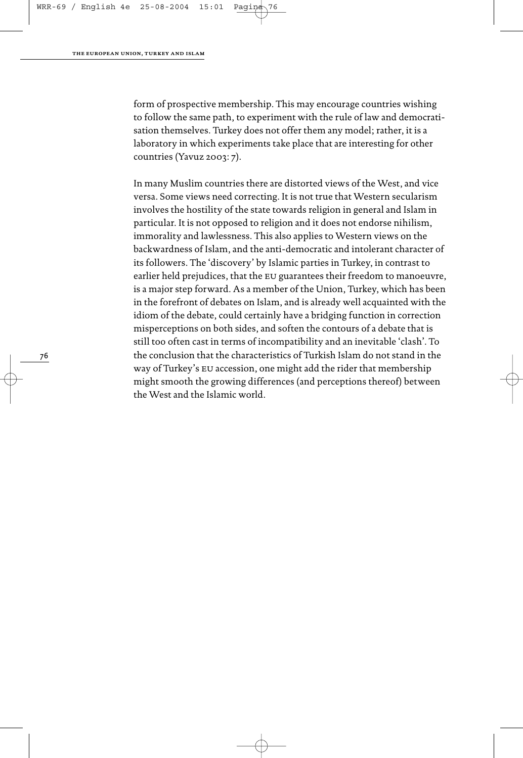form of prospective membership. This may encourage countries wishing to follow the same path, to experiment with the rule of law and democratisation themselves. Turkey does not offer them any model; rather, it is a laboratory in which experiments take place that are interesting for other countries (Yavuz 2003: 7).

In many Muslim countries there are distorted views of the West, and vice versa. Some views need correcting. It is not true that Western secularism involves the hostility of the state towards religion in general and Islam in particular. It is not opposed to religion and it does not endorse nihilism, immorality and lawlessness. This also applies to Western views on the backwardness of Islam, and the anti-democratic and intolerant character of its followers. The 'discovery' by Islamic parties in Turkey, in contrast to earlier held prejudices, that the EU guarantees their freedom to manoeuvre, is a major step forward. As a member of the Union, Turkey, which has been in the forefront of debates on Islam, and is already well acquainted with the idiom of the debate, could certainly have a bridging function in correction misperceptions on both sides, and soften the contours of a debate that is still too often cast in terms of incompatibility and an inevitable 'clash'. To the conclusion that the characteristics of Turkish Islam do not stand in the way of Turkey's EU accession, one might add the rider that membership might smooth the growing differences (and perceptions thereof) between the West and the Islamic world.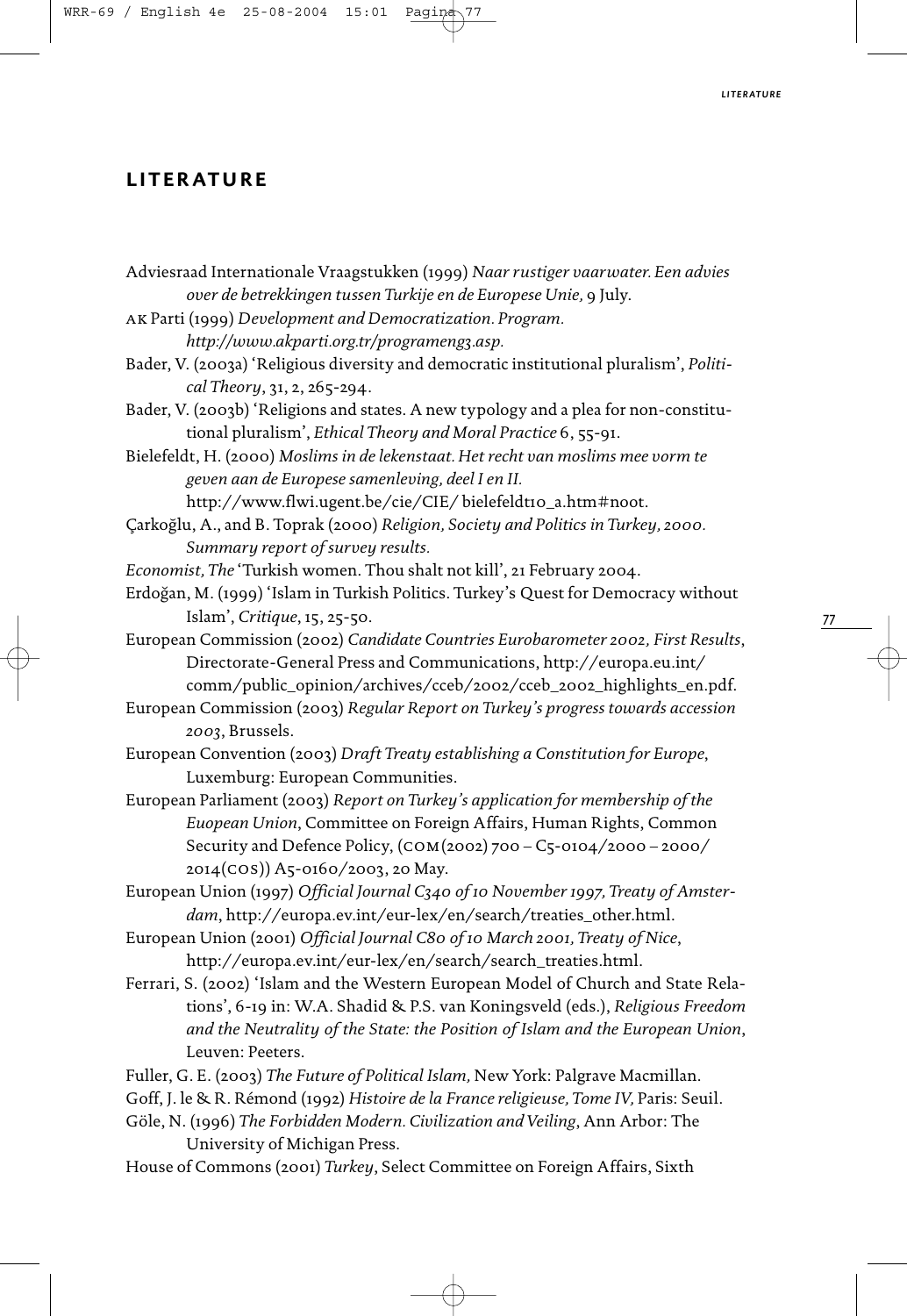# LITERATURE

Adviesraad Internationale Vraagstukken (1999) *Naar rustiger vaarwater. Een advies over de betrekkingen tussen Turkije en de Europese Unie,* 9 July.

AK Parti (1999) *Development and Democratization. Program. http://www.akparti.org.tr/programeng3.asp.*

Bader, V. (2003a) 'Religious diversity and democratic institutional pluralism', *Political Theory*, 31, 2, 265-294.

Bader, V. (2003b) 'Religions and states. A new typology and a plea for non-constitutional pluralism', *Ethical Theory and Moral Practice* 6, 55-91.

Bielefeldt, H. (2000) *Moslims in de lekenstaat. Het recht van moslims mee vorm te geven aan de Europese samenleving, deel I en II.* http://www.flwi.ugent.be/cie/CIE/ bielefeldt10_a.htm#noot.

Çarkoğlu, A., and B. Toprak (2000) *Religion, Society and Politics in Turkey, 2000. Summary report of survey results.*

*Economist, The* 'Turkish women. Thou shalt not kill', 21 February 2004.

Erdoğan, M. (1999) 'Islam in Turkish Politics. Turkey's Quest for Democracy without Islam', *Critique*, 15, 25-50.

European Commission (2002) *Candidate Countries Eurobarometer 2002, First Results*, Directorate-General Press and Communications, http://europa.eu.int/ comm/public_opinion/archives/cceb/2002/cceb_2002_highlights_en.pdf.

European Commission (2003) *Regular Report on Turkey's progress towards accession 2003*, Brussels.

European Convention (2003) *Draft Treaty establishing a Constitution for Europe*, Luxemburg: European Communities.

European Parliament (2003) *Report on Turkey's application for membership of the Euopean Union*, Committee on Foreign Affairs, Human Rights, Common Security and Defence Policy, (COM(2002) 700 – C5-0104/2000 – 2000/ 2014(COS)) A5-0160/2003, 20 May.

European Union (1997) *Official Journal C340 of 10 November 1997, Treaty of Amsterdam*, http://europa.ev.int/eur-lex/en/search/treaties_other.html.

European Union (2001) *Official Journal C80 of 10 March 2001, Treaty of Nice*, http://europa.ev.int/eur-lex/en/search/search_treaties.html.

Ferrari, S. (2002) 'Islam and the Western European Model of Church and State Relations', 6-19 in: W.A. Shadid & P.S. van Koningsveld (eds.), *Religious Freedom and the Neutrality of the State: the Position of Islam and the European Union*, Leuven: Peeters.

Fuller, G. E. (2003) *The Future of Political Islam,* New York: Palgrave Macmillan.

Goff, J. le & R. Rémond (1992) *Histoire de la France religieuse, Tome IV,* Paris: Seuil.

Göle, N. (1996) *The Forbidden Modern. Civilization and Veiling*, Ann Arbor: The University of Michigan Press.

House of Commons (2001) *Turkey*, Select Committee on Foreign Affairs, Sixth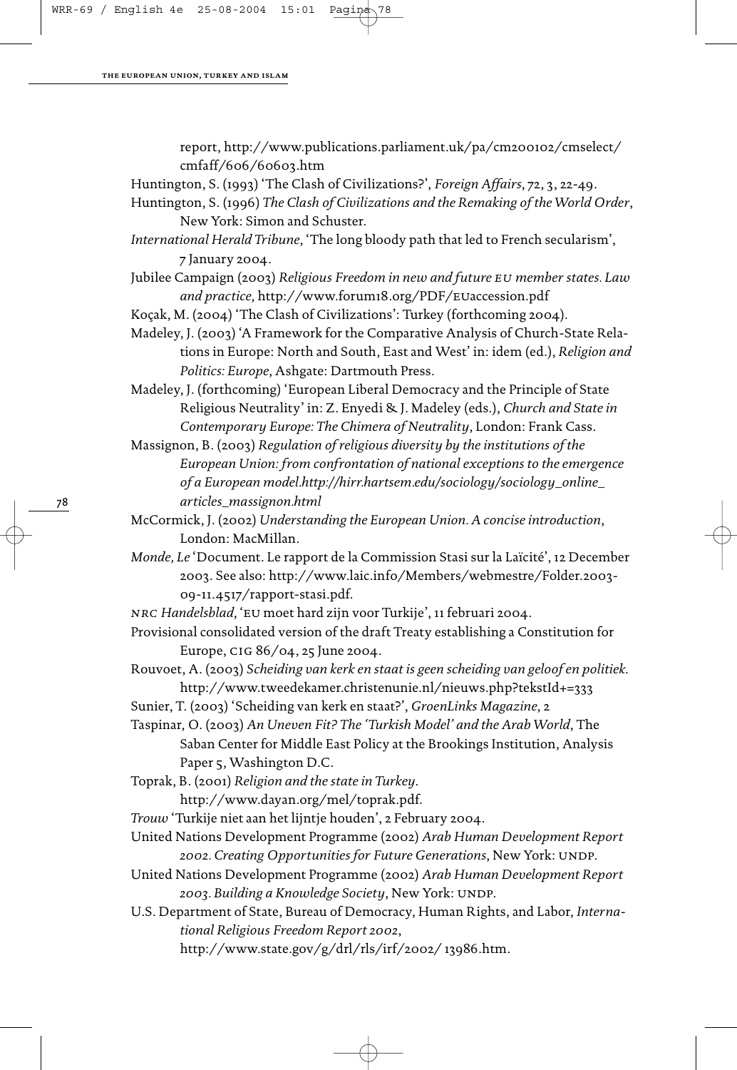report, http://www.publications.parliament.uk/pa/cm200102/cmselect/cmfaff/606/60603.htm

Huntington, S. (1993) 'The Clash of Civilizations?', *Foreign Affairs*, 72, 3, 22-49.

Huntington, S. (1996) *The Clash of Civilizations and the Remaking of the World Order*, New York: Simon and Schuster.

*International Herald Tribune*, 'The long bloody path that led to French secularism', 7 January 2004.

Jubilee Campaign (2003) *Religious Freedom in new and future EU member states. Law and practice*, http://www.forum18.org/PDF/EUaccession.pdf

Koçak, M. (2004) 'The Clash of Civilizations': Turkey (forthcoming 2004).

Madeley, J. (2003) 'A Framework for the Comparative Analysis of Church-State Relations in Europe: North and South, East and West' in: idem (ed.), *Religion and Politics: Europe*, Ashgate: Dartmouth Press.

Madeley, J. (forthcoming) 'European Liberal Democracy and the Principle of State Religious Neutrality' in: Z. Enyedi & J. Madeley (eds.), *Church and State in Contemporary Europe: The Chimera of Neutrality*, London: Frank Cass.

Massignon, B. (2003) *Regulation of religious diversity by the institutions of the European Union: from confrontation of national exceptions to the emergence of a European model.http://hirr.hartsem.edu/sociology/sociology_online_articles_massignon.html*

McCormick, J. (2002) *Understanding the European Union. A concise introduction*, London: MacMillan.

*Monde, Le* 'Document. Le rapport de la Commission Stasi sur la Laïcité', 12 December 2003. See also: http://www.laic.info/Members/webmestre/Folder.2003-09-11.4517/rapport-stasi.pdf.

*NRC Handelsblad*, 'EU moet hard zijn voor Turkije', 11 februari 2004.

Provisional consolidated version of the draft Treaty establishing a Constitution for Europe, CIG 86/04, 25 June 2004.

Rouvoet, A. (2003) *Scheiding van kerk en staat is geen scheiding van geloof en politiek.* http://www.tweedekamer.christenunie.nl/nieuws.php?tekstId+=333

Sunier, T. (2003) 'Scheiding van kerk en staat?', *GroenLinks Magazine*, 2

Taspinar, O. (2003) *An Uneven Fit? The 'Turkish Model' and the Arab World*, The Saban Center for Middle East Policy at the Brookings Institution, Analysis Paper 5, Washington D.C.

Toprak, B. (2001) *Religion and the state in Turkey*. http://www.dayan.org/mel/toprak.pdf.

*Trouw* 'Turkije niet aan het lijntje houden', 2 February 2004.

United Nations Development Programme (2002) *Arab Human Development Report 2002. Creating Opportunities for Future Generations*, New York: UNDP.

United Nations Development Programme (2002) *Arab Human Development Report 2003. Building a Knowledge Society*, New York: UNDP.

U.S. Department of State, Bureau of Democracy, Human Rights, and Labor, *International Religious Freedom Report 2002*, http://www.state.gov/g/drl/rls/irf/2002/ 13986.htm.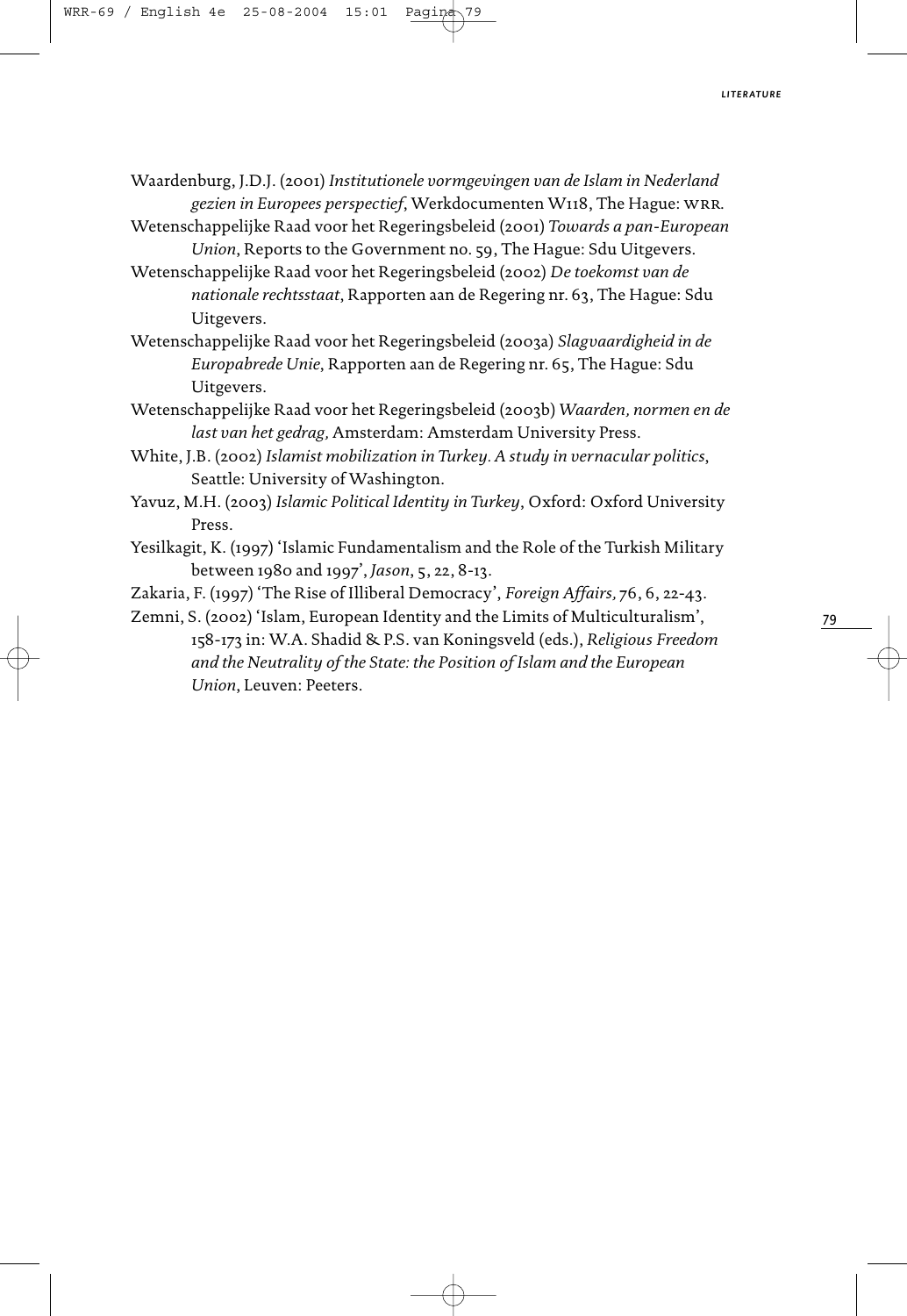Waardenburg, J.D.J. (2001) *Institutionele vormgevingen van de Islam in Nederland gezien in Europees perspectief*, Werkdocumenten W118, The Hague: WRR.

Wetenschappelijke Raad voor het Regeringsbeleid (2001) *Towards a pan-European Union*, Reports to the Government no. 59, The Hague: Sdu Uitgevers.

Wetenschappelijke Raad voor het Regeringsbeleid (2002) *De toekomst van de nationale rechtsstaat*, Rapporten aan de Regering nr. 63, The Hague: Sdu Uitgevers.

Wetenschappelijke Raad voor het Regeringsbeleid (2003a) *Slagvaardigheid in de Europabrede Unie*, Rapporten aan de Regering nr. 65, The Hague: Sdu Uitgevers.

Wetenschappelijke Raad voor het Regeringsbeleid (2003b) *Waarden, normen en de last van het gedrag,* Amsterdam: Amsterdam University Press.

White, J.B. (2002) *Islamist mobilization in Turkey. A study in vernacular politics*, Seattle: University of Washington.

Yavuz, M.H. (2003) *Islamic Political Identity in Turkey*, Oxford: Oxford University Press.

Yesilkagit, K. (1997) 'Islamic Fundamentalism and the Role of the Turkish Military between 1980 and 1997', *Jason*, 5, 22, 8-13.

Zakaria, F. (1997) 'The Rise of Illiberal Democracy', *Foreign Affairs,* 76, 6, 22-43.

Zemni, S. (2002) 'Islam, European Identity and the Limits of Multiculturalism', 158-173 in: W.A. Shadid & P.S. van Koningsveld (eds.), *Religious Freedom and the Neutrality of the State: the Position of Islam and the European Union*, Leuven: Peeters.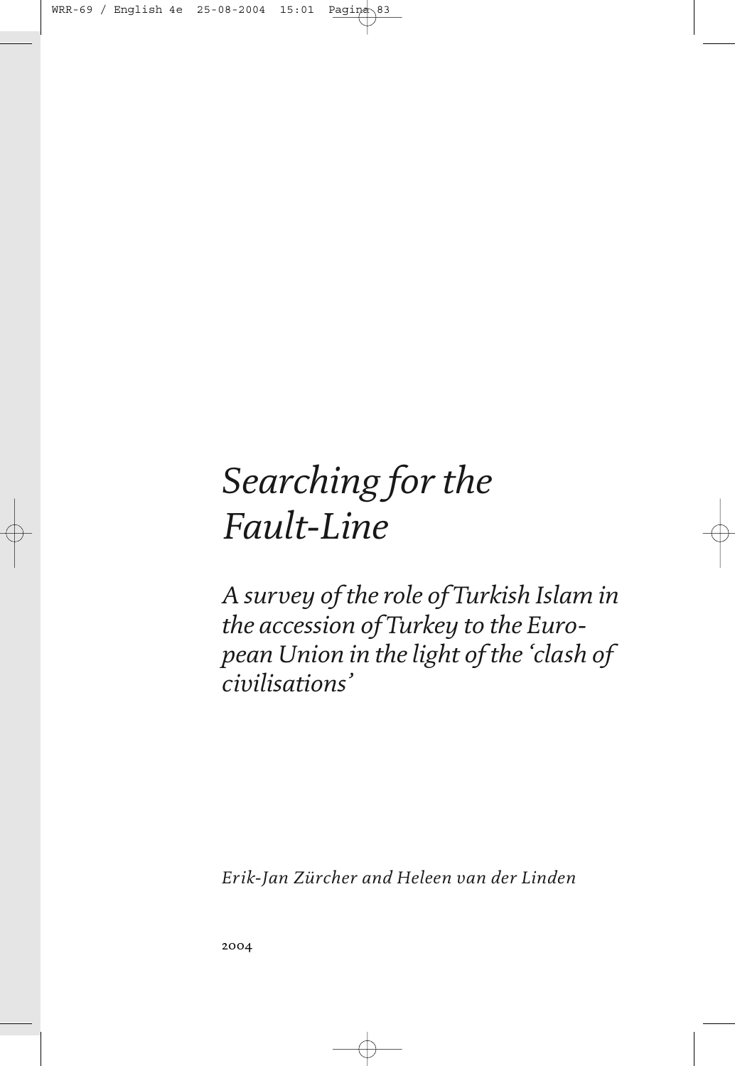# Searching for the Fault-Line

*A survey of the role of Turkish Islam in the accession of Turkey to the European Union in the light of the 'clash of civilisations'*

*Erik-Jan Zürcher and Heleen van der Linden*

2004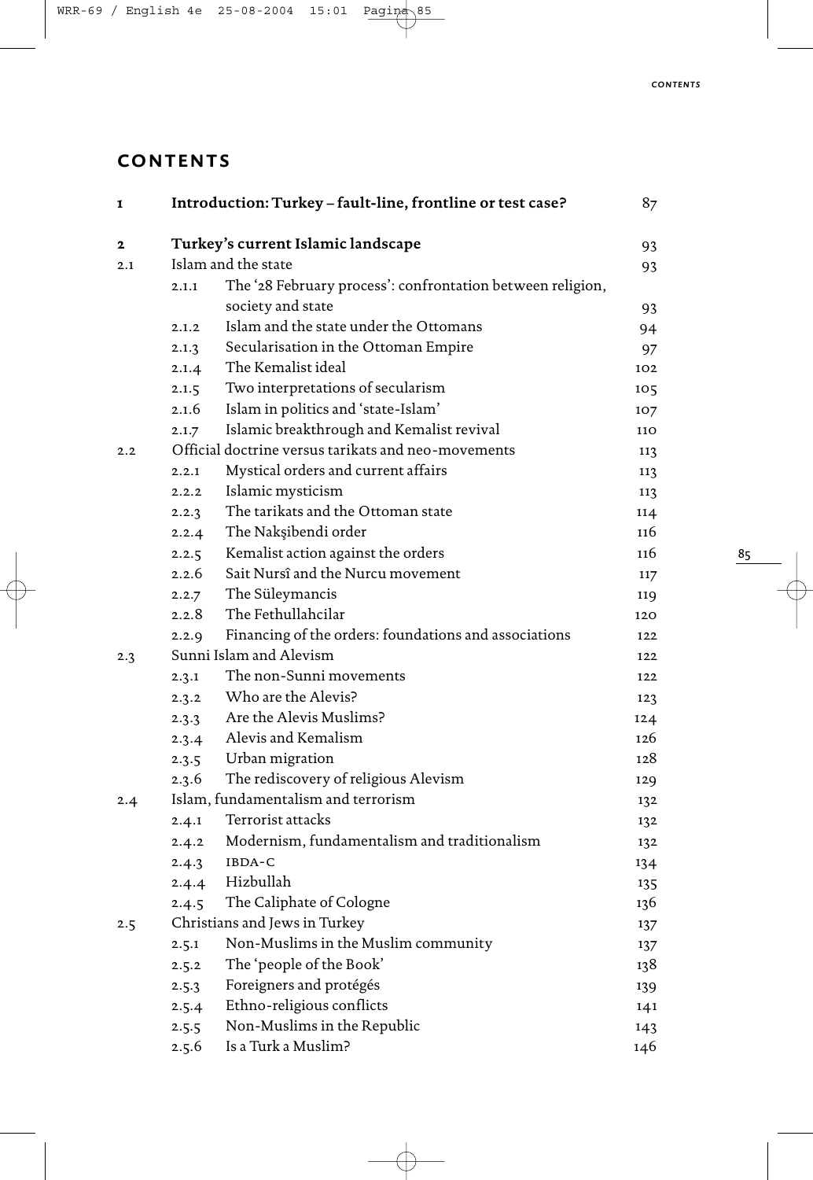# CONTENTS

| | | | |
|---|---|---|---|
| **1** | | **Introduction: Turkey – fault-line, frontline or test case?** | 87 |
| **2** | | **Turkey's current Islamic landscape** | 93 |
| 2.1 | | Islam and the state | 93 |
| | 2.1.1 | The '28 February process': confrontation between religion, society and state | 93 |
| | 2.1.2 | Islam and the state under the Ottomans | 94 |
| | 2.1.3 | Secularisation in the Ottoman Empire | 97 |
| | 2.1.4 | The Kemalist ideal | 102 |
| | 2.1.5 | Two interpretations of secularism | 105 |
| | 2.1.6 | Islam in politics and 'state-Islam' | 107 |
| | 2.1.7 | Islamic breakthrough and Kemalist revival | 110 |
| 2.2 | | Official doctrine versus tarikats and neo-movements | 113 |
| | 2.2.1 | Mystical orders and current affairs | 113 |
| | 2.2.2 | Islamic mysticism | 113 |
| | 2.2.3 | The tarikats and the Ottoman state | 114 |
| | 2.2.4 | The Nakşibendi order | 116 |
| | 2.2.5 | Kemalist action against the orders | 116 |
| | 2.2.6 | Sait Nursî and the Nurcu movement | 117 |
| | 2.2.7 | The Süleymancis | 119 |
| | 2.2.8 | The Fethullahcilar | 120 |
| | 2.2.9 | Financing of the orders: foundations and associations | 122 |
| 2.3 | | Sunni Islam and Alevism | 122 |
| | 2.3.1 | The non-Sunni movements | 122 |
| | 2.3.2 | Who are the Alevis? | 123 |
| | 2.3.3 | Are the Alevis Muslims? | 124 |
| | 2.3.4 | Alevis and Kemalism | 126 |
| | 2.3.5 | Urban migration | 128 |
| | 2.3.6 | The rediscovery of religious Alevism | 129 |
| 2.4 | | Islam, fundamentalism and terrorism | 132 |
| | 2.4.1 | Terrorist attacks | 132 |
| | 2.4.2 | Modernism, fundamentalism and traditionalism | 132 |
| | 2.4.3 | IBDA-C | 134 |
| | 2.4.4 | Hizbullah | 135 |
| | 2.4.5 | The Caliphate of Cologne | 136 |
| 2.5 | | Christians and Jews in Turkey | 137 |
| | 2.5.1 | Non-Muslims in the Muslim community | 137 |
| | 2.5.2 | The 'people of the Book' | 138 |
| | 2.5.3 | Foreigners and protégés | 139 |
| | 2.5.4 | Ethno-religious conflicts | 141 |
| | 2.5.5 | Non-Muslims in the Republic | 143 |
| | 2.5.6 | Is a Turk a Muslim? | 146 |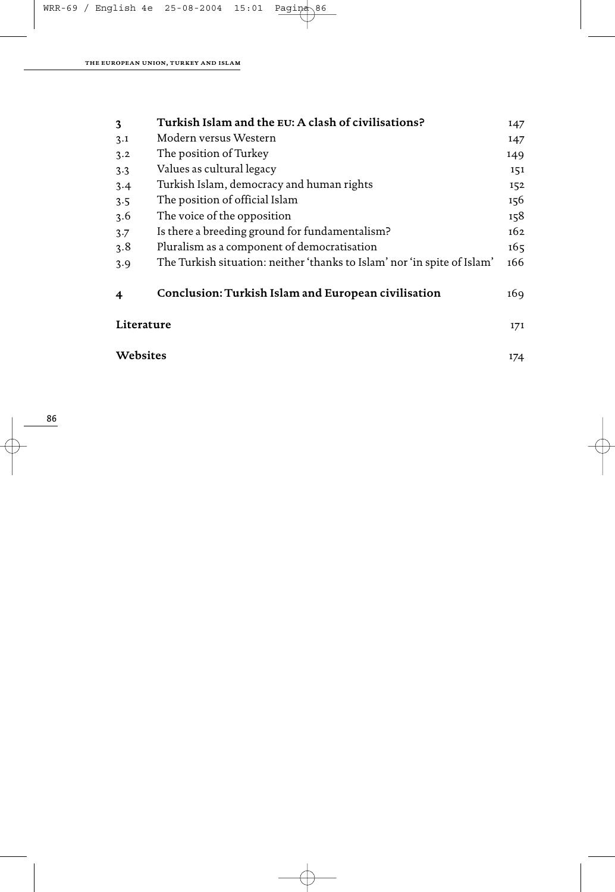| | | |
|---|---|---|
| **3** | **Turkish Islam and the EU: A clash of civilisations?** | 147 |
| 3.1 | Modern versus Western | 147 |
| 3.2 | The position of Turkey | 149 |
| 3.3 | Values as cultural legacy | 151 |
| 3.4 | Turkish Islam, democracy and human rights | 152 |
| 3.5 | The position of official Islam | 156 |
| 3.6 | The voice of the opposition | 158 |
| 3.7 | Is there a breeding ground for fundamentalism? | 162 |
| 3.8 | Pluralism as a component of democratisation | 165 |
| 3.9 | The Turkish situation: neither 'thanks to Islam' nor 'in spite of Islam' | 166 |
| **4** | **Conclusion: Turkish Islam and European civilisation** | 169 |
| **Literature** | | 171 |
| **Websites** | | 174 |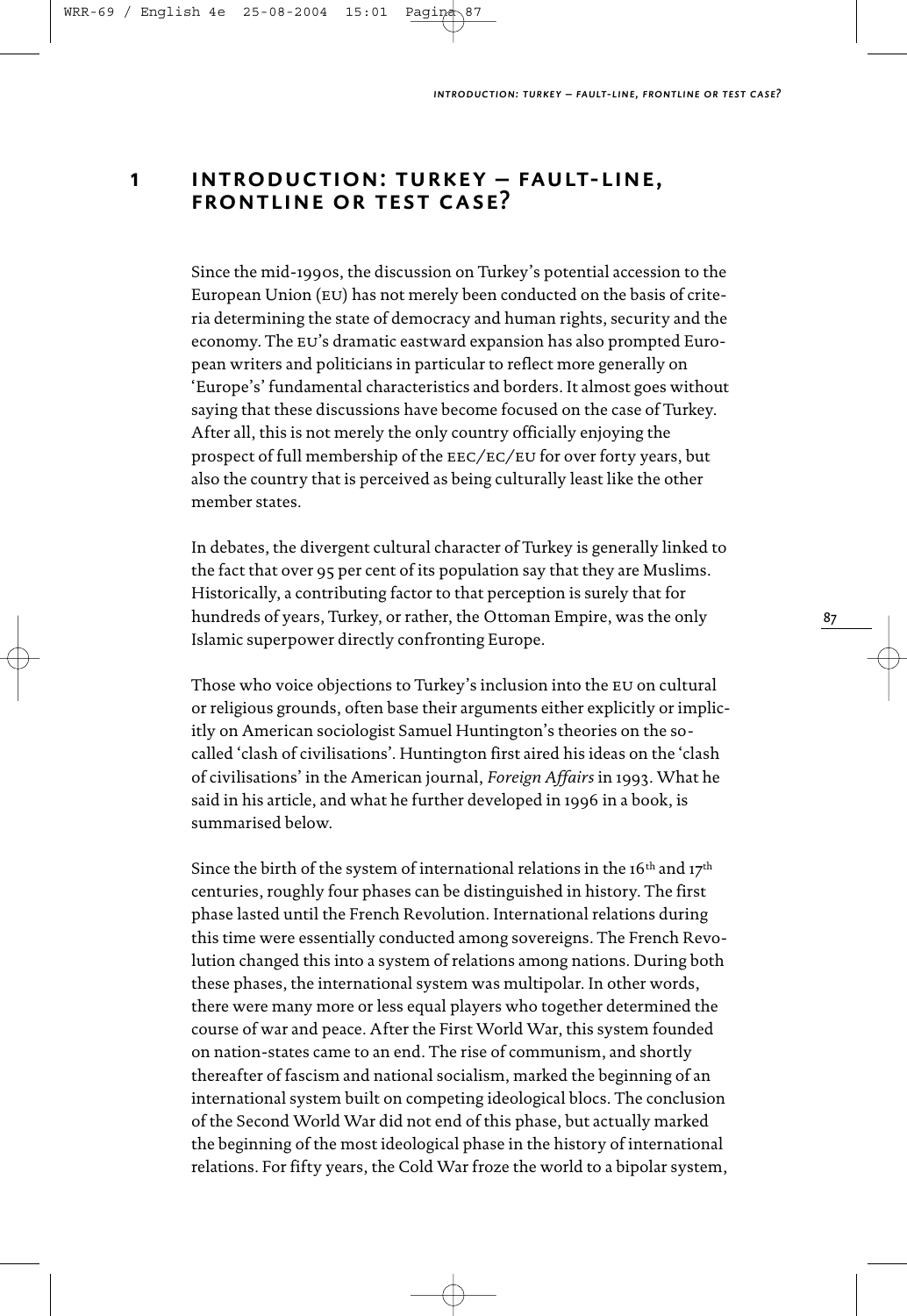# 1 INTRODUCTION: TURKEY – FAULT-LINE, FRONTLINE OR TEST CASE?

Since the mid-1990s, the discussion on Turkey's potential accession to the European Union (EU) has not merely been conducted on the basis of criteria determining the state of democracy and human rights, security and the economy. The EU's dramatic eastward expansion has also prompted European writers and politicians in particular to reflect more generally on 'Europe's' fundamental characteristics and borders. It almost goes without saying that these discussions have become focused on the case of Turkey. After all, this is not merely the only country officially enjoying the prospect of full membership of the EEC/EC/EU for over forty years, but also the country that is perceived as being culturally least like the other member states.

In debates, the divergent cultural character of Turkey is generally linked to the fact that over 95 per cent of its population say that they are Muslims. Historically, a contributing factor to that perception is surely that for hundreds of years, Turkey, or rather, the Ottoman Empire, was the only Islamic superpower directly confronting Europe.

Those who voice objections to Turkey's inclusion into the EU on cultural or religious grounds, often base their arguments either explicitly or implicitly on American sociologist Samuel Huntington's theories on the so-called 'clash of civilisations'. Huntington first aired his ideas on the 'clash of civilisations' in the American journal, *Foreign Affairs* in 1993. What he said in his article, and what he further developed in 1996 in a book, is summarised below.

Since the birth of the system of international relations in the 16th and 17th centuries, roughly four phases can be distinguished in history. The first phase lasted until the French Revolution. International relations during this time were essentially conducted among sovereigns. The French Revolution changed this into a system of relations among nations. During both these phases, the international system was multipolar. In other words, there were many more or less equal players who together determined the course of war and peace. After the First World War, this system founded on nation-states came to an end. The rise of communism, and shortly thereafter of fascism and national socialism, marked the beginning of an international system built on competing ideological blocs. The conclusion of the Second World War did not end of this phase, but actually marked the beginning of the most ideological phase in the history of international relations. For fifty years, the Cold War froze the world to a bipolar system,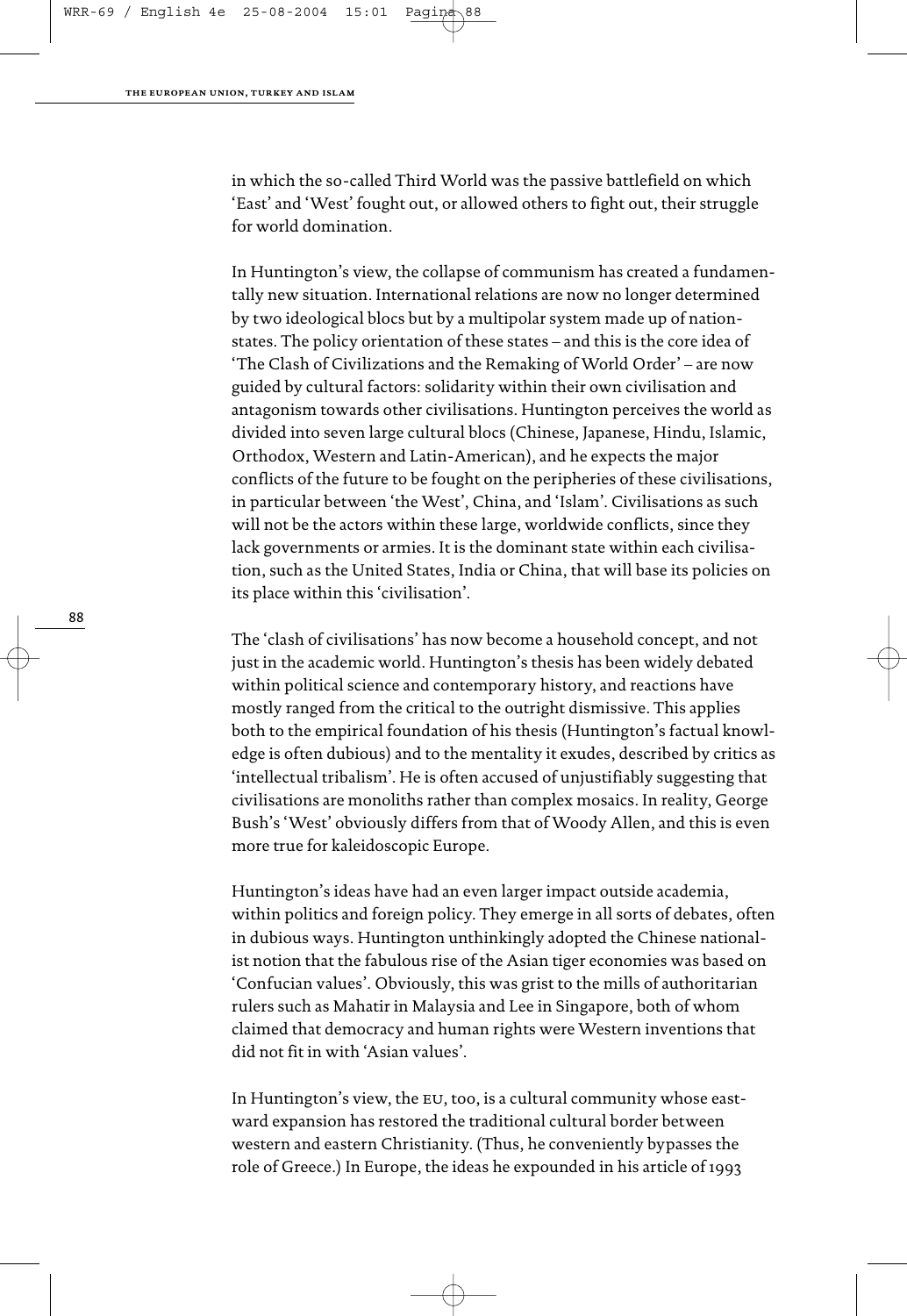in which the so-called Third World was the passive battlefield on which 'East' and 'West' fought out, or allowed others to fight out, their struggle for world domination.

In Huntington's view, the collapse of communism has created a fundamentally new situation. International relations are now no longer determined by two ideological blocs but by a multipolar system made up of nation-states. The policy orientation of these states – and this is the core idea of 'The Clash of Civilizations and the Remaking of World Order' – are now guided by cultural factors: solidarity within their own civilisation and antagonism towards other civilisations. Huntington perceives the world as divided into seven large cultural blocs (Chinese, Japanese, Hindu, Islamic, Orthodox, Western and Latin-American), and he expects the major conflicts of the future to be fought on the peripheries of these civilisations, in particular between 'the West', China, and 'Islam'. Civilisations as such will not be the actors within these large, worldwide conflicts, since they lack governments or armies. It is the dominant state within each civilisation, such as the United States, India or China, that will base its policies on its place within this 'civilisation'.

The 'clash of civilisations' has now become a household concept, and not just in the academic world. Huntington's thesis has been widely debated within political science and contemporary history, and reactions have mostly ranged from the critical to the outright dismissive. This applies both to the empirical foundation of his thesis (Huntington's factual knowledge is often dubious) and to the mentality it exudes, described by critics as 'intellectual tribalism'. He is often accused of unjustifiably suggesting that civilisations are monoliths rather than complex mosaics. In reality, George Bush's 'West' obviously differs from that of Woody Allen, and this is even more true for kaleidoscopic Europe.

Huntington's ideas have had an even larger impact outside academia, within politics and foreign policy. They emerge in all sorts of debates, often in dubious ways. Huntington unthinkingly adopted the Chinese nationalist notion that the fabulous rise of the Asian tiger economies was based on 'Confucian values'. Obviously, this was grist to the mills of authoritarian rulers such as Mahatir in Malaysia and Lee in Singapore, both of whom claimed that democracy and human rights were Western inventions that did not fit in with 'Asian values'.

In Huntington's view, the EU, too, is a cultural community whose eastward expansion has restored the traditional cultural border between western and eastern Christianity. (Thus, he conveniently bypasses the role of Greece.) In Europe, the ideas he expounded in his article of 1993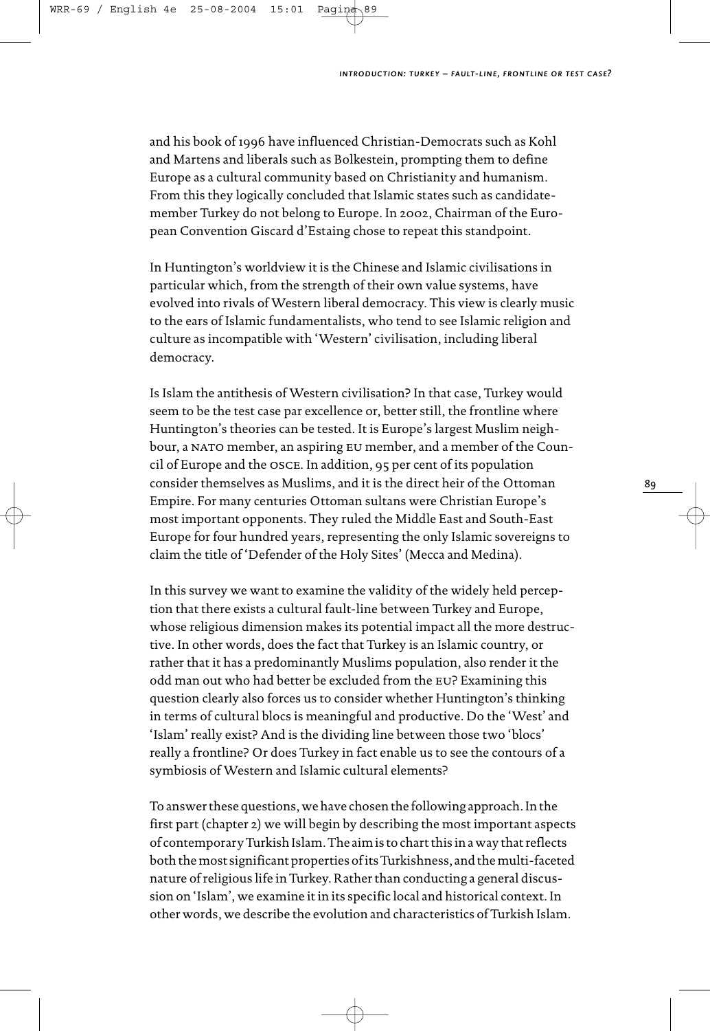and his book of 1996 have influenced Christian-Democrats such as Kohl and Martens and liberals such as Bolkestein, prompting them to define Europe as a cultural community based on Christianity and humanism. From this they logically concluded that Islamic states such as candidate-member Turkey do not belong to Europe. In 2002, Chairman of the European Convention Giscard d'Estaing chose to repeat this standpoint.

In Huntington's worldview it is the Chinese and Islamic civilisations in particular which, from the strength of their own value systems, have evolved into rivals of Western liberal democracy. This view is clearly music to the ears of Islamic fundamentalists, who tend to see Islamic religion and culture as incompatible with 'Western' civilisation, including liberal democracy.

Is Islam the antithesis of Western civilisation? In that case, Turkey would seem to be the test case par excellence or, better still, the frontline where Huntington's theories can be tested. It is Europe's largest Muslim neighbour, a NATO member, an aspiring EU member, and a member of the Council of Europe and the OSCE. In addition, 95 per cent of its population consider themselves as Muslims, and it is the direct heir of the Ottoman Empire. For many centuries Ottoman sultans were Christian Europe's most important opponents. They ruled the Middle East and South-East Europe for four hundred years, representing the only Islamic sovereigns to claim the title of 'Defender of the Holy Sites' (Mecca and Medina).

In this survey we want to examine the validity of the widely held perception that there exists a cultural fault-line between Turkey and Europe, whose religious dimension makes its potential impact all the more destructive. In other words, does the fact that Turkey is an Islamic country, or rather that it has a predominantly Muslims population, also render it the odd man out who had better be excluded from the EU? Examining this question clearly also forces us to consider whether Huntington's thinking in terms of cultural blocs is meaningful and productive. Do the 'West' and 'Islam' really exist? And is the dividing line between those two 'blocs' really a frontline? Or does Turkey in fact enable us to see the contours of a symbiosis of Western and Islamic cultural elements?

To answer these questions, we have chosen the following approach. In the first part (chapter 2) we will begin by describing the most important aspects of contemporary Turkish Islam. The aim is to chart this in a way that reflects both the most significant properties of its Turkishness, and the multi-faceted nature of religious life in Turkey. Rather than conducting a general discussion on 'Islam', we examine it in its specific local and historical context. In other words, we describe the evolution and characteristics of Turkish Islam.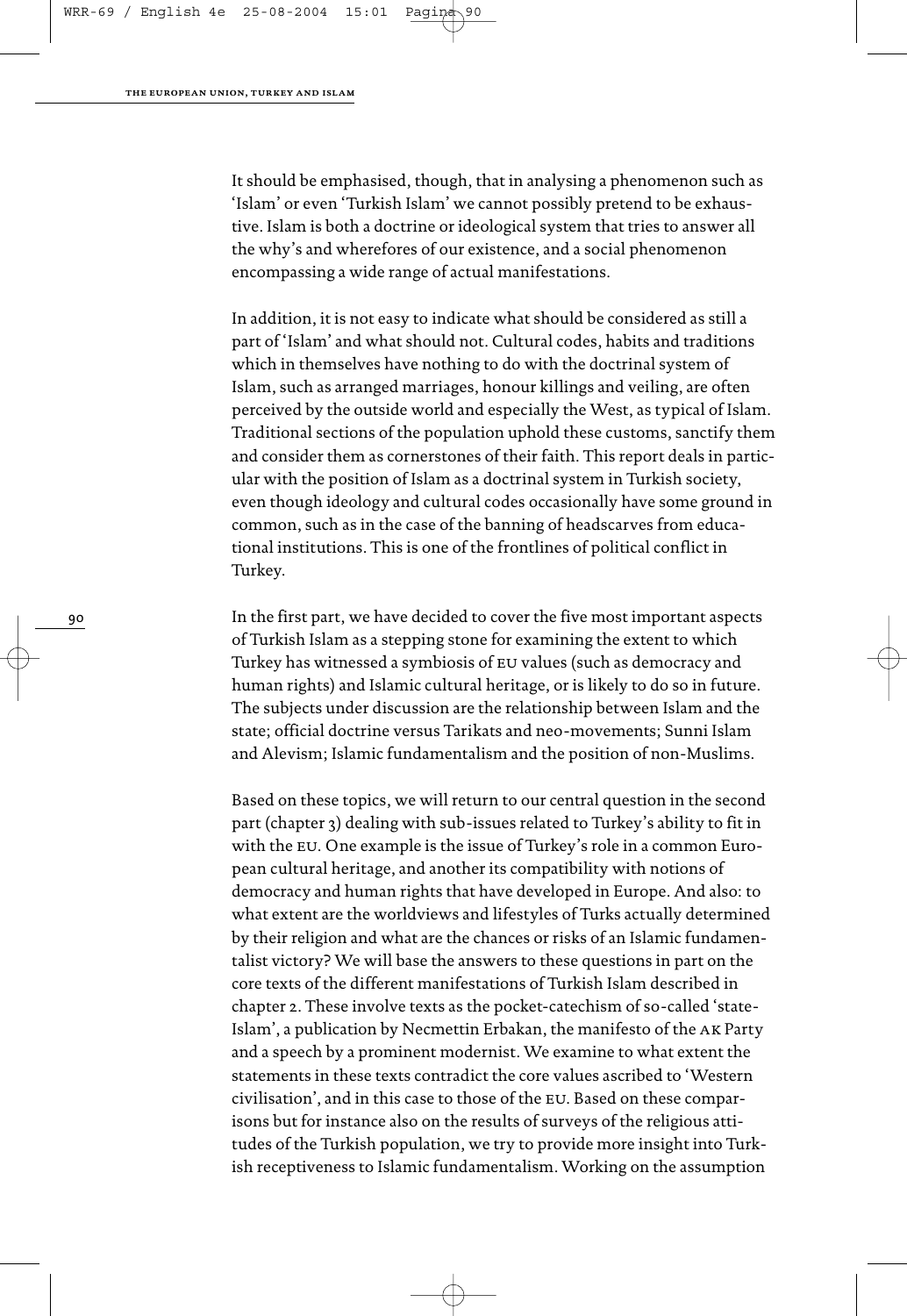It should be emphasised, though, that in analysing a phenomenon such as 'Islam' or even 'Turkish Islam' we cannot possibly pretend to be exhaustive. Islam is both a doctrine or ideological system that tries to answer all the why's and wherefores of our existence, and a social phenomenon encompassing a wide range of actual manifestations.

In addition, it is not easy to indicate what should be considered as still a part of 'Islam' and what should not. Cultural codes, habits and traditions which in themselves have nothing to do with the doctrinal system of Islam, such as arranged marriages, honour killings and veiling, are often perceived by the outside world and especially the West, as typical of Islam. Traditional sections of the population uphold these customs, sanctify them and consider them as cornerstones of their faith. This report deals in particular with the position of Islam as a doctrinal system in Turkish society, even though ideology and cultural codes occasionally have some ground in common, such as in the case of the banning of headscarves from educational institutions. This is one of the frontlines of political conflict in Turkey.

In the first part, we have decided to cover the five most important aspects of Turkish Islam as a stepping stone for examining the extent to which Turkey has witnessed a symbiosis of EU values (such as democracy and human rights) and Islamic cultural heritage, or is likely to do so in future. The subjects under discussion are the relationship between Islam and the state; official doctrine versus Tarikats and neo-movements; Sunni Islam and Alevism; Islamic fundamentalism and the position of non-Muslims.

Based on these topics, we will return to our central question in the second part (chapter 3) dealing with sub-issues related to Turkey's ability to fit in with the EU. One example is the issue of Turkey's role in a common European cultural heritage, and another its compatibility with notions of democracy and human rights that have developed in Europe. And also: to what extent are the worldviews and lifestyles of Turks actually determined by their religion and what are the chances or risks of an Islamic fundamentalist victory? We will base the answers to these questions in part on the core texts of the different manifestations of Turkish Islam described in chapter 2. These involve texts as the pocket-catechism of so-called 'state-Islam', a publication by Necmettin Erbakan, the manifesto of the AK Party and a speech by a prominent modernist. We examine to what extent the statements in these texts contradict the core values ascribed to 'Western civilisation', and in this case to those of the EU. Based on these comparisons but for instance also on the results of surveys of the religious attitudes of the Turkish population, we try to provide more insight into Turkish receptiveness to Islamic fundamentalism. Working on the assumption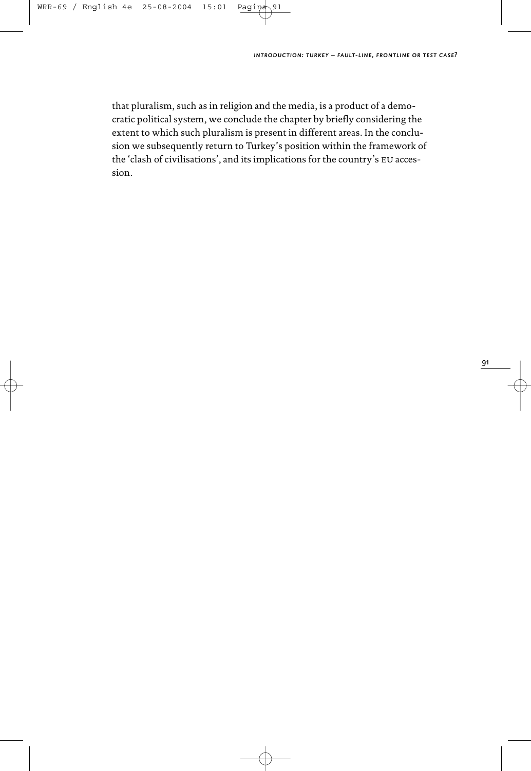that pluralism, such as in religion and the media, is a product of a democratic political system, we conclude the chapter by briefly considering the extent to which such pluralism is present in different areas. In the conclusion we subsequently return to Turkey's position within the framework of the 'clash of civilisations', and its implications for the country's EU accession.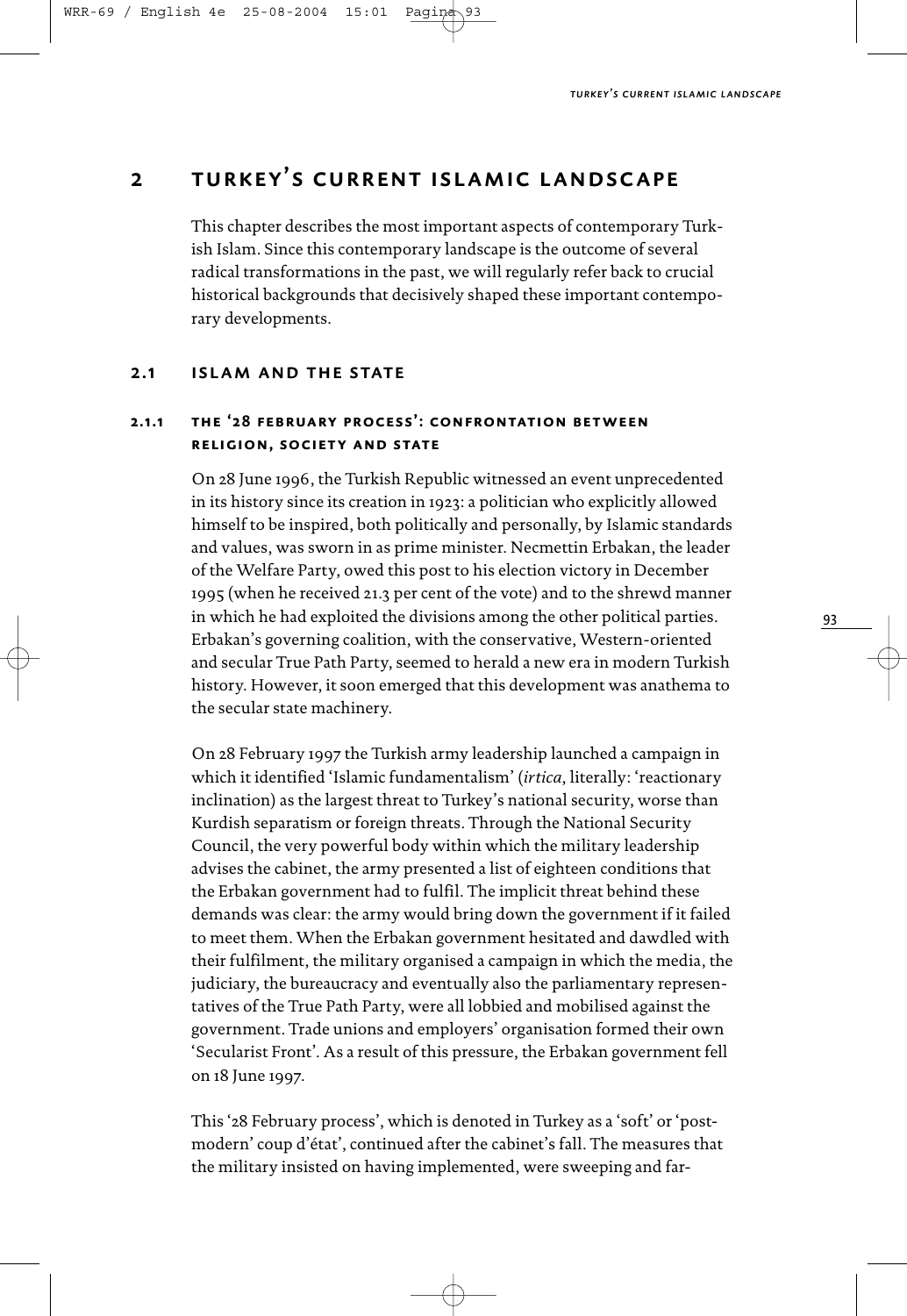# 2 TURKEY'S CURRENT ISLAMIC LANDSCAPE

This chapter describes the most important aspects of contemporary Turkish Islam. Since this contemporary landscape is the outcome of several radical transformations in the past, we will regularly refer back to crucial historical backgrounds that decisively shaped these important contemporary developments.

## 2.1 ISLAM AND THE STATE

### 2.1.1 THE '28 FEBRUARY PROCESS': CONFRONTATION BETWEEN RELIGION, SOCIETY AND STATE

On 28 June 1996, the Turkish Republic witnessed an event unprecedented in its history since its creation in 1923: a politician who explicitly allowed himself to be inspired, both politically and personally, by Islamic standards and values, was sworn in as prime minister. Necmettin Erbakan, the leader of the Welfare Party, owed this post to his election victory in December 1995 (when he received 21.3 per cent of the vote) and to the shrewd manner in which he had exploited the divisions among the other political parties. Erbakan's governing coalition, with the conservative, Western-oriented and secular True Path Party, seemed to herald a new era in modern Turkish history. However, it soon emerged that this development was anathema to the secular state machinery.

On 28 February 1997 the Turkish army leadership launched a campaign in which it identified 'Islamic fundamentalism' (*irtica*, literally: 'reactionary inclination) as the largest threat to Turkey's national security, worse than Kurdish separatism or foreign threats. Through the National Security Council, the very powerful body within which the military leadership advises the cabinet, the army presented a list of eighteen conditions that the Erbakan government had to fulfil. The implicit threat behind these demands was clear: the army would bring down the government if it failed to meet them. When the Erbakan government hesitated and dawdled with their fulfilment, the military organised a campaign in which the media, the judiciary, the bureaucracy and eventually also the parliamentary representatives of the True Path Party, were all lobbied and mobilised against the government. Trade unions and employers' organisation formed their own 'Secularist Front'. As a result of this pressure, the Erbakan government fell on 18 June 1997.

This '28 February process', which is denoted in Turkey as a 'soft' or 'postmodern' coup d'état', continued after the cabinet's fall. The measures that the military insisted on having implemented, were sweeping and far-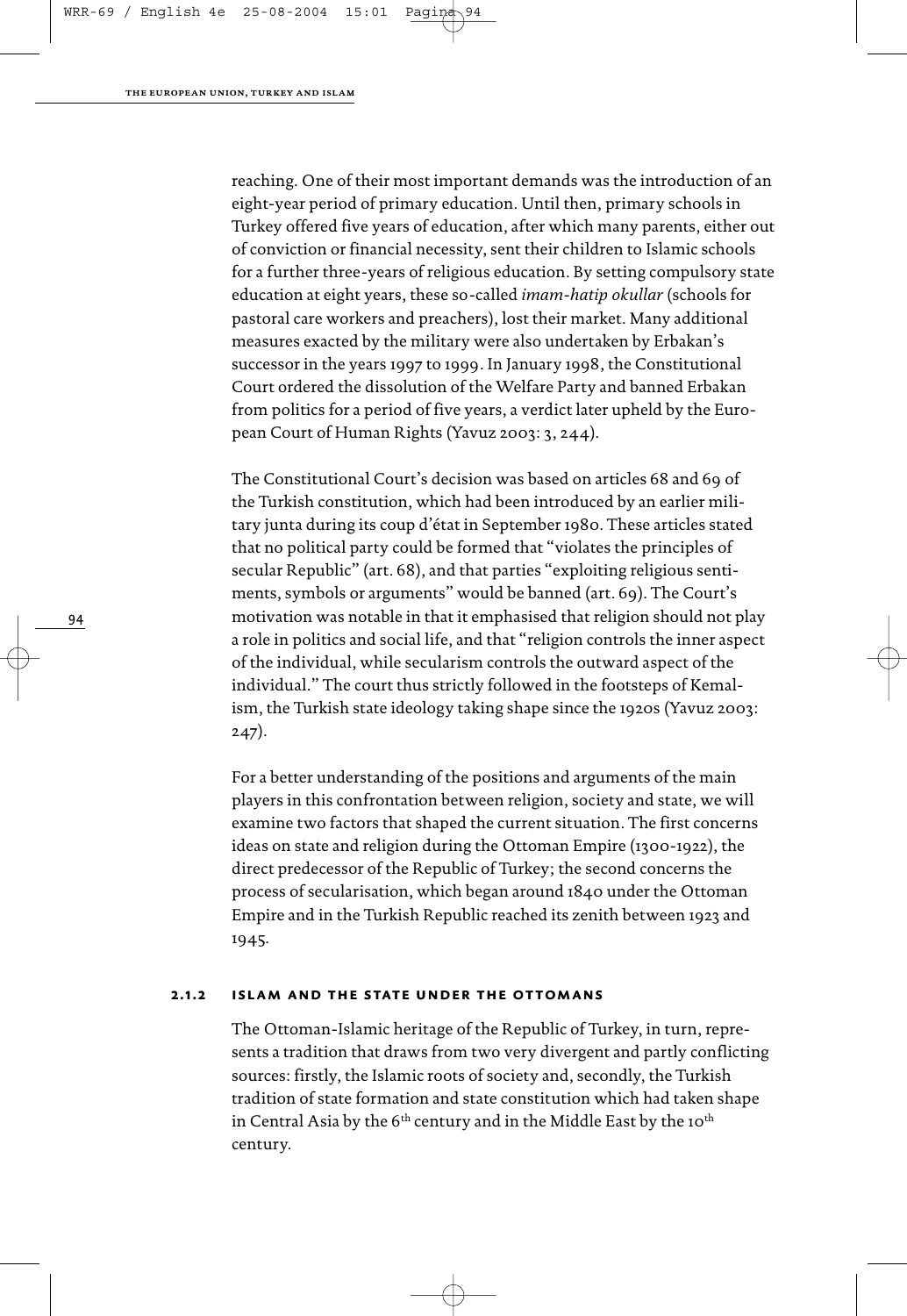reaching. One of their most important demands was the introduction of an eight-year period of primary education. Until then, primary schools in Turkey offered five years of education, after which many parents, either out of conviction or financial necessity, sent their children to Islamic schools for a further three-years of religious education. By setting compulsory state education at eight years, these so-called *imam-hatip okullar* (schools for pastoral care workers and preachers), lost their market. Many additional measures exacted by the military were also undertaken by Erbakan's successor in the years 1997 to 1999. In January 1998, the Constitutional Court ordered the dissolution of the Welfare Party and banned Erbakan from politics for a period of five years, a verdict later upheld by the European Court of Human Rights (Yavuz 2003: 3, 244).

The Constitutional Court's decision was based on articles 68 and 69 of the Turkish constitution, which had been introduced by an earlier military junta during its coup d'état in September 1980. These articles stated that no political party could be formed that "violates the principles of secular Republic" (art. 68), and that parties "exploiting religious sentiments, symbols or arguments" would be banned (art. 69). The Court's motivation was notable in that it emphasised that religion should not play a role in politics and social life, and that "religion controls the inner aspect of the individual, while secularism controls the outward aspect of the individual." The court thus strictly followed in the footsteps of Kemalism, the Turkish state ideology taking shape since the 1920s (Yavuz 2003: 247).

For a better understanding of the positions and arguments of the main players in this confrontation between religion, society and state, we will examine two factors that shaped the current situation. The first concerns ideas on state and religion during the Ottoman Empire (1300-1922), the direct predecessor of the Republic of Turkey; the second concerns the process of secularisation, which began around 1840 under the Ottoman Empire and in the Turkish Republic reached its zenith between 1923 and 1945.

### 2.1.2 Islam and the state under the Ottomans

The Ottoman-Islamic heritage of the Republic of Turkey, in turn, represents a tradition that draws from two very divergent and partly conflicting sources: firstly, the Islamic roots of society and, secondly, the Turkish tradition of state formation and state constitution which had taken shape in Central Asia by the 6th century and in the Middle East by the 10th century.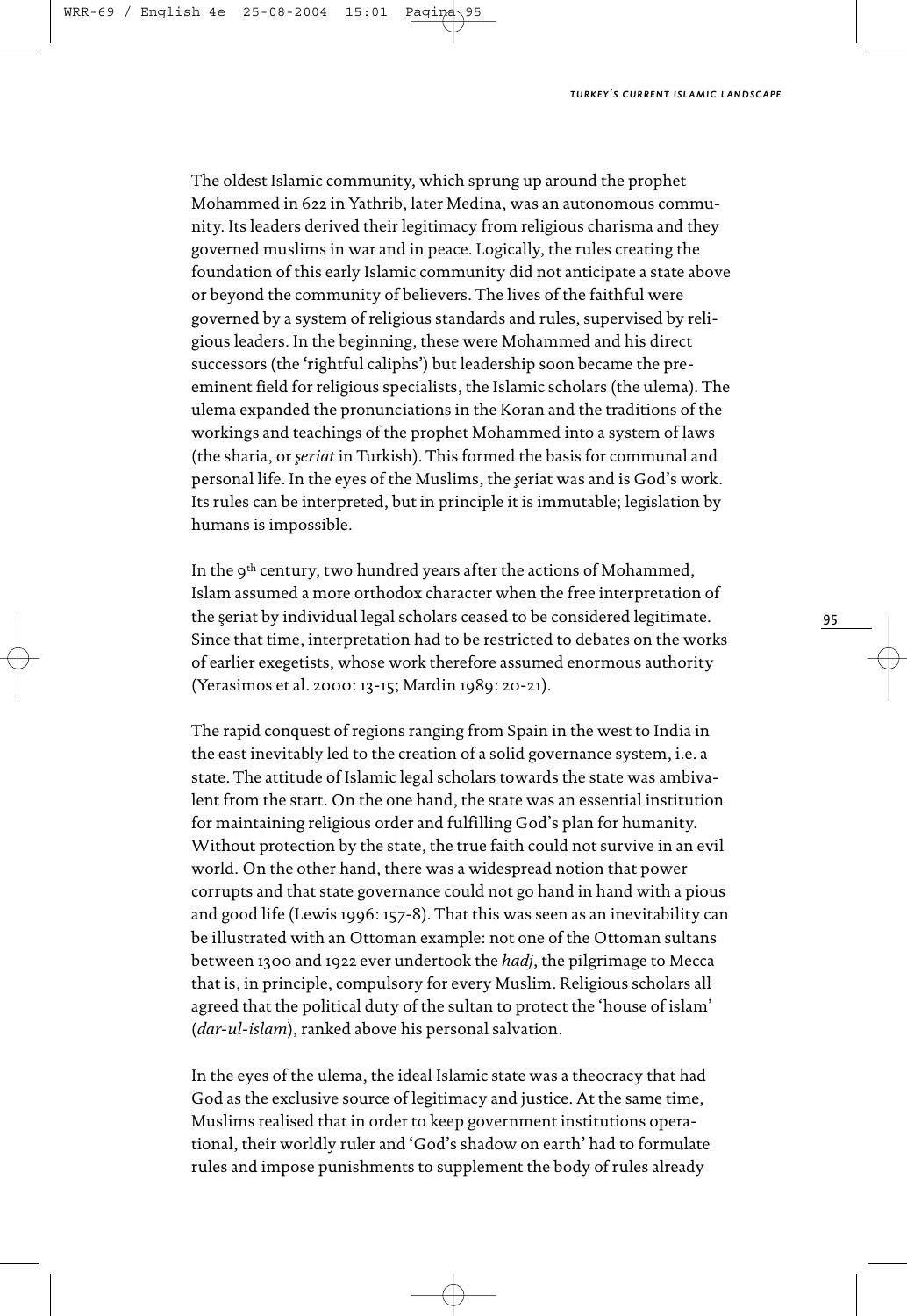The oldest Islamic community, which sprung up around the prophet Mohammed in 622 in Yathrib, later Medina, was an autonomous community. Its leaders derived their legitimacy from religious charisma and they governed muslims in war and in peace. Logically, the rules creating the foundation of this early Islamic community did not anticipate a state above or beyond the community of believers. The lives of the faithful were governed by a system of religious standards and rules, supervised by religious leaders. In the beginning, these were Mohammed and his direct successors (the 'rightful caliphs') but leadership soon became the preeminent field for religious specialists, the Islamic scholars (the ulema). The ulema expanded the pronunciations in the Koran and the traditions of the workings and teachings of the prophet Mohammed into a system of laws (the sharia, or *şeriat* in Turkish). This formed the basis for communal and personal life. In the eyes of the Muslims, the *ş*eriat was and is God's work. Its rules can be interpreted, but in principle it is immutable; legislation by humans is impossible.

In the 9th century, two hundred years after the actions of Mohammed, Islam assumed a more orthodox character when the free interpretation of the şeriat by individual legal scholars ceased to be considered legitimate. Since that time, interpretation had to be restricted to debates on the works of earlier exegetists, whose work therefore assumed enormous authority (Yerasimos et al. 2000: 13-15; Mardin 1989: 20-21).

The rapid conquest of regions ranging from Spain in the west to India in the east inevitably led to the creation of a solid governance system, i.e. a state. The attitude of Islamic legal scholars towards the state was ambivalent from the start. On the one hand, the state was an essential institution for maintaining religious order and fulfilling God's plan for humanity. Without protection by the state, the true faith could not survive in an evil world. On the other hand, there was a widespread notion that power corrupts and that state governance could not go hand in hand with a pious and good life (Lewis 1996: 157-8). That this was seen as an inevitability can be illustrated with an Ottoman example: not one of the Ottoman sultans between 1300 and 1922 ever undertook the *hadj*, the pilgrimage to Mecca that is, in principle, compulsory for every Muslim. Religious scholars all agreed that the political duty of the sultan to protect the 'house of islam' (*dar-ul-islam*), ranked above his personal salvation.

In the eyes of the ulema, the ideal Islamic state was a theocracy that had God as the exclusive source of legitimacy and justice. At the same time, Muslims realised that in order to keep government institutions operational, their worldly ruler and 'God's shadow on earth' had to formulate rules and impose punishments to supplement the body of rules already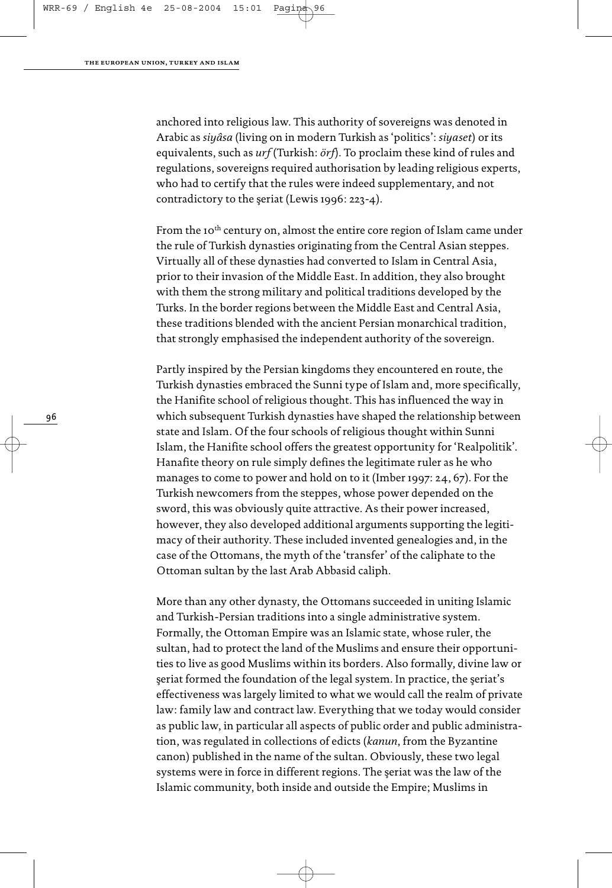anchored into religious law. This authority of sovereigns was denoted in Arabic as *siyâsa* (living on in modern Turkish as 'politics': *siyaset*) or its equivalents, such as *urf* (Turkish: *örf*). To proclaim these kind of rules and regulations, sovereigns required authorisation by leading religious experts, who had to certify that the rules were indeed supplementary, and not contradictory to the şeriat (Lewis 1996: 223-4).

From the 10th century on, almost the entire core region of Islam came under the rule of Turkish dynasties originating from the Central Asian steppes. Virtually all of these dynasties had converted to Islam in Central Asia, prior to their invasion of the Middle East. In addition, they also brought with them the strong military and political traditions developed by the Turks. In the border regions between the Middle East and Central Asia, these traditions blended with the ancient Persian monarchical tradition, that strongly emphasised the independent authority of the sovereign.

Partly inspired by the Persian kingdoms they encountered en route, the Turkish dynasties embraced the Sunni type of Islam and, more specifically, the Hanifite school of religious thought. This has influenced the way in which subsequent Turkish dynasties have shaped the relationship between state and Islam. Of the four schools of religious thought within Sunni Islam, the Hanifite school offers the greatest opportunity for 'Realpolitik'. Hanafite theory on rule simply defines the legitimate ruler as he who manages to come to power and hold on to it (Imber 1997: 24, 67). For the Turkish newcomers from the steppes, whose power depended on the sword, this was obviously quite attractive. As their power increased, however, they also developed additional arguments supporting the legitimacy of their authority. These included invented genealogies and, in the case of the Ottomans, the myth of the 'transfer' of the caliphate to the Ottoman sultan by the last Arab Abbasid caliph.

More than any other dynasty, the Ottomans succeeded in uniting Islamic and Turkish-Persian traditions into a single administrative system. Formally, the Ottoman Empire was an Islamic state, whose ruler, the sultan, had to protect the land of the Muslims and ensure their opportunities to live as good Muslims within its borders. Also formally, divine law or şeriat formed the foundation of the legal system. In practice, the şeriat's effectiveness was largely limited to what we would call the realm of private law: family law and contract law. Everything that we today would consider as public law, in particular all aspects of public order and public administration, was regulated in collections of edicts (*kanun*, from the Byzantine canon) published in the name of the sultan. Obviously, these two legal systems were in force in different regions. The şeriat was the law of the Islamic community, both inside and outside the Empire; Muslims in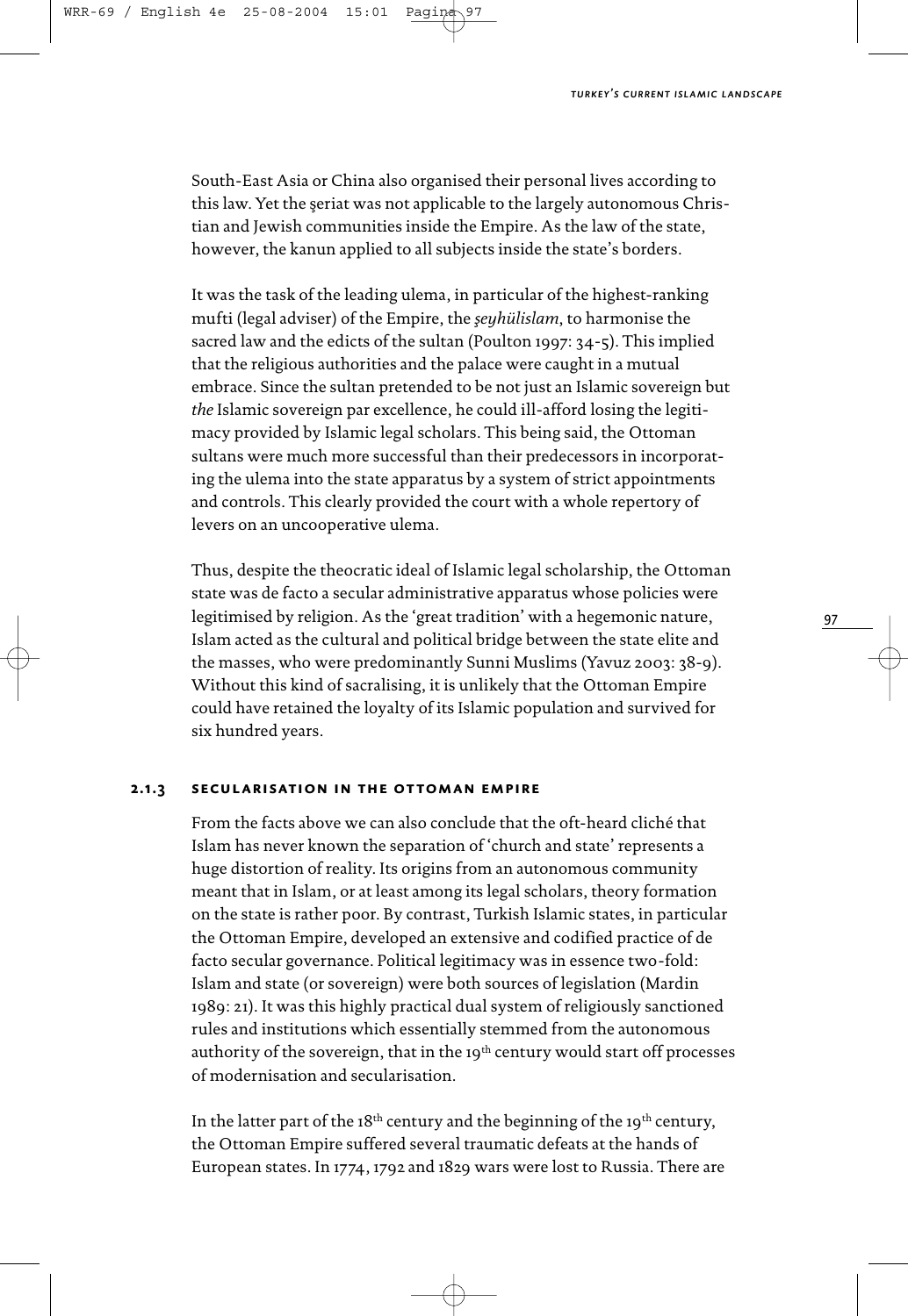South-East Asia or China also organised their personal lives according to this law. Yet the şeriat was not applicable to the largely autonomous Christian and Jewish communities inside the Empire. As the law of the state, however, the kanun applied to all subjects inside the state's borders.

It was the task of the leading ulema, in particular of the highest-ranking mufti (legal adviser) of the Empire, the *şeyhülislam*, to harmonise the sacred law and the edicts of the sultan (Poulton 1997: 34-5). This implied that the religious authorities and the palace were caught in a mutual embrace. Since the sultan pretended to be not just an Islamic sovereign but *the* Islamic sovereign par excellence, he could ill-afford losing the legitimacy provided by Islamic legal scholars. This being said, the Ottoman sultans were much more successful than their predecessors in incorporating the ulema into the state apparatus by a system of strict appointments and controls. This clearly provided the court with a whole repertory of levers on an uncooperative ulema.

Thus, despite the theocratic ideal of Islamic legal scholarship, the Ottoman state was de facto a secular administrative apparatus whose policies were legitimised by religion. As the 'great tradition' with a hegemonic nature, Islam acted as the cultural and political bridge between the state elite and the masses, who were predominantly Sunni Muslims (Yavuz 2003: 38-9). Without this kind of sacralising, it is unlikely that the Ottoman Empire could have retained the loyalty of its Islamic population and survived for six hundred years.

### 2.1.3 Secularisation in the Ottoman Empire

From the facts above we can also conclude that the oft-heard cliché that Islam has never known the separation of 'church and state' represents a huge distortion of reality. Its origins from an autonomous community meant that in Islam, or at least among its legal scholars, theory formation on the state is rather poor. By contrast, Turkish Islamic states, in particular the Ottoman Empire, developed an extensive and codified practice of de facto secular governance. Political legitimacy was in essence two-fold: Islam and state (or sovereign) were both sources of legislation (Mardin 1989: 21). It was this highly practical dual system of religiously sanctioned rules and institutions which essentially stemmed from the autonomous authority of the sovereign, that in the 19th century would start off processes of modernisation and secularisation.

In the latter part of the 18th century and the beginning of the 19th century, the Ottoman Empire suffered several traumatic defeats at the hands of European states. In 1774, 1792 and 1829 wars were lost to Russia. There are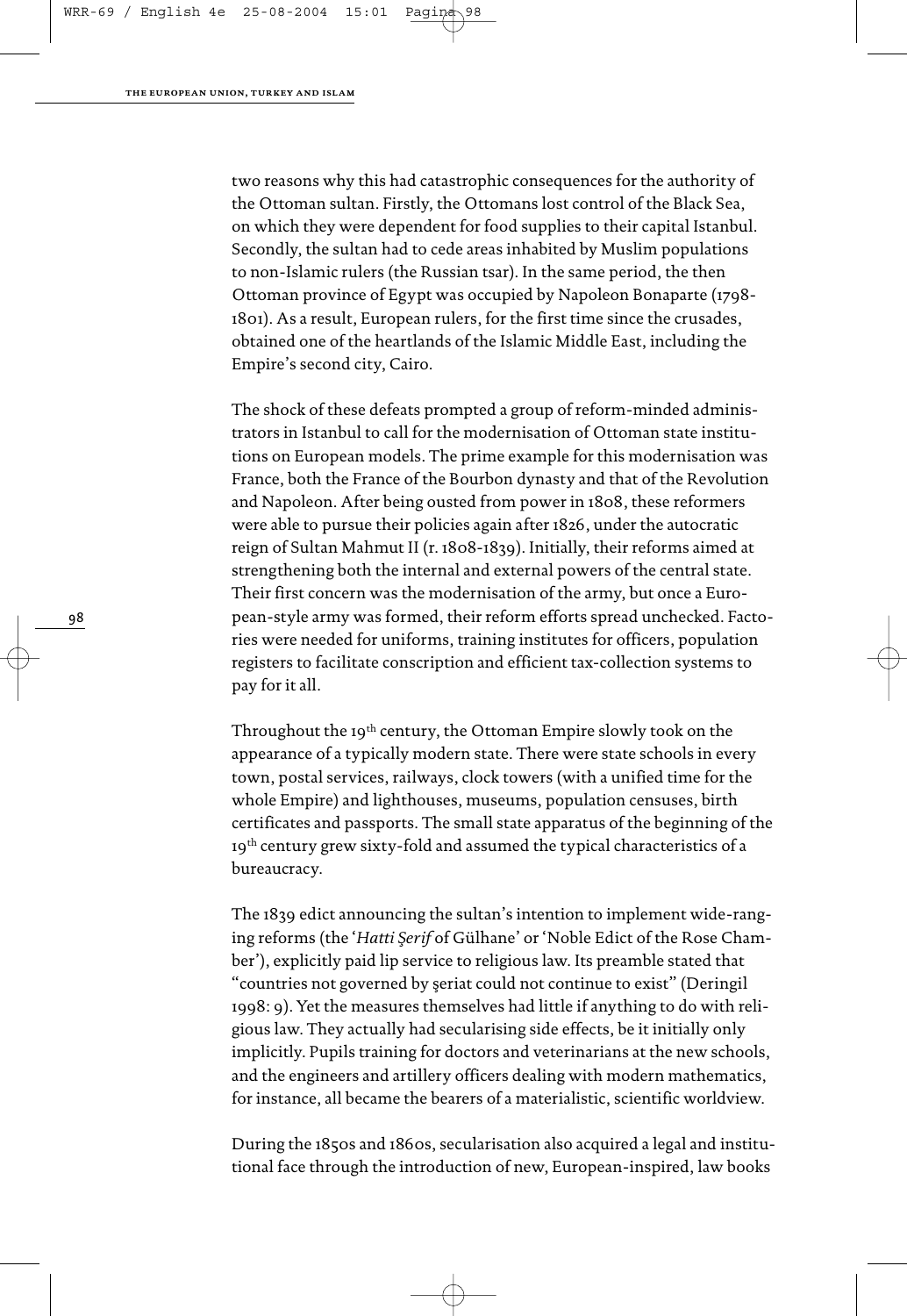two reasons why this had catastrophic consequences for the authority of the Ottoman sultan. Firstly, the Ottomans lost control of the Black Sea, on which they were dependent for food supplies to their capital Istanbul. Secondly, the sultan had to cede areas inhabited by Muslim populations to non-Islamic rulers (the Russian tsar). In the same period, the then Ottoman province of Egypt was occupied by Napoleon Bonaparte (1798-1801). As a result, European rulers, for the first time since the crusades, obtained one of the heartlands of the Islamic Middle East, including the Empire's second city, Cairo.

The shock of these defeats prompted a group of reform-minded administrators in Istanbul to call for the modernisation of Ottoman state institutions on European models. The prime example for this modernisation was France, both the France of the Bourbon dynasty and that of the Revolution and Napoleon. After being ousted from power in 1808, these reformers were able to pursue their policies again after 1826, under the autocratic reign of Sultan Mahmut II (r. 1808-1839). Initially, their reforms aimed at strengthening both the internal and external powers of the central state. Their first concern was the modernisation of the army, but once a European-style army was formed, their reform efforts spread unchecked. Factories were needed for uniforms, training institutes for officers, population registers to facilitate conscription and efficient tax-collection systems to pay for it all.

Throughout the 19th century, the Ottoman Empire slowly took on the appearance of a typically modern state. There were state schools in every town, postal services, railways, clock towers (with a unified time for the whole Empire) and lighthouses, museums, population censuses, birth certificates and passports. The small state apparatus of the beginning of the 19th century grew sixty-fold and assumed the typical characteristics of a bureaucracy.

The 1839 edict announcing the sultan's intention to implement wide-ranging reforms (the '*Hatti Şerif* of Gülhane' or 'Noble Edict of the Rose Chamber'), explicitly paid lip service to religious law. Its preamble stated that "countries not governed by şeriat could not continue to exist" (Deringil 1998: 9). Yet the measures themselves had little if anything to do with religious law. They actually had secularising side effects, be it initially only implicitly. Pupils training for doctors and veterinarians at the new schools, and the engineers and artillery officers dealing with modern mathematics, for instance, all became the bearers of a materialistic, scientific worldview.

During the 1850s and 1860s, secularisation also acquired a legal and institutional face through the introduction of new, European-inspired, law books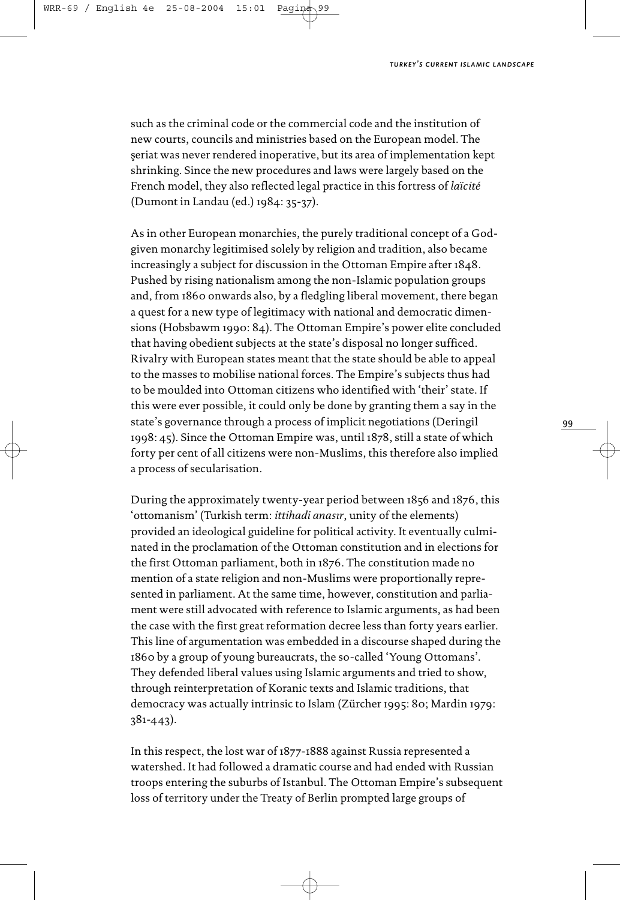such as the criminal code or the commercial code and the institution of new courts, councils and ministries based on the European model. The şeriat was never rendered inoperative, but its area of implementation kept shrinking. Since the new procedures and laws were largely based on the French model, they also reflected legal practice in this fortress of *laïcité* (Dumont in Landau (ed.) 1984: 35-37).

As in other European monarchies, the purely traditional concept of a God-given monarchy legitimised solely by religion and tradition, also became increasingly a subject for discussion in the Ottoman Empire after 1848. Pushed by rising nationalism among the non-Islamic population groups and, from 1860 onwards also, by a fledgling liberal movement, there began a quest for a new type of legitimacy with national and democratic dimensions (Hobsbawm 1990: 84). The Ottoman Empire's power elite concluded that having obedient subjects at the state's disposal no longer sufficed. Rivalry with European states meant that the state should be able to appeal to the masses to mobilise national forces. The Empire's subjects thus had to be moulded into Ottoman citizens who identified with 'their' state. If this were ever possible, it could only be done by granting them a say in the state's governance through a process of implicit negotiations (Deringil 1998: 45). Since the Ottoman Empire was, until 1878, still a state of which forty per cent of all citizens were non-Muslims, this therefore also implied a process of secularisation.

During the approximately twenty-year period between 1856 and 1876, this 'ottomanism' (Turkish term: *ittihadi anasır*, unity of the elements) provided an ideological guideline for political activity. It eventually culminated in the proclamation of the Ottoman constitution and in elections for the first Ottoman parliament, both in 1876. The constitution made no mention of a state religion and non-Muslims were proportionally represented in parliament. At the same time, however, constitution and parliament were still advocated with reference to Islamic arguments, as had been the case with the first great reformation decree less than forty years earlier. This line of argumentation was embedded in a discourse shaped during the 1860 by a group of young bureaucrats, the so-called 'Young Ottomans'. They defended liberal values using Islamic arguments and tried to show, through reinterpretation of Koranic texts and Islamic traditions, that democracy was actually intrinsic to Islam (Zürcher 1995: 80; Mardin 1979: 381-443).

In this respect, the lost war of 1877-1888 against Russia represented a watershed. It had followed a dramatic course and had ended with Russian troops entering the suburbs of Istanbul. The Ottoman Empire's subsequent loss of territory under the Treaty of Berlin prompted large groups of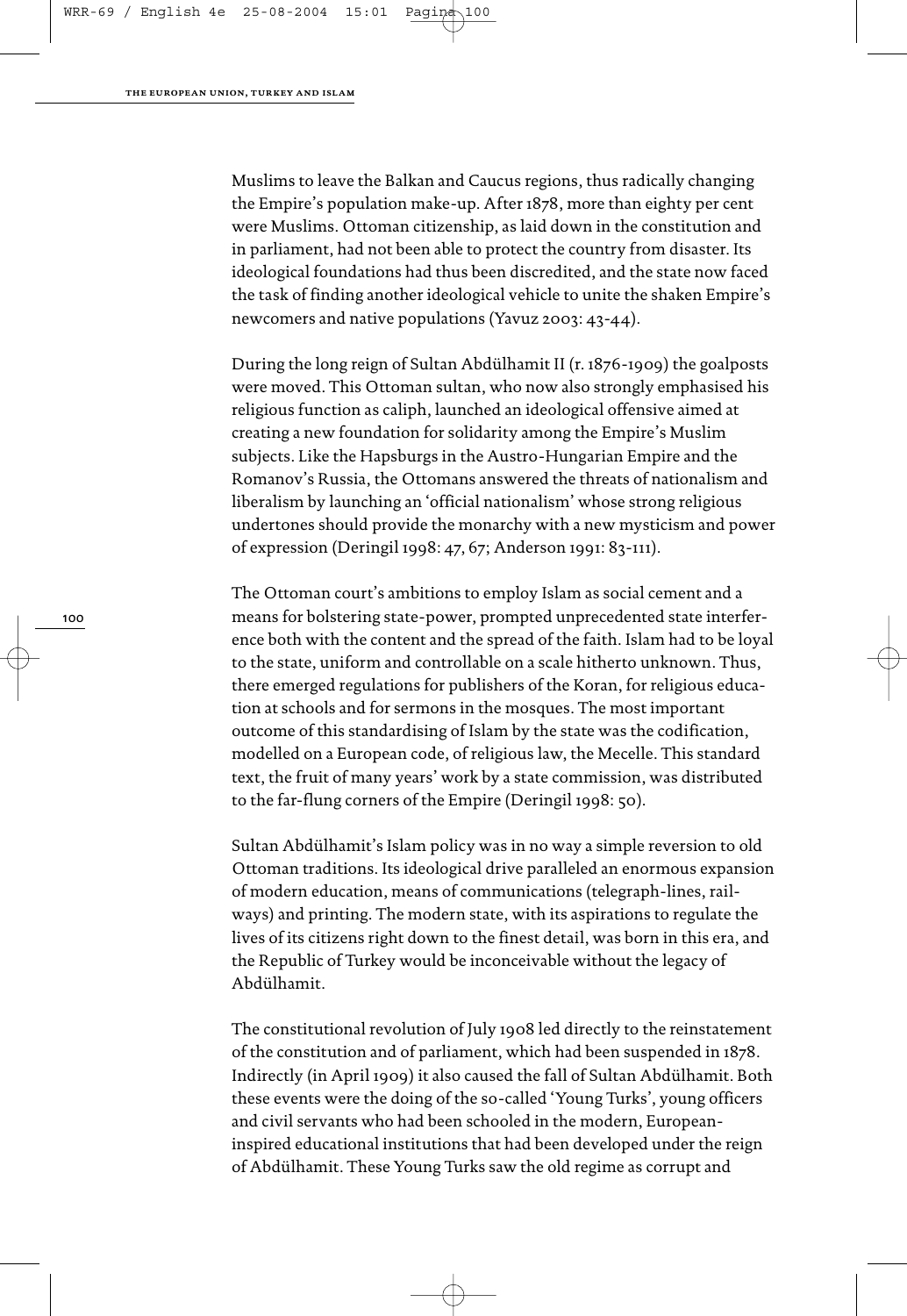Muslims to leave the Balkan and Caucus regions, thus radically changing the Empire's population make-up. After 1878, more than eighty per cent were Muslims. Ottoman citizenship, as laid down in the constitution and in parliament, had not been able to protect the country from disaster. Its ideological foundations had thus been discredited, and the state now faced the task of finding another ideological vehicle to unite the shaken Empire's newcomers and native populations (Yavuz 2003: 43-44).

During the long reign of Sultan Abdülhamit II (r. 1876-1909) the goalposts were moved. This Ottoman sultan, who now also strongly emphasised his religious function as caliph, launched an ideological offensive aimed at creating a new foundation for solidarity among the Empire's Muslim subjects. Like the Hapsburgs in the Austro-Hungarian Empire and the Romanov's Russia, the Ottomans answered the threats of nationalism and liberalism by launching an 'official nationalism' whose strong religious undertones should provide the monarchy with a new mysticism and power of expression (Deringil 1998: 47, 67; Anderson 1991: 83-111).

The Ottoman court's ambitions to employ Islam as social cement and a means for bolstering state-power, prompted unprecedented state interference both with the content and the spread of the faith. Islam had to be loyal to the state, uniform and controllable on a scale hitherto unknown. Thus, there emerged regulations for publishers of the Koran, for religious education at schools and for sermons in the mosques. The most important outcome of this standardising of Islam by the state was the codification, modelled on a European code, of religious law, the Mecelle. This standard text, the fruit of many years' work by a state commission, was distributed to the far-flung corners of the Empire (Deringil 1998: 50).

Sultan Abdülhamit's Islam policy was in no way a simple reversion to old Ottoman traditions. Its ideological drive paralleled an enormous expansion of modern education, means of communications (telegraph-lines, railways) and printing. The modern state, with its aspirations to regulate the lives of its citizens right down to the finest detail, was born in this era, and the Republic of Turkey would be inconceivable without the legacy of Abdülhamit.

The constitutional revolution of July 1908 led directly to the reinstatement of the constitution and of parliament, which had been suspended in 1878. Indirectly (in April 1909) it also caused the fall of Sultan Abdülhamit. Both these events were the doing of the so-called 'Young Turks', young officers and civil servants who had been schooled in the modern, European-inspired educational institutions that had been developed under the reign of Abdülhamit. These Young Turks saw the old regime as corrupt and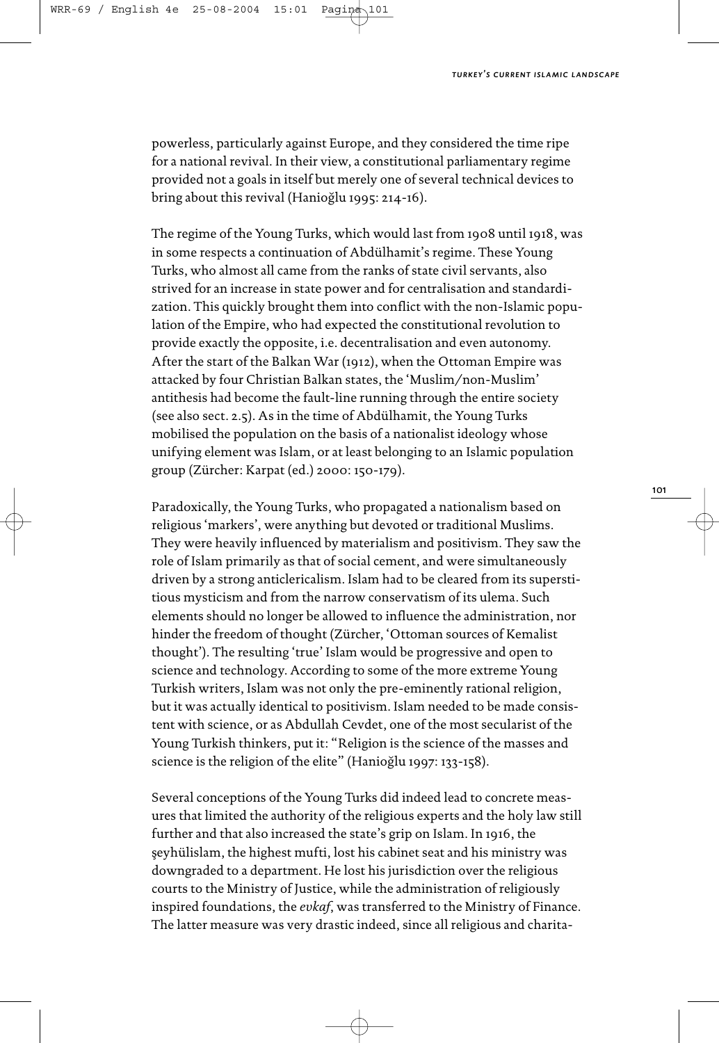powerless, particularly against Europe, and they considered the time ripe for a national revival. In their view, a constitutional parliamentary regime provided not a goals in itself but merely one of several technical devices to bring about this revival (Hanioğlu 1995: 214-16).

The regime of the Young Turks, which would last from 1908 until 1918, was in some respects a continuation of Abdülhamit's regime. These Young Turks, who almost all came from the ranks of state civil servants, also strived for an increase in state power and for centralisation and standardization. This quickly brought them into conflict with the non-Islamic population of the Empire, who had expected the constitutional revolution to provide exactly the opposite, i.e. decentralisation and even autonomy. After the start of the Balkan War (1912), when the Ottoman Empire was attacked by four Christian Balkan states, the 'Muslim/non-Muslim' antithesis had become the fault-line running through the entire society (see also sect. 2.5). As in the time of Abdülhamit, the Young Turks mobilised the population on the basis of a nationalist ideology whose unifying element was Islam, or at least belonging to an Islamic population group (Zürcher: Karpat (ed.) 2000: 150-179).

Paradoxically, the Young Turks, who propagated a nationalism based on religious 'markers', were anything but devoted or traditional Muslims. They were heavily influenced by materialism and positivism. They saw the role of Islam primarily as that of social cement, and were simultaneously driven by a strong anticlericalism. Islam had to be cleared from its superstitious mysticism and from the narrow conservatism of its ulema. Such elements should no longer be allowed to influence the administration, nor hinder the freedom of thought (Zürcher, 'Ottoman sources of Kemalist thought'). The resulting 'true' Islam would be progressive and open to science and technology. According to some of the more extreme Young Turkish writers, Islam was not only the pre-eminently rational religion, but it was actually identical to positivism. Islam needed to be made consistent with science, or as Abdullah Cevdet, one of the most secularist of the Young Turkish thinkers, put it: "Religion is the science of the masses and science is the religion of the elite" (Hanioğlu 1997: 133-158).

Several conceptions of the Young Turks did indeed lead to concrete measures that limited the authority of the religious experts and the holy law still further and that also increased the state's grip on Islam. In 1916, the şeyhülislam, the highest mufti, lost his cabinet seat and his ministry was downgraded to a department. He lost his jurisdiction over the religious courts to the Ministry of Justice, while the administration of religiously inspired foundations, the *evkaf*, was transferred to the Ministry of Finance. The latter measure was very drastic indeed, since all religious and charita-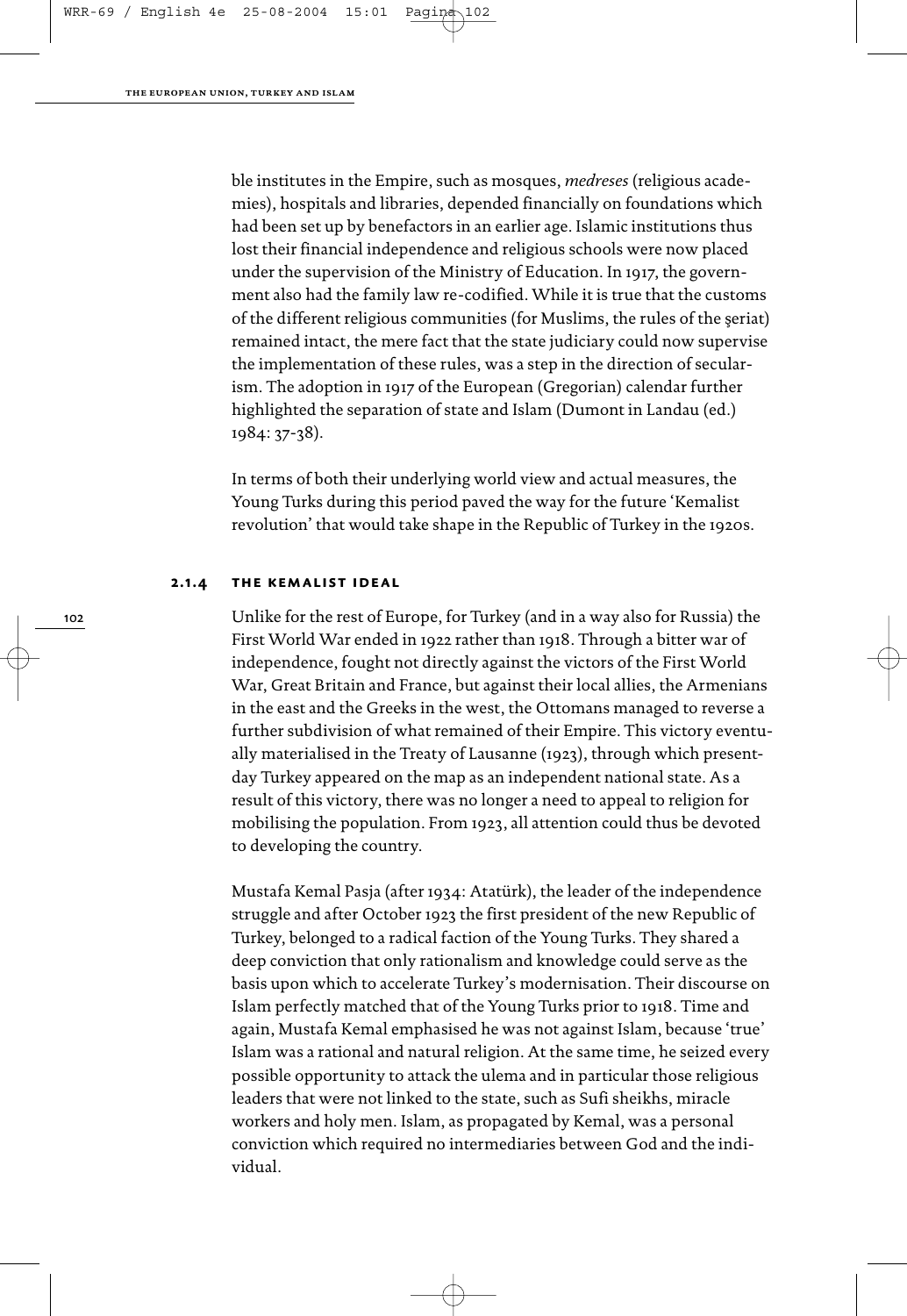ble institutes in the Empire, such as mosques, *medreses* (religious academies), hospitals and libraries, depended financially on foundations which had been set up by benefactors in an earlier age. Islamic institutions thus lost their financial independence and religious schools were now placed under the supervision of the Ministry of Education. In 1917, the government also had the family law re-codified. While it is true that the customs of the different religious communities (for Muslims, the rules of the şeriat) remained intact, the mere fact that the state judiciary could now supervise the implementation of these rules, was a step in the direction of secularism. The adoption in 1917 of the European (Gregorian) calendar further highlighted the separation of state and Islam (Dumont in Landau (ed.) 1984: 37-38).

In terms of both their underlying world view and actual measures, the Young Turks during this period paved the way for the future 'Kemalist revolution' that would take shape in the Republic of Turkey in the 1920s.

### 2.1.4 the kemalist ideal

Unlike for the rest of Europe, for Turkey (and in a way also for Russia) the First World War ended in 1922 rather than 1918. Through a bitter war of independence, fought not directly against the victors of the First World War, Great Britain and France, but against their local allies, the Armenians in the east and the Greeks in the west, the Ottomans managed to reverse a further subdivision of what remained of their Empire. This victory eventually materialised in the Treaty of Lausanne (1923), through which present-day Turkey appeared on the map as an independent national state. As a result of this victory, there was no longer a need to appeal to religion for mobilising the population. From 1923, all attention could thus be devoted to developing the country.

Mustafa Kemal Pasja (after 1934: Atatürk), the leader of the independence struggle and after October 1923 the first president of the new Republic of Turkey, belonged to a radical faction of the Young Turks. They shared a deep conviction that only rationalism and knowledge could serve as the basis upon which to accelerate Turkey's modernisation. Their discourse on Islam perfectly matched that of the Young Turks prior to 1918. Time and again, Mustafa Kemal emphasised he was not against Islam, because 'true' Islam was a rational and natural religion. At the same time, he seized every possible opportunity to attack the ulema and in particular those religious leaders that were not linked to the state, such as Sufi sheikhs, miracle workers and holy men. Islam, as propagated by Kemal, was a personal conviction which required no intermediaries between God and the individual.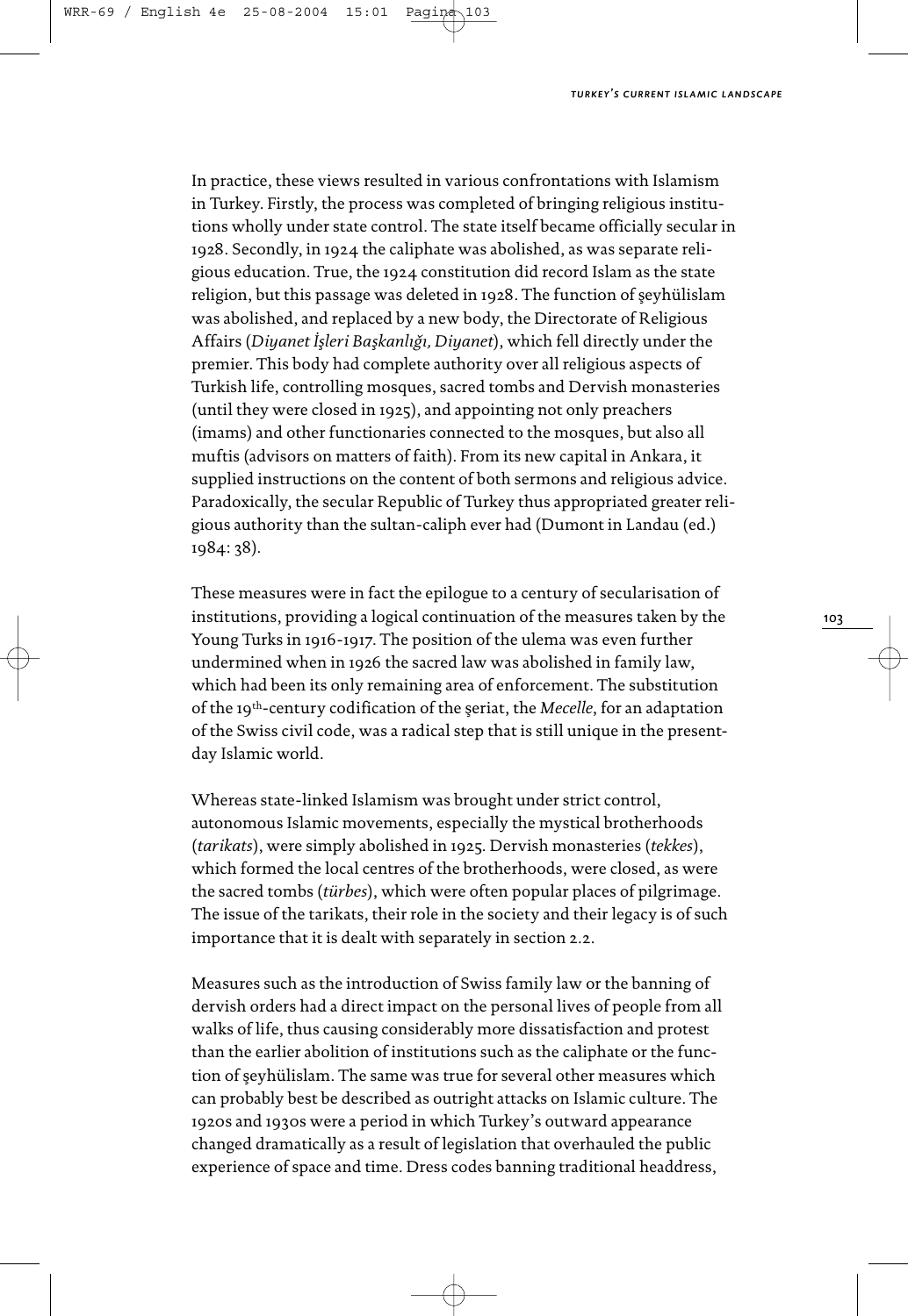In practice, these views resulted in various confrontations with Islamism in Turkey. Firstly, the process was completed of bringing religious institutions wholly under state control. The state itself became officially secular in 1928. Secondly, in 1924 the caliphate was abolished, as was separate religious education. True, the 1924 constitution did record Islam as the state religion, but this passage was deleted in 1928. The function of şeyhülislam was abolished, and replaced by a new body, the Directorate of Religious Affairs (*Diyanet İşleri Başkanlığ, Diyanet*), which fell directly under the premier. This body had complete authority over all religious aspects of Turkish life, controlling mosques, sacred tombs and Dervish monasteries (until they were closed in 1925), and appointing not only preachers (imams) and other functionaries connected to the mosques, but also all muftis (advisors on matters of faith). From its new capital in Ankara, it supplied instructions on the content of both sermons and religious advice. Paradoxically, the secular Republic of Turkey thus appropriated greater religious authority than the sultan-caliph ever had (Dumont in Landau (ed.) 1984: 38).

These measures were in fact the epilogue to a century of secularisation of institutions, providing a logical continuation of the measures taken by the Young Turks in 1916-1917. The position of the ulema was even further undermined when in 1926 the sacred law was abolished in family law, which had been its only remaining area of enforcement. The substitution of the 19th-century codification of the şeriat, the *Mecelle*, for an adaptation of the Swiss civil code, was a radical step that is still unique in the present-day Islamic world.

Whereas state-linked Islamism was brought under strict control, autonomous Islamic movements, especially the mystical brotherhoods (*tarikats*), were simply abolished in 1925. Dervish monasteries (*tekkes*), which formed the local centres of the brotherhoods, were closed, as were the sacred tombs (*türbes*), which were often popular places of pilgrimage. The issue of the tarikats, their role in the society and their legacy is of such importance that it is dealt with separately in section 2.2.

Measures such as the introduction of Swiss family law or the banning of dervish orders had a direct impact on the personal lives of people from all walks of life, thus causing considerably more dissatisfaction and protest than the earlier abolition of institutions such as the caliphate or the function of şeyhülislam. The same was true for several other measures which can probably best be described as outright attacks on Islamic culture. The 1920s and 1930s were a period in which Turkey's outward appearance changed dramatically as a result of legislation that overhauled the public experience of space and time. Dress codes banning traditional headdress,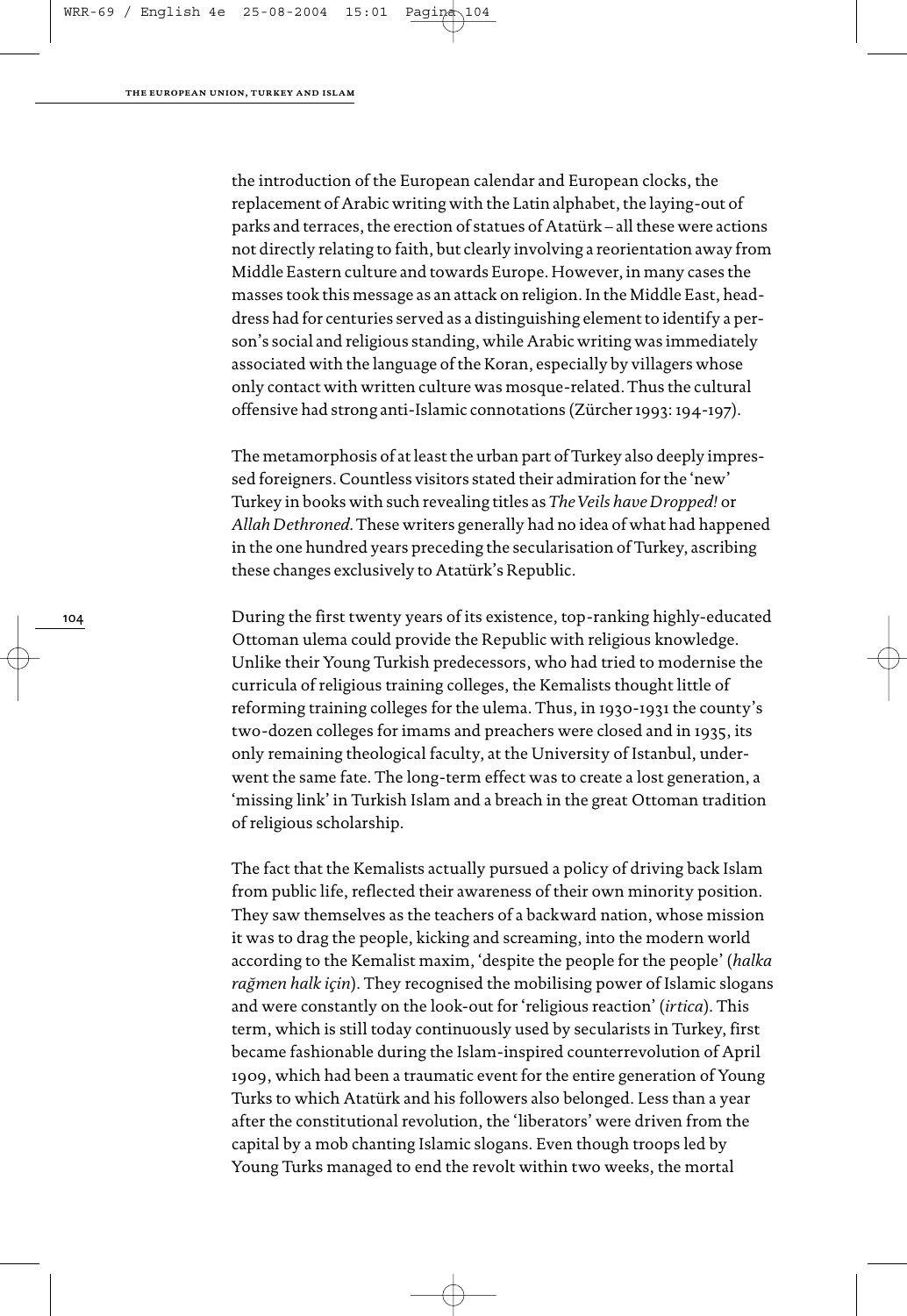the introduction of the European calendar and European clocks, the replacement of Arabic writing with the Latin alphabet, the laying-out of parks and terraces, the erection of statues of Atatürk – all these were actions not directly relating to faith, but clearly involving a reorientation away from Middle Eastern culture and towards Europe. However, in many cases the masses took this message as an attack on religion. In the Middle East, head-dress had for centuries served as a distinguishing element to identify a person's social and religious standing, while Arabic writing was immediately associated with the language of the Koran, especially by villagers whose only contact with written culture was mosque-related. Thus the cultural offensive had strong anti-Islamic connotations (Zürcher 1993: 194-197).

The metamorphosis of at least the urban part of Turkey also deeply impressed foreigners. Countless visitors stated their admiration for the 'new' Turkey in books with such revealing titles as *The Veils have Dropped!* or *Allah Dethroned*. These writers generally had no idea of what had happened in the one hundred years preceding the secularisation of Turkey, ascribing these changes exclusively to Atatürk's Republic.

During the first twenty years of its existence, top-ranking highly-educated Ottoman ulema could provide the Republic with religious knowledge. Unlike their Young Turkish predecessors, who had tried to modernise the curricula of religious training colleges, the Kemalists thought little of reforming training colleges for the ulema. Thus, in 1930-1931 the county's two-dozen colleges for imams and preachers were closed and in 1935, its only remaining theological faculty, at the University of Istanbul, underwent the same fate. The long-term effect was to create a lost generation, a 'missing link' in Turkish Islam and a breach in the great Ottoman tradition of religious scholarship.

The fact that the Kemalists actually pursued a policy of driving back Islam from public life, reflected their awareness of their own minority position. They saw themselves as the teachers of a backward nation, whose mission it was to drag the people, kicking and screaming, into the modern world according to the Kemalist maxim, 'despite the people for the people' (*halka rağmen halk için*). They recognised the mobilising power of Islamic slogans and were constantly on the look-out for 'religious reaction' (*irtica*). This term, which is still today continuously used by secularists in Turkey, first became fashionable during the Islam-inspired counterrevolution of April 1909, which had been a traumatic event for the entire generation of Young Turks to which Atatürk and his followers also belonged. Less than a year after the constitutional revolution, the 'liberators' were driven from the capital by a mob chanting Islamic slogans. Even though troops led by Young Turks managed to end the revolt within two weeks, the mortal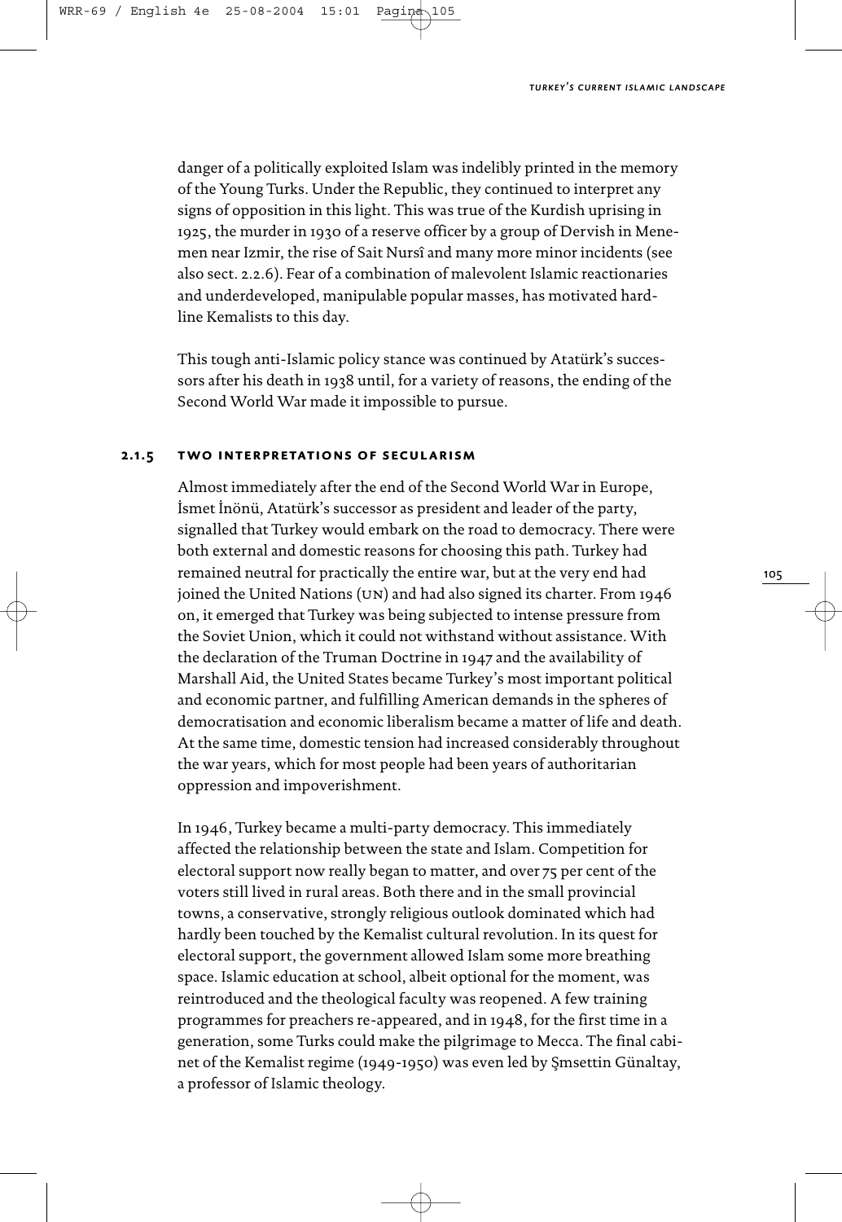danger of a politically exploited Islam was indelibly printed in the memory of the Young Turks. Under the Republic, they continued to interpret any signs of opposition in this light. This was true of the Kurdish uprising in 1925, the murder in 1930 of a reserve officer by a group of Dervish in Menemen near Izmir, the rise of Sait Nursî and many more minor incidents (see also sect. 2.2.6). Fear of a combination of malevolent Islamic reactionaries and underdeveloped, manipulable popular masses, has motivated hardline Kemalists to this day.

This tough anti-Islamic policy stance was continued by Atatürk's successors after his death in 1938 until, for a variety of reasons, the ending of the Second World War made it impossible to pursue.

### 2.1.5 two interpretations of secularism

Almost immediately after the end of the Second World War in Europe, İsmet İnönü, Atatürk's successor as president and leader of the party, signalled that Turkey would embark on the road to democracy. There were both external and domestic reasons for choosing this path. Turkey had remained neutral for practically the entire war, but at the very end had joined the United Nations (UN) and had also signed its charter. From 1946 on, it emerged that Turkey was being subjected to intense pressure from the Soviet Union, which it could not withstand without assistance. With the declaration of the Truman Doctrine in 1947 and the availability of Marshall Aid, the United States became Turkey's most important political and economic partner, and fulfilling American demands in the spheres of democratisation and economic liberalism became a matter of life and death. At the same time, domestic tension had increased considerably throughout the war years, which for most people had been years of authoritarian oppression and impoverishment.

In 1946, Turkey became a multi-party democracy. This immediately affected the relationship between the state and Islam. Competition for electoral support now really began to matter, and over 75 per cent of the voters still lived in rural areas. Both there and in the small provincial towns, a conservative, strongly religious outlook dominated which had hardly been touched by the Kemalist cultural revolution. In its quest for electoral support, the government allowed Islam some more breathing space. Islamic education at school, albeit optional for the moment, was reintroduced and the theological faculty was reopened. A few training programmes for preachers re-appeared, and in 1948, for the first time in a generation, some Turks could make the pilgrimage to Mecca. The final cabinet of the Kemalist regime (1949-1950) was even led by Şmsettin Günaltay, a professor of Islamic theology.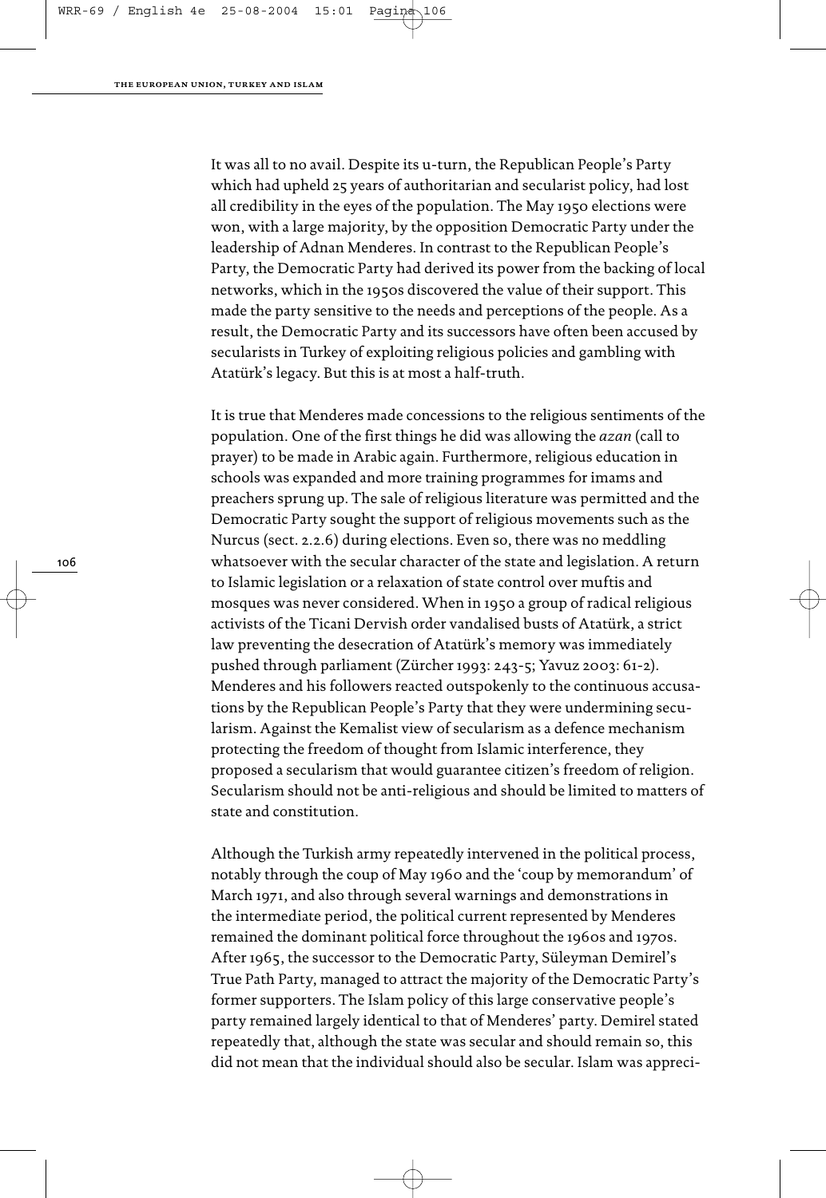It was all to no avail. Despite its u-turn, the Republican People's Party which had upheld 25 years of authoritarian and secularist policy, had lost all credibility in the eyes of the population. The May 1950 elections were won, with a large majority, by the opposition Democratic Party under the leadership of Adnan Menderes. In contrast to the Republican People's Party, the Democratic Party had derived its power from the backing of local networks, which in the 1950s discovered the value of their support. This made the party sensitive to the needs and perceptions of the people. As a result, the Democratic Party and its successors have often been accused by secularists in Turkey of exploiting religious policies and gambling with Atatürk's legacy. But this is at most a half-truth.

It is true that Menderes made concessions to the religious sentiments of the population. One of the first things he did was allowing the *azan* (call to prayer) to be made in Arabic again. Furthermore, religious education in schools was expanded and more training programmes for imams and preachers sprung up. The sale of religious literature was permitted and the Democratic Party sought the support of religious movements such as the Nurcus (sect. 2.2.6) during elections. Even so, there was no meddling whatsoever with the secular character of the state and legislation. A return to Islamic legislation or a relaxation of state control over muftis and mosques was never considered. When in 1950 a group of radical religious activists of the Ticani Dervish order vandalised busts of Atatürk, a strict law preventing the desecration of Atatürk's memory was immediately pushed through parliament (Zürcher 1993: 243-5; Yavuz 2003: 61-2). Menderes and his followers reacted outspokenly to the continuous accusations by the Republican People's Party that they were undermining secularism. Against the Kemalist view of secularism as a defence mechanism protecting the freedom of thought from Islamic interference, they proposed a secularism that would guarantee citizen's freedom of religion. Secularism should not be anti-religious and should be limited to matters of state and constitution.

Although the Turkish army repeatedly intervened in the political process, notably through the coup of May 1960 and the 'coup by memorandum' of March 1971, and also through several warnings and demonstrations in the intermediate period, the political current represented by Menderes remained the dominant political force throughout the 1960s and 1970s. After 1965, the successor to the Democratic Party, Süleyman Demirel's True Path Party, managed to attract the majority of the Democratic Party's former supporters. The Islam policy of this large conservative people's party remained largely identical to that of Menderes' party. Demirel stated repeatedly that, although the state was secular and should remain so, this did not mean that the individual should also be secular. Islam was appreci-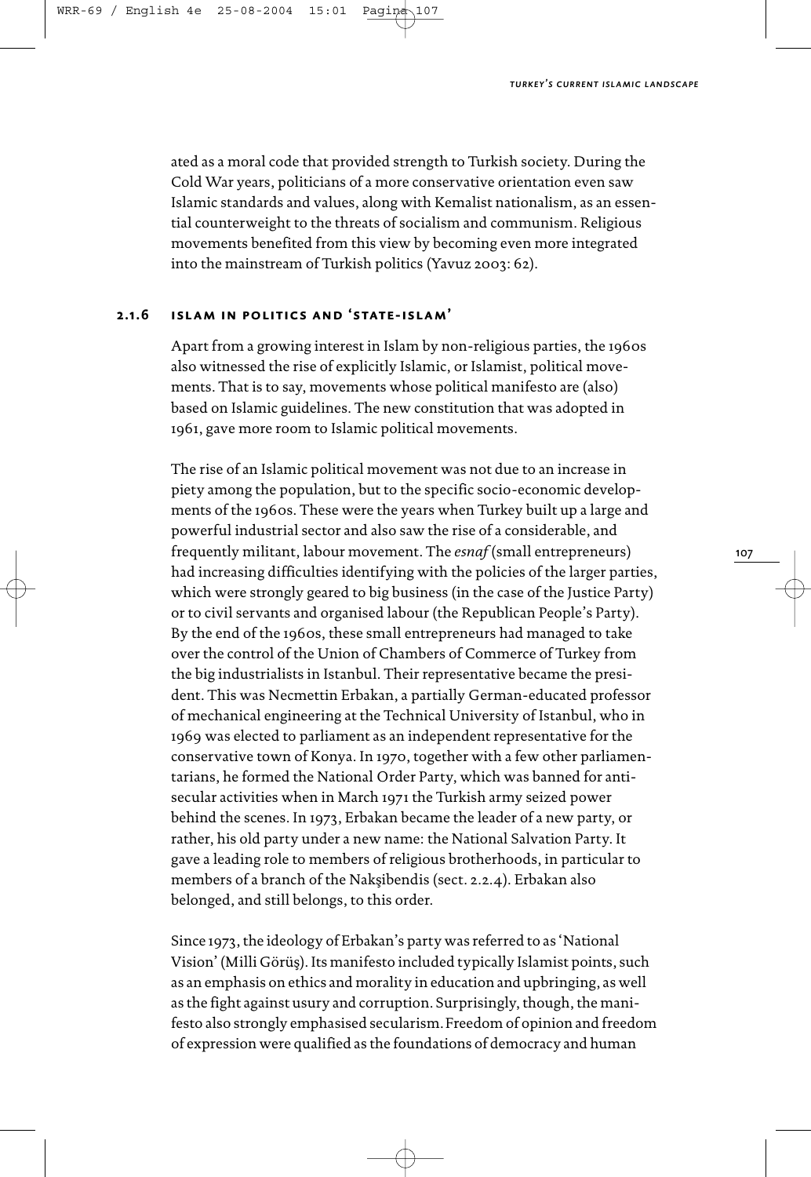ated as a moral code that provided strength to Turkish society. During the Cold War years, politicians of a more conservative orientation even saw Islamic standards and values, along with Kemalist nationalism, as an essential counterweight to the threats of socialism and communism. Religious movements benefited from this view by becoming even more integrated into the mainstream of Turkish politics (Yavuz 2003: 62).

### 2.1.6 islam in politics and 'state-islam'

Apart from a growing interest in Islam by non-religious parties, the 1960s also witnessed the rise of explicitly Islamic, or Islamist, political movements. That is to say, movements whose political manifesto are (also) based on Islamic guidelines. The new constitution that was adopted in 1961, gave more room to Islamic political movements.

The rise of an Islamic political movement was not due to an increase in piety among the population, but to the specific socio-economic developments of the 1960s. These were the years when Turkey built up a large and powerful industrial sector and also saw the rise of a considerable, and frequently militant, labour movement. The *esnaf* (small entrepreneurs) had increasing difficulties identifying with the policies of the larger parties, which were strongly geared to big business (in the case of the Justice Party) or to civil servants and organised labour (the Republican People's Party). By the end of the 1960s, these small entrepreneurs had managed to take over the control of the Union of Chambers of Commerce of Turkey from the big industrialists in Istanbul. Their representative became the president. This was Necmettin Erbakan, a partially German-educated professor of mechanical engineering at the Technical University of Istanbul, who in 1969 was elected to parliament as an independent representative for the conservative town of Konya. In 1970, together with a few other parliamentarians, he formed the National Order Party, which was banned for anti-secular activities when in March 1971 the Turkish army seized power behind the scenes. In 1973, Erbakan became the leader of a new party, or rather, his old party under a new name: the National Salvation Party. It gave a leading role to members of religious brotherhoods, in particular to members of a branch of the Nakşibendis (sect. 2.2.4). Erbakan also belonged, and still belongs, to this order.

Since 1973, the ideology of Erbakan's party was referred to as 'National Vision' (Milli Görüş). Its manifesto included typically Islamist points, such as an emphasis on ethics and morality in education and upbringing, as well as the fight against usury and corruption. Surprisingly, though, the manifesto also strongly emphasised secularism. Freedom of opinion and freedom of expression were qualified as the foundations of democracy and human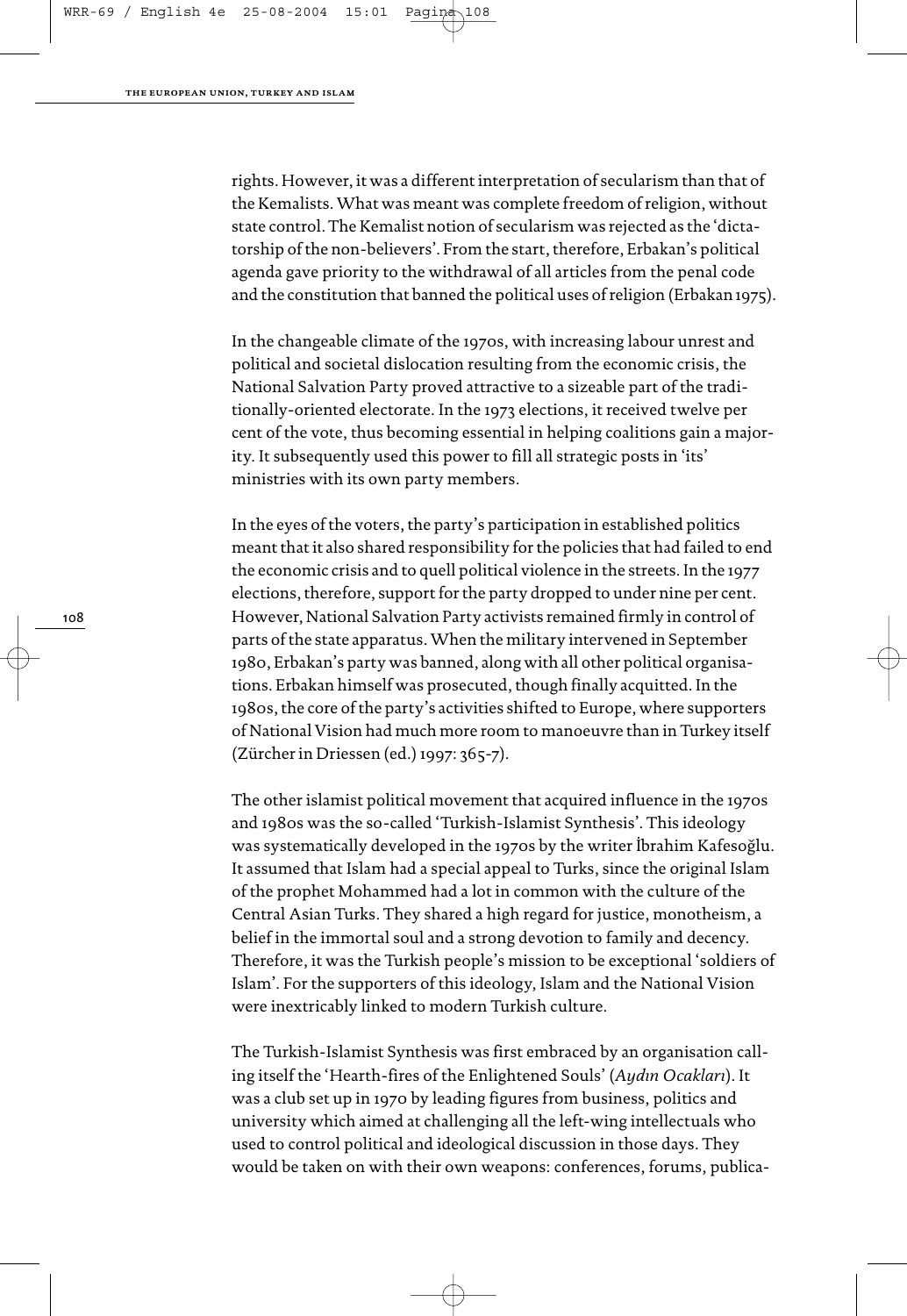rights. However, it was a different interpretation of secularism than that of the Kemalists. What was meant was complete freedom of religion, without state control. The Kemalist notion of secularism was rejected as the 'dictatorship of the non-believers'. From the start, therefore, Erbakan's political agenda gave priority to the withdrawal of all articles from the penal code and the constitution that banned the political uses of religion (Erbakan 1975).

In the changeable climate of the 1970s, with increasing labour unrest and political and societal dislocation resulting from the economic crisis, the National Salvation Party proved attractive to a sizeable part of the traditionally-oriented electorate. In the 1973 elections, it received twelve per cent of the vote, thus becoming essential in helping coalitions gain a majority. It subsequently used this power to fill all strategic posts in 'its' ministries with its own party members.

In the eyes of the voters, the party's participation in established politics meant that it also shared responsibility for the policies that had failed to end the economic crisis and to quell political violence in the streets. In the 1977 elections, therefore, support for the party dropped to under nine per cent. However, National Salvation Party activists remained firmly in control of parts of the state apparatus. When the military intervened in September 1980, Erbakan's party was banned, along with all other political organisations. Erbakan himself was prosecuted, though finally acquitted. In the 1980s, the core of the party's activities shifted to Europe, where supporters of National Vision had much more room to manoeuvre than in Turkey itself (Zürcher in Driessen (ed.) 1997: 365-7).

The other islamist political movement that acquired influence in the 1970s and 1980s was the so-called 'Turkish-Islamist Synthesis'. This ideology was systematically developed in the 1970s by the writer İbrahim Kafesoğlu. It assumed that Islam had a special appeal to Turks, since the original Islam of the prophet Mohammed had a lot in common with the culture of the Central Asian Turks. They shared a high regard for justice, monotheism, a belief in the immortal soul and a strong devotion to family and decency. Therefore, it was the Turkish people's mission to be exceptional 'soldiers of Islam'. For the supporters of this ideology, Islam and the National Vision were inextricably linked to modern Turkish culture.

The Turkish-Islamist Synthesis was first embraced by an organisation calling itself the 'Hearth-fires of the Enlightened Souls' (*Aydın Ocakları*). It was a club set up in 1970 by leading figures from business, politics and university which aimed at challenging all the left-wing intellectuals who used to control political and ideological discussion in those days. They would be taken on with their own weapons: conferences, forums, publica-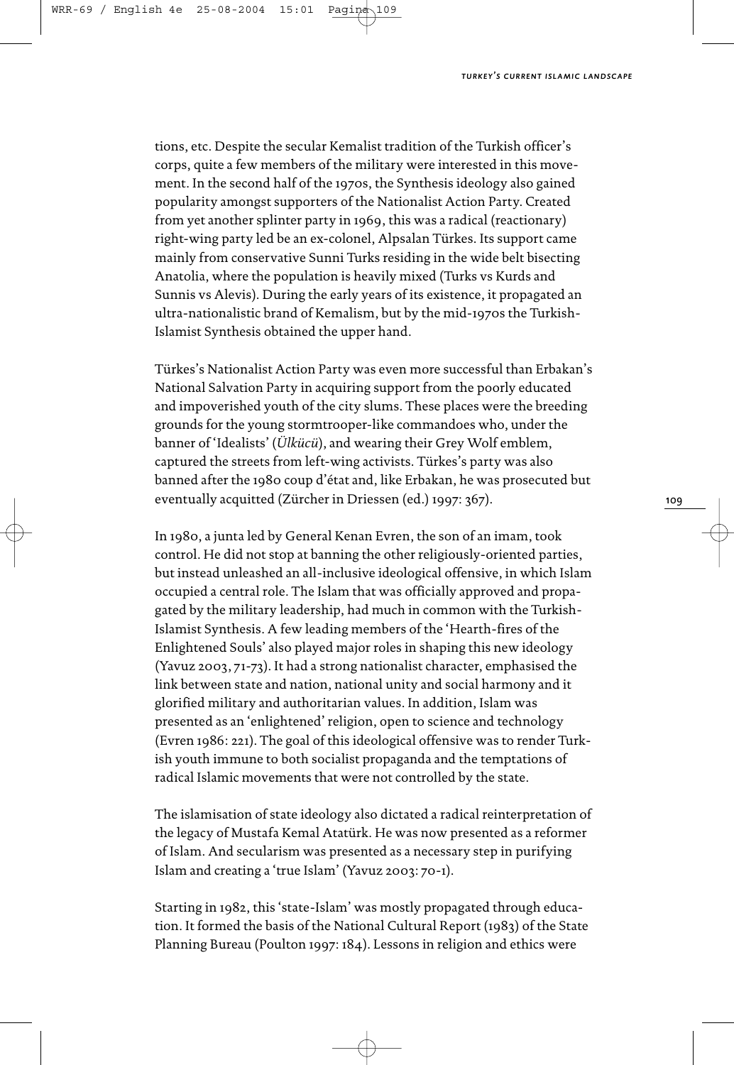tions, etc. Despite the secular Kemalist tradition of the Turkish officer's corps, quite a few members of the military were interested in this movement. In the second half of the 1970s, the Synthesis ideology also gained popularity amongst supporters of the Nationalist Action Party. Created from yet another splinter party in 1969, this was a radical (reactionary) right-wing party led be an ex-colonel, Alpsalan Türkes. Its support came mainly from conservative Sunni Turks residing in the wide belt bisecting Anatolia, where the population is heavily mixed (Turks vs Kurds and Sunnis vs Alevis). During the early years of its existence, it propagated an ultra-nationalistic brand of Kemalism, but by the mid-1970s the Turkish-Islamist Synthesis obtained the upper hand.

Türkes's Nationalist Action Party was even more successful than Erbakan's National Salvation Party in acquiring support from the poorly educated and impoverished youth of the city slums. These places were the breeding grounds for the young stormtrooper-like commandoes who, under the banner of 'Idealists' (*Ülkücü*), and wearing their Grey Wolf emblem, captured the streets from left-wing activists. Türkes's party was also banned after the 1980 coup d'état and, like Erbakan, he was prosecuted but eventually acquitted (Zürcher in Driessen (ed.) 1997: 367).

In 1980, a junta led by General Kenan Evren, the son of an imam, took control. He did not stop at banning the other religiously-oriented parties, but instead unleashed an all-inclusive ideological offensive, in which Islam occupied a central role. The Islam that was officially approved and propagated by the military leadership, had much in common with the Turkish-Islamist Synthesis. A few leading members of the 'Hearth-fires of the Enlightened Souls' also played major roles in shaping this new ideology (Yavuz 2003, 71-73). It had a strong nationalist character, emphasised the link between state and nation, national unity and social harmony and it glorified military and authoritarian values. In addition, Islam was presented as an 'enlightened' religion, open to science and technology (Evren 1986: 221). The goal of this ideological offensive was to render Turkish youth immune to both socialist propaganda and the temptations of radical Islamic movements that were not controlled by the state.

The islamisation of state ideology also dictated a radical reinterpretation of the legacy of Mustafa Kemal Atatürk. He was now presented as a reformer of Islam. And secularism was presented as a necessary step in purifying Islam and creating a 'true Islam' (Yavuz 2003: 70-1).

Starting in 1982, this 'state-Islam' was mostly propagated through education. It formed the basis of the National Cultural Report (1983) of the State Planning Bureau (Poulton 1997: 184). Lessons in religion and ethics were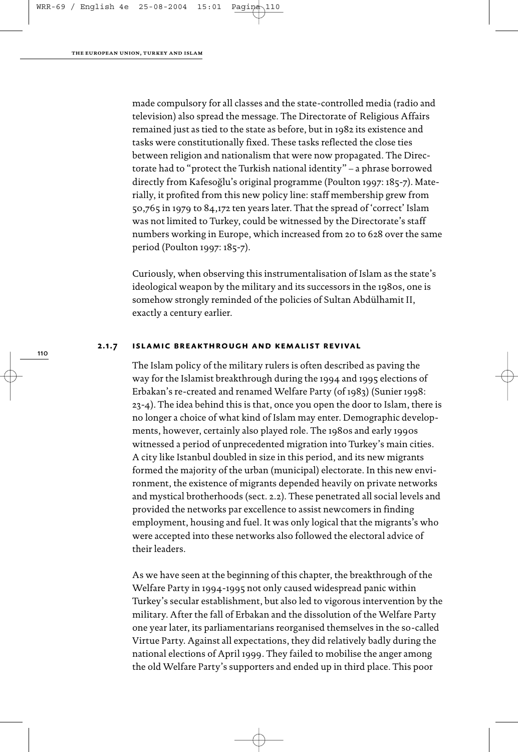made compulsory for all classes and the state-controlled media (radio and television) also spread the message. The Directorate of Religious Affairs remained just as tied to the state as before, but in 1982 its existence and tasks were constitutionally fixed. These tasks reflected the close ties between religion and nationalism that were now propagated. The Directorate had to "protect the Turkish national identity" – a phrase borrowed directly from Kafesoğlu's original programme (Poulton 1997: 185-7). Materially, it profited from this new policy line: staff membership grew from 50,765 in 1979 to 84,172 ten years later. That the spread of 'correct' Islam was not limited to Turkey, could be witnessed by the Directorate's staff numbers working in Europe, which increased from 20 to 628 over the same period (Poulton 1997: 185-7).

Curiously, when observing this instrumentalisation of Islam as the state's ideological weapon by the military and its successors in the 1980s, one is somehow strongly reminded of the policies of Sultan Abdülhamit II, exactly a century earlier.

### 2.1.7 Islamic breakthrough and Kemalist revival

The Islam policy of the military rulers is often described as paving the way for the Islamist breakthrough during the 1994 and 1995 elections of Erbakan's re-created and renamed Welfare Party (of 1983) (Sunier 1998: 23-4). The idea behind this is that, once you open the door to Islam, there is no longer a choice of what kind of Islam may enter. Demographic developments, however, certainly also played role. The 1980s and early 1990s witnessed a period of unprecedented migration into Turkey's main cities. A city like Istanbul doubled in size in this period, and its new migrants formed the majority of the urban (municipal) electorate. In this new environment, the existence of migrants depended heavily on private networks and mystical brotherhoods (sect. 2.2). These penetrated all social levels and provided the networks par excellence to assist newcomers in finding employment, housing and fuel. It was only logical that the migrants's who were accepted into these networks also followed the electoral advice of their leaders.

As we have seen at the beginning of this chapter, the breakthrough of the Welfare Party in 1994-1995 not only caused widespread panic within Turkey's secular establishment, but also led to vigorous intervention by the military. After the fall of Erbakan and the dissolution of the Welfare Party one year later, its parliamentarians reorganised themselves in the so-called Virtue Party. Against all expectations, they did relatively badly during the national elections of April 1999. They failed to mobilise the anger among the old Welfare Party's supporters and ended up in third place. This poor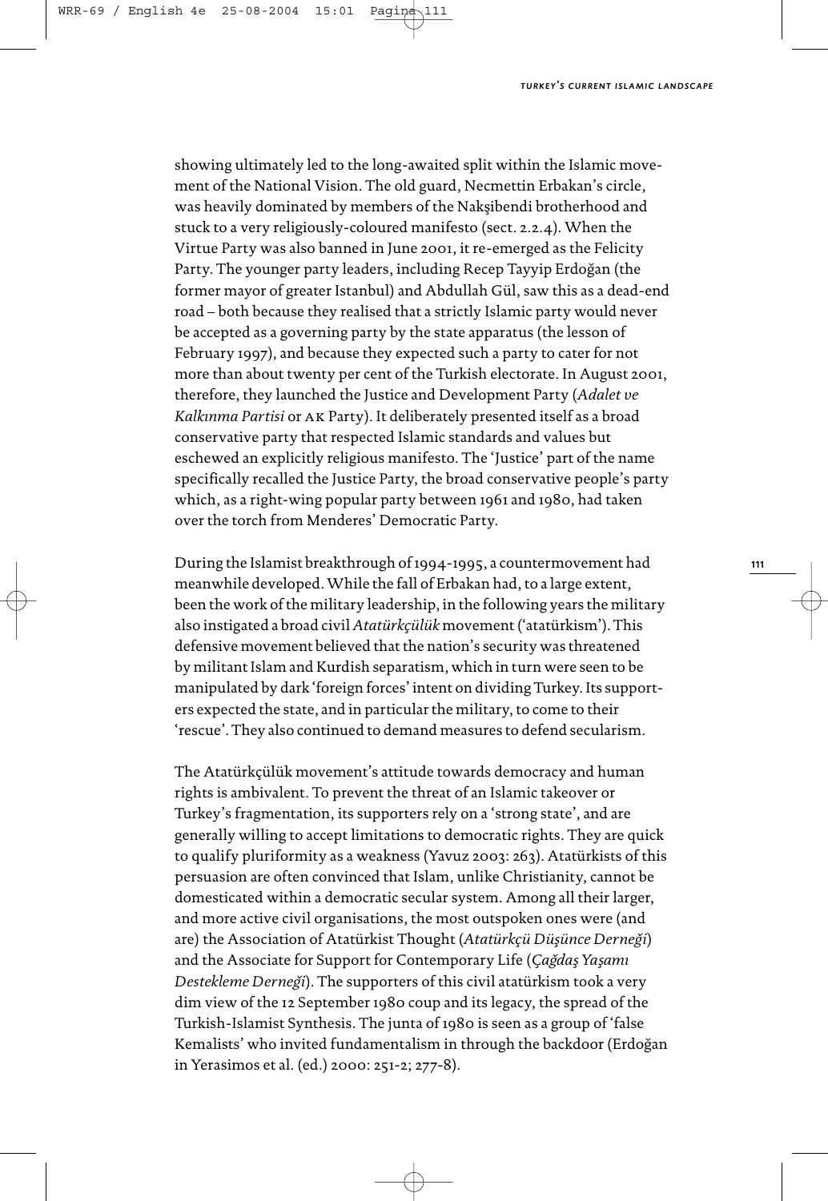showing ultimately led to the long-awaited split within the Islamic movement of the National Vision. The old guard, Necmettin Erbakan's circle, was heavily dominated by members of the Nakşibendi brotherhood and stuck to a very religiously-coloured manifesto (sect. 2.2.4). When the Virtue Party was also banned in June 2001, it re-emerged as the Felicity Party. The younger party leaders, including Recep Tayyip Erdoğan (the former mayor of greater Istanbul) and Abdullah Gül, saw this as a dead-end road – both because they realised that a strictly Islamic party would never be accepted as a governing party by the state apparatus (the lesson of February 1997), and because they expected such a party to cater for not more than about twenty per cent of the Turkish electorate. In August 2001, therefore, they launched the Justice and Development Party (*Adalet ve Kalkınma Partisi* or AK Party). It deliberately presented itself as a broad conservative party that respected Islamic standards and values but eschewed an explicitly religious manifesto. The 'Justice' part of the name specifically recalled the Justice Party, the broad conservative people's party which, as a right-wing popular party between 1961 and 1980, had taken over the torch from Menderes' Democratic Party.

During the Islamist breakthrough of 1994-1995, a countermovement had meanwhile developed. While the fall of Erbakan had, to a large extent, been the work of the military leadership, in the following years the military also instigated a broad civil *Atatürkçülük* movement ('atatürkism'). This defensive movement believed that the nation's security was threatened by militant Islam and Kurdish separatism, which in turn were seen to be manipulated by dark 'foreign forces' intent on dividing Turkey. Its supporters expected the state, and in particular the military, to come to their 'rescue'. They also continued to demand measures to defend secularism.

The Atatürkçülük movement's attitude towards democracy and human rights is ambivalent. To prevent the threat of an Islamic takeover or Turkey's fragmentation, its supporters rely on a 'strong state', and are generally willing to accept limitations to democratic rights. They are quick to qualify pluriformity as a weakness (Yavuz 2003: 263). Atatürkists of this persuasion are often convinced that Islam, unlike Christianity, cannot be domesticated within a democratic secular system. Among all their larger, and more active civil organisations, the most outspoken ones were (and are) the Association of Atatürkist Thought (*Atatürkçü Düşünce Derneği*) and the Associate for Support for Contemporary Life (*Çağdaş Yaşamı Destekleme Derneği*). The supporters of this civil atatürkism took a very dim view of the 12 September 1980 coup and its legacy, the spread of the Turkish-Islamist Synthesis. The junta of 1980 is seen as a group of 'false Kemalists' who invited fundamentalism in through the backdoor (Erdoğan in Yerasimos et al. (ed.) 2000: 251-2; 277-8).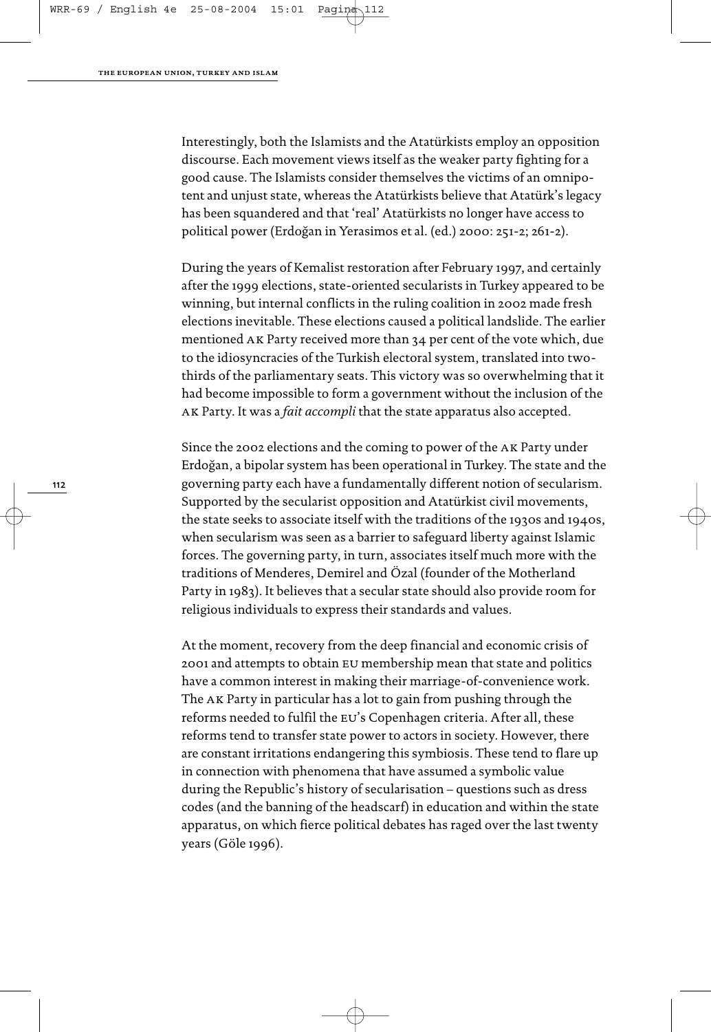Interestingly, both the Islamists and the Atatürkists employ an opposition discourse. Each movement views itself as the weaker party fighting for a good cause. The Islamists consider themselves the victims of an omnipotent and unjust state, whereas the Atatürkists believe that Atatürk's legacy has been squandered and that 'real' Atatürkists no longer have access to political power (Erdoğan in Yerasimos et al. (ed.) 2000: 251-2; 261-2).

During the years of Kemalist restoration after February 1997, and certainly after the 1999 elections, state-oriented secularists in Turkey appeared to be winning, but internal conflicts in the ruling coalition in 2002 made fresh elections inevitable. These elections caused a political landslide. The earlier mentioned AK Party received more than 34 per cent of the vote which, due to the idiosyncracies of the Turkish electoral system, translated into two-thirds of the parliamentary seats. This victory was so overwhelming that it had become impossible to form a government without the inclusion of the AK Party. It was a *fait accompli* that the state apparatus also accepted.

Since the 2002 elections and the coming to power of the AK Party under Erdoğan, a bipolar system has been operational in Turkey. The state and the governing party each have a fundamentally different notion of secularism. Supported by the secularist opposition and Atatürkist civil movements, the state seeks to associate itself with the traditions of the 1930s and 1940s, when secularism was seen as a barrier to safeguard liberty against Islamic forces. The governing party, in turn, associates itself much more with the traditions of Menderes, Demirel and Özal (founder of the Motherland Party in 1983). It believes that a secular state should also provide room for religious individuals to express their standards and values.

At the moment, recovery from the deep financial and economic crisis of 2001 and attempts to obtain EU membership mean that state and politics have a common interest in making their marriage-of-convenience work. The AK Party in particular has a lot to gain from pushing through the reforms needed to fulfil the EU's Copenhagen criteria. After all, these reforms tend to transfer state power to actors in society. However, there are constant irritations endangering this symbiosis. These tend to flare up in connection with phenomena that have assumed a symbolic value during the Republic's history of secularisation – questions such as dress codes (and the banning of the headscarf) in education and within the state apparatus, on which fierce political debates has raged over the last twenty years (Göle 1996).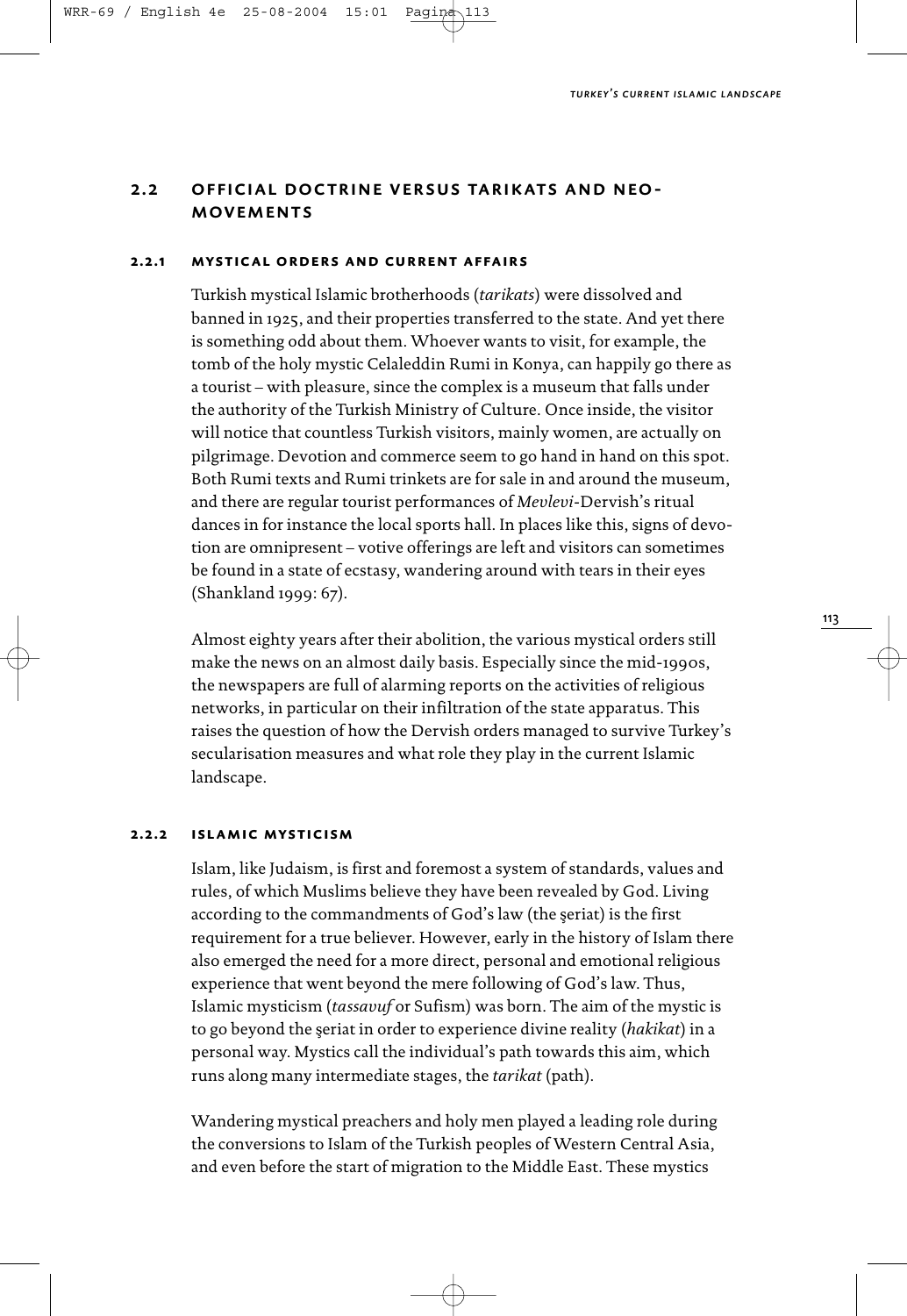## 2.2 OFFICIAL DOCTRINE VERSUS TARIKATS AND NEO-MOVEMENTS

### 2.2.1 MYSTICAL ORDERS AND CURRENT AFFAIRS

Turkish mystical Islamic brotherhoods (*tarikats*) were dissolved and banned in 1925, and their properties transferred to the state. And yet there is something odd about them. Whoever wants to visit, for example, the tomb of the holy mystic Celaleddin Rumi in Konya, can happily go there as a tourist – with pleasure, since the complex is a museum that falls under the authority of the Turkish Ministry of Culture. Once inside, the visitor will notice that countless Turkish visitors, mainly women, are actually on pilgrimage. Devotion and commerce seem to go hand in hand on this spot. Both Rumi texts and Rumi trinkets are for sale in and around the museum, and there are regular tourist performances of *Mevlevi*-Dervish's ritual dances in for instance the local sports hall. In places like this, signs of devotion are omnipresent – votive offerings are left and visitors can sometimes be found in a state of ecstasy, wandering around with tears in their eyes (Shankland 1999: 67).

Almost eighty years after their abolition, the various mystical orders still make the news on an almost daily basis. Especially since the mid-1990s, the newspapers are full of alarming reports on the activities of religious networks, in particular on their infiltration of the state apparatus. This raises the question of how the Dervish orders managed to survive Turkey's secularisation measures and what role they play in the current Islamic landscape.

### 2.2.2 ISLAMIC MYSTICISM

Islam, like Judaism, is first and foremost a system of standards, values and rules, of which Muslims believe they have been revealed by God. Living according to the commandments of God's law (the şeriat) is the first requirement for a true believer. However, early in the history of Islam there also emerged the need for a more direct, personal and emotional religious experience that went beyond the mere following of God's law. Thus, Islamic mysticism (*tassavuf* or Sufism) was born. The aim of the mystic is to go beyond the şeriat in order to experience divine reality (*hakikat*) in a personal way. Mystics call the individual's path towards this aim, which runs along many intermediate stages, the *tarikat* (path).

Wandering mystical preachers and holy men played a leading role during the conversions to Islam of the Turkish peoples of Western Central Asia, and even before the start of migration to the Middle East. These mystics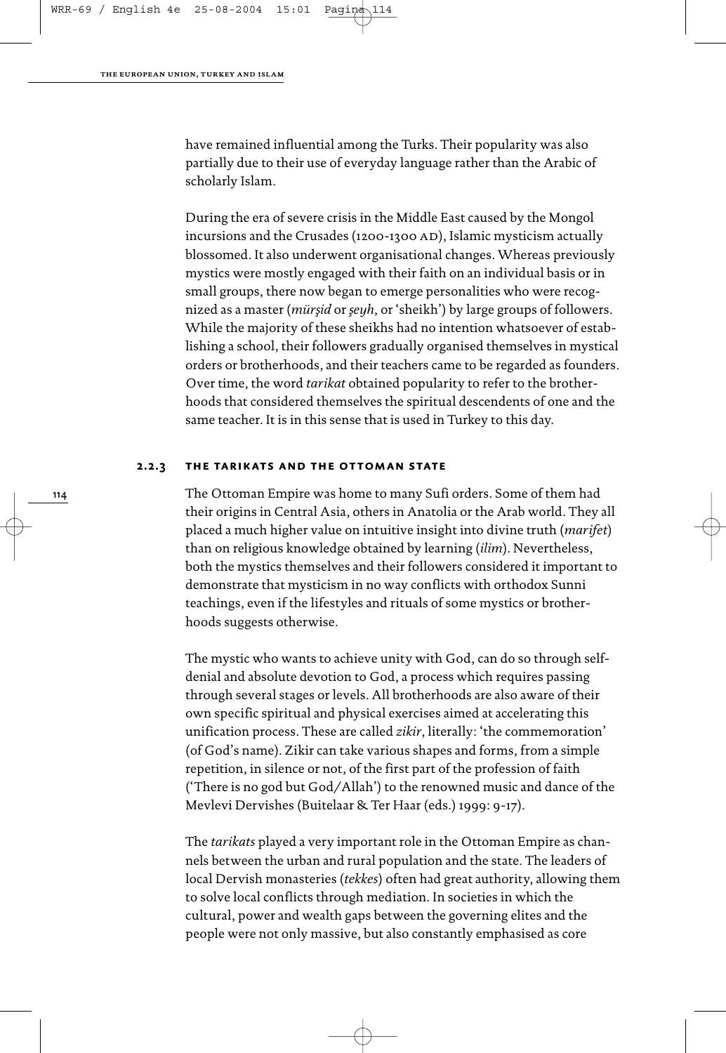have remained influential among the Turks. Their popularity was also partially due to their use of everyday language rather than the Arabic of scholarly Islam.

During the era of severe crisis in the Middle East caused by the Mongol incursions and the Crusades (1200-1300 AD), Islamic mysticism actually blossomed. It also underwent organisational changes. Whereas previously mystics were mostly engaged with their faith on an individual basis or in small groups, there now began to emerge personalities who were recognized as a master (*mürşid* or *şeyh*, or 'sheikh') by large groups of followers. While the majority of these sheikhs had no intention whatsoever of establishing a school, their followers gradually organised themselves in mystical orders or brotherhoods, and their teachers came to be regarded as founders. Over time, the word *tarikat* obtained popularity to refer to the brotherhoods that considered themselves the spiritual descendents of one and the same teacher. It is in this sense that is used in Turkey to this day.

### 2.2.3 THE TARIKATS AND THE OTTOMAN STATE

The Ottoman Empire was home to many Sufi orders. Some of them had their origins in Central Asia, others in Anatolia or the Arab world. They all placed a much higher value on intuitive insight into divine truth (*marifet*) than on religious knowledge obtained by learning (*ilim*). Nevertheless, both the mystics themselves and their followers considered it important to demonstrate that mysticism in no way conflicts with orthodox Sunni teachings, even if the lifestyles and rituals of some mystics or brotherhoods suggests otherwise.

The mystic who wants to achieve unity with God, can do so through self-denial and absolute devotion to God, a process which requires passing through several stages or levels. All brotherhoods are also aware of their own specific spiritual and physical exercises aimed at accelerating this unification process. These are called *zikir*, literally: 'the commemoration' (of God's name). Zikir can take various shapes and forms, from a simple repetition, in silence or not, of the first part of the profession of faith ('There is no god but God/Allah') to the renowned music and dance of the Mevlevi Dervishes (Buitelaar & Ter Haar (eds.) 1999: 9-17).

The *tarikats* played a very important role in the Ottoman Empire as channels between the urban and rural population and the state. The leaders of local Dervish monasteries (*tekkes*) often had great authority, allowing them to solve local conflicts through mediation. In societies in which the cultural, power and wealth gaps between the governing elites and the people were not only massive, but also constantly emphasised as core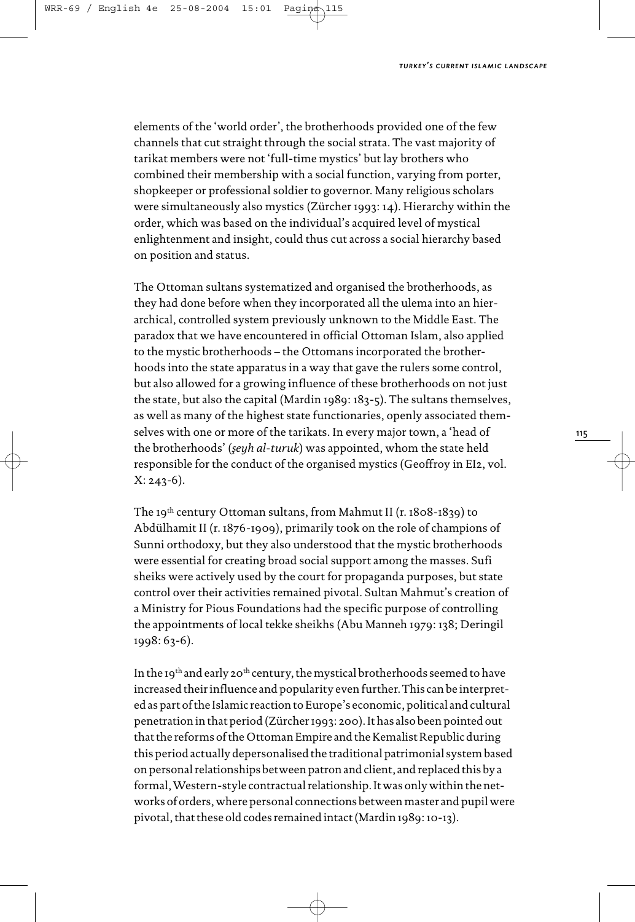elements of the 'world order', the brotherhoods provided one of the few channels that cut straight through the social strata. The vast majority of tarikat members were not 'full-time mystics' but lay brothers who combined their membership with a social function, varying from porter, shopkeeper or professional soldier to governor. Many religious scholars were simultaneously also mystics (Zürcher 1993: 14). Hierarchy within the order, which was based on the individual's acquired level of mystical enlightenment and insight, could thus cut across a social hierarchy based on position and status.

The Ottoman sultans systematized and organised the brotherhoods, as they had done before when they incorporated all the ulema into an hierarchical, controlled system previously unknown to the Middle East. The paradox that we have encountered in official Ottoman Islam, also applied to the mystic brotherhoods – the Ottomans incorporated the brotherhoods into the state apparatus in a way that gave the rulers some control, but also allowed for a growing influence of these brotherhoods on not just the state, but also the capital (Mardin 1989: 183-5). The sultans themselves, as well as many of the highest state functionaries, openly associated themselves with one or more of the tarikats. In every major town, a 'head of the brotherhoods' (*şeyh al-turuk*) was appointed, whom the state held responsible for the conduct of the organised mystics (Geoffroy in EI2, vol. X: 243-6).

The 19th century Ottoman sultans, from Mahmut II (r. 1808-1839) to Abdülhamit II (r. 1876-1909), primarily took on the role of champions of Sunni orthodoxy, but they also understood that the mystic brotherhoods were essential for creating broad social support among the masses. Sufi sheiks were actively used by the court for propaganda purposes, but state control over their activities remained pivotal. Sultan Mahmut's creation of a Ministry for Pious Foundations had the specific purpose of controlling the appointments of local tekke sheikhs (Abu Manneh 1979: 138; Deringil 1998: 63-6).

In the 19th and early 20th century, the mystical brotherhoods seemed to have increased their influence and popularity even further. This can be interpreted as part of the Islamic reaction to Europe's economic, political and cultural penetration in that period (Zürcher 1993: 200). It has also been pointed out that the reforms of the Ottoman Empire and the Kemalist Republic during this period actually depersonalised the traditional patrimonial system based on personal relationships between patron and client, and replaced this by a formal, Western-style contractual relationship. It was only within the networks of orders, where personal connections between master and pupil were pivotal, that these old codes remained intact (Mardin 1989: 10-13).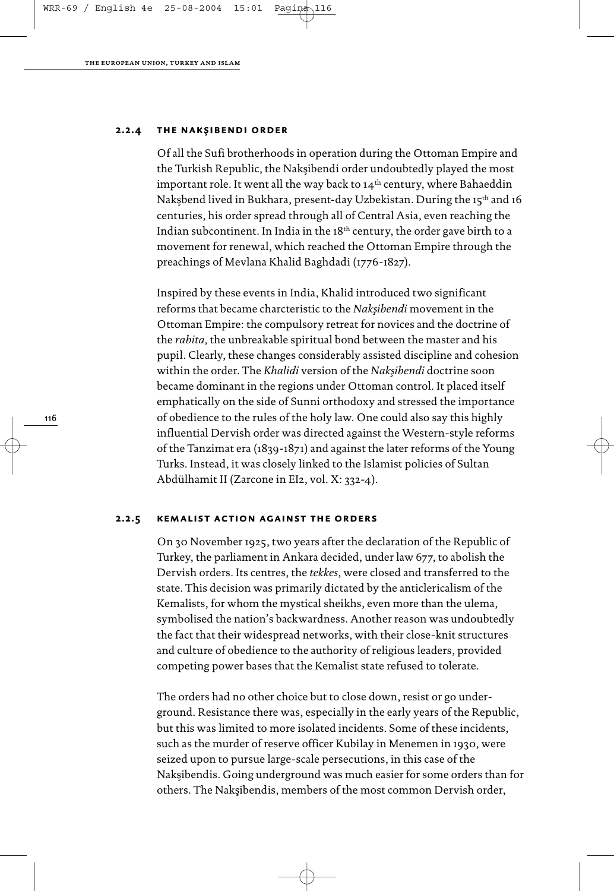### 2.2.4 The Nakşibendi order

Of all the Sufi brotherhoods in operation during the Ottoman Empire and the Turkish Republic, the Nakşibendi order undoubtedly played the most important role. It went all the way back to 14th century, where Bahaeddin Nakşbend lived in Bukhara, present-day Uzbekistan. During the 15th and 16 centuries, his order spread through all of Central Asia, even reaching the Indian subcontinent. In India in the 18th century, the order gave birth to a movement for renewal, which reached the Ottoman Empire through the preachings of Mevlana Khalid Baghdadi (1776-1827).

Inspired by these events in India, Khalid introduced two significant reforms that became charcteristic to the *Nakşibendi* movement in the Ottoman Empire: the compulsory retreat for novices and the doctrine of the *rabita*, the unbreakable spiritual bond between the master and his pupil. Clearly, these changes considerably assisted discipline and cohesion within the order. The *Khalidi* version of the *Nakşibendi* doctrine soon became dominant in the regions under Ottoman control. It placed itself emphatically on the side of Sunni orthodoxy and stressed the importance of obedience to the rules of the holy law. One could also say this highly influential Dervish order was directed against the Western-style reforms of the Tanzimat era (1839-1871) and against the later reforms of the Young Turks. Instead, it was closely linked to the Islamist policies of Sultan Abdülhamit II (Zarcone in EI2, vol. X: 332-4).

### 2.2.5 Kemalist action against the orders

On 30 November 1925, two years after the declaration of the Republic of Turkey, the parliament in Ankara decided, under law 677, to abolish the Dervish orders. Its centres, the *tekkes*, were closed and transferred to the state. This decision was primarily dictated by the anticlericalism of the Kemalists, for whom the mystical sheikhs, even more than the ulema, symbolised the nation's backwardness. Another reason was undoubtedly the fact that their widespread networks, with their close-knit structures and culture of obedience to the authority of religious leaders, provided competing power bases that the Kemalist state refused to tolerate.

The orders had no other choice but to close down, resist or go underground. Resistance there was, especially in the early years of the Republic, but this was limited to more isolated incidents. Some of these incidents, such as the murder of reserve officer Kubilay in Menemen in 1930, were seized upon to pursue large-scale persecutions, in this case of the Nakşibendis. Going underground was much easier for some orders than for others. The Nakşibendis, members of the most common Dervish order,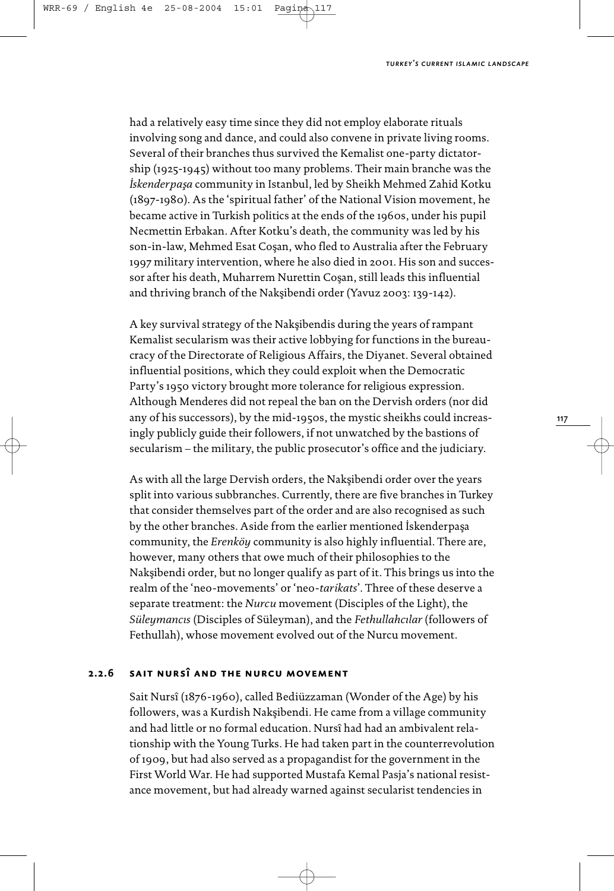had a relatively easy time since they did not employ elaborate rituals involving song and dance, and could also convene in private living rooms. Several of their branches thus survived the Kemalist one-party dictatorship (1925-1945) without too many problems. Their main branche was the *İskenderpaşa* community in Istanbul, led by Sheikh Mehmed Zahid Kotku (1897-1980). As the 'spiritual father' of the National Vision movement, he became active in Turkish politics at the ends of the 1960s, under his pupil Necmettin Erbakan. After Kotku's death, the community was led by his son-in-law, Mehmed Esat Coşan, who fled to Australia after the February 1997 military intervention, where he also died in 2001. His son and successor after his death, Muharrem Nurettin Coşan, still leads this influential and thriving branch of the Nakşibendi order (Yavuz 2003: 139-142).

A key survival strategy of the Nakşibendis during the years of rampant Kemalist secularism was their active lobbying for functions in the bureaucracy of the Directorate of Religious Affairs, the Diyanet. Several obtained influential positions, which they could exploit when the Democratic Party's 1950 victory brought more tolerance for religious expression. Although Menderes did not repeal the ban on the Dervish orders (nor did any of his successors), by the mid-1950s, the mystic sheikhs could increasingly publicly guide their followers, if not unwatched by the bastions of secularism – the military, the public prosecutor's office and the judiciary.

As with all the large Dervish orders, the Nakşibendi order over the years split into various subbranches. Currently, there are five branches in Turkey that consider themselves part of the order and are also recognised as such by the other branches. Aside from the earlier mentioned İskenderpaşa community, the *Erenköy* community is also highly influential. There are, however, many others that owe much of their philosophies to the Nakşibendi order, but no longer qualify as part of it. This brings us into the realm of the 'neo-movements' or 'neo-*tarikats*'. Three of these deserve a separate treatment: the *Nurcu* movement (Disciples of the Light), the *Süleymancıs* (Disciples of Süleyman), and the *Fethullahcılar* (followers of Fethullah), whose movement evolved out of the Nurcu movement.

### 2.2.6 Sait Nursî and the Nurcu movement

Sait Nursî (1876-1960), called Bediüzzaman (Wonder of the Age) by his followers, was a Kurdish Nakşibendi. He came from a village community and had little or no formal education. Nursî had had an ambivalent relationship with the Young Turks. He had taken part in the counterrevolution of 1909, but had also served as a propagandist for the government in the First World War. He had supported Mustafa Kemal Pasja's national resistance movement, but had already warned against secularist tendencies in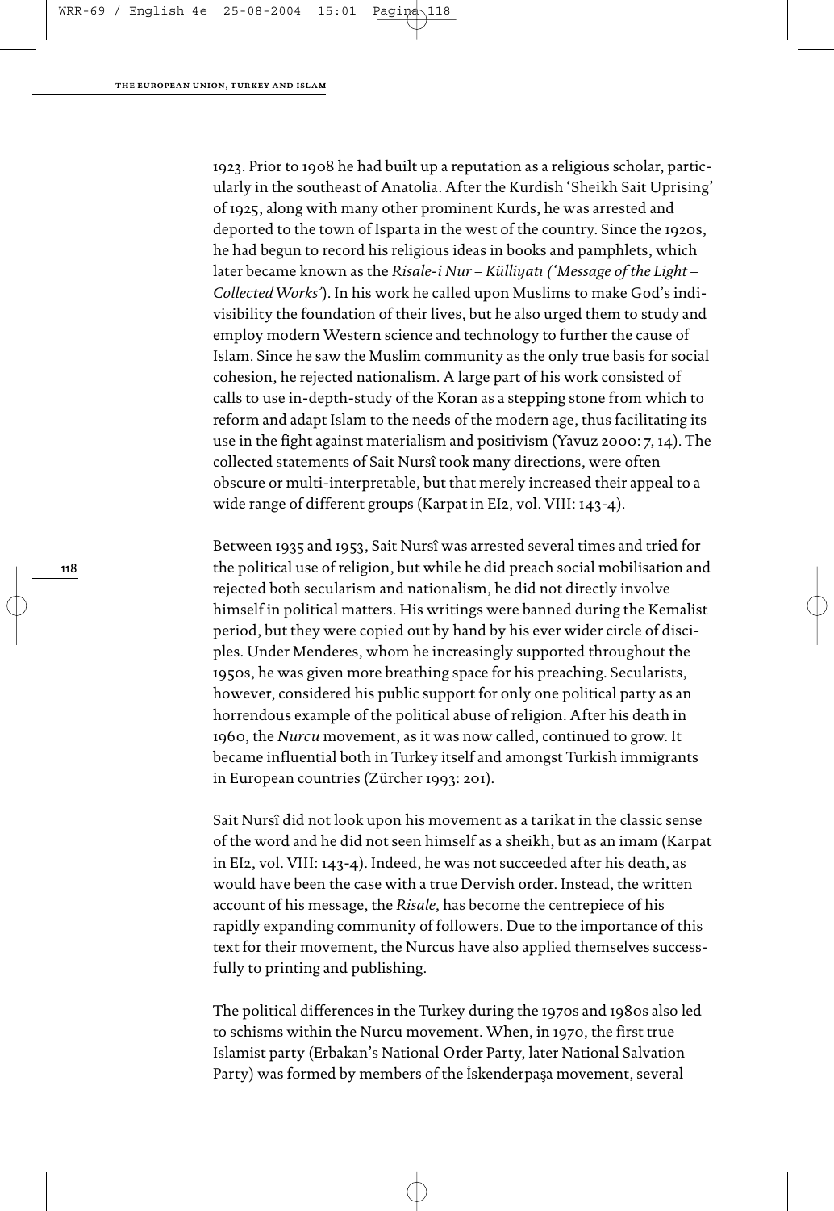1923. Prior to 1908 he had built up a reputation as a religious scholar, particularly in the southeast of Anatolia. After the Kurdish 'Sheikh Sait Uprising' of 1925, along with many other prominent Kurds, he was arrested and deported to the town of Isparta in the west of the country. Since the 1920s, he had begun to record his religious ideas in books and pamphlets, which later became known as the *Risale-i Nur – Külliyatı ('Message of the Light – Collected Works')*. In his work he called upon Muslims to make God's indivisibility the foundation of their lives, but he also urged them to study and employ modern Western science and technology to further the cause of Islam. Since he saw the Muslim community as the only true basis for social cohesion, he rejected nationalism. A large part of his work consisted of calls to use in-depth-study of the Koran as a stepping stone from which to reform and adapt Islam to the needs of the modern age, thus facilitating its use in the fight against materialism and positivism (Yavuz 2000: 7, 14). The collected statements of Sait Nursî took many directions, were often obscure or multi-interpretable, but that merely increased their appeal to a wide range of different groups (Karpat in EI2, vol. VIII: 143-4).

Between 1935 and 1953, Sait Nursî was arrested several times and tried for the political use of religion, but while he did preach social mobilisation and rejected both secularism and nationalism, he did not directly involve himself in political matters. His writings were banned during the Kemalist period, but they were copied out by hand by his ever wider circle of disciples. Under Menderes, whom he increasingly supported throughout the 1950s, he was given more breathing space for his preaching. Secularists, however, considered his public support for only one political party as an horrendous example of the political abuse of religion. After his death in 1960, the *Nurcu* movement, as it was now called, continued to grow. It became influential both in Turkey itself and amongst Turkish immigrants in European countries (Zürcher 1993: 201).

Sait Nursî did not look upon his movement as a tarikat in the classic sense of the word and he did not seen himself as a sheikh, but as an imam (Karpat in EI2, vol. VIII: 143-4). Indeed, he was not succeeded after his death, as would have been the case with a true Dervish order. Instead, the written account of his message, the *Risale*, has become the centrepiece of his rapidly expanding community of followers. Due to the importance of this text for their movement, the Nurcus have also applied themselves successfully to printing and publishing.

The political differences in the Turkey during the 1970s and 1980s also led to schisms within the Nurcu movement. When, in 1970, the first true Islamist party (Erbakan's National Order Party, later National Salvation Party) was formed by members of the İskenderpaşa movement, several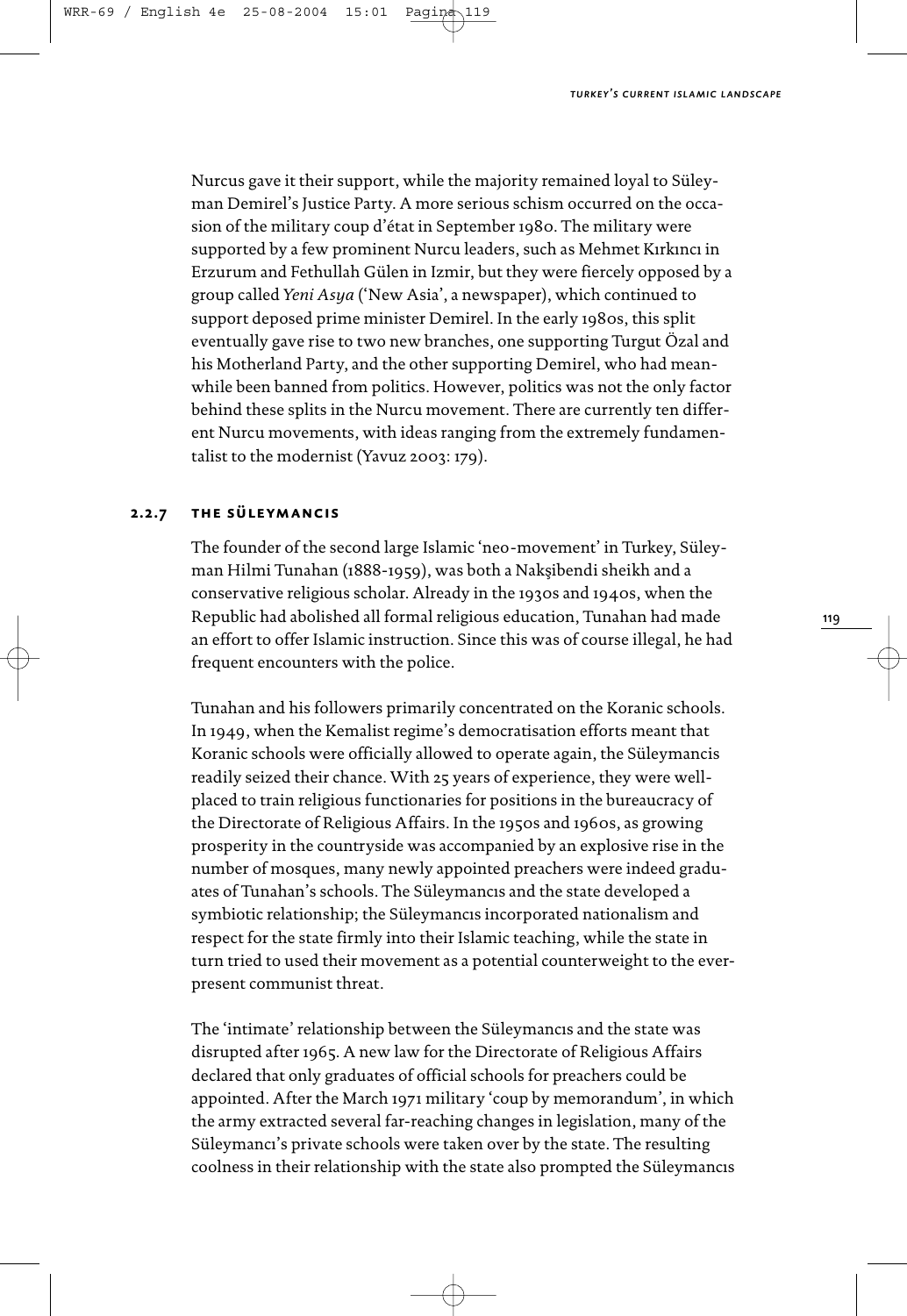Nurcus gave it their support, while the majority remained loyal to Süleyman Demirel's Justice Party. A more serious schism occurred on the occasion of the military coup d'état in September 1980. The military were supported by a few prominent Nurcu leaders, such as Mehmet Kırkıncı in Erzurum and Fethullah Gülen in Izmir, but they were fiercely opposed by a group called *Yeni Asya* ('New Asia', a newspaper), which continued to support deposed prime minister Demirel. In the early 1980s, this split eventually gave rise to two new branches, one supporting Turgut Özal and his Motherland Party, and the other supporting Demirel, who had meanwhile been banned from politics. However, politics was not the only factor behind these splits in the Nurcu movement. There are currently ten different Nurcu movements, with ideas ranging from the extremely fundamentalist to the modernist (Yavuz 2003: 179).

### 2.2.7 the süleymancis

The founder of the second large Islamic 'neo-movement' in Turkey, Süleyman Hilmi Tunahan (1888-1959), was both a Nakşibendi sheikh and a conservative religious scholar. Already in the 1930s and 1940s, when the Republic had abolished all formal religious education, Tunahan had made an effort to offer Islamic instruction. Since this was of course illegal, he had frequent encounters with the police.

Tunahan and his followers primarily concentrated on the Koranic schools. In 1949, when the Kemalist regime's democratisation efforts meant that Koranic schools were officially allowed to operate again, the Süleymancis readily seized their chance. With 25 years of experience, they were well-placed to train religious functionaries for positions in the bureaucracy of the Directorate of Religious Affairs. In the 1950s and 1960s, as growing prosperity in the countryside was accompanied by an explosive rise in the number of mosques, many newly appointed preachers were indeed graduates of Tunahan's schools. The Süleymancıs and the state developed a symbiotic relationship; the Süleymancıs incorporated nationalism and respect for the state firmly into their Islamic teaching, while the state in turn tried to used their movement as a potential counterweight to the ever-present communist threat.

The 'intimate' relationship between the Süleymancıs and the state was disrupted after 1965. A new law for the Directorate of Religious Affairs declared that only graduates of official schools for preachers could be appointed. After the March 1971 military 'coup by memorandum', in which the army extracted several far-reaching changes in legislation, many of the Süleymancı's private schools were taken over by the state. The resulting coolness in their relationship with the state also prompted the Süleymancıs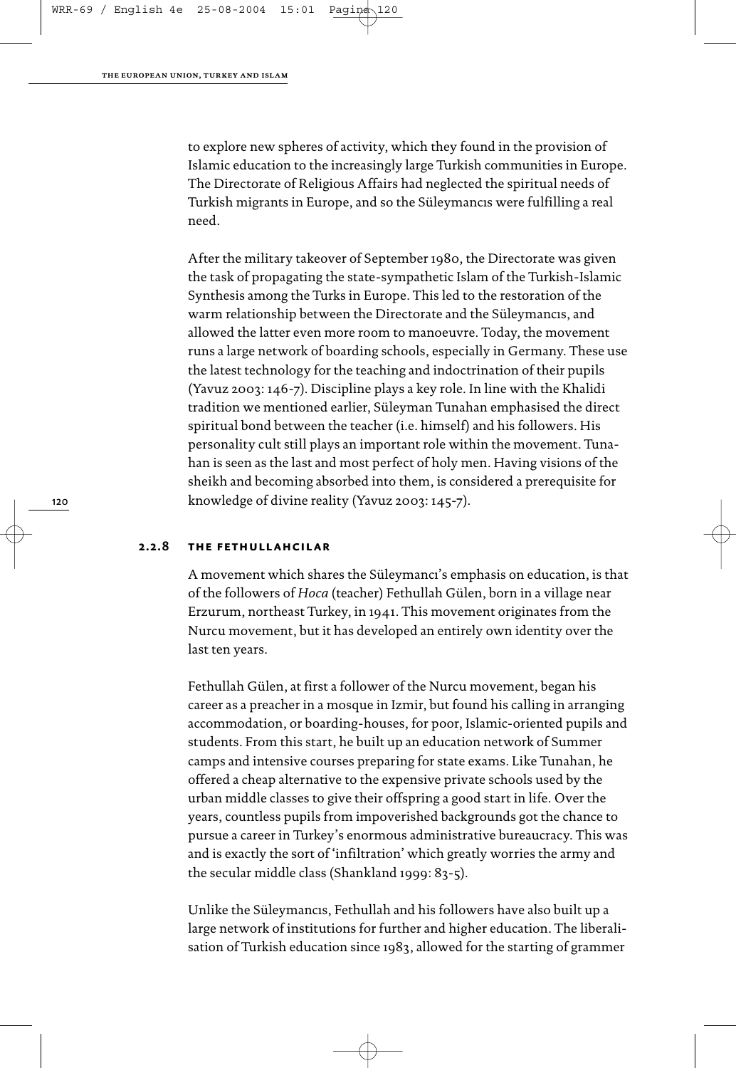to explore new spheres of activity, which they found in the provision of Islamic education to the increasingly large Turkish communities in Europe. The Directorate of Religious Affairs had neglected the spiritual needs of Turkish migrants in Europe, and so the Süleymancıs were fulfilling a real need.

After the military takeover of September 1980, the Directorate was given the task of propagating the state-sympathetic Islam of the Turkish-Islamic Synthesis among the Turks in Europe. This led to the restoration of the warm relationship between the Directorate and the Süleymancıs, and allowed the latter even more room to manoeuvre. Today, the movement runs a large network of boarding schools, especially in Germany. These use the latest technology for the teaching and indoctrination of their pupils (Yavuz 2003: 146-7). Discipline plays a key role. In line with the Khalidi tradition we mentioned earlier, Süleyman Tunahan emphasised the direct spiritual bond between the teacher (i.e. himself) and his followers. His personality cult still plays an important role within the movement. Tunahan is seen as the last and most perfect of holy men. Having visions of the sheikh and becoming absorbed into them, is considered a prerequisite for knowledge of divine reality (Yavuz 2003: 145-7).

### 2.2.8 the fethullahcilar

A movement which shares the Süleymancı's emphasis on education, is that of the followers of *Hoca* (teacher) Fethullah Gülen, born in a village near Erzurum, northeast Turkey, in 1941. This movement originates from the Nurcu movement, but it has developed an entirely own identity over the last ten years.

Fethullah Gülen, at first a follower of the Nurcu movement, began his career as a preacher in a mosque in Izmir, but found his calling in arranging accommodation, or boarding-houses, for poor, Islamic-oriented pupils and students. From this start, he built up an education network of Summer camps and intensive courses preparing for state exams. Like Tunahan, he offered a cheap alternative to the expensive private schools used by the urban middle classes to give their offspring a good start in life. Over the years, countless pupils from impoverished backgrounds got the chance to pursue a career in Turkey's enormous administrative bureaucracy. This was and is exactly the sort of 'infiltration' which greatly worries the army and the secular middle class (Shankland 1999: 83-5).

Unlike the Süleymancıs, Fethullah and his followers have also built up a large network of institutions for further and higher education. The liberalisation of Turkish education since 1983, allowed for the starting of grammer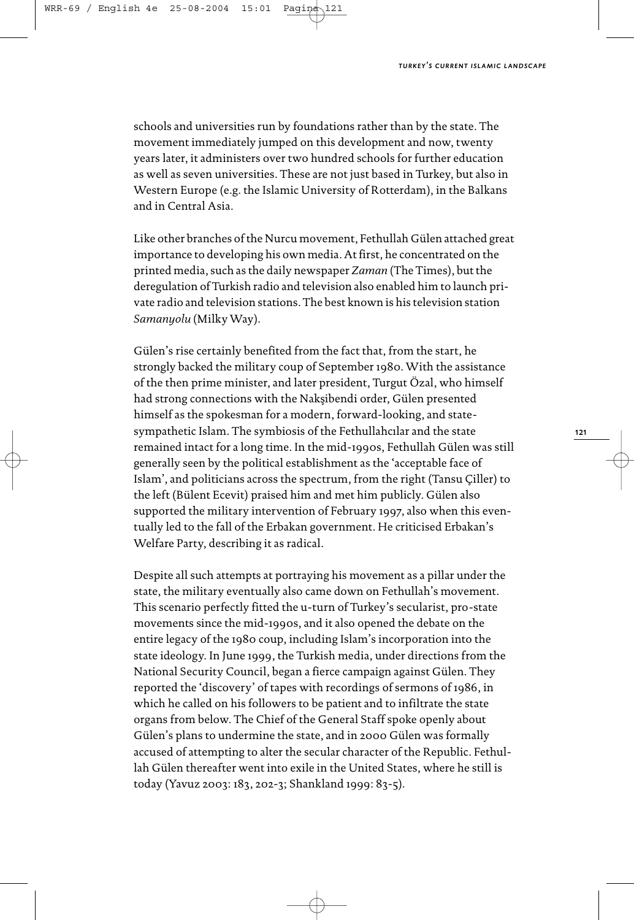schools and universities run by foundations rather than by the state. The movement immediately jumped on this development and now, twenty years later, it administers over two hundred schools for further education as well as seven universities. These are not just based in Turkey, but also in Western Europe (e.g. the Islamic University of Rotterdam), in the Balkans and in Central Asia.

Like other branches of the Nurcu movement, Fethullah Gülen attached great importance to developing his own media. At first, he concentrated on the printed media, such as the daily newspaper *Zaman* (The Times), but the deregulation of Turkish radio and television also enabled him to launch private radio and television stations. The best known is his television station *Samanyolu* (Milky Way).

Gülen's rise certainly benefited from the fact that, from the start, he strongly backed the military coup of September 1980. With the assistance of the then prime minister, and later president, Turgut Özal, who himself had strong connections with the Nakşibendi order, Gülen presented himself as the spokesman for a modern, forward-looking, and state-sympathetic Islam. The symbiosis of the Fethullahcılar and the state remained intact for a long time. In the mid-1990s, Fethullah Gülen was still generally seen by the political establishment as the 'acceptable face of Islam', and politicians across the spectrum, from the right (Tansu Çiller) to the left (Bülent Ecevit) praised him and met him publicly. Gülen also supported the military intervention of February 1997, also when this eventually led to the fall of the Erbakan government. He criticised Erbakan's Welfare Party, describing it as radical.

Despite all such attempts at portraying his movement as a pillar under the state, the military eventually also came down on Fethullah's movement. This scenario perfectly fitted the u-turn of Turkey's secularist, pro-state movements since the mid-1990s, and it also opened the debate on the entire legacy of the 1980 coup, including Islam's incorporation into the state ideology. In June 1999, the Turkish media, under directions from the National Security Council, began a fierce campaign against Gülen. They reported the 'discovery' of tapes with recordings of sermons of 1986, in which he called on his followers to be patient and to infiltrate the state organs from below. The Chief of the General Staff spoke openly about Gülen's plans to undermine the state, and in 2000 Gülen was formally accused of attempting to alter the secular character of the Republic. Fethullah Gülen thereafter went into exile in the United States, where he still is today (Yavuz 2003: 183, 202-3; Shankland 1999: 83-5).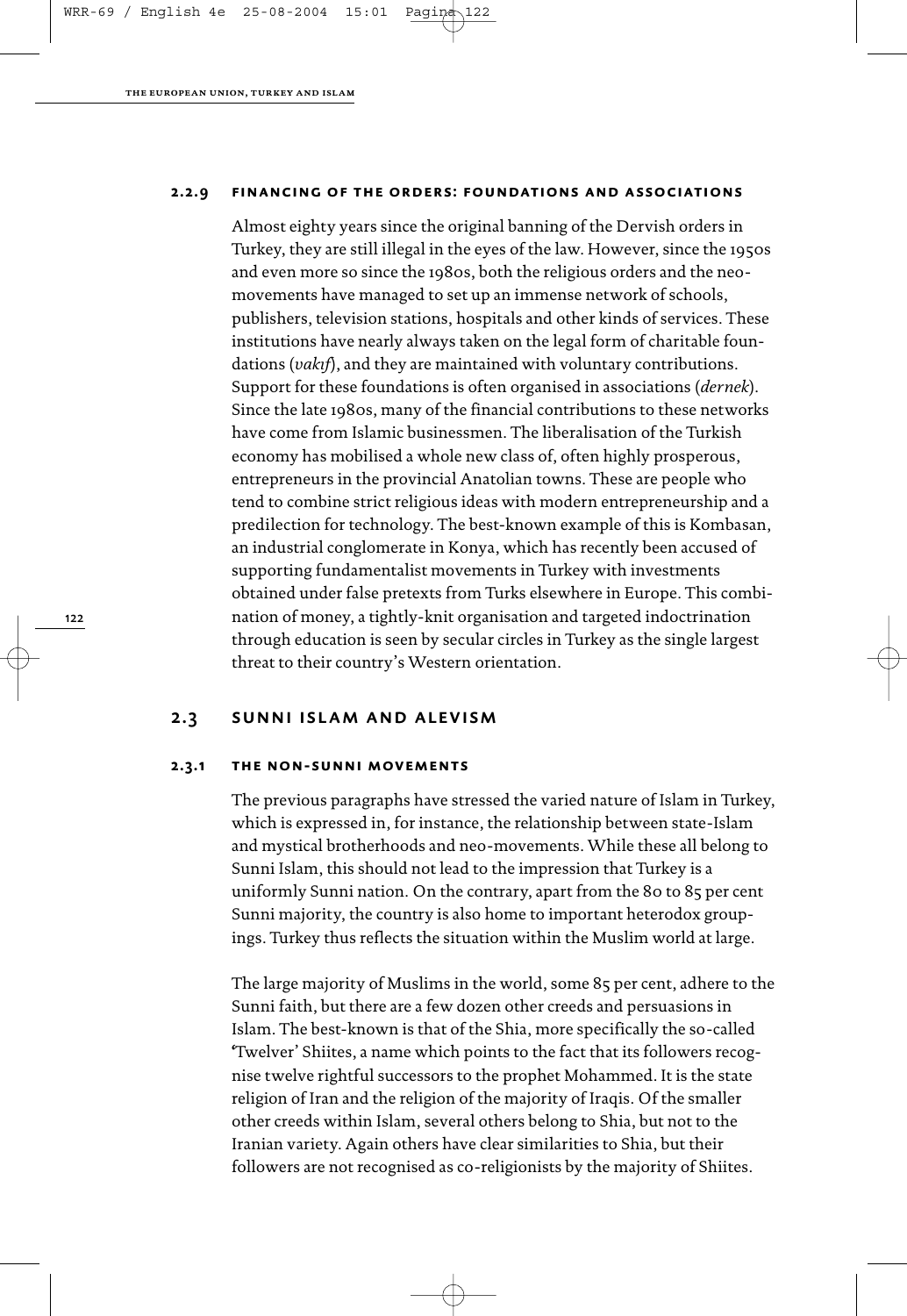#### 2.2.9 financing of the orders: foundations and associations

Almost eighty years since the original banning of the Dervish orders in Turkey, they are still illegal in the eyes of the law. However, since the 1950s and even more so since the 1980s, both the religious orders and the neo-movements have managed to set up an immense network of schools, publishers, television stations, hospitals and other kinds of services. These institutions have nearly always taken on the legal form of charitable foundations (*vakıf*), and they are maintained with voluntary contributions. Support for these foundations is often organised in associations (*dernek*). Since the late 1980s, many of the financial contributions to these networks have come from Islamic businessmen. The liberalisation of the Turkish economy has mobilised a whole new class of, often highly prosperous, entrepreneurs in the provincial Anatolian towns. These are people who tend to combine strict religious ideas with modern entrepreneurship and a predilection for technology. The best-known example of this is Kombasan, an industrial conglomerate in Konya, which has recently been accused of supporting fundamentalist movements in Turkey with investments obtained under false pretexts from Turks elsewhere in Europe. This combination of money, a tightly-knit organisation and targeted indoctrination through education is seen by secular circles in Turkey as the single largest threat to their country's Western orientation.

## 2.3 sunni islam and alevism

#### 2.3.1 the non-sunni movements

The previous paragraphs have stressed the varied nature of Islam in Turkey, which is expressed in, for instance, the relationship between state-Islam and mystical brotherhoods and neo-movements. While these all belong to Sunni Islam, this should not lead to the impression that Turkey is a uniformly Sunni nation. On the contrary, apart from the 80 to 85 per cent Sunni majority, the country is also home to important heterodox groupings. Turkey thus reflects the situation within the Muslim world at large.

The large majority of Muslims in the world, some 85 per cent, adhere to the Sunni faith, but there are a few dozen other creeds and persuasions in Islam. The best-known is that of the Shia, more specifically the so-called 'Twelver' Shiites, a name which points to the fact that its followers recognise twelve rightful successors to the prophet Mohammed. It is the state religion of Iran and the religion of the majority of Iraqis. Of the smaller other creeds within Islam, several others belong to Shia, but not to the Iranian variety. Again others have clear similarities to Shia, but their followers are not recognised as co-religionists by the majority of Shiites.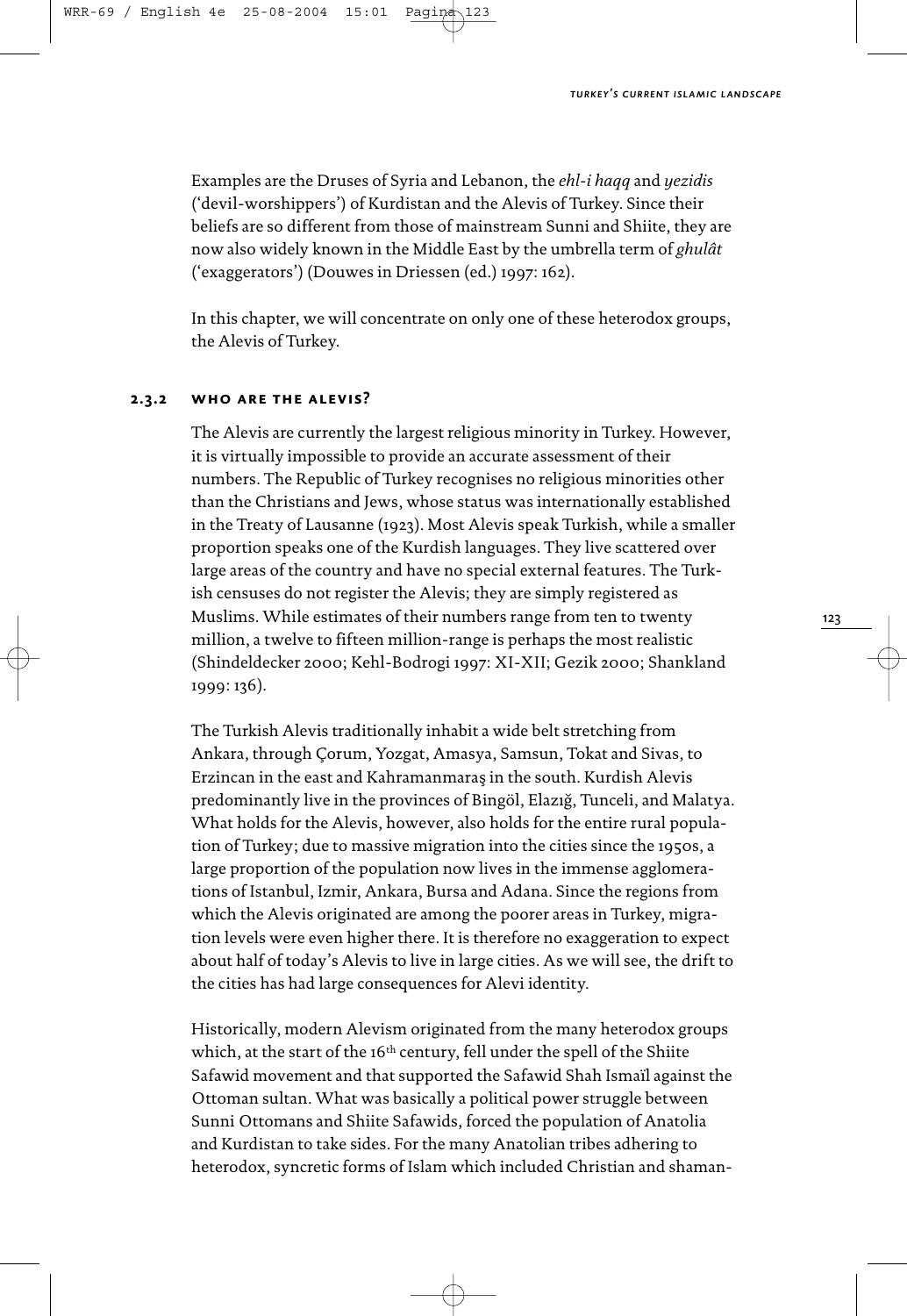Examples are the Druses of Syria and Lebanon, the *ehl-i haqq* and *yezidis* ('devil-worshippers') of Kurdistan and the Alevis of Turkey. Since their beliefs are so different from those of mainstream Sunni and Shiite, they are now also widely known in the Middle East by the umbrella term of *ghulât* ('exaggerators') (Douwes in Driessen (ed.) 1997: 162).

In this chapter, we will concentrate on only one of these heterodox groups, the Alevis of Turkey.

### 2.3.2 who are the alevis?

The Alevis are currently the largest religious minority in Turkey. However, it is virtually impossible to provide an accurate assessment of their numbers. The Republic of Turkey recognises no religious minorities other than the Christians and Jews, whose status was internationally established in the Treaty of Lausanne (1923). Most Alevis speak Turkish, while a smaller proportion speaks one of the Kurdish languages. They live scattered over large areas of the country and have no special external features. The Turkish censuses do not register the Alevis; they are simply registered as Muslims. While estimates of their numbers range from ten to twenty million, a twelve to fifteen million-range is perhaps the most realistic (Shindeldecker 2000; Kehl-Bodrogi 1997: XI-XII; Gezik 2000; Shankland 1999: 136).

The Turkish Alevis traditionally inhabit a wide belt stretching from Ankara, through Çorum, Yozgat, Amasya, Samsun, Tokat and Sivas, to Erzincan in the east and Kahramanmaraş in the south. Kurdish Alevis predominantly live in the provinces of Bingöl, Elazığ, Tunceli, and Malatya. What holds for the Alevis, however, also holds for the entire rural population of Turkey; due to massive migration into the cities since the 1950s, a large proportion of the population now lives in the immense agglomerations of Istanbul, Izmir, Ankara, Bursa and Adana. Since the regions from which the Alevis originated are among the poorer areas in Turkey, migration levels were even higher there. It is therefore no exaggeration to expect about half of today's Alevis to live in large cities. As we will see, the drift to the cities has had large consequences for Alevi identity.

Historically, modern Alevism originated from the many heterodox groups which, at the start of the 16th century, fell under the spell of the Shiite Safawid movement and that supported the Safawid Shah Ismaïl against the Ottoman sultan. What was basically a political power struggle between Sunni Ottomans and Shiite Safawids, forced the population of Anatolia and Kurdistan to take sides. For the many Anatolian tribes adhering to heterodox, syncretic forms of Islam which included Christian and shaman-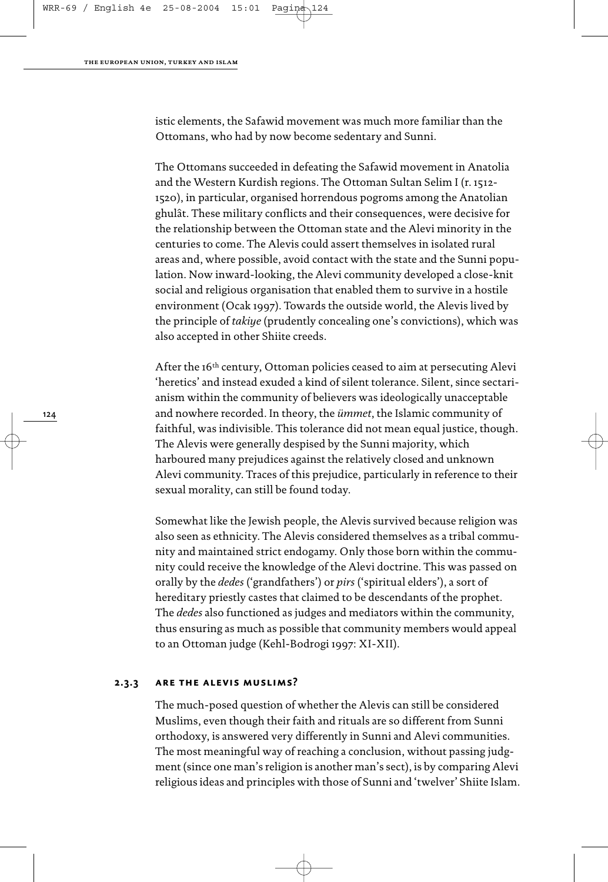istic elements, the Safawid movement was much more familiar than the Ottomans, who had by now become sedentary and Sunni.

The Ottomans succeeded in defeating the Safawid movement in Anatolia and the Western Kurdish regions. The Ottoman Sultan Selim I (r. 1512-1520), in particular, organised horrendous pogroms among the Anatolian ghulât. These military conflicts and their consequences, were decisive for the relationship between the Ottoman state and the Alevi minority in the centuries to come. The Alevis could assert themselves in isolated rural areas and, where possible, avoid contact with the state and the Sunni population. Now inward-looking, the Alevi community developed a close-knit social and religious organisation that enabled them to survive in a hostile environment (Ocak 1997). Towards the outside world, the Alevis lived by the principle of *takiye* (prudently concealing one's convictions), which was also accepted in other Shiite creeds.

After the 16th century, Ottoman policies ceased to aim at persecuting Alevi 'heretics' and instead exuded a kind of silent tolerance. Silent, since sectarianism within the community of believers was ideologically unacceptable and nowhere recorded. In theory, the *ümmet*, the Islamic community of faithful, was indivisible. This tolerance did not mean equal justice, though. The Alevis were generally despised by the Sunni majority, which harboured many prejudices against the relatively closed and unknown Alevi community. Traces of this prejudice, particularly in reference to their sexual morality, can still be found today.

Somewhat like the Jewish people, the Alevis survived because religion was also seen as ethnicity. The Alevis considered themselves as a tribal community and maintained strict endogamy. Only those born within the community could receive the knowledge of the Alevi doctrine. This was passed on orally by the *dedes* ('grandfathers') or *pirs* ('spiritual elders'), a sort of hereditary priestly castes that claimed to be descendants of the prophet. The *dedes* also functioned as judges and mediators within the community, thus ensuring as much as possible that community members would appeal to an Ottoman judge (Kehl-Bodrogi 1997: XI-XII).

### 2.3.3 Are the Alevis Muslims?

The much-posed question of whether the Alevis can still be considered Muslims, even though their faith and rituals are so different from Sunni orthodoxy, is answered very differently in Sunni and Alevi communities. The most meaningful way of reaching a conclusion, without passing judgment (since one man's religion is another man's sect), is by comparing Alevi religious ideas and principles with those of Sunni and 'twelver' Shiite Islam.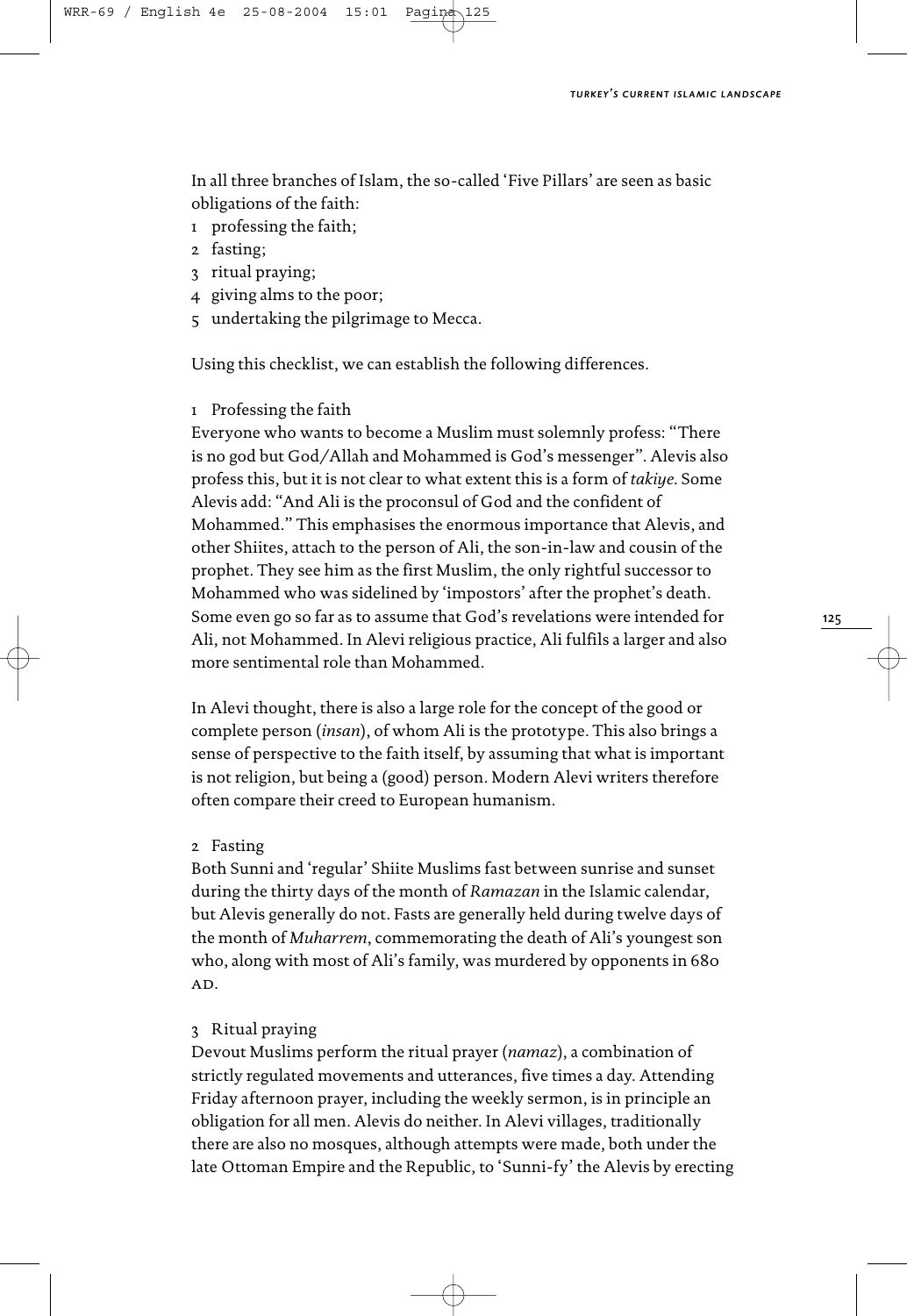In all three branches of Islam, the so-called 'Five Pillars' are seen as basic obligations of the faith:

1. professing the faith;
2. fasting;
3. ritual praying;
4. giving alms to the poor;
5. undertaking the pilgrimage to Mecca.

Using this checklist, we can establish the following differences.

1 Professing the faith

Everyone who wants to become a Muslim must solemnly profess: "There is no god but God/Allah and Mohammed is God's messenger". Alevis also profess this, but it is not clear to what extent this is a form of *takiye*. Some Alevis add: "And Ali is the proconsul of God and the confident of Mohammed." This emphasises the enormous importance that Alevis, and other Shiites, attach to the person of Ali, the son-in-law and cousin of the prophet. They see him as the first Muslim, the only rightful successor to Mohammed who was sidelined by 'impostors' after the prophet's death. Some even go so far as to assume that God's revelations were intended for Ali, not Mohammed. In Alevi religious practice, Ali fulfils a larger and also more sentimental role than Mohammed.

In Alevi thought, there is also a large role for the concept of the good or complete person (*insan*), of whom Ali is the prototype. This also brings a sense of perspective to the faith itself, by assuming that what is important is not religion, but being a (good) person. Modern Alevi writers therefore often compare their creed to European humanism.

2 Fasting

Both Sunni and 'regular' Shiite Muslims fast between sunrise and sunset during the thirty days of the month of *Ramazan* in the Islamic calendar, but Alevis generally do not. Fasts are generally held during twelve days of the month of *Muharrem*, commemorating the death of Ali's youngest son who, along with most of Ali's family, was murdered by opponents in 680 AD.

3 Ritual praying

Devout Muslims perform the ritual prayer (*namaz*), a combination of strictly regulated movements and utterances, five times a day. Attending Friday afternoon prayer, including the weekly sermon, is in principle an obligation for all men. Alevis do neither. In Alevi villages, traditionally there are also no mosques, although attempts were made, both under the late Ottoman Empire and the Republic, to 'Sunni-fy' the Alevis by erecting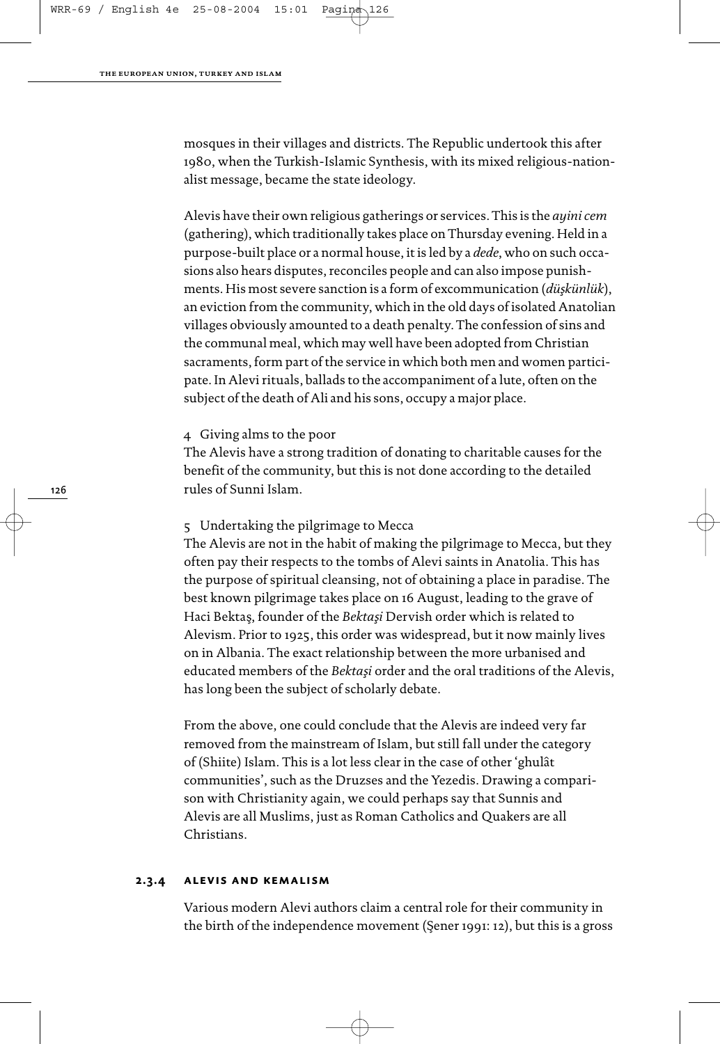mosques in their villages and districts. The Republic undertook this after 1980, when the Turkish-Islamic Synthesis, with its mixed religious-nationalist message, became the state ideology.

Alevis have their own religious gatherings or services. This is the *ayini cem* (gathering), which traditionally takes place on Thursday evening. Held in a purpose-built place or a normal house, it is led by a *dede*, who on such occasions also hears disputes, reconciles people and can also impose punishments. His most severe sanction is a form of excommunication (*düşkünlük*), an eviction from the community, which in the old days of isolated Anatolian villages obviously amounted to a death penalty. The confession of sins and the communal meal, which may well have been adopted from Christian sacraments, form part of the service in which both men and women participate. In Alevi rituals, ballads to the accompaniment of a lute, often on the subject of the death of Ali and his sons, occupy a major place.

4 Giving alms to the poor

The Alevis have a strong tradition of donating to charitable causes for the benefit of the community, but this is not done according to the detailed rules of Sunni Islam.

5 Undertaking the pilgrimage to Mecca

The Alevis are not in the habit of making the pilgrimage to Mecca, but they often pay their respects to the tombs of Alevi saints in Anatolia. This has the purpose of spiritual cleansing, not of obtaining a place in paradise. The best known pilgrimage takes place on 16 August, leading to the grave of Haci Bektaş, founder of the *Bektaşi* Dervish order which is related to Alevism. Prior to 1925, this order was widespread, but it now mainly lives on in Albania. The exact relationship between the more urbanised and educated members of the *Bektaşi* order and the oral traditions of the Alevis, has long been the subject of scholarly debate.

From the above, one could conclude that the Alevis are indeed very far removed from the mainstream of Islam, but still fall under the category of (Shiite) Islam. This is a lot less clear in the case of other 'ghulât communities', such as the Druzses and the Yezedis. Drawing a comparison with Christianity again, we could perhaps say that Sunnis and Alevis are all Muslims, just as Roman Catholics and Quakers are all Christians.

### 2.3.4 Alevis and Kemalism

Various modern Alevi authors claim a central role for their community in the birth of the independence movement (Şener 1991: 12), but this is a gross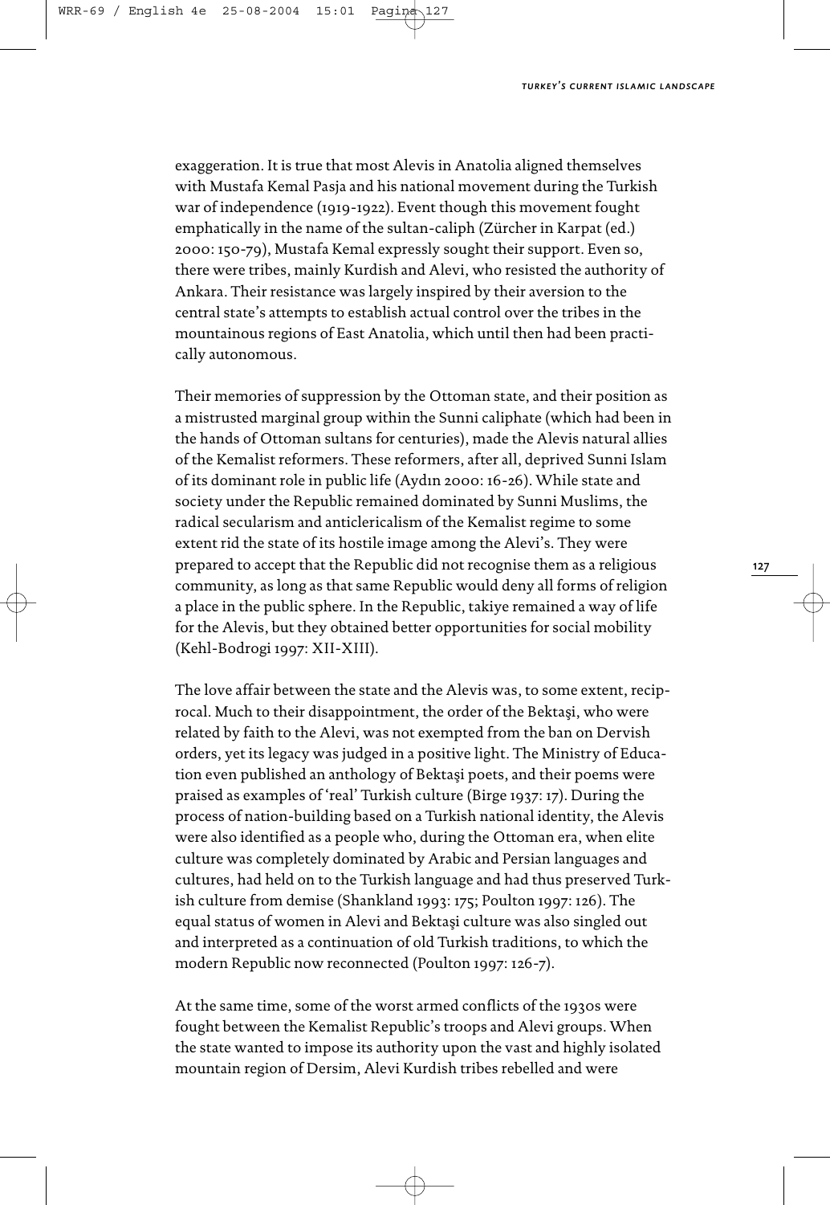exaggeration. It is true that most Alevis in Anatolia aligned themselves with Mustafa Kemal Pasja and his national movement during the Turkish war of independence (1919-1922). Event though this movement fought emphatically in the name of the sultan-caliph (Zürcher in Karpat (ed.) 2000: 150-79), Mustafa Kemal expressly sought their support. Even so, there were tribes, mainly Kurdish and Alevi, who resisted the authority of Ankara. Their resistance was largely inspired by their aversion to the central state's attempts to establish actual control over the tribes in the mountainous regions of East Anatolia, which until then had been practically autonomous.

Their memories of suppression by the Ottoman state, and their position as a mistrusted marginal group within the Sunni caliphate (which had been in the hands of Ottoman sultans for centuries), made the Alevis natural allies of the Kemalist reformers. These reformers, after all, deprived Sunni Islam of its dominant role in public life (Aydın 2000: 16-26). While state and society under the Republic remained dominated by Sunni Muslims, the radical secularism and anticlericalism of the Kemalist regime to some extent rid the state of its hostile image among the Alevi's. They were prepared to accept that the Republic did not recognise them as a religious community, as long as that same Republic would deny all forms of religion a place in the public sphere. In the Republic, takiye remained a way of life for the Alevis, but they obtained better opportunities for social mobility (Kehl-Bodrogi 1997: XII-XIII).

The love affair between the state and the Alevis was, to some extent, reciprocal. Much to their disappointment, the order of the Bektaşi, who were related by faith to the Alevi, was not exempted from the ban on Dervish orders, yet its legacy was judged in a positive light. The Ministry of Education even published an anthology of Bektaşi poets, and their poems were praised as examples of 'real' Turkish culture (Birge 1937: 17). During the process of nation-building based on a Turkish national identity, the Alevis were also identified as a people who, during the Ottoman era, when elite culture was completely dominated by Arabic and Persian languages and cultures, had held on to the Turkish language and had thus preserved Turkish culture from demise (Shankland 1993: 175; Poulton 1997: 126). The equal status of women in Alevi and Bektaşi culture was also singled out and interpreted as a continuation of old Turkish traditions, to which the modern Republic now reconnected (Poulton 1997: 126-7).

At the same time, some of the worst armed conflicts of the 1930s were fought between the Kemalist Republic's troops and Alevi groups. When the state wanted to impose its authority upon the vast and highly isolated mountain region of Dersim, Alevi Kurdish tribes rebelled and were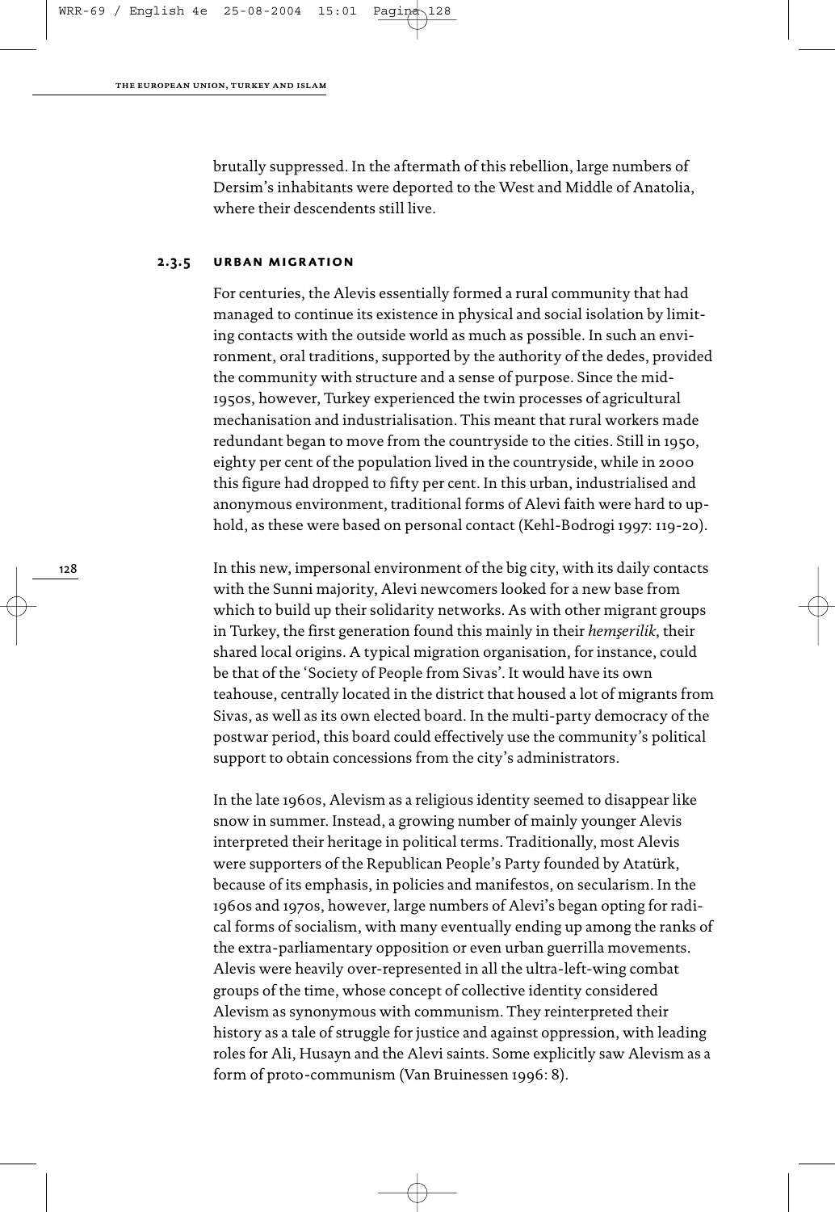brutally suppressed. In the aftermath of this rebellion, large numbers of Dersim's inhabitants were deported to the West and Middle of Anatolia, where their descendents still live.

### 2.3.5 urban migration

For centuries, the Alevis essentially formed a rural community that had managed to continue its existence in physical and social isolation by limiting contacts with the outside world as much as possible. In such an environment, oral traditions, supported by the authority of the dedes, provided the community with structure and a sense of purpose. Since the mid-1950s, however, Turkey experienced the twin processes of agricultural mechanisation and industrialisation. This meant that rural workers made redundant began to move from the countryside to the cities. Still in 1950, eighty per cent of the population lived in the countryside, while in 2000 this figure had dropped to fifty per cent. In this urban, industrialised and anonymous environment, traditional forms of Alevi faith were hard to uphold, as these were based on personal contact (Kehl-Bodrogi 1997: 119-20).

In this new, impersonal environment of the big city, with its daily contacts with the Sunni majority, Alevi newcomers looked for a new base from which to build up their solidarity networks. As with other migrant groups in Turkey, the first generation found this mainly in their *hemşerilik*, their shared local origins. A typical migration organisation, for instance, could be that of the 'Society of People from Sivas'. It would have its own teahouse, centrally located in the district that housed a lot of migrants from Sivas, as well as its own elected board. In the multi-party democracy of the postwar period, this board could effectively use the community's political support to obtain concessions from the city's administrators.

In the late 1960s, Alevism as a religious identity seemed to disappear like snow in summer. Instead, a growing number of mainly younger Alevis interpreted their heritage in political terms. Traditionally, most Alevis were supporters of the Republican People's Party founded by Atatürk, because of its emphasis, in policies and manifestos, on secularism. In the 1960s and 1970s, however, large numbers of Alevi's began opting for radical forms of socialism, with many eventually ending up among the ranks of the extra-parliamentary opposition or even urban guerrilla movements. Alevis were heavily over-represented in all the ultra-left-wing combat groups of the time, whose concept of collective identity considered Alevism as synonymous with communism. They reinterpreted their history as a tale of struggle for justice and against oppression, with leading roles for Ali, Husayn and the Alevi saints. Some explicitly saw Alevism as a form of proto-communism (Van Bruinessen 1996: 8).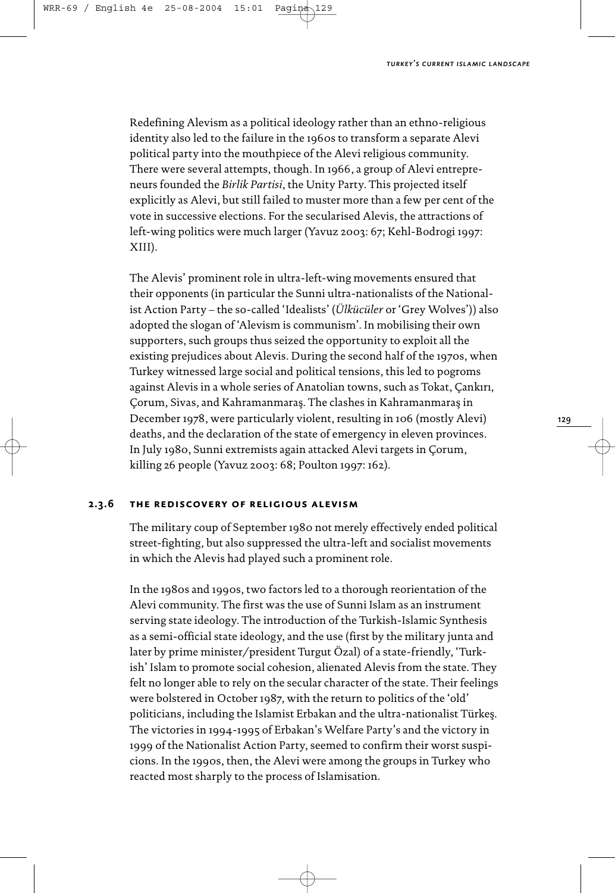Redefining Alevism as a political ideology rather than an ethno-religious identity also led to the failure in the 1960s to transform a separate Alevi political party into the mouthpiece of the Alevi religious community. There were several attempts, though. In 1966, a group of Alevi entrepreneurs founded the *Birlik Partisi*, the Unity Party. This projected itself explicitly as Alevi, but still failed to muster more than a few per cent of the vote in successive elections. For the secularised Alevis, the attractions of left-wing politics were much larger (Yavuz 2003: 67; Kehl-Bodrogi 1997: XIII).

The Alevis' prominent role in ultra-left-wing movements ensured that their opponents (in particular the Sunni ultra-nationalists of the Nationalist Action Party – the so-called 'Idealists' (*Ülkücüler* or 'Grey Wolves')) also adopted the slogan of 'Alevism is communism'. In mobilising their own supporters, such groups thus seized the opportunity to exploit all the existing prejudices about Alevis. During the second half of the 1970s, when Turkey witnessed large social and political tensions, this led to pogroms against Alevis in a whole series of Anatolian towns, such as Tokat, Çankırı, Çorum, Sivas, and Kahramanmaraş. The clashes in Kahramanmaraş in December 1978, were particularly violent, resulting in 106 (mostly Alevi) deaths, and the declaration of the state of emergency in eleven provinces. In July 1980, Sunni extremists again attacked Alevi targets in Çorum, killing 26 people (Yavuz 2003: 68; Poulton 1997: 162).

### 2.3.6 The rediscovery of religious Alevism

The military coup of September 1980 not merely effectively ended political street-fighting, but also suppressed the ultra-left and socialist movements in which the Alevis had played such a prominent role.

In the 1980s and 1990s, two factors led to a thorough reorientation of the Alevi community. The first was the use of Sunni Islam as an instrument serving state ideology. The introduction of the Turkish-Islamic Synthesis as a semi-official state ideology, and the use (first by the military junta and later by prime minister/president Turgut Özal) of a state-friendly, 'Turkish' Islam to promote social cohesion, alienated Alevis from the state. They felt no longer able to rely on the secular character of the state. Their feelings were bolstered in October 1987, with the return to politics of the 'old' politicians, including the Islamist Erbakan and the ultra-nationalist Türkeş. The victories in 1994-1995 of Erbakan's Welfare Party's and the victory in 1999 of the Nationalist Action Party, seemed to confirm their worst suspicions. In the 1990s, then, the Alevi were among the groups in Turkey who reacted most sharply to the process of Islamisation.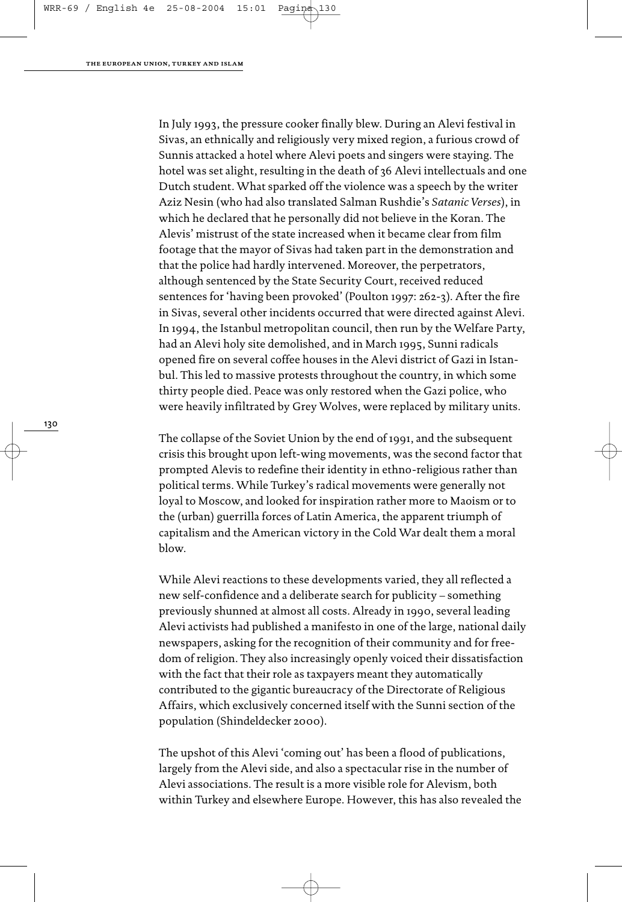In July 1993, the pressure cooker finally blew. During an Alevi festival in Sivas, an ethnically and religiously very mixed region, a furious crowd of Sunnis attacked a hotel where Alevi poets and singers were staying. The hotel was set alight, resulting in the death of 36 Alevi intellectuals and one Dutch student. What sparked off the violence was a speech by the writer Aziz Nesin (who had also translated Salman Rushdie's *Satanic Verses*), in which he declared that he personally did not believe in the Koran. The Alevis' mistrust of the state increased when it became clear from film footage that the mayor of Sivas had taken part in the demonstration and that the police had hardly intervened. Moreover, the perpetrators, although sentenced by the State Security Court, received reduced sentences for 'having been provoked' (Poulton 1997: 262-3). After the fire in Sivas, several other incidents occurred that were directed against Alevi. In 1994, the Istanbul metropolitan council, then run by the Welfare Party, had an Alevi holy site demolished, and in March 1995, Sunni radicals opened fire on several coffee houses in the Alevi district of Gazi in Istanbul. This led to massive protests throughout the country, in which some thirty people died. Peace was only restored when the Gazi police, who were heavily infiltrated by Grey Wolves, were replaced by military units.

The collapse of the Soviet Union by the end of 1991, and the subsequent crisis this brought upon left-wing movements, was the second factor that prompted Alevis to redefine their identity in ethno-religious rather than political terms. While Turkey's radical movements were generally not loyal to Moscow, and looked for inspiration rather more to Maoism or to the (urban) guerrilla forces of Latin America, the apparent triumph of capitalism and the American victory in the Cold War dealt them a moral blow.

While Alevi reactions to these developments varied, they all reflected a new self-confidence and a deliberate search for publicity – something previously shunned at almost all costs. Already in 1990, several leading Alevi activists had published a manifesto in one of the large, national daily newspapers, asking for the recognition of their community and for freedom of religion. They also increasingly openly voiced their dissatisfaction with the fact that their role as taxpayers meant they automatically contributed to the gigantic bureaucracy of the Directorate of Religious Affairs, which exclusively concerned itself with the Sunni section of the population (Shindeldecker 2000).

The upshot of this Alevi 'coming out' has been a flood of publications, largely from the Alevi side, and also a spectacular rise in the number of Alevi associations. The result is a more visible role for Alevism, both within Turkey and elsewhere Europe. However, this has also revealed the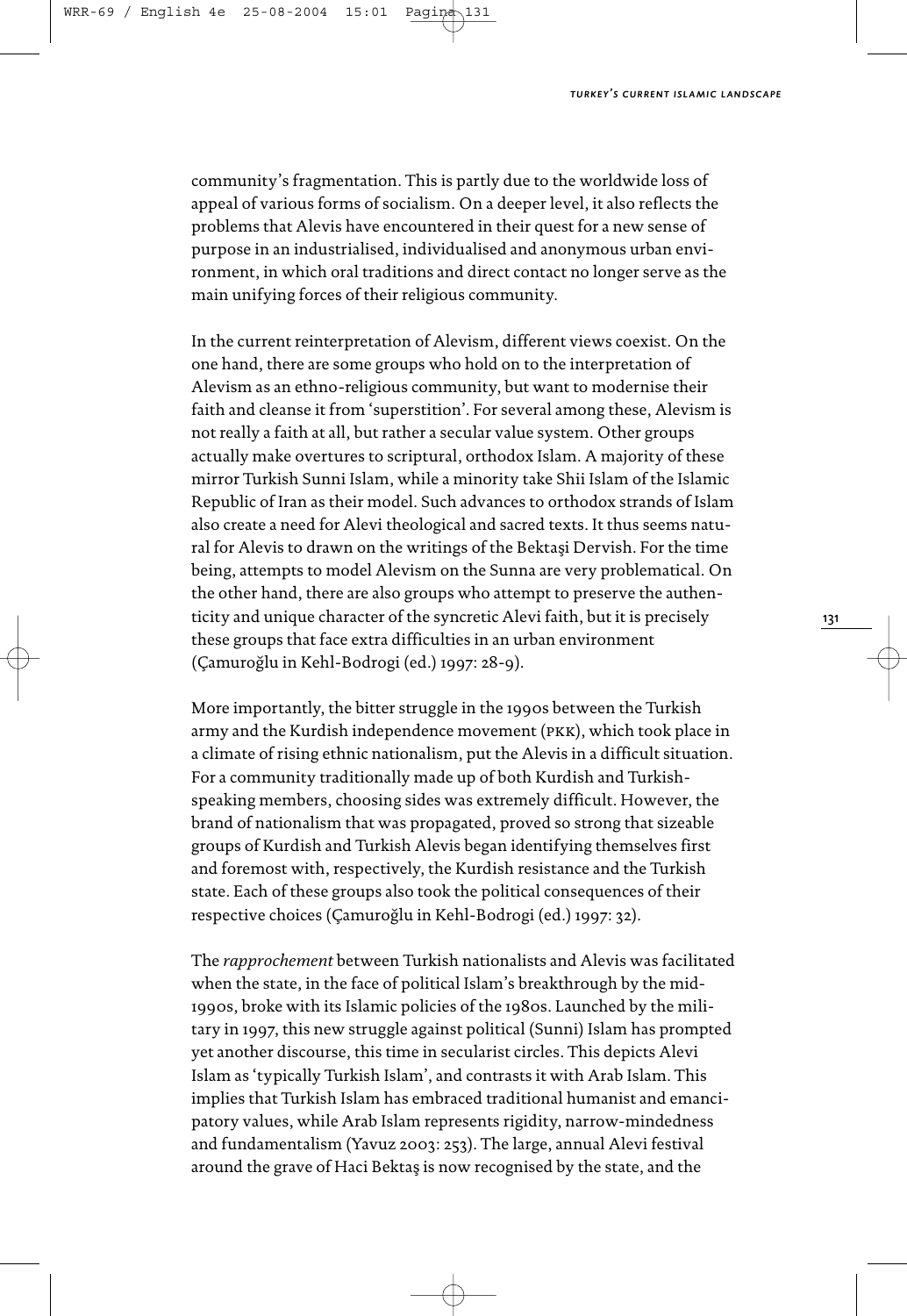community's fragmentation. This is partly due to the worldwide loss of appeal of various forms of socialism. On a deeper level, it also reflects the problems that Alevis have encountered in their quest for a new sense of purpose in an industrialised, individualised and anonymous urban environment, in which oral traditions and direct contact no longer serve as the main unifying forces of their religious community.

In the current reinterpretation of Alevism, different views coexist. On the one hand, there are some groups who hold on to the interpretation of Alevism as an ethno-religious community, but want to modernise their faith and cleanse it from 'superstition'. For several among these, Alevism is not really a faith at all, but rather a secular value system. Other groups actually make overtures to scriptural, orthodox Islam. A majority of these mirror Turkish Sunni Islam, while a minority take Shii Islam of the Islamic Republic of Iran as their model. Such advances to orthodox strands of Islam also create a need for Alevi theological and sacred texts. It thus seems natural for Alevis to drawn on the writings of the Bektaşi Dervish. For the time being, attempts to model Alevism on the Sunna are very problematical. On the other hand, there are also groups who attempt to preserve the authenticity and unique character of the syncretic Alevi faith, but it is precisely these groups that face extra difficulties in an urban environment (Çamuroğlu in Kehl-Bodrogi (ed.) 1997: 28-9).

More importantly, the bitter struggle in the 1990s between the Turkish army and the Kurdish independence movement (PKK), which took place in a climate of rising ethnic nationalism, put the Alevis in a difficult situation. For a community traditionally made up of both Kurdish and Turkish-speaking members, choosing sides was extremely difficult. However, the brand of nationalism that was propagated, proved so strong that sizeable groups of Kurdish and Turkish Alevis began identifying themselves first and foremost with, respectively, the Kurdish resistance and the Turkish state. Each of these groups also took the political consequences of their respective choices (Çamuroğlu in Kehl-Bodrogi (ed.) 1997: 32).

The *rapprochement* between Turkish nationalists and Alevis was facilitated when the state, in the face of political Islam's breakthrough by the mid-1990s, broke with its Islamic policies of the 1980s. Launched by the military in 1997, this new struggle against political (Sunni) Islam has prompted yet another discourse, this time in secularist circles. This depicts Alevi Islam as 'typically Turkish Islam', and contrasts it with Arab Islam. This implies that Turkish Islam has embraced traditional humanist and emancipatory values, while Arab Islam represents rigidity, narrow-mindedness and fundamentalism (Yavuz 2003: 253). The large, annual Alevi festival around the grave of Haci Bektaş is now recognised by the state, and the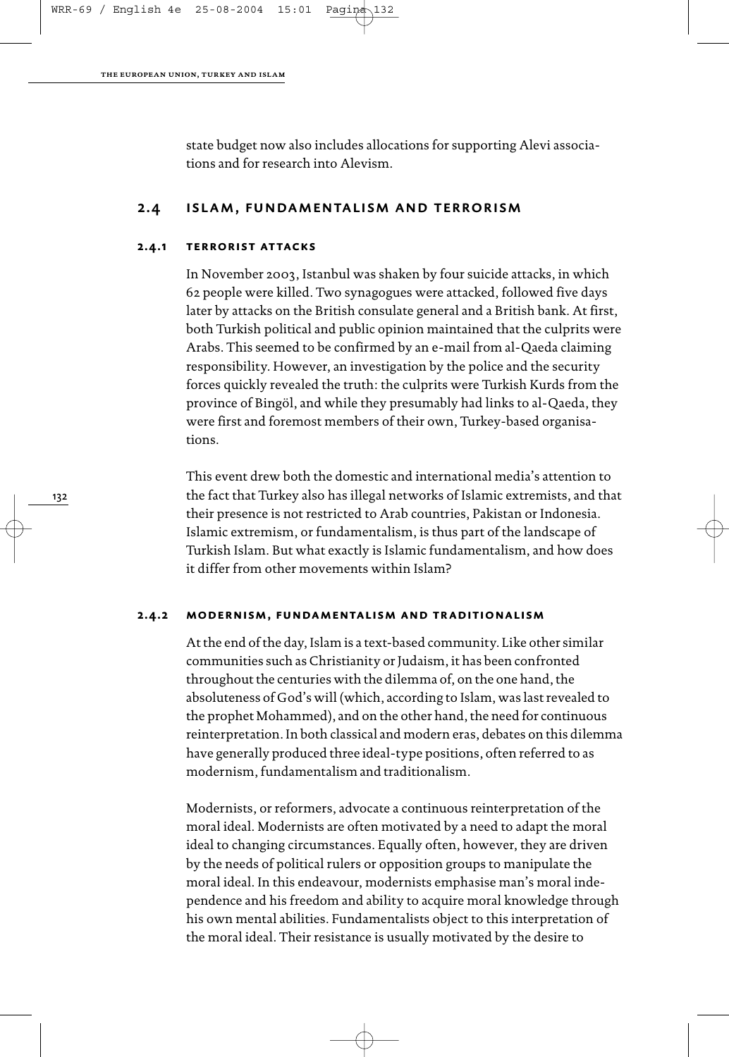state budget now also includes allocations for supporting Alevi associations and for research into Alevism.

## 2.4 Islam, fundamentalism and terrorism

### 2.4.1 Terrorist attacks

In November 2003, Istanbul was shaken by four suicide attacks, in which 62 people were killed. Two synagogues were attacked, followed five days later by attacks on the British consulate general and a British bank. At first, both Turkish political and public opinion maintained that the culprits were Arabs. This seemed to be confirmed by an e-mail from al-Qaeda claiming responsibility. However, an investigation by the police and the security forces quickly revealed the truth: the culprits were Turkish Kurds from the province of Bingöl, and while they presumably had links to al-Qaeda, they were first and foremost members of their own, Turkey-based organisations.

This event drew both the domestic and international media's attention to the fact that Turkey also has illegal networks of Islamic extremists, and that their presence is not restricted to Arab countries, Pakistan or Indonesia. Islamic extremism, or fundamentalism, is thus part of the landscape of Turkish Islam. But what exactly is Islamic fundamentalism, and how does it differ from other movements within Islam?

### 2.4.2 Modernism, fundamentalism and traditionalism

At the end of the day, Islam is a text-based community. Like other similar communities such as Christianity or Judaism, it has been confronted throughout the centuries with the dilemma of, on the one hand, the absoluteness of God's will (which, according to Islam, was last revealed to the prophet Mohammed), and on the other hand, the need for continuous reinterpretation. In both classical and modern eras, debates on this dilemma have generally produced three ideal-type positions, often referred to as modernism, fundamentalism and traditionalism.

Modernists, or reformers, advocate a continuous reinterpretation of the moral ideal. Modernists are often motivated by a need to adapt the moral ideal to changing circumstances. Equally often, however, they are driven by the needs of political rulers or opposition groups to manipulate the moral ideal. In this endeavour, modernists emphasise man's moral independence and his freedom and ability to acquire moral knowledge through his own mental abilities. Fundamentalists object to this interpretation of the moral ideal. Their resistance is usually motivated by the desire to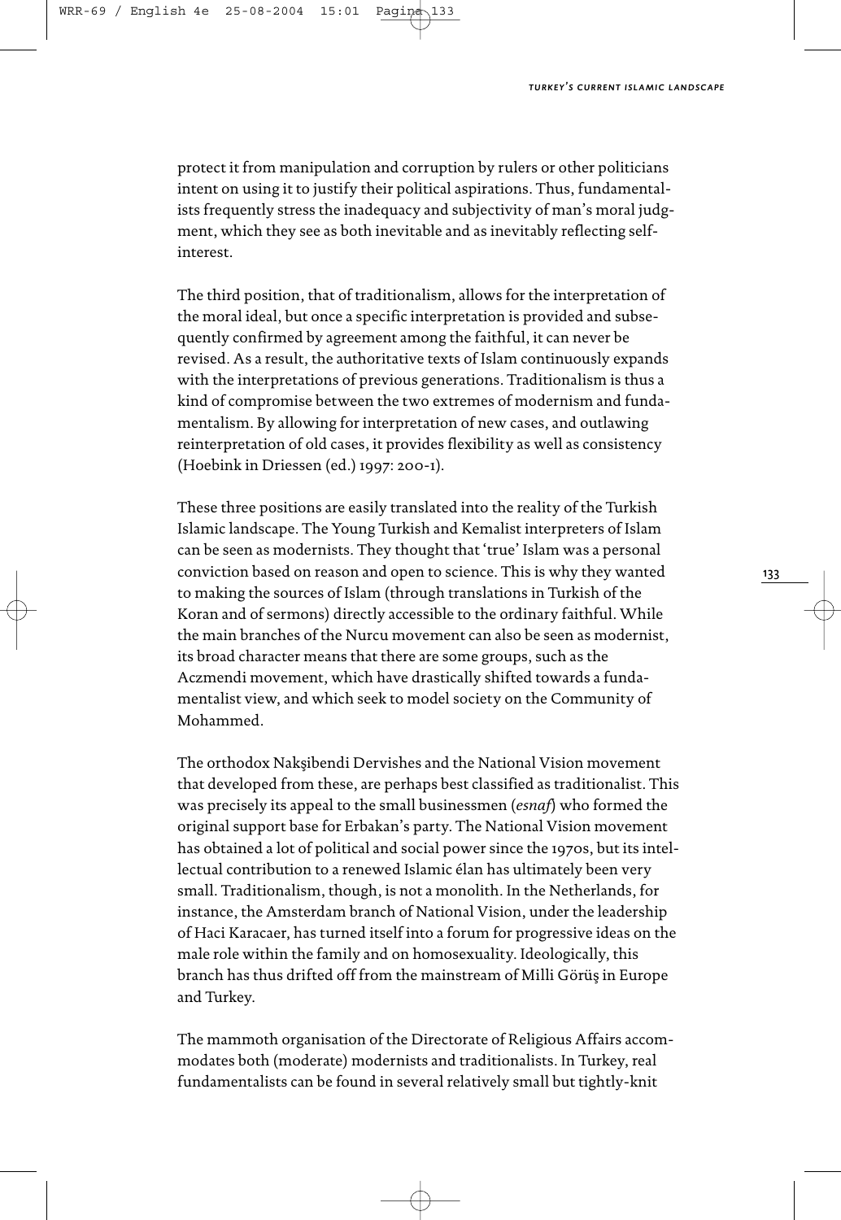protect it from manipulation and corruption by rulers or other politicians intent on using it to justify their political aspirations. Thus, fundamentalists frequently stress the inadequacy and subjectivity of man's moral judgment, which they see as both inevitable and as inevitably reflecting self-interest.

The third position, that of traditionalism, allows for the interpretation of the moral ideal, but once a specific interpretation is provided and subsequently confirmed by agreement among the faithful, it can never be revised. As a result, the authoritative texts of Islam continuously expands with the interpretations of previous generations. Traditionalism is thus a kind of compromise between the two extremes of modernism and fundamentalism. By allowing for interpretation of new cases, and outlawing reinterpretation of old cases, it provides flexibility as well as consistency (Hoebink in Driessen (ed.) 1997: 200-1).

These three positions are easily translated into the reality of the Turkish Islamic landscape. The Young Turkish and Kemalist interpreters of Islam can be seen as modernists. They thought that 'true' Islam was a personal conviction based on reason and open to science. This is why they wanted to making the sources of Islam (through translations in Turkish of the Koran and of sermons) directly accessible to the ordinary faithful. While the main branches of the Nurcu movement can also be seen as modernist, its broad character means that there are some groups, such as the Aczmendi movement, which have drastically shifted towards a fundamentalist view, and which seek to model society on the Community of Mohammed.

The orthodox Nakşibendi Dervishes and the National Vision movement that developed from these, are perhaps best classified as traditionalist. This was precisely its appeal to the small businessmen (*esnaf*) who formed the original support base for Erbakan's party. The National Vision movement has obtained a lot of political and social power since the 1970s, but its intellectual contribution to a renewed Islamic élan has ultimately been very small. Traditionalism, though, is not a monolith. In the Netherlands, for instance, the Amsterdam branch of National Vision, under the leadership of Haci Karacaer, has turned itself into a forum for progressive ideas on the male role within the family and on homosexuality. Ideologically, this branch has thus drifted off from the mainstream of Milli Görüş in Europe and Turkey.

The mammoth organisation of the Directorate of Religious Affairs accommodates both (moderate) modernists and traditionalists. In Turkey, real fundamentalists can be found in several relatively small but tightly-knit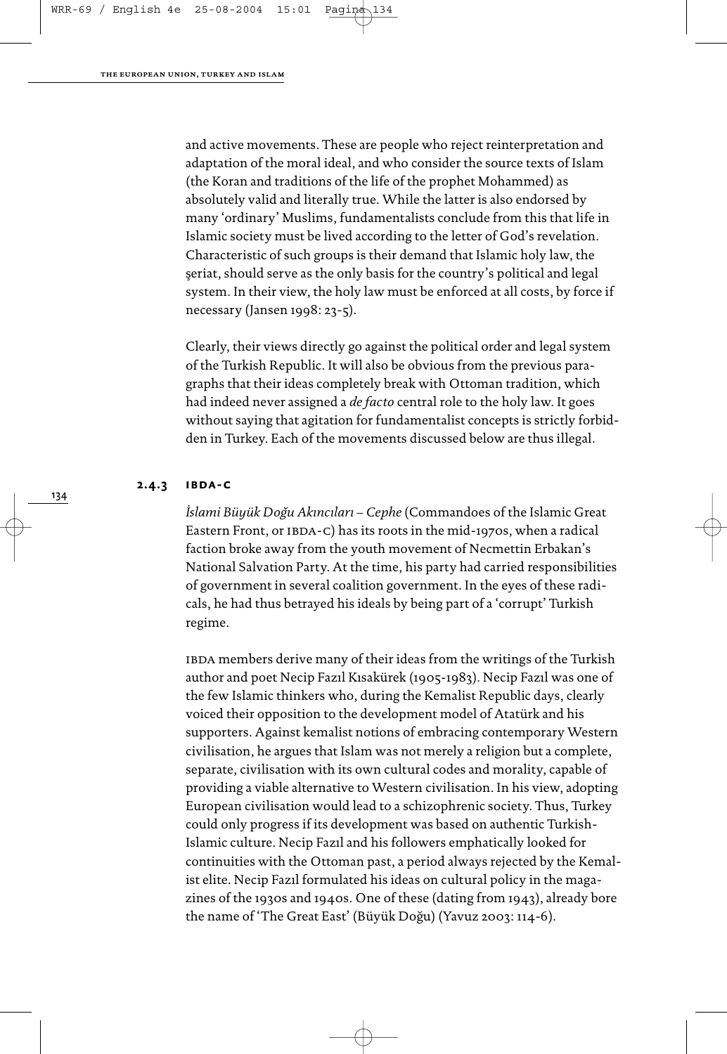and active movements. These are people who reject reinterpretation and adaptation of the moral ideal, and who consider the source texts of Islam (the Koran and traditions of the life of the prophet Mohammed) as absolutely valid and literally true. While the latter is also endorsed by many 'ordinary' Muslims, fundamentalists conclude from this that life in Islamic society must be lived according to the letter of God's revelation. Characteristic of such groups is their demand that Islamic holy law, the şeriat, should serve as the only basis for the country's political and legal system. In their view, the holy law must be enforced at all costs, by force if necessary (Jansen 1998: 23-5).

Clearly, their views directly go against the political order and legal system of the Turkish Republic. It will also be obvious from the previous paragraphs that their ideas completely break with Ottoman tradition, which had indeed never assigned a *de facto* central role to the holy law. It goes without saying that agitation for fundamentalist concepts is strictly forbidden in Turkey. Each of the movements discussed below are thus illegal.

### 2.4.3 IBDA-C

*İslami Büyük Doğu Akıncıları – Cephe* (Commandoes of the Islamic Great Eastern Front, or IBDA-C) has its roots in the mid-1970s, when a radical faction broke away from the youth movement of Necmettin Erbakan's National Salvation Party. At the time, his party had carried responsibilities of government in several coalition government. In the eyes of these radicals, he had thus betrayed his ideals by being part of a 'corrupt' Turkish regime.

IBDA members derive many of their ideas from the writings of the Turkish author and poet Necip Fazıl Kısakürek (1905-1983). Necip Fazıl was one of the few Islamic thinkers who, during the Kemalist Republic days, clearly voiced their opposition to the development model of Atatürk and his supporters. Against kemalist notions of embracing contemporary Western civilisation, he argues that Islam was not merely a religion but a complete, separate, civilisation with its own cultural codes and morality, capable of providing a viable alternative to Western civilisation. In his view, adopting European civilisation would lead to a schizophrenic society. Thus, Turkey could only progress if its development was based on authentic Turkish-Islamic culture. Necip Fazıl and his followers emphatically looked for continuities with the Ottoman past, a period always rejected by the Kemalist elite. Necip Fazıl formulated his ideas on cultural policy in the magazines of the 1930s and 1940s. One of these (dating from 1943), already bore the name of 'The Great East' (Büyük Doğu) (Yavuz 2003: 114-6).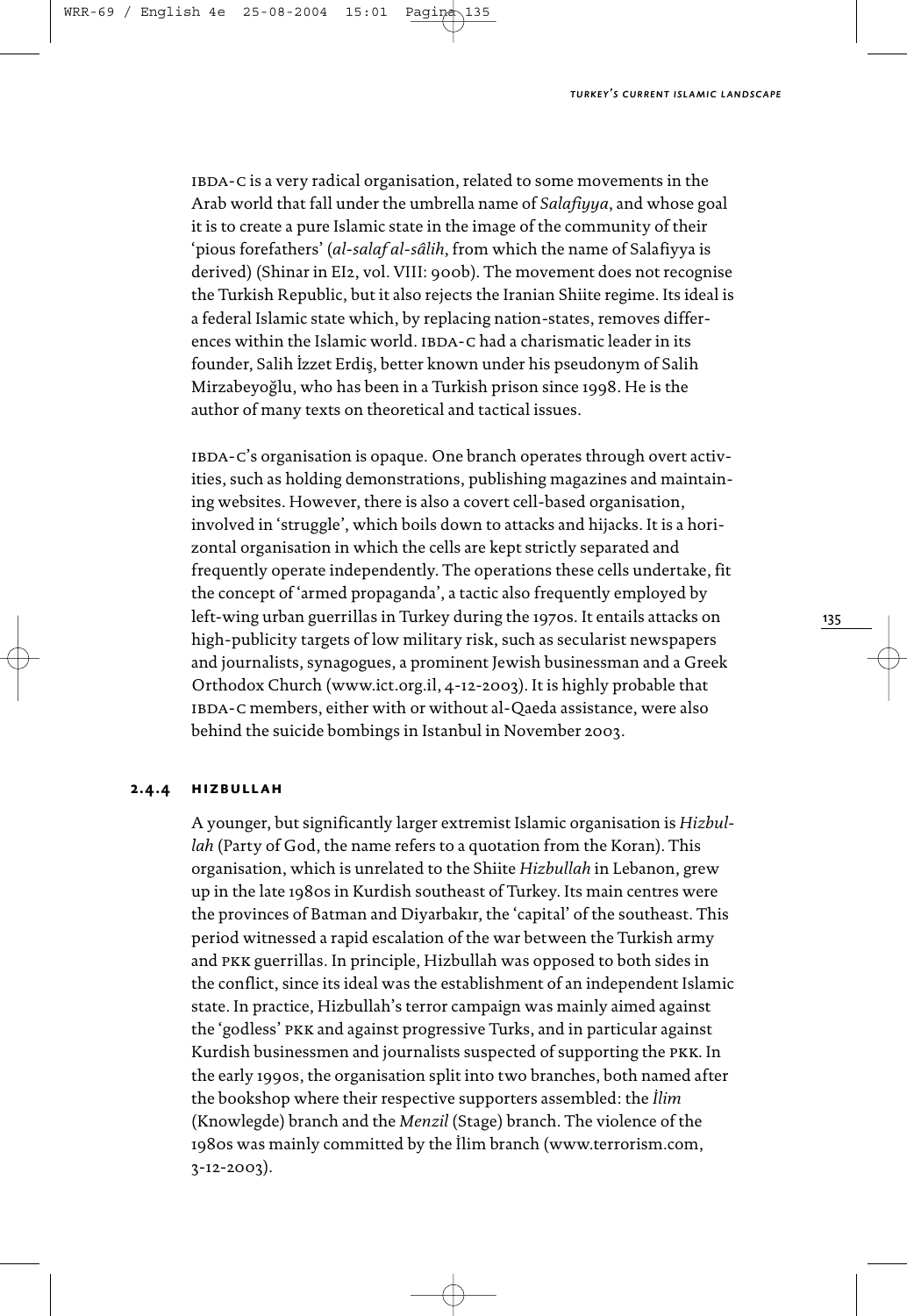IBDA-C is a very radical organisation, related to some movements in the Arab world that fall under the umbrella name of *Salafiyya*, and whose goal it is to create a pure Islamic state in the image of the community of their 'pious forefathers' (*al-salaf al-sâlih*, from which the name of Salafiyya is derived) (Shinar in EI2, vol. VIII: 900b). The movement does not recognise the Turkish Republic, but it also rejects the Iranian Shiite regime. Its ideal is a federal Islamic state which, by replacing nation-states, removes differences within the Islamic world. IBDA-C had a charismatic leader in its founder, Salih İzzet Erdiş, better known under his pseudonym of Salih Mirzabeyoğlu, who has been in a Turkish prison since 1998. He is the author of many texts on theoretical and tactical issues.

IBDA-C's organisation is opaque. One branch operates through overt activities, such as holding demonstrations, publishing magazines and maintaining websites. However, there is also a covert cell-based organisation, involved in 'struggle', which boils down to attacks and hijacks. It is a horizontal organisation in which the cells are kept strictly separated and frequently operate independently. The operations these cells undertake, fit the concept of 'armed propaganda', a tactic also frequently employed by left-wing urban guerrillas in Turkey during the 1970s. It entails attacks on high-publicity targets of low military risk, such as secularist newspapers and journalists, synagogues, a prominent Jewish businessman and a Greek Orthodox Church (www.ict.org.il, 4-12-2003). It is highly probable that IBDA-C members, either with or without al-Qaeda assistance, were also behind the suicide bombings in Istanbul in November 2003.

### 2.4.4 Hizbullah

A younger, but significantly larger extremist Islamic organisation is *Hizbullah* (Party of God, the name refers to a quotation from the Koran). This organisation, which is unrelated to the Shiite *Hizbullah* in Lebanon, grew up in the late 1980s in Kurdish southeast of Turkey. Its main centres were the provinces of Batman and Diyarbakır, the 'capital' of the southeast. This period witnessed a rapid escalation of the war between the Turkish army and PKK guerrillas. In principle, Hizbullah was opposed to both sides in the conflict, since its ideal was the establishment of an independent Islamic state. In practice, Hizbullah's terror campaign was mainly aimed against the 'godless' PKK and against progressive Turks, and in particular against Kurdish businessmen and journalists suspected of supporting the PKK. In the early 1990s, the organisation split into two branches, both named after the bookshop where their respective supporters assembled: the *İlim* (Knowlegde) branch and the *Menzil* (Stage) branch. The violence of the 1980s was mainly committed by the İlim branch (www.terrorism.com, 3-12-2003).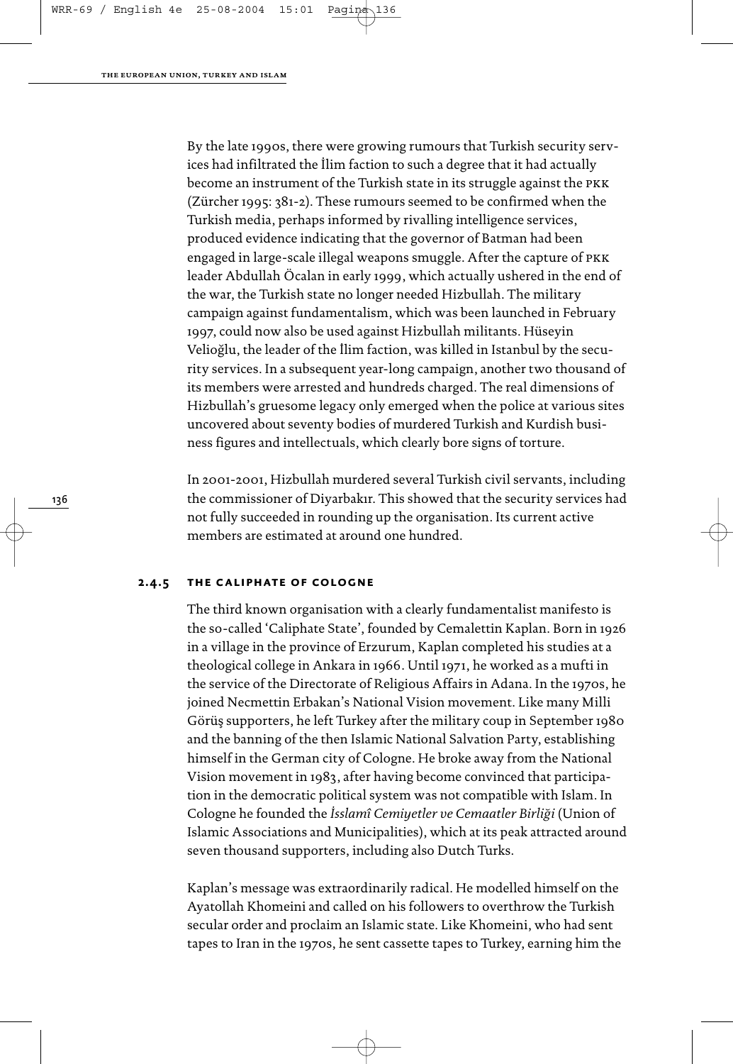By the late 1990s, there were growing rumours that Turkish security services had infiltrated the İlim faction to such a degree that it had actually become an instrument of the Turkish state in its struggle against the PKK (Zürcher 1995: 381-2). These rumours seemed to be confirmed when the Turkish media, perhaps informed by rivalling intelligence services, produced evidence indicating that the governor of Batman had been engaged in large-scale illegal weapons smuggle. After the capture of PKK leader Abdullah Öcalan in early 1999, which actually ushered in the end of the war, the Turkish state no longer needed Hizbullah. The military campaign against fundamentalism, which was been launched in February 1997, could now also be used against Hizbullah militants. Hüseyin Velioğlu, the leader of the İlim faction, was killed in Istanbul by the security services. In a subsequent year-long campaign, another two thousand of its members were arrested and hundreds charged. The real dimensions of Hizbullah's gruesome legacy only emerged when the police at various sites uncovered about seventy bodies of murdered Turkish and Kurdish business figures and intellectuals, which clearly bore signs of torture.

In 2001-2001, Hizbullah murdered several Turkish civil servants, including the commissioner of Diyarbakır. This showed that the security services had not fully succeeded in rounding up the organisation. Its current active members are estimated at around one hundred.

### 2.4.5 THE CALIPHATE OF COLOGNE

The third known organisation with a clearly fundamentalist manifesto is the so-called 'Caliphate State', founded by Cemalettin Kaplan. Born in 1926 in a village in the province of Erzurum, Kaplan completed his studies at a theological college in Ankara in 1966. Until 1971, he worked as a mufti in the service of the Directorate of Religious Affairs in Adana. In the 1970s, he joined Necmettin Erbakan's National Vision movement. Like many Milli Görüş supporters, he left Turkey after the military coup in September 1980 and the banning of the then Islamic National Salvation Party, establishing himself in the German city of Cologne. He broke away from the National Vision movement in 1983, after having become convinced that participation in the democratic political system was not compatible with Islam. In Cologne he founded the *İsslamî Cemiyetler ve Cemaatler Birliği* (Union of Islamic Associations and Municipalities), which at its peak attracted around seven thousand supporters, including also Dutch Turks.

Kaplan's message was extraordinarily radical. He modelled himself on the Ayatollah Khomeini and called on his followers to overthrow the Turkish secular order and proclaim an Islamic state. Like Khomeini, who had sent tapes to Iran in the 1970s, he sent cassette tapes to Turkey, earning him the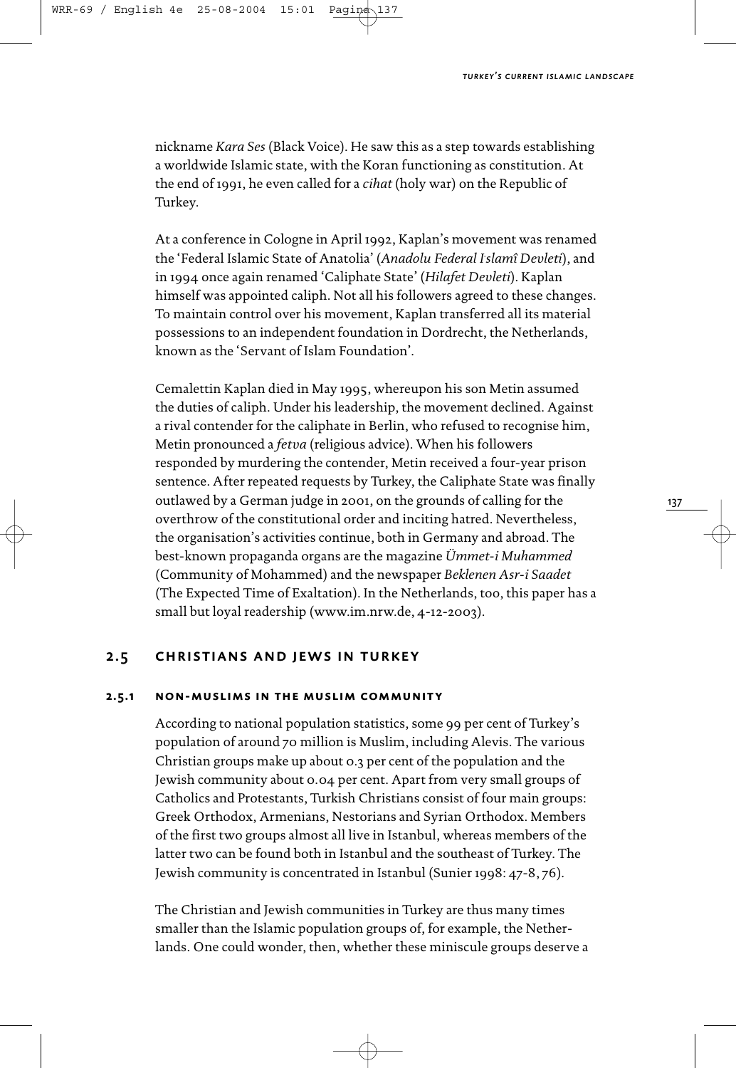nickname *Kara Ses* (Black Voice). He saw this as a step towards establishing a worldwide Islamic state, with the Koran functioning as constitution. At the end of 1991, he even called for a *cihat* (holy war) on the Republic of Turkey.

At a conference in Cologne in April 1992, Kaplan's movement was renamed the 'Federal Islamic State of Anatolia' (*Anadolu Federal Islamî Devleti*), and in 1994 once again renamed 'Caliphate State' (*Hilafet Devleti*). Kaplan himself was appointed caliph. Not all his followers agreed to these changes. To maintain control over his movement, Kaplan transferred all its material possessions to an independent foundation in Dordrecht, the Netherlands, known as the 'Servant of Islam Foundation'.

Cemalettin Kaplan died in May 1995, whereupon his son Metin assumed the duties of caliph. Under his leadership, the movement declined. Against a rival contender for the caliphate in Berlin, who refused to recognise him, Metin pronounced a *fetva* (religious advice). When his followers responded by murdering the contender, Metin received a four-year prison sentence. After repeated requests by Turkey, the Caliphate State was finally outlawed by a German judge in 2001, on the grounds of calling for the overthrow of the constitutional order and inciting hatred. Nevertheless, the organisation's activities continue, both in Germany and abroad. The best-known propaganda organs are the magazine *Ümmet-i Muhammed* (Community of Mohammed) and the newspaper *Beklenen Asr-i Saadet* (The Expected Time of Exaltation). In the Netherlands, too, this paper has a small but loyal readership (www.im.nrw.de, 4-12-2003).

## 2.5 Christians and Jews in Turkey

### 2.5.1 Non-Muslims in the Muslim community

According to national population statistics, some 99 per cent of Turkey's population of around 70 million is Muslim, including Alevis. The various Christian groups make up about 0.3 per cent of the population and the Jewish community about 0.04 per cent. Apart from very small groups of Catholics and Protestants, Turkish Christians consist of four main groups: Greek Orthodox, Armenians, Nestorians and Syrian Orthodox. Members of the first two groups almost all live in Istanbul, whereas members of the latter two can be found both in Istanbul and the southeast of Turkey. The Jewish community is concentrated in Istanbul (Sunier 1998: 47-8, 76).

The Christian and Jewish communities in Turkey are thus many times smaller than the Islamic population groups of, for example, the Netherlands. One could wonder, then, whether these miniscule groups deserve a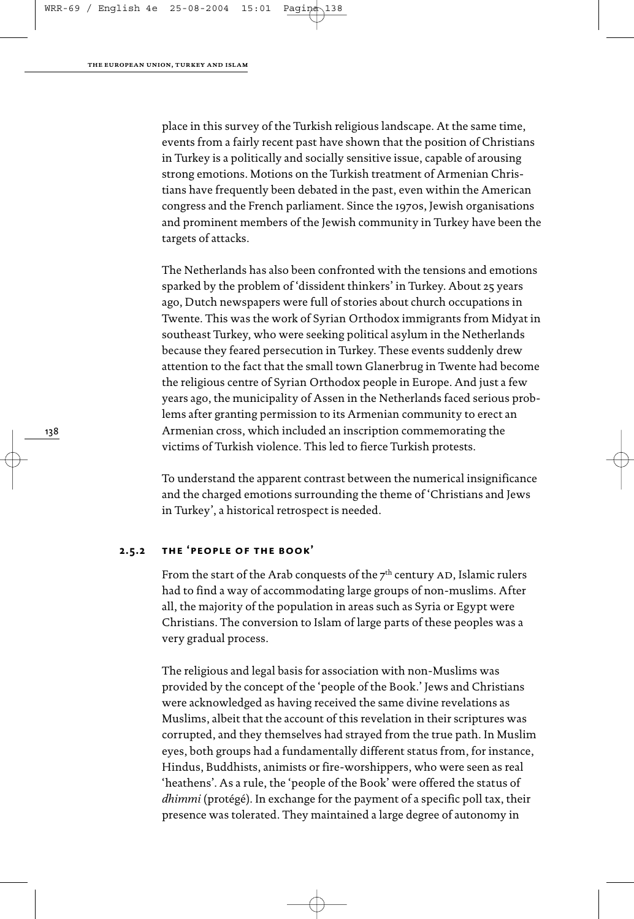place in this survey of the Turkish religious landscape. At the same time, events from a fairly recent past have shown that the position of Christians in Turkey is a politically and socially sensitive issue, capable of arousing strong emotions. Motions on the Turkish treatment of Armenian Christians have frequently been debated in the past, even within the American congress and the French parliament. Since the 1970s, Jewish organisations and prominent members of the Jewish community in Turkey have been the targets of attacks.

The Netherlands has also been confronted with the tensions and emotions sparked by the problem of 'dissident thinkers' in Turkey. About 25 years ago, Dutch newspapers were full of stories about church occupations in Twente. This was the work of Syrian Orthodox immigrants from Midyat in southeast Turkey, who were seeking political asylum in the Netherlands because they feared persecution in Turkey. These events suddenly drew attention to the fact that the small town Glanerbrug in Twente had become the religious centre of Syrian Orthodox people in Europe. And just a few years ago, the municipality of Assen in the Netherlands faced serious problems after granting permission to its Armenian community to erect an Armenian cross, which included an inscription commemorating the victims of Turkish violence. This led to fierce Turkish protests.

To understand the apparent contrast between the numerical insignificance and the charged emotions surrounding the theme of 'Christians and Jews in Turkey', a historical retrospect is needed.

### 2.5.2 The 'people of the book'

From the start of the Arab conquests of the 7th century AD, Islamic rulers had to find a way of accommodating large groups of non-muslims. After all, the majority of the population in areas such as Syria or Egypt were Christians. The conversion to Islam of large parts of these peoples was a very gradual process.

The religious and legal basis for association with non-Muslims was provided by the concept of the 'people of the Book.' Jews and Christians were acknowledged as having received the same divine revelations as Muslims, albeit that the account of this revelation in their scriptures was corrupted, and they themselves had strayed from the true path. In Muslim eyes, both groups had a fundamentally different status from, for instance, Hindus, Buddhists, animists or fire-worshippers, who were seen as real 'heathens'. As a rule, the 'people of the Book' were offered the status of *dhimmi* (protégé). In exchange for the payment of a specific poll tax, their presence was tolerated. They maintained a large degree of autonomy in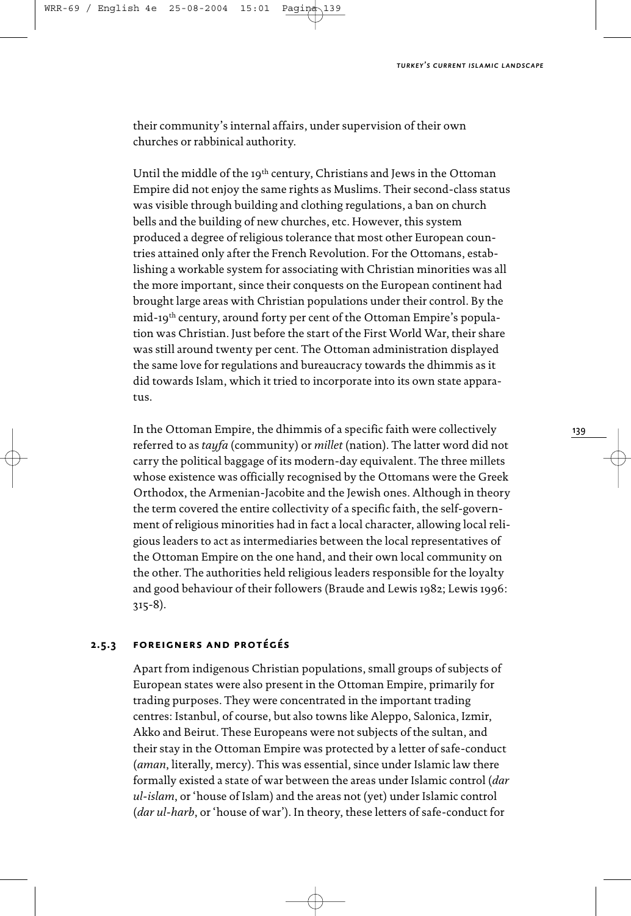their community's internal affairs, under supervision of their own churches or rabbinical authority.

Until the middle of the 19th century, Christians and Jews in the Ottoman Empire did not enjoy the same rights as Muslims. Their second-class status was visible through building and clothing regulations, a ban on church bells and the building of new churches, etc. However, this system produced a degree of religious tolerance that most other European countries attained only after the French Revolution. For the Ottomans, establishing a workable system for associating with Christian minorities was all the more important, since their conquests on the European continent had brought large areas with Christian populations under their control. By the mid-19th century, around forty per cent of the Ottoman Empire's population was Christian. Just before the start of the First World War, their share was still around twenty per cent. The Ottoman administration displayed the same love for regulations and bureaucracy towards the dhimmis as it did towards Islam, which it tried to incorporate into its own state apparatus.

In the Ottoman Empire, the dhimmis of a specific faith were collectively referred to as *tayfa* (community) or *millet* (nation). The latter word did not carry the political baggage of its modern-day equivalent. The three millets whose existence was officially recognised by the Ottomans were the Greek Orthodox, the Armenian-Jacobite and the Jewish ones. Although in theory the term covered the entire collectivity of a specific faith, the self-government of religious minorities had in fact a local character, allowing local religious leaders to act as intermediaries between the local representatives of the Ottoman Empire on the one hand, and their own local community on the other. The authorities held religious leaders responsible for the loyalty and good behaviour of their followers (Braude and Lewis 1982; Lewis 1996: 315-8).

### 2.5.3 Foreigners and protégés

Apart from indigenous Christian populations, small groups of subjects of European states were also present in the Ottoman Empire, primarily for trading purposes. They were concentrated in the important trading centres: Istanbul, of course, but also towns like Aleppo, Salonica, Izmir, Akko and Beirut. These Europeans were not subjects of the sultan, and their stay in the Ottoman Empire was protected by a letter of safe-conduct (*aman*, literally, mercy). This was essential, since under Islamic law there formally existed a state of war between the areas under Islamic control (*dar ul-islam*, or 'house of Islam) and the areas not (yet) under Islamic control (*dar ul-harb*, or 'house of war'). In theory, these letters of safe-conduct for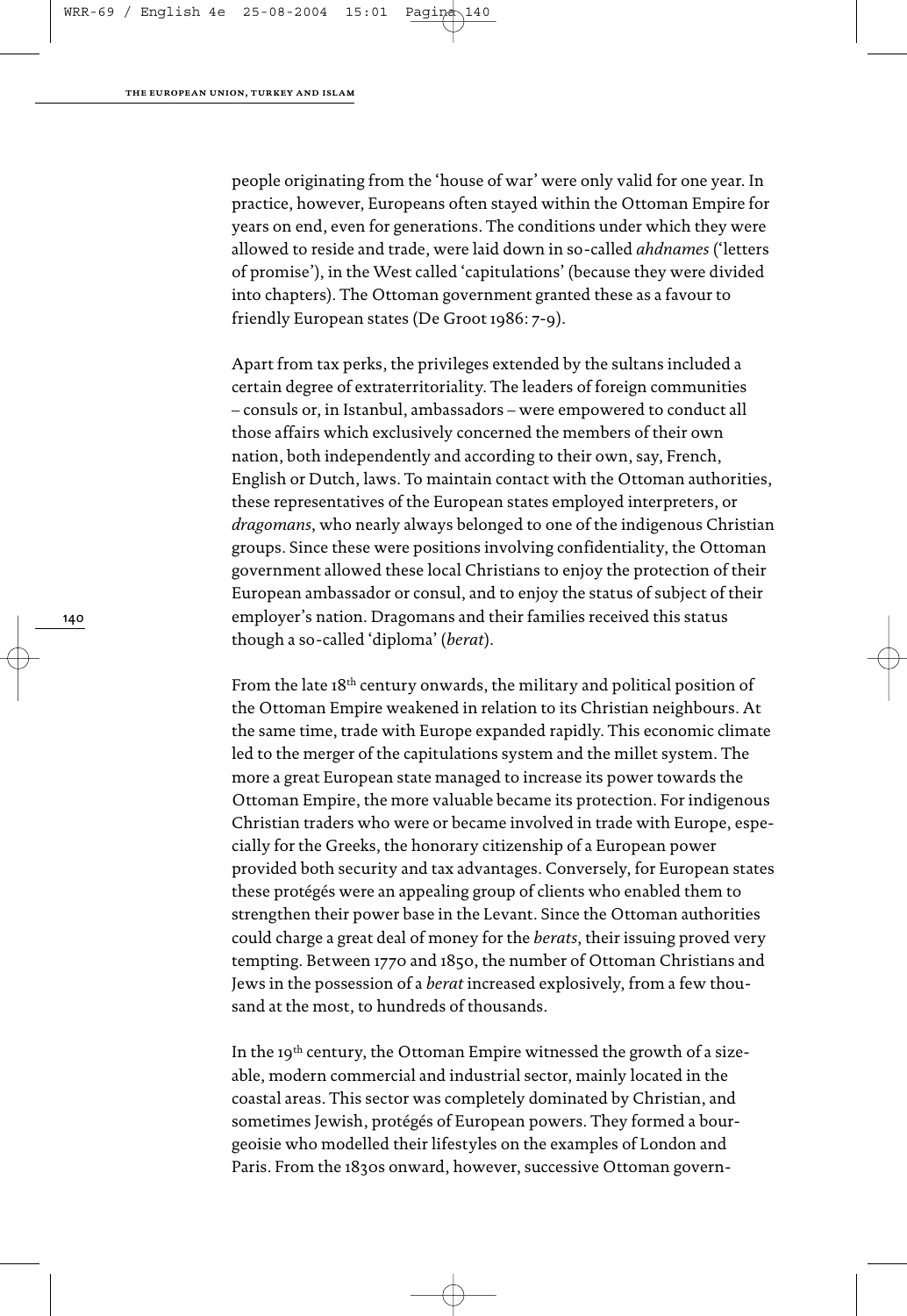people originating from the 'house of war' were only valid for one year. In practice, however, Europeans often stayed within the Ottoman Empire for years on end, even for generations. The conditions under which they were allowed to reside and trade, were laid down in so-called *ahdnames* ('letters of promise'), in the West called 'capitulations' (because they were divided into chapters). The Ottoman government granted these as a favour to friendly European states (De Groot 1986: 7-9).

Apart from tax perks, the privileges extended by the sultans included a certain degree of extraterritoriality. The leaders of foreign communities – consuls or, in Istanbul, ambassadors – were empowered to conduct all those affairs which exclusively concerned the members of their own nation, both independently and according to their own, say, French, English or Dutch, laws. To maintain contact with the Ottoman authorities, these representatives of the European states employed interpreters, or *dragomans*, who nearly always belonged to one of the indigenous Christian groups. Since these were positions involving confidentiality, the Ottoman government allowed these local Christians to enjoy the protection of their European ambassador or consul, and to enjoy the status of subject of their employer's nation. Dragomans and their families received this status though a so-called 'diploma' (*berat*).

From the late 18th century onwards, the military and political position of the Ottoman Empire weakened in relation to its Christian neighbours. At the same time, trade with Europe expanded rapidly. This economic climate led to the merger of the capitulations system and the millet system. The more a great European state managed to increase its power towards the Ottoman Empire, the more valuable became its protection. For indigenous Christian traders who were or became involved in trade with Europe, especially for the Greeks, the honorary citizenship of a European power provided both security and tax advantages. Conversely, for European states these protégés were an appealing group of clients who enabled them to strengthen their power base in the Levant. Since the Ottoman authorities could charge a great deal of money for the *berats*, their issuing proved very tempting. Between 1770 and 1850, the number of Ottoman Christians and Jews in the possession of a *berat* increased explosively, from a few thousand at the most, to hundreds of thousands.

In the 19th century, the Ottoman Empire witnessed the growth of a sizeable, modern commercial and industrial sector, mainly located in the coastal areas. This sector was completely dominated by Christian, and sometimes Jewish, protégés of European powers. They formed a bourgeoisie who modelled their lifestyles on the examples of London and Paris. From the 1830s onward, however, successive Ottoman govern-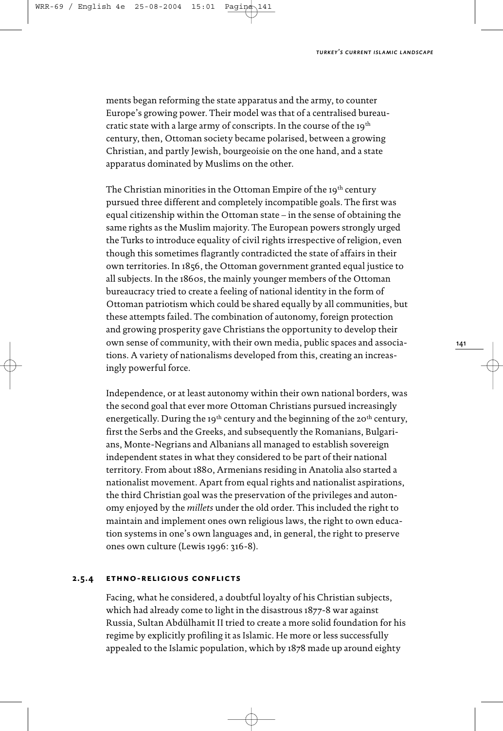ments began reforming the state apparatus and the army, to counter Europe's growing power. Their model was that of a centralised bureaucratic state with a large army of conscripts. In the course of the 19th century, then, Ottoman society became polarised, between a growing Christian, and partly Jewish, bourgeoisie on the one hand, and a state apparatus dominated by Muslims on the other.

The Christian minorities in the Ottoman Empire of the 19th century pursued three different and completely incompatible goals. The first was equal citizenship within the Ottoman state – in the sense of obtaining the same rights as the Muslim majority. The European powers strongly urged the Turks to introduce equality of civil rights irrespective of religion, even though this sometimes flagrantly contradicted the state of affairs in their own territories. In 1856, the Ottoman government granted equal justice to all subjects. In the 1860s, the mainly younger members of the Ottoman bureaucracy tried to create a feeling of national identity in the form of Ottoman patriotism which could be shared equally by all communities, but these attempts failed. The combination of autonomy, foreign protection and growing prosperity gave Christians the opportunity to develop their own sense of community, with their own media, public spaces and associations. A variety of nationalisms developed from this, creating an increasingly powerful force.

Independence, or at least autonomy within their own national borders, was the second goal that ever more Ottoman Christians pursued increasingly energetically. During the 19th century and the beginning of the 20th century, first the Serbs and the Greeks, and subsequently the Romanians, Bulgarians, Monte-Negrians and Albanians all managed to establish sovereign independent states in what they considered to be part of their national territory. From about 1880, Armenians residing in Anatolia also started a nationalist movement. Apart from equal rights and nationalist aspirations, the third Christian goal was the preservation of the privileges and autonomy enjoyed by the *millets* under the old order. This included the right to maintain and implement ones own religious laws, the right to own education systems in one's own languages and, in general, the right to preserve ones own culture (Lewis 1996: 316-8).

### 2.5.4 ethno-religious conflicts

Facing, what he considered, a doubtful loyalty of his Christian subjects, which had already come to light in the disastrous 1877-8 war against Russia, Sultan Abdülhamit II tried to create a more solid foundation for his regime by explicitly profiling it as Islamic. He more or less successfully appealed to the Islamic population, which by 1878 made up around eighty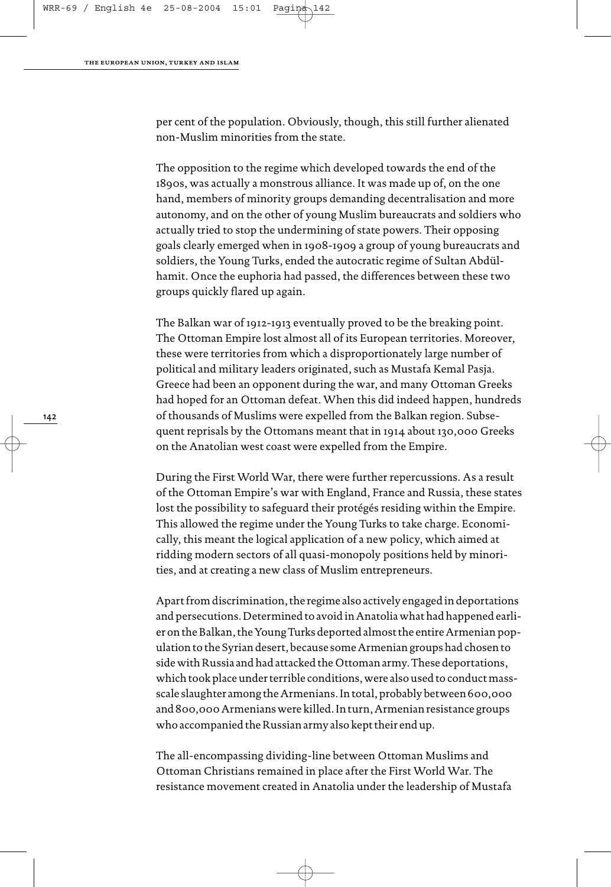per cent of the population. Obviously, though, this still further alienated non-Muslim minorities from the state.

The opposition to the regime which developed towards the end of the 1890s, was actually a monstrous alliance. It was made up of, on the one hand, members of minority groups demanding decentralisation and more autonomy, and on the other of young Muslim bureaucrats and soldiers who actually tried to stop the undermining of state powers. Their opposing goals clearly emerged when in 1908-1909 a group of young bureaucrats and soldiers, the Young Turks, ended the autocratic regime of Sultan Abdülhamit. Once the euphoria had passed, the differences between these two groups quickly flared up again.

The Balkan war of 1912-1913 eventually proved to be the breaking point. The Ottoman Empire lost almost all of its European territories. Moreover, these were territories from which a disproportionately large number of political and military leaders originated, such as Mustafa Kemal Pasja. Greece had been an opponent during the war, and many Ottoman Greeks had hoped for an Ottoman defeat. When this did indeed happen, hundreds of thousands of Muslims were expelled from the Balkan region. Subsequent reprisals by the Ottomans meant that in 1914 about 130,000 Greeks on the Anatolian west coast were expelled from the Empire.

During the First World War, there were further repercussions. As a result of the Ottoman Empire's war with England, France and Russia, these states lost the possibility to safeguard their protégés residing within the Empire. This allowed the regime under the Young Turks to take charge. Economically, this meant the logical application of a new policy, which aimed at ridding modern sectors of all quasi-monopoly positions held by minorities, and at creating a new class of Muslim entrepreneurs.

Apart from discrimination, the regime also actively engaged in deportations and persecutions. Determined to avoid in Anatolia what had happened earlier on the Balkan, the Young Turks deported almost the entire Armenian population to the Syrian desert, because some Armenian groups had chosen to side with Russia and had attacked the Ottoman army. These deportations, which took place under terrible conditions, were also used to conduct mass-scale slaughter among the Armenians. In total, probably between 600,000 and 800,000 Armenians were killed. In turn, Armenian resistance groups who accompanied the Russian army also kept their end up.

The all-encompassing dividing-line between Ottoman Muslims and Ottoman Christians remained in place after the First World War. The resistance movement created in Anatolia under the leadership of Mustafa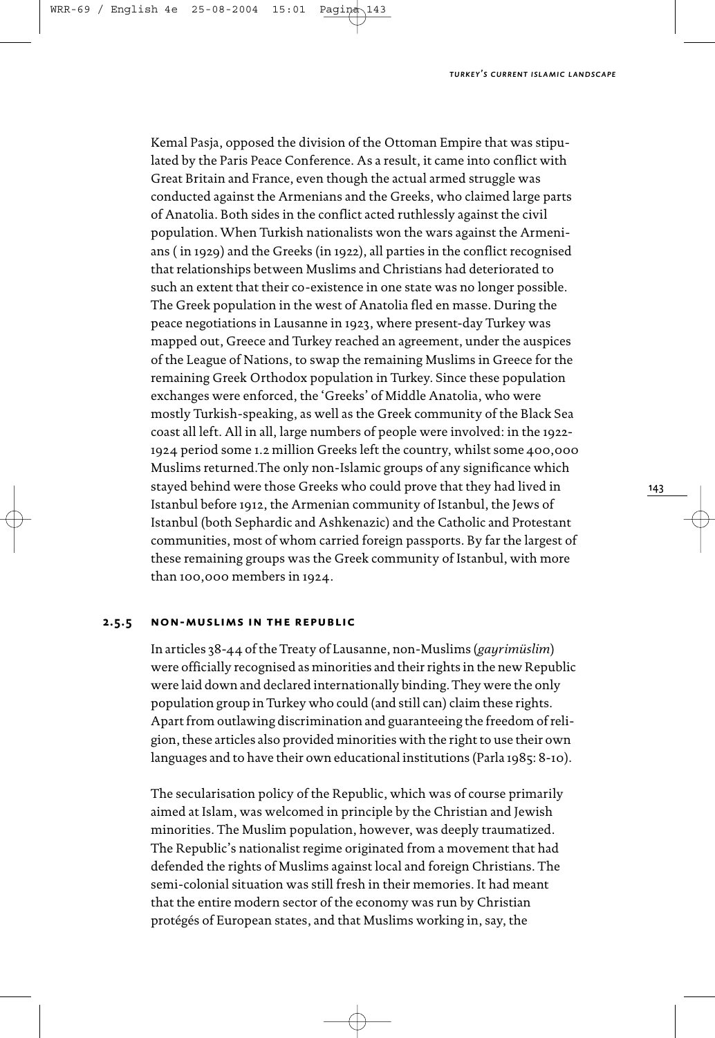Kemal Pasja, opposed the division of the Ottoman Empire that was stipulated by the Paris Peace Conference. As a result, it came into conflict with Great Britain and France, even though the actual armed struggle was conducted against the Armenians and the Greeks, who claimed large parts of Anatolia. Both sides in the conflict acted ruthlessly against the civil population. When Turkish nationalists won the wars against the Armenians ( in 1929) and the Greeks (in 1922), all parties in the conflict recognised that relationships between Muslims and Christians had deteriorated to such an extent that their co-existence in one state was no longer possible. The Greek population in the west of Anatolia fled en masse. During the peace negotiations in Lausanne in 1923, where present-day Turkey was mapped out, Greece and Turkey reached an agreement, under the auspices of the League of Nations, to swap the remaining Muslims in Greece for the remaining Greek Orthodox population in Turkey. Since these population exchanges were enforced, the 'Greeks' of Middle Anatolia, who were mostly Turkish-speaking, as well as the Greek community of the Black Sea coast all left. All in all, large numbers of people were involved: in the 1922-1924 period some 1.2 million Greeks left the country, whilst some 400,000 Muslims returned.The only non-Islamic groups of any significance which stayed behind were those Greeks who could prove that they had lived in Istanbul before 1912, the Armenian community of Istanbul, the Jews of Istanbul (both Sephardic and Ashkenazic) and the Catholic and Protestant communities, most of whom carried foreign passports. By far the largest of these remaining groups was the Greek community of Istanbul, with more than 100,000 members in 1924.

### 2.5.5 Non-Muslims in the Republic

In articles 38-44 of the Treaty of Lausanne, non-Muslims (*gayrimüslim*) were officially recognised as minorities and their rights in the new Republic were laid down and declared internationally binding. They were the only population group in Turkey who could (and still can) claim these rights. Apart from outlawing discrimination and guaranteeing the freedom of religion, these articles also provided minorities with the right to use their own languages and to have their own educational institutions (Parla 1985: 8-10).

The secularisation policy of the Republic, which was of course primarily aimed at Islam, was welcomed in principle by the Christian and Jewish minorities. The Muslim population, however, was deeply traumatized. The Republic's nationalist regime originated from a movement that had defended the rights of Muslims against local and foreign Christians. The semi-colonial situation was still fresh in their memories. It had meant that the entire modern sector of the economy was run by Christian protégés of European states, and that Muslims working in, say, the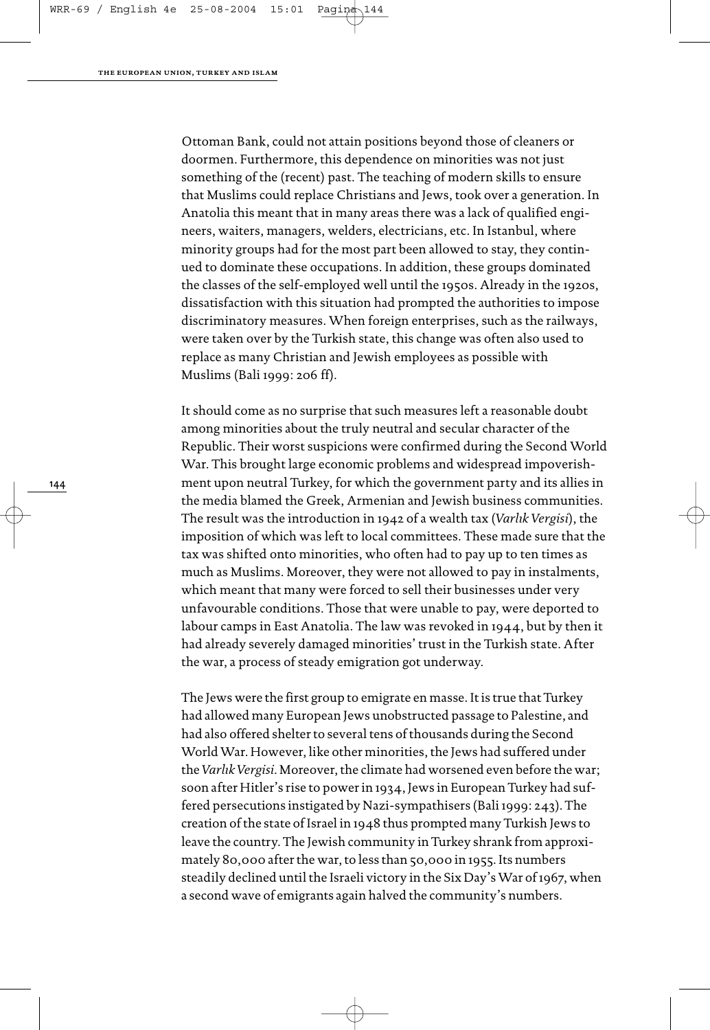Ottoman Bank, could not attain positions beyond those of cleaners or doormen. Furthermore, this dependence on minorities was not just something of the (recent) past. The teaching of modern skills to ensure that Muslims could replace Christians and Jews, took over a generation. In Anatolia this meant that in many areas there was a lack of qualified engineers, waiters, managers, welders, electricians, etc. In Istanbul, where minority groups had for the most part been allowed to stay, they continued to dominate these occupations. In addition, these groups dominated the classes of the self-employed well until the 1950s. Already in the 1920s, dissatisfaction with this situation had prompted the authorities to impose discriminatory measures. When foreign enterprises, such as the railways, were taken over by the Turkish state, this change was often also used to replace as many Christian and Jewish employees as possible with Muslims (Bali 1999: 206 ff).

It should come as no surprise that such measures left a reasonable doubt among minorities about the truly neutral and secular character of the Republic. Their worst suspicions were confirmed during the Second World War. This brought large economic problems and widespread impoverishment upon neutral Turkey, for which the government party and its allies in the media blamed the Greek, Armenian and Jewish business communities. The result was the introduction in 1942 of a wealth tax (*Varlık Vergisi*), the imposition of which was left to local committees. These made sure that the tax was shifted onto minorities, who often had to pay up to ten times as much as Muslims. Moreover, they were not allowed to pay in instalments, which meant that many were forced to sell their businesses under very unfavourable conditions. Those that were unable to pay, were deported to labour camps in East Anatolia. The law was revoked in 1944, but by then it had already severely damaged minorities' trust in the Turkish state. After the war, a process of steady emigration got underway.

The Jews were the first group to emigrate en masse. It is true that Turkey had allowed many European Jews unobstructed passage to Palestine, and had also offered shelter to several tens of thousands during the Second World War. However, like other minorities, the Jews had suffered under the *Varlık Vergisi*. Moreover, the climate had worsened even before the war; soon after Hitler's rise to power in 1934, Jews in European Turkey had suffered persecutions instigated by Nazi-sympathisers (Bali 1999: 243). The creation of the state of Israel in 1948 thus prompted many Turkish Jews to leave the country. The Jewish community in Turkey shrank from approximately 80,000 after the war, to less than 50,000 in 1955. Its numbers steadily declined until the Israeli victory in the Six Day's War of 1967, when a second wave of emigrants again halved the community's numbers.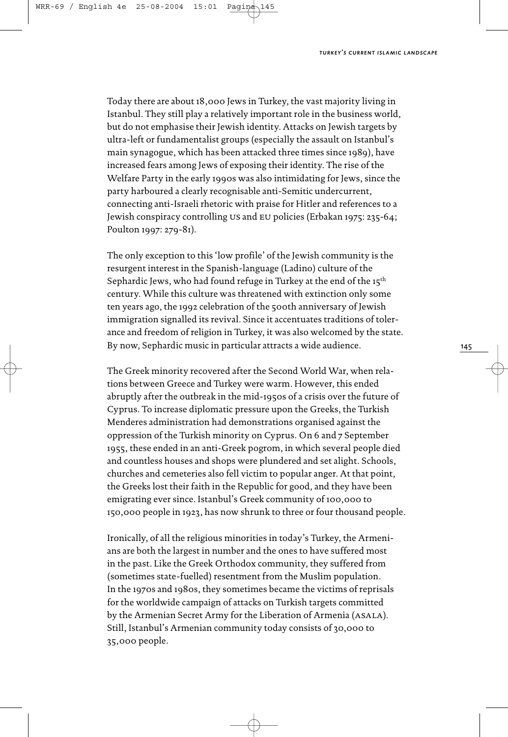Today there are about 18,000 Jews in Turkey, the vast majority living in Istanbul. They still play a relatively important role in the business world, but do not emphasise their Jewish identity. Attacks on Jewish targets by ultra-left or fundamentalist groups (especially the assault on Istanbul's main synagogue, which has been attacked three times since 1989), have increased fears among Jews of exposing their identity. The rise of the Welfare Party in the early 1990s was also intimidating for Jews, since the party harboured a clearly recognisable anti-Semitic undercurrent, connecting anti-Israeli rhetoric with praise for Hitler and references to a Jewish conspiracy controlling US and EU policies (Erbakan 1975: 235-64; Poulton 1997: 279-81).

The only exception to this 'low profile' of the Jewish community is the resurgent interest in the Spanish-language (Ladino) culture of the Sephardic Jews, who had found refuge in Turkey at the end of the 15th century. While this culture was threatened with extinction only some ten years ago, the 1992 celebration of the 500th anniversary of Jewish immigration signalled its revival. Since it accentuates traditions of tolerance and freedom of religion in Turkey, it was also welcomed by the state. By now, Sephardic music in particular attracts a wide audience.

The Greek minority recovered after the Second World War, when relations between Greece and Turkey were warm. However, this ended abruptly after the outbreak in the mid-1950s of a crisis over the future of Cyprus. To increase diplomatic pressure upon the Greeks, the Turkish Menderes administration had demonstrations organised against the oppression of the Turkish minority on Cyprus. On 6 and 7 September 1955, these ended in an anti-Greek pogrom, in which several people died and countless houses and shops were plundered and set alight. Schools, churches and cemeteries also fell victim to popular anger. At that point, the Greeks lost their faith in the Republic for good, and they have been emigrating ever since. Istanbul's Greek community of 100,000 to 150,000 people in 1923, has now shrunk to three or four thousand people.

Ironically, of all the religious minorities in today's Turkey, the Armenians are both the largest in number and the ones to have suffered most in the past. Like the Greek Orthodox community, they suffered from (sometimes state-fuelled) resentment from the Muslim population. In the 1970s and 1980s, they sometimes became the victims of reprisals for the worldwide campaign of attacks on Turkish targets committed by the Armenian Secret Army for the Liberation of Armenia (ASALA). Still, Istanbul's Armenian community today consists of 30,000 to 35,000 people.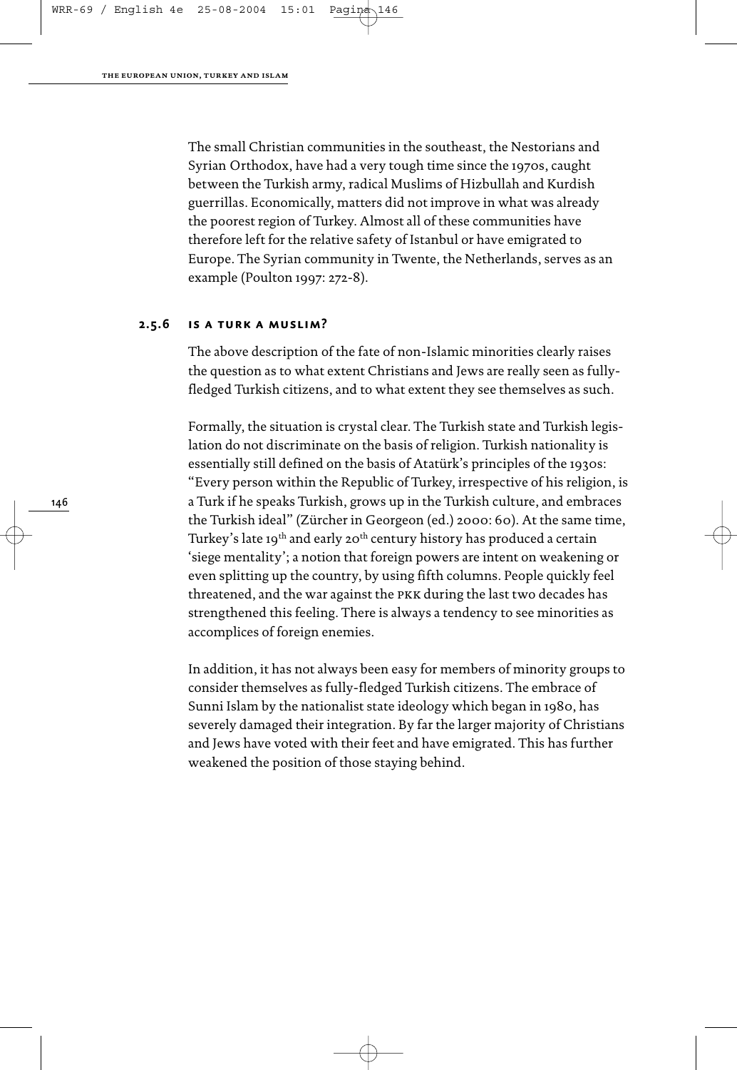The small Christian communities in the southeast, the Nestorians and Syrian Orthodox, have had a very tough time since the 1970s, caught between the Turkish army, radical Muslims of Hizbullah and Kurdish guerrillas. Economically, matters did not improve in what was already the poorest region of Turkey. Almost all of these communities have therefore left for the relative safety of Istanbul or have emigrated to Europe. The Syrian community in Twente, the Netherlands, serves as an example (Poulton 1997: 272-8).

### 2.5.6 is a turk a muslim?

The above description of the fate of non-Islamic minorities clearly raises the question as to what extent Christians and Jews are really seen as fully-fledged Turkish citizens, and to what extent they see themselves as such.

Formally, the situation is crystal clear. The Turkish state and Turkish legislation do not discriminate on the basis of religion. Turkish nationality is essentially still defined on the basis of Atatürk's principles of the 1930s: "Every person within the Republic of Turkey, irrespective of his religion, is a Turk if he speaks Turkish, grows up in the Turkish culture, and embraces the Turkish ideal" (Zürcher in Georgeon (ed.) 2000: 60). At the same time, Turkey's late 19th and early 20th century history has produced a certain 'siege mentality'; a notion that foreign powers are intent on weakening or even splitting up the country, by using fifth columns. People quickly feel threatened, and the war against the pkk during the last two decades has strengthened this feeling. There is always a tendency to see minorities as accomplices of foreign enemies.

In addition, it has not always been easy for members of minority groups to consider themselves as fully-fledged Turkish citizens. The embrace of Sunni Islam by the nationalist state ideology which began in 1980, has severely damaged their integration. By far the larger majority of Christians and Jews have voted with their feet and have emigrated. This has further weakened the position of those staying behind.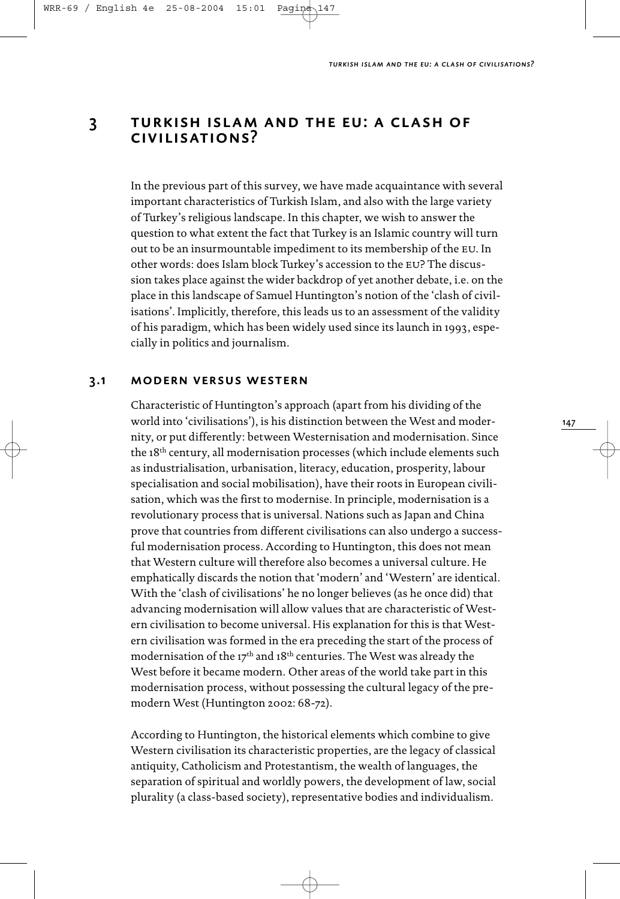# 3 TURKISH ISLAM AND THE EU: A CLASH OF CIVILISATIONS?

In the previous part of this survey, we have made acquaintance with several important characteristics of Turkish Islam, and also with the large variety of Turkey's religious landscape. In this chapter, we wish to answer the question to what extent the fact that Turkey is an Islamic country will turn out to be an insurmountable impediment to its membership of the EU. In other words: does Islam block Turkey's accession to the EU? The discussion takes place against the wider backdrop of yet another debate, i.e. on the place in this landscape of Samuel Huntington's notion of the 'clash of civilisations'. Implicitly, therefore, this leads us to an assessment of the validity of his paradigm, which has been widely used since its launch in 1993, especially in politics and journalism.

## 3.1 MODERN VERSUS WESTERN

Characteristic of Huntington's approach (apart from his dividing of the world into 'civilisations'), is his distinction between the West and modernity, or put differently: between Westernisation and modernisation. Since the 18th century, all modernisation processes (which include elements such as industrialisation, urbanisation, literacy, education, prosperity, labour specialisation and social mobilisation), have their roots in European civilisation, which was the first to modernise. In principle, modernisation is a revolutionary process that is universal. Nations such as Japan and China prove that countries from different civilisations can also undergo a successful modernisation process. According to Huntington, this does not mean that Western culture will therefore also becomes a universal culture. He emphatically discards the notion that 'modern' and 'Western' are identical. With the 'clash of civilisations' he no longer believes (as he once did) that advancing modernisation will allow values that are characteristic of Western civilisation to become universal. His explanation for this is that Western civilisation was formed in the era preceding the start of the process of modernisation of the 17th and 18th centuries. The West was already the West before it became modern. Other areas of the world take part in this modernisation process, without possessing the cultural legacy of the premodern West (Huntington 2002: 68-72).

According to Huntington, the historical elements which combine to give Western civilisation its characteristic properties, are the legacy of classical antiquity, Catholicism and Protestantism, the wealth of languages, the separation of spiritual and worldly powers, the development of law, social plurality (a class-based society), representative bodies and individualism.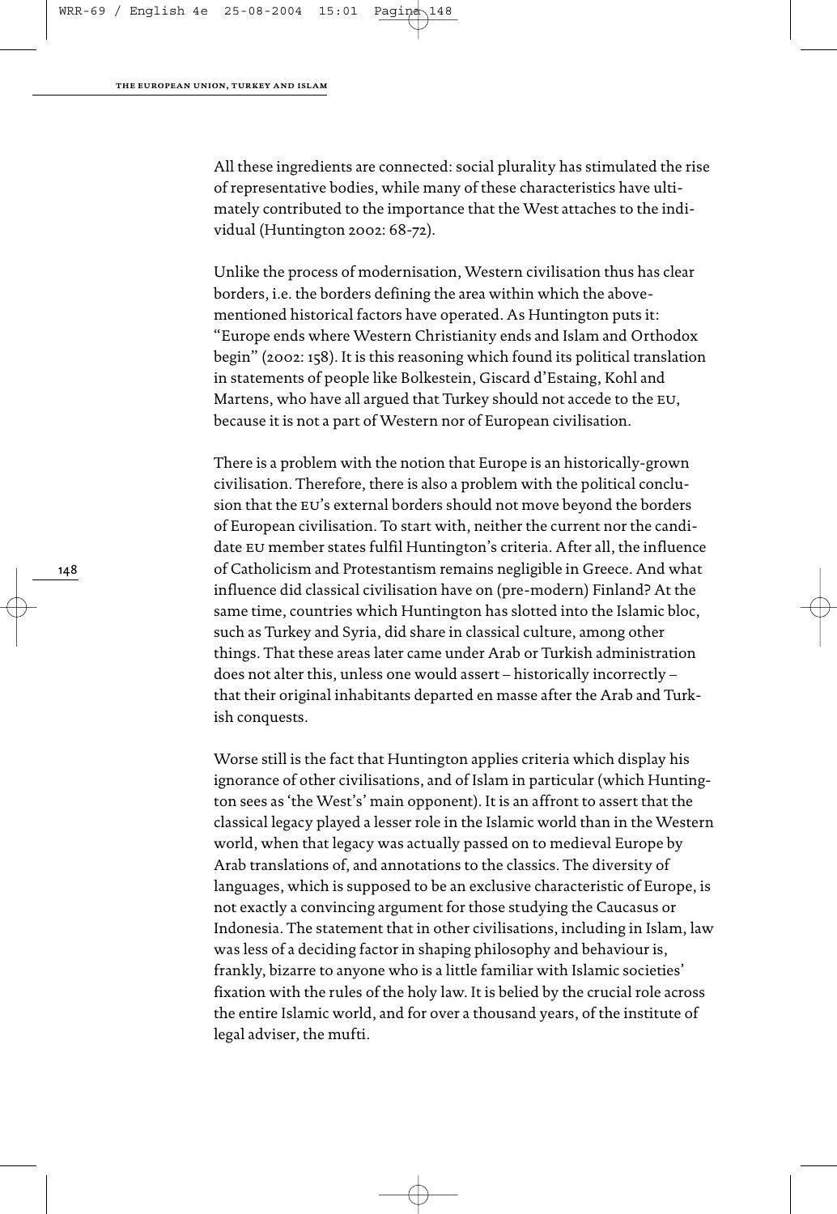All these ingredients are connected: social plurality has stimulated the rise of representative bodies, while many of these characteristics have ultimately contributed to the importance that the West attaches to the individual (Huntington 2002: 68-72).

Unlike the process of modernisation, Western civilisation thus has clear borders, i.e. the borders defining the area within which the abovementioned historical factors have operated. As Huntington puts it: "Europe ends where Western Christianity ends and Islam and Orthodox begin" (2002: 158). It is this reasoning which found its political translation in statements of people like Bolkestein, Giscard d'Estaing, Kohl and Martens, who have all argued that Turkey should not accede to the EU, because it is not a part of Western nor of European civilisation.

There is a problem with the notion that Europe is an historically-grown civilisation. Therefore, there is also a problem with the political conclusion that the EU's external borders should not move beyond the borders of European civilisation. To start with, neither the current nor the candidate EU member states fulfil Huntington's criteria. After all, the influence of Catholicism and Protestantism remains negligible in Greece. And what influence did classical civilisation have on (pre-modern) Finland? At the same time, countries which Huntington has slotted into the Islamic bloc, such as Turkey and Syria, did share in classical culture, among other things. That these areas later came under Arab or Turkish administration does not alter this, unless one would assert – historically incorrectly – that their original inhabitants departed en masse after the Arab and Turkish conquests.

Worse still is the fact that Huntington applies criteria which display his ignorance of other civilisations, and of Islam in particular (which Huntington sees as 'the West's' main opponent). It is an affront to assert that the classical legacy played a lesser role in the Islamic world than in the Western world, when that legacy was actually passed on to medieval Europe by Arab translations of, and annotations to the classics. The diversity of languages, which is supposed to be an exclusive characteristic of Europe, is not exactly a convincing argument for those studying the Caucasus or Indonesia. The statement that in other civilisations, including in Islam, law was less of a deciding factor in shaping philosophy and behaviour is, frankly, bizarre to anyone who is a little familiar with Islamic societies' fixation with the rules of the holy law. It is belied by the crucial role across the entire Islamic world, and for over a thousand years, of the institute of legal adviser, the mufti.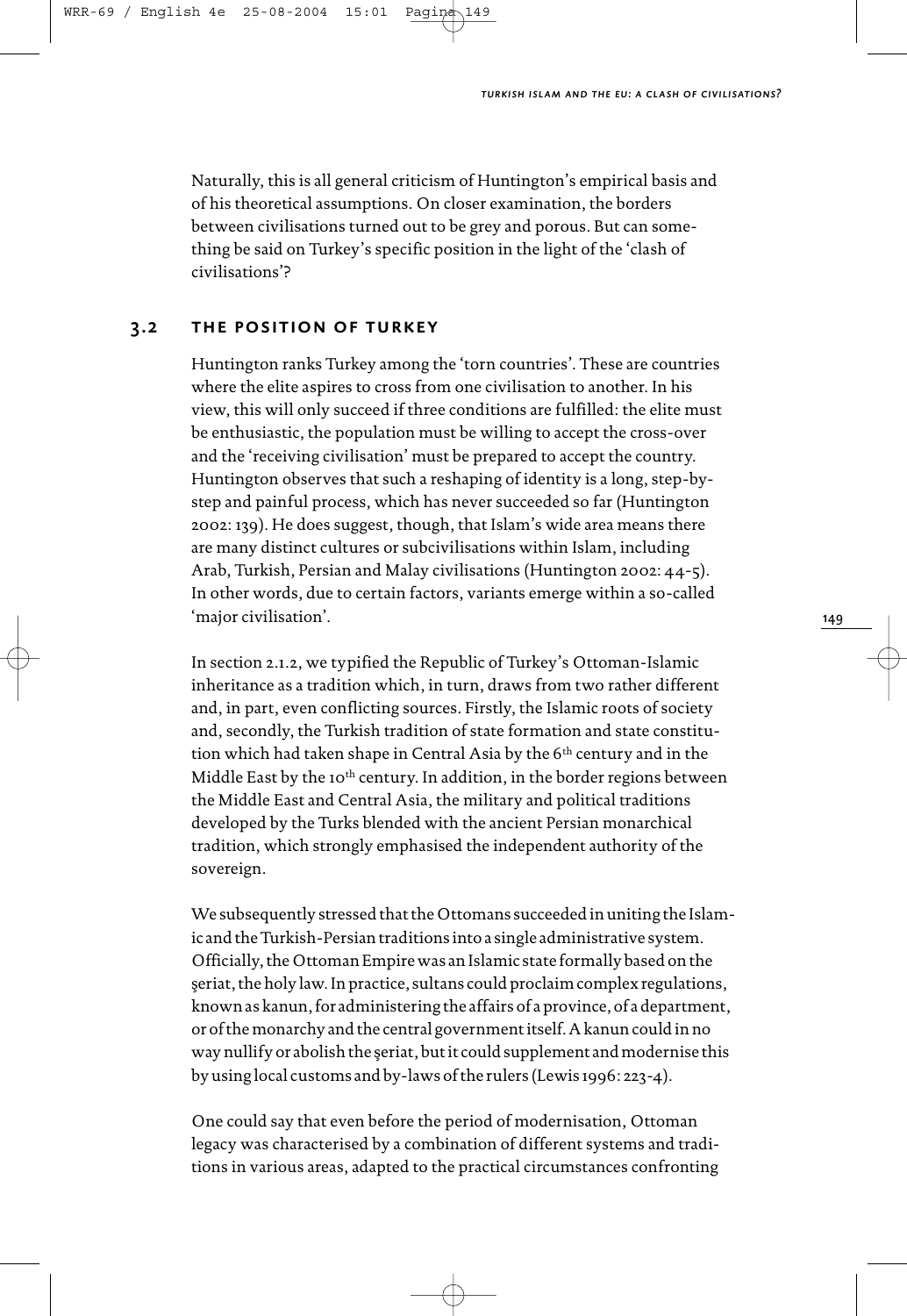Naturally, this is all general criticism of Huntington's empirical basis and of his theoretical assumptions. On closer examination, the borders between civilisations turned out to be grey and porous. But can something be said on Turkey's specific position in the light of the 'clash of civilisations'?

## 3.2 THE POSITION OF TURKEY

Huntington ranks Turkey among the 'torn countries'. These are countries where the elite aspires to cross from one civilisation to another. In his view, this will only succeed if three conditions are fulfilled: the elite must be enthusiastic, the population must be willing to accept the cross-over and the 'receiving civilisation' must be prepared to accept the country. Huntington observes that such a reshaping of identity is a long, step-by-step and painful process, which has never succeeded so far (Huntington 2002: 139). He does suggest, though, that Islam's wide area means there are many distinct cultures or subcivilisations within Islam, including Arab, Turkish, Persian and Malay civilisations (Huntington 2002: 44-5). In other words, due to certain factors, variants emerge within a so-called 'major civilisation'.

In section 2.1.2, we typified the Republic of Turkey's Ottoman-Islamic inheritance as a tradition which, in turn, draws from two rather different and, in part, even conflicting sources. Firstly, the Islamic roots of society and, secondly, the Turkish tradition of state formation and state constitution which had taken shape in Central Asia by the 6th century and in the Middle East by the 10th century. In addition, in the border regions between the Middle East and Central Asia, the military and political traditions developed by the Turks blended with the ancient Persian monarchical tradition, which strongly emphasised the independent authority of the sovereign.

We subsequently stressed that the Ottomans succeeded in uniting the Islamic and the Turkish-Persian traditions into a single administrative system. Officially, the Ottoman Empire was an Islamic state formally based on the şeriat, the holy law. In practice, sultans could proclaim complex regulations, known as kanun, for administering the affairs of a province, of a department, or of the monarchy and the central government itself. A kanun could in no way nullify or abolish the şeriat, but it could supplement and modernise this by using local customs and by-laws of the rulers (Lewis 1996: 223-4).

One could say that even before the period of modernisation, Ottoman legacy was characterised by a combination of different systems and traditions in various areas, adapted to the practical circumstances confronting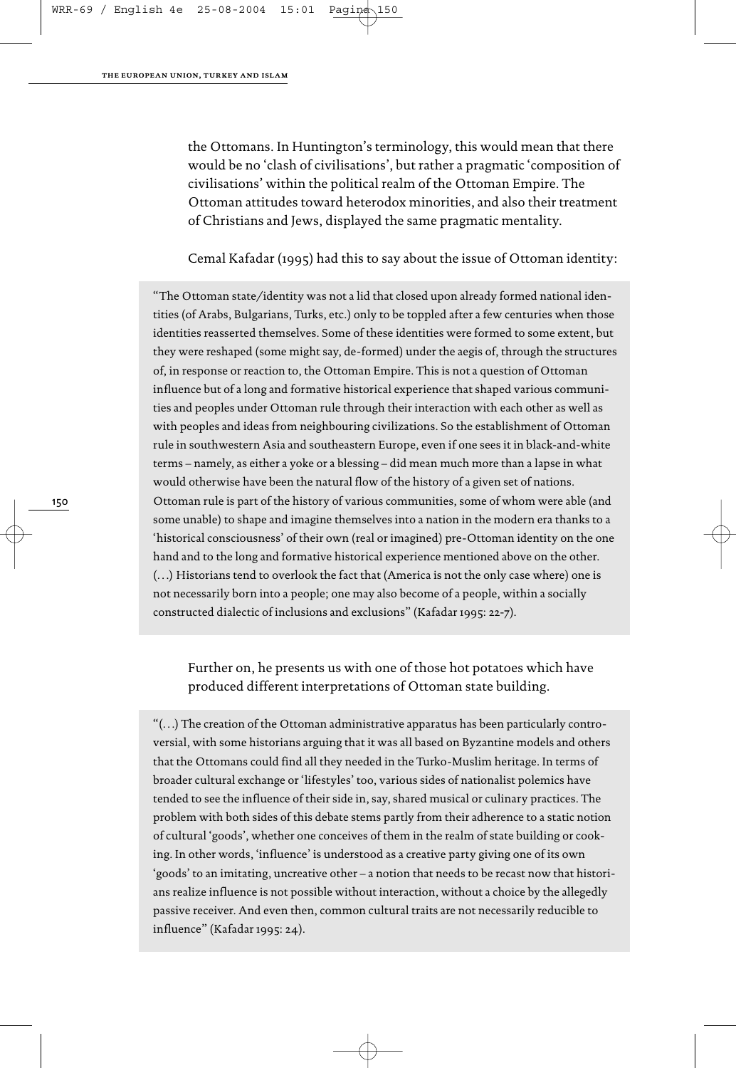the Ottomans. In Huntington's terminology, this would mean that there would be no 'clash of civilisations', but rather a pragmatic 'composition of civilisations' within the political realm of the Ottoman Empire. The Ottoman attitudes toward heterodox minorities, and also their treatment of Christians and Jews, displayed the same pragmatic mentality.

Cemal Kafadar (1995) had this to say about the issue of Ottoman identity:

> "The Ottoman state/identity was not a lid that closed upon already formed national identities (of Arabs, Bulgarians, Turks, etc.) only to be toppled after a few centuries when those identities reasserted themselves. Some of these identities were formed to some extent, but they were reshaped (some might say, de-formed) under the aegis of, through the structures of, in response or reaction to, the Ottoman Empire. This is not a question of Ottoman influence but of a long and formative historical experience that shaped various communities and peoples under Ottoman rule through their interaction with each other as well as with peoples and ideas from neighbouring civilizations. So the establishment of Ottoman rule in southwestern Asia and southeastern Europe, even if one sees it in black-and-white terms – namely, as either a yoke or a blessing – did mean much more than a lapse in what would otherwise have been the natural flow of the history of a given set of nations. Ottoman rule is part of the history of various communities, some of whom were able (and some unable) to shape and imagine themselves into a nation in the modern era thanks to a 'historical consciousness' of their own (real or imagined) pre-Ottoman identity on the one hand and to the long and formative historical experience mentioned above on the other. (…) Historians tend to overlook the fact that (America is not the only case where) one is not necessarily born into a people; one may also become of a people, within a socially constructed dialectic of inclusions and exclusions" (Kafadar 1995: 22-7).

Further on, he presents us with one of those hot potatoes which have produced different interpretations of Ottoman state building.

> "(…) The creation of the Ottoman administrative apparatus has been particularly controversial, with some historians arguing that it was all based on Byzantine models and others that the Ottomans could find all they needed in the Turko-Muslim heritage. In terms of broader cultural exchange or 'lifestyles' too, various sides of nationalist polemics have tended to see the influence of their side in, say, shared musical or culinary practices. The problem with both sides of this debate stems partly from their adherence to a static notion of cultural 'goods', whether one conceives of them in the realm of state building or cooking. In other words, 'influence' is understood as a creative party giving one of its own 'goods' to an imitating, uncreative other – a notion that needs to be recast now that historians realize influence is not possible without interaction, without a choice by the allegedly passive receiver. And even then, common cultural traits are not necessarily reducible to influence" (Kafadar 1995: 24).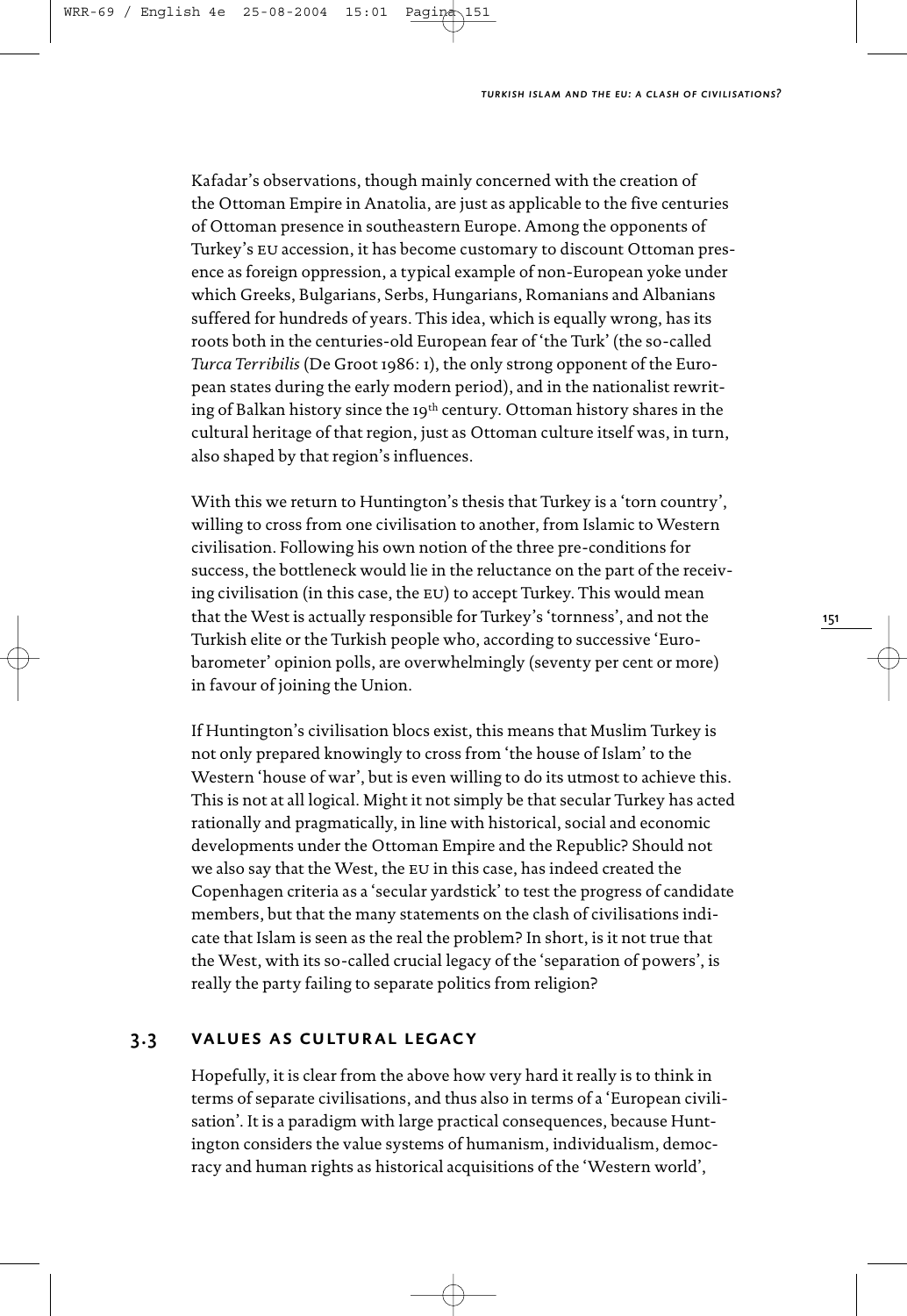Kafadar's observations, though mainly concerned with the creation of the Ottoman Empire in Anatolia, are just as applicable to the five centuries of Ottoman presence in southeastern Europe. Among the opponents of Turkey's EU accession, it has become customary to discount Ottoman presence as foreign oppression, a typical example of non-European yoke under which Greeks, Bulgarians, Serbs, Hungarians, Romanians and Albanians suffered for hundreds of years. This idea, which is equally wrong, has its roots both in the centuries-old European fear of 'the Turk' (the so-called *Turca Terribilis* (De Groot 1986: 1), the only strong opponent of the European states during the early modern period), and in the nationalist rewriting of Balkan history since the 19th century. Ottoman history shares in the cultural heritage of that region, just as Ottoman culture itself was, in turn, also shaped by that region's influences.

With this we return to Huntington's thesis that Turkey is a 'torn country', willing to cross from one civilisation to another, from Islamic to Western civilisation. Following his own notion of the three pre-conditions for success, the bottleneck would lie in the reluctance on the part of the receiving civilisation (in this case, the EU) to accept Turkey. This would mean that the West is actually responsible for Turkey's 'tornness', and not the Turkish elite or the Turkish people who, according to successive 'Eurobarometer' opinion polls, are overwhelmingly (seventy per cent or more) in favour of joining the Union.

If Huntington's civilisation blocs exist, this means that Muslim Turkey is not only prepared knowingly to cross from 'the house of Islam' to the Western 'house of war', but is even willing to do its utmost to achieve this. This is not at all logical. Might it not simply be that secular Turkey has acted rationally and pragmatically, in line with historical, social and economic developments under the Ottoman Empire and the Republic? Should not we also say that the West, the EU in this case, has indeed created the Copenhagen criteria as a 'secular yardstick' to test the progress of candidate members, but that the many statements on the clash of civilisations indicate that Islam is seen as the real the problem? In short, is it not true that the West, with its so-called crucial legacy of the 'separation of powers', is really the party failing to separate politics from religion?

## 3.3 VALUES AS CULTURAL LEGACY

Hopefully, it is clear from the above how very hard it really is to think in terms of separate civilisations, and thus also in terms of a 'European civilisation'. It is a paradigm with large practical consequences, because Huntington considers the value systems of humanism, individualism, democracy and human rights as historical acquisitions of the 'Western world',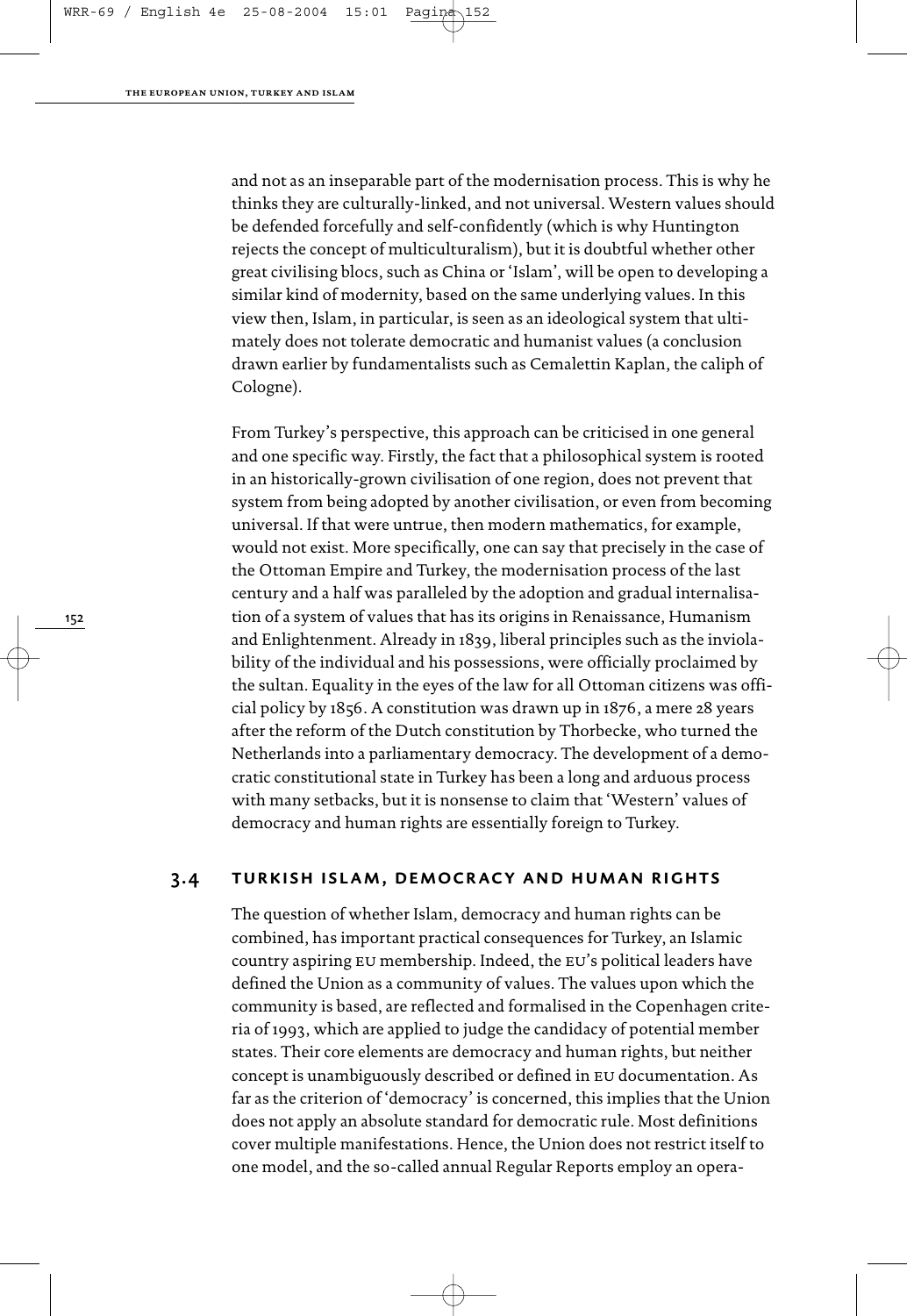and not as an inseparable part of the modernisation process. This is why he thinks they are culturally-linked, and not universal. Western values should be defended forcefully and self-confidently (which is why Huntington rejects the concept of multiculturalism), but it is doubtful whether other great civilising blocs, such as China or 'Islam', will be open to developing a similar kind of modernity, based on the same underlying values. In this view then, Islam, in particular, is seen as an ideological system that ultimately does not tolerate democratic and humanist values (a conclusion drawn earlier by fundamentalists such as Cemalettin Kaplan, the caliph of Cologne).

From Turkey's perspective, this approach can be criticised in one general and one specific way. Firstly, the fact that a philosophical system is rooted in an historically-grown civilisation of one region, does not prevent that system from being adopted by another civilisation, or even from becoming universal. If that were untrue, then modern mathematics, for example, would not exist. More specifically, one can say that precisely in the case of the Ottoman Empire and Turkey, the modernisation process of the last century and a half was paralleled by the adoption and gradual internalisation of a system of values that has its origins in Renaissance, Humanism and Enlightenment. Already in 1839, liberal principles such as the inviolability of the individual and his possessions, were officially proclaimed by the sultan. Equality in the eyes of the law for all Ottoman citizens was official policy by 1856. A constitution was drawn up in 1876, a mere 28 years after the reform of the Dutch constitution by Thorbecke, who turned the Netherlands into a parliamentary democracy. The development of a democratic constitutional state in Turkey has been a long and arduous process with many setbacks, but it is nonsense to claim that 'Western' values of democracy and human rights are essentially foreign to Turkey.

## 3.4 Turkish Islam, democracy and human rights

The question of whether Islam, democracy and human rights can be combined, has important practical consequences for Turkey, an Islamic country aspiring EU membership. Indeed, the EU's political leaders have defined the Union as a community of values. The values upon which the community is based, are reflected and formalised in the Copenhagen criteria of 1993, which are applied to judge the candidacy of potential member states. Their core elements are democracy and human rights, but neither concept is unambiguously described or defined in EU documentation. As far as the criterion of 'democracy' is concerned, this implies that the Union does not apply an absolute standard for democratic rule. Most definitions cover multiple manifestations. Hence, the Union does not restrict itself to one model, and the so-called annual Regular Reports employ an opera-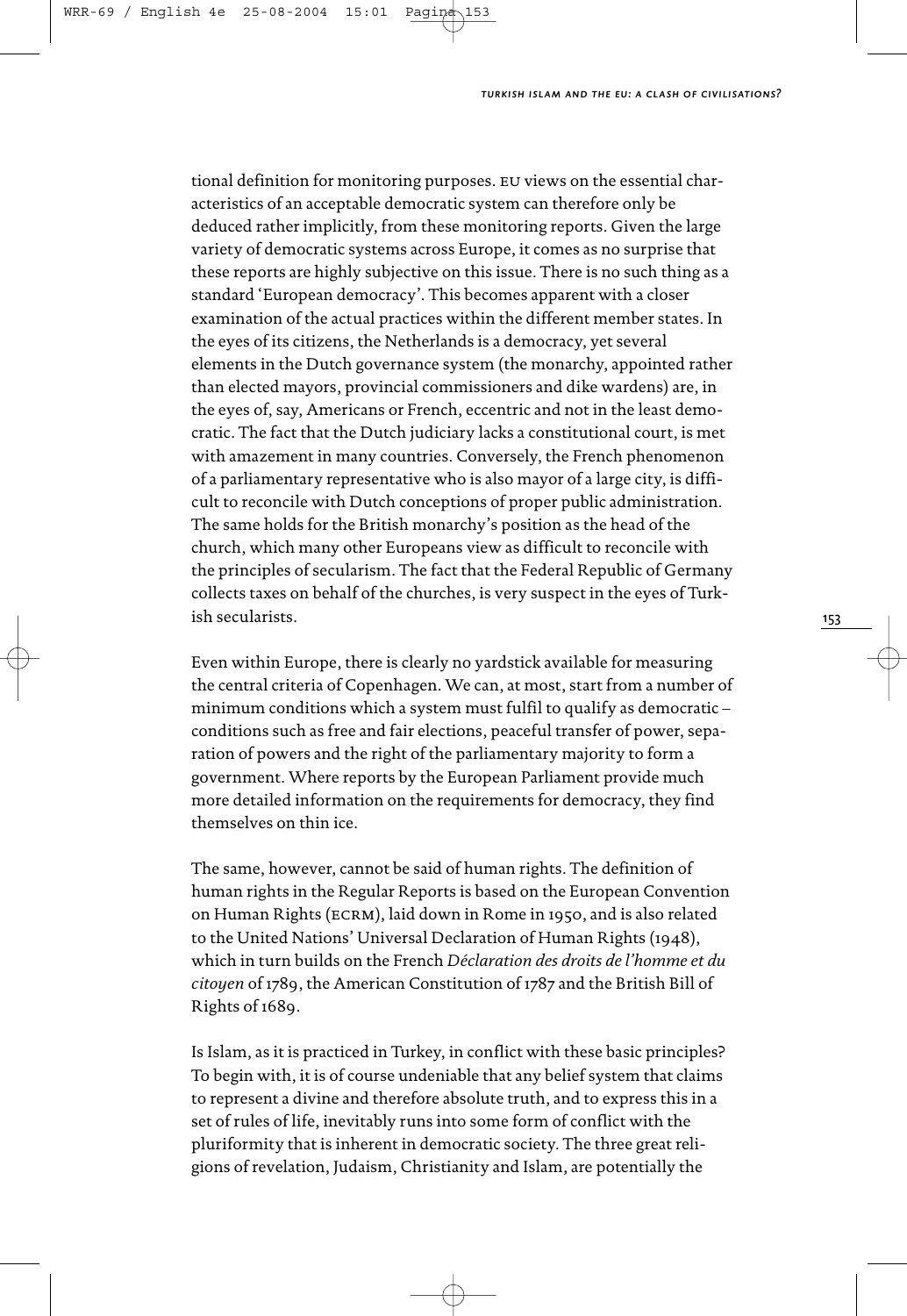tional definition for monitoring purposes. EU views on the essential characteristics of an acceptable democratic system can therefore only be deduced rather implicitly, from these monitoring reports. Given the large variety of democratic systems across Europe, it comes as no surprise that these reports are highly subjective on this issue. There is no such thing as a standard 'European democracy'. This becomes apparent with a closer examination of the actual practices within the different member states. In the eyes of its citizens, the Netherlands is a democracy, yet several elements in the Dutch governance system (the monarchy, appointed rather than elected mayors, provincial commissioners and dike wardens) are, in the eyes of, say, Americans or French, eccentric and not in the least democratic. The fact that the Dutch judiciary lacks a constitutional court, is met with amazement in many countries. Conversely, the French phenomenon of a parliamentary representative who is also mayor of a large city, is difficult to reconcile with Dutch conceptions of proper public administration. The same holds for the British monarchy's position as the head of the church, which many other Europeans view as difficult to reconcile with the principles of secularism. The fact that the Federal Republic of Germany collects taxes on behalf of the churches, is very suspect in the eyes of Turkish secularists.

Even within Europe, there is clearly no yardstick available for measuring the central criteria of Copenhagen. We can, at most, start from a number of minimum conditions which a system must fulfil to qualify as democratic – conditions such as free and fair elections, peaceful transfer of power, separation of powers and the right of the parliamentary majority to form a government. Where reports by the European Parliament provide much more detailed information on the requirements for democracy, they find themselves on thin ice.

The same, however, cannot be said of human rights. The definition of human rights in the Regular Reports is based on the European Convention on Human Rights (ECRM), laid down in Rome in 1950, and is also related to the United Nations' Universal Declaration of Human Rights (1948), which in turn builds on the French *Déclaration des droits de l'homme et du citoyen* of 1789, the American Constitution of 1787 and the British Bill of Rights of 1689.

Is Islam, as it is practiced in Turkey, in conflict with these basic principles? To begin with, it is of course undeniable that any belief system that claims to represent a divine and therefore absolute truth, and to express this in a set of rules of life, inevitably runs into some form of conflict with the pluriformity that is inherent in democratic society. The three great religions of revelation, Judaism, Christianity and Islam, are potentially the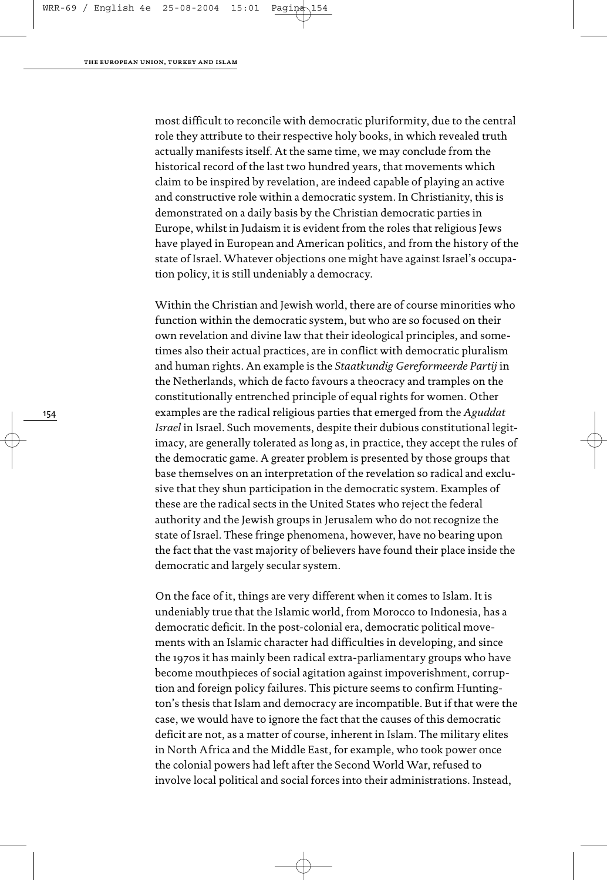most difficult to reconcile with democratic pluriformity, due to the central role they attribute to their respective holy books, in which revealed truth actually manifests itself. At the same time, we may conclude from the historical record of the last two hundred years, that movements which claim to be inspired by revelation, are indeed capable of playing an active and constructive role within a democratic system. In Christianity, this is demonstrated on a daily basis by the Christian democratic parties in Europe, whilst in Judaism it is evident from the roles that religious Jews have played in European and American politics, and from the history of the state of Israel. Whatever objections one might have against Israel's occupation policy, it is still undeniably a democracy.

Within the Christian and Jewish world, there are of course minorities who function within the democratic system, but who are so focused on their own revelation and divine law that their ideological principles, and sometimes also their actual practices, are in conflict with democratic pluralism and human rights. An example is the *Staatkundig Gereformeerde Partij* in the Netherlands, which de facto favours a theocracy and tramples on the constitutionally entrenched principle of equal rights for women. Other examples are the radical religious parties that emerged from the *Aguddat Israel* in Israel. Such movements, despite their dubious constitutional legitimacy, are generally tolerated as long as, in practice, they accept the rules of the democratic game. A greater problem is presented by those groups that base themselves on an interpretation of the revelation so radical and exclusive that they shun participation in the democratic system. Examples of these are the radical sects in the United States who reject the federal authority and the Jewish groups in Jerusalem who do not recognize the state of Israel. These fringe phenomena, however, have no bearing upon the fact that the vast majority of believers have found their place inside the democratic and largely secular system.

On the face of it, things are very different when it comes to Islam. It is undeniably true that the Islamic world, from Morocco to Indonesia, has a democratic deficit. In the post-colonial era, democratic political movements with an Islamic character had difficulties in developing, and since the 1970s it has mainly been radical extra-parliamentary groups who have become mouthpieces of social agitation against impoverishment, corruption and foreign policy failures. This picture seems to confirm Huntington's thesis that Islam and democracy are incompatible. But if that were the case, we would have to ignore the fact that the causes of this democratic deficit are not, as a matter of course, inherent in Islam. The military elites in North Africa and the Middle East, for example, who took power once the colonial powers had left after the Second World War, refused to involve local political and social forces into their administrations. Instead,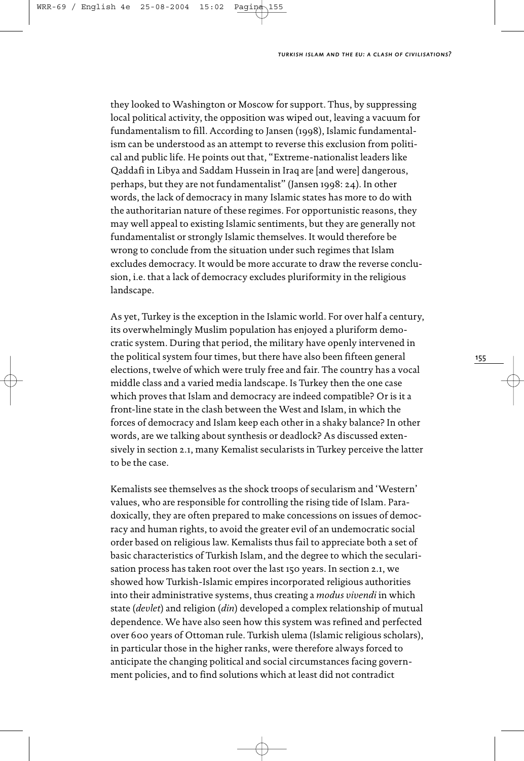they looked to Washington or Moscow for support. Thus, by suppressing local political activity, the opposition was wiped out, leaving a vacuum for fundamentalism to fill. According to Jansen (1998), Islamic fundamentalism can be understood as an attempt to reverse this exclusion from political and public life. He points out that, "Extreme-nationalist leaders like Qaddafi in Libya and Saddam Hussein in Iraq are [and were] dangerous, perhaps, but they are not fundamentalist" (Jansen 1998: 24). In other words, the lack of democracy in many Islamic states has more to do with the authoritarian nature of these regimes. For opportunistic reasons, they may well appeal to existing Islamic sentiments, but they are generally not fundamentalist or strongly Islamic themselves. It would therefore be wrong to conclude from the situation under such regimes that Islam excludes democracy. It would be more accurate to draw the reverse conclusion, i.e. that a lack of democracy excludes pluriformity in the religious landscape.

As yet, Turkey is the exception in the Islamic world. For over half a century, its overwhelmingly Muslim population has enjoyed a pluriform democratic system. During that period, the military have openly intervened in the political system four times, but there have also been fifteen general elections, twelve of which were truly free and fair. The country has a vocal middle class and a varied media landscape. Is Turkey then the one case which proves that Islam and democracy are indeed compatible? Or is it a front-line state in the clash between the West and Islam, in which the forces of democracy and Islam keep each other in a shaky balance? In other words, are we talking about synthesis or deadlock? As discussed extensively in section 2.1, many Kemalist secularists in Turkey perceive the latter to be the case.

Kemalists see themselves as the shock troops of secularism and 'Western' values, who are responsible for controlling the rising tide of Islam. Paradoxically, they are often prepared to make concessions on issues of democracy and human rights, to avoid the greater evil of an undemocratic social order based on religious law. Kemalists thus fail to appreciate both a set of basic characteristics of Turkish Islam, and the degree to which the secularisation process has taken root over the last 150 years. In section 2.1, we showed how Turkish-Islamic empires incorporated religious authorities into their administrative systems, thus creating a *modus vivendi* in which state (*devlet*) and religion (*din*) developed a complex relationship of mutual dependence. We have also seen how this system was refined and perfected over 600 years of Ottoman rule. Turkish ulema (Islamic religious scholars), in particular those in the higher ranks, were therefore always forced to anticipate the changing political and social circumstances facing government policies, and to find solutions which at least did not contradict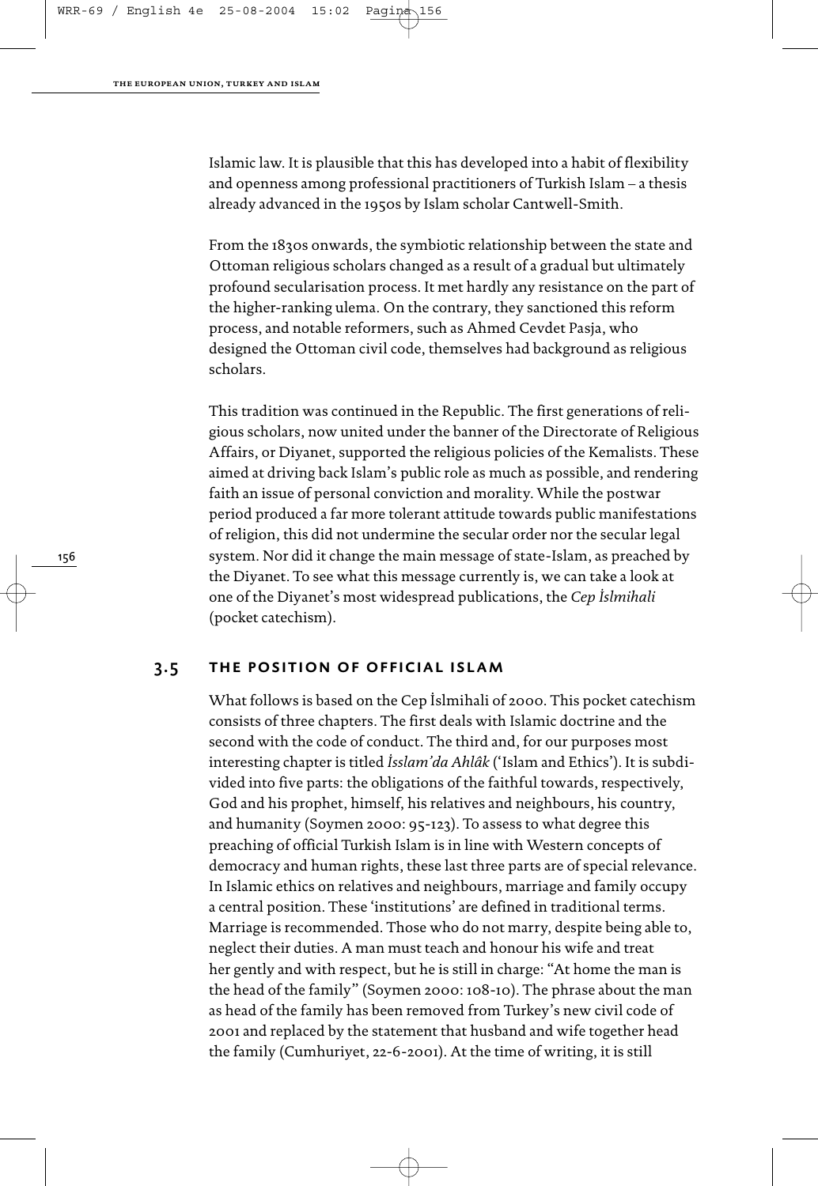Islamic law. It is plausible that this has developed into a habit of flexibility and openness among professional practitioners of Turkish Islam – a thesis already advanced in the 1950s by Islam scholar Cantwell-Smith.

From the 1830s onwards, the symbiotic relationship between the state and Ottoman religious scholars changed as a result of a gradual but ultimately profound secularisation process. It met hardly any resistance on the part of the higher-ranking ulema. On the contrary, they sanctioned this reform process, and notable reformers, such as Ahmed Cevdet Pasja, who designed the Ottoman civil code, themselves had background as religious scholars.

This tradition was continued in the Republic. The first generations of religious scholars, now united under the banner of the Directorate of Religious Affairs, or Diyanet, supported the religious policies of the Kemalists. These aimed at driving back Islam's public role as much as possible, and rendering faith an issue of personal conviction and morality. While the postwar period produced a far more tolerant attitude towards public manifestations of religion, this did not undermine the secular order nor the secular legal system. Nor did it change the main message of state-Islam, as preached by the Diyanet. To see what this message currently is, we can take a look at one of the Diyanet's most widespread publications, the *Cep İslmihali* (pocket catechism).

## 3.5 THE POSITION OF OFFICIAL ISLAM

What follows is based on the Cep İslmihali of 2000. This pocket catechism consists of three chapters. The first deals with Islamic doctrine and the second with the code of conduct. The third and, for our purposes most interesting chapter is titled *İsslam'da Ahlâk* ('Islam and Ethics'). It is subdivided into five parts: the obligations of the faithful towards, respectively, God and his prophet, himself, his relatives and neighbours, his country, and humanity (Soymen 2000: 95-123). To assess to what degree this preaching of official Turkish Islam is in line with Western concepts of democracy and human rights, these last three parts are of special relevance. In Islamic ethics on relatives and neighbours, marriage and family occupy a central position. These 'institutions' are defined in traditional terms. Marriage is recommended. Those who do not marry, despite being able to, neglect their duties. A man must teach and honour his wife and treat her gently and with respect, but he is still in charge: "At home the man is the head of the family" (Soymen 2000: 108-10). The phrase about the man as head of the family has been removed from Turkey's new civil code of 2001 and replaced by the statement that husband and wife together head the family (Cumhuriyet, 22-6-2001). At the time of writing, it is still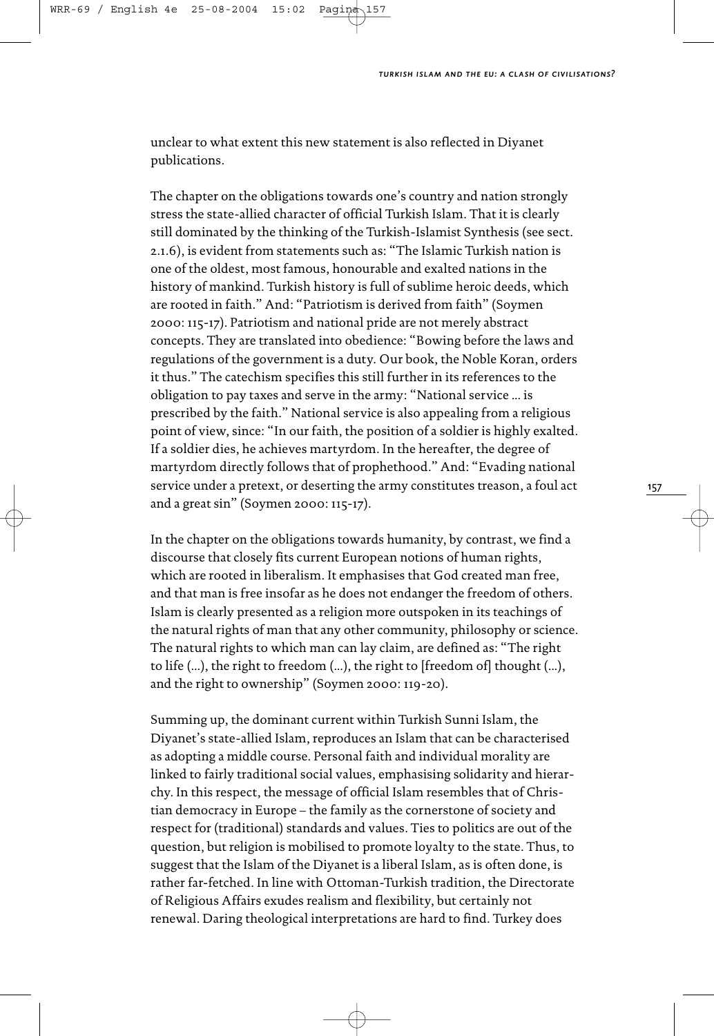unclear to what extent this new statement is also reflected in Diyanet publications.

The chapter on the obligations towards one's country and nation strongly stress the state-allied character of official Turkish Islam. That it is clearly still dominated by the thinking of the Turkish-Islamist Synthesis (see sect. 2.1.6), is evident from statements such as: "The Islamic Turkish nation is one of the oldest, most famous, honourable and exalted nations in the history of mankind. Turkish history is full of sublime heroic deeds, which are rooted in faith." And: "Patriotism is derived from faith" (Soymen 2000: 115-17). Patriotism and national pride are not merely abstract concepts. They are translated into obedience: "Bowing before the laws and regulations of the government is a duty. Our book, the Noble Koran, orders it thus." The catechism specifies this still further in its references to the obligation to pay taxes and serve in the army: "National service ... is prescribed by the faith." National service is also appealing from a religious point of view, since: "In our faith, the position of a soldier is highly exalted. If a soldier dies, he achieves martyrdom. In the hereafter, the degree of martyrdom directly follows that of prophethood." And: "Evading national service under a pretext, or deserting the army constitutes treason, a foul act and a great sin" (Soymen 2000: 115-17).

In the chapter on the obligations towards humanity, by contrast, we find a discourse that closely fits current European notions of human rights, which are rooted in liberalism. It emphasises that God created man free, and that man is free insofar as he does not endanger the freedom of others. Islam is clearly presented as a religion more outspoken in its teachings of the natural rights of man that any other community, philosophy or science. The natural rights to which man can lay claim, are defined as: "The right to life (...), the right to freedom (...), the right to [freedom of] thought (...), and the right to ownership" (Soymen 2000: 119-20).

Summing up, the dominant current within Turkish Sunni Islam, the Diyanet's state-allied Islam, reproduces an Islam that can be characterised as adopting a middle course. Personal faith and individual morality are linked to fairly traditional social values, emphasising solidarity and hierarchy. In this respect, the message of official Islam resembles that of Christian democracy in Europe – the family as the cornerstone of society and respect for (traditional) standards and values. Ties to politics are out of the question, but religion is mobilised to promote loyalty to the state. Thus, to suggest that the Islam of the Diyanet is a liberal Islam, as is often done, is rather far-fetched. In line with Ottoman-Turkish tradition, the Directorate of Religious Affairs exudes realism and flexibility, but certainly not renewal. Daring theological interpretations are hard to find. Turkey does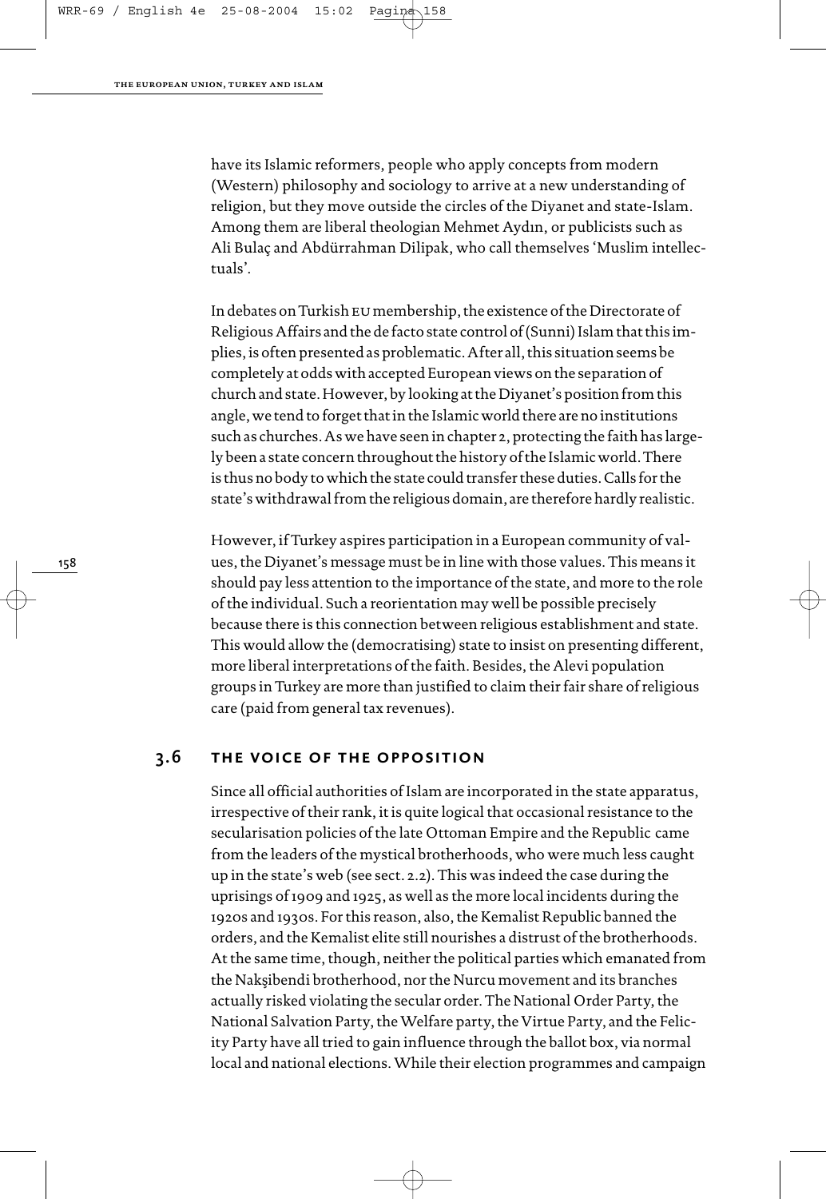have its Islamic reformers, people who apply concepts from modern (Western) philosophy and sociology to arrive at a new understanding of religion, but they move outside the circles of the Diyanet and state-Islam. Among them are liberal theologian Mehmet Aydın, or publicists such as Ali Bulaç and Abdürrahman Dilipak, who call themselves 'Muslim intellectuals'.

In debates on Turkish EU membership, the existence of the Directorate of Religious Affairs and the de facto state control of (Sunni) Islam that this implies, is often presented as problematic. After all, this situation seems be completely at odds with accepted European views on the separation of church and state. However, by looking at the Diyanet's position from this angle, we tend to forget that in the Islamic world there are no institutions such as churches. As we have seen in chapter 2, protecting the faith has largely been a state concern throughout the history of the Islamic world. There is thus no body to which the state could transfer these duties. Calls for the state's withdrawal from the religious domain, are therefore hardly realistic.

However, if Turkey aspires participation in a European community of values, the Diyanet's message must be in line with those values. This means it should pay less attention to the importance of the state, and more to the role of the individual. Such a reorientation may well be possible precisely because there is this connection between religious establishment and state. This would allow the (democratising) state to insist on presenting different, more liberal interpretations of the faith. Besides, the Alevi population groups in Turkey are more than justified to claim their fair share of religious care (paid from general tax revenues).

## 3.6 THE VOICE OF THE OPPOSITION

Since all official authorities of Islam are incorporated in the state apparatus, irrespective of their rank, it is quite logical that occasional resistance to the secularisation policies of the late Ottoman Empire and the Republic came from the leaders of the mystical brotherhoods, who were much less caught up in the state's web (see sect. 2.2). This was indeed the case during the uprisings of 1909 and 1925, as well as the more local incidents during the 1920s and 1930s. For this reason, also, the Kemalist Republic banned the orders, and the Kemalist elite still nourishes a distrust of the brotherhoods. At the same time, though, neither the political parties which emanated from the Nakşibendi brotherhood, nor the Nurcu movement and its branches actually risked violating the secular order. The National Order Party, the National Salvation Party, the Welfare party, the Virtue Party, and the Felicity Party have all tried to gain influence through the ballot box, via normal local and national elections. While their election programmes and campaign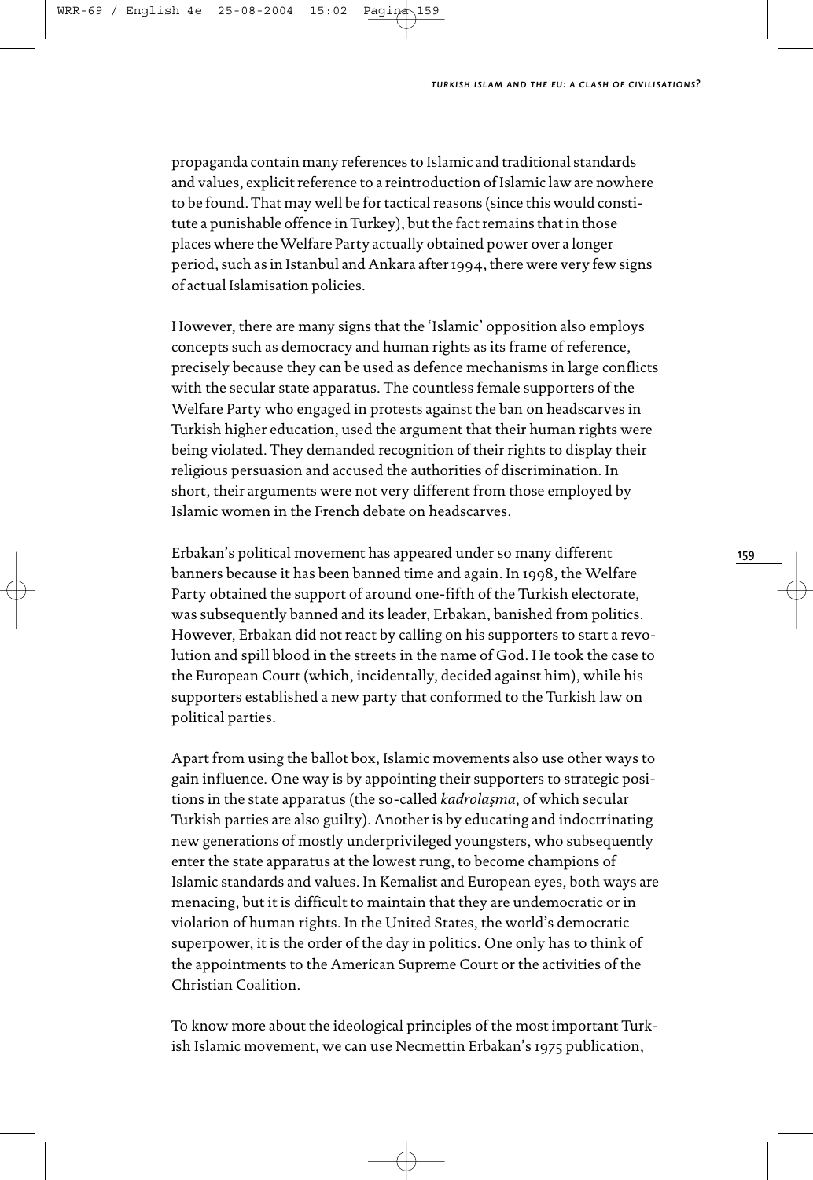propaganda contain many references to Islamic and traditional standards and values, explicit reference to a reintroduction of Islamic law are nowhere to be found. That may well be for tactical reasons (since this would constitute a punishable offence in Turkey), but the fact remains that in those places where the Welfare Party actually obtained power over a longer period, such as in Istanbul and Ankara after 1994, there were very few signs of actual Islamisation policies.

However, there are many signs that the 'Islamic' opposition also employs concepts such as democracy and human rights as its frame of reference, precisely because they can be used as defence mechanisms in large conflicts with the secular state apparatus. The countless female supporters of the Welfare Party who engaged in protests against the ban on headscarves in Turkish higher education, used the argument that their human rights were being violated. They demanded recognition of their rights to display their religious persuasion and accused the authorities of discrimination. In short, their arguments were not very different from those employed by Islamic women in the French debate on headscarves.

Erbakan's political movement has appeared under so many different banners because it has been banned time and again. In 1998, the Welfare Party obtained the support of around one-fifth of the Turkish electorate, was subsequently banned and its leader, Erbakan, banished from politics. However, Erbakan did not react by calling on his supporters to start a revolution and spill blood in the streets in the name of God. He took the case to the European Court (which, incidentally, decided against him), while his supporters established a new party that conformed to the Turkish law on political parties.

Apart from using the ballot box, Islamic movements also use other ways to gain influence. One way is by appointing their supporters to strategic positions in the state apparatus (the so-called *kadrolaşma*, of which secular Turkish parties are also guilty). Another is by educating and indoctrinating new generations of mostly underprivileged youngsters, who subsequently enter the state apparatus at the lowest rung, to become champions of Islamic standards and values. In Kemalist and European eyes, both ways are menacing, but it is difficult to maintain that they are undemocratic or in violation of human rights. In the United States, the world's democratic superpower, it is the order of the day in politics. One only has to think of the appointments to the American Supreme Court or the activities of the Christian Coalition.

To know more about the ideological principles of the most important Turkish Islamic movement, we can use Necmettin Erbakan's 1975 publication,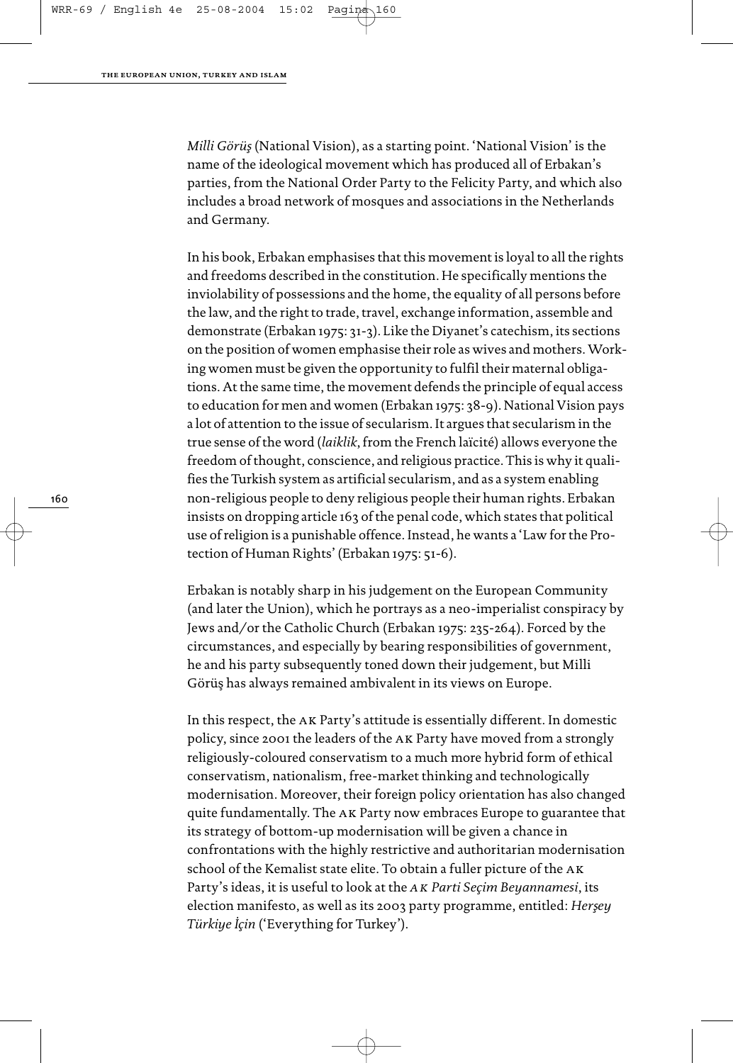*Milli Görüş* (National Vision), as a starting point. 'National Vision' is the name of the ideological movement which has produced all of Erbakan's parties, from the National Order Party to the Felicity Party, and which also includes a broad network of mosques and associations in the Netherlands and Germany.

In his book, Erbakan emphasises that this movement is loyal to all the rights and freedoms described in the constitution. He specifically mentions the inviolability of possessions and the home, the equality of all persons before the law, and the right to trade, travel, exchange information, assemble and demonstrate (Erbakan 1975: 31-3). Like the Diyanet's catechism, its sections on the position of women emphasise their role as wives and mothers. Working women must be given the opportunity to fulfil their maternal obligations. At the same time, the movement defends the principle of equal access to education for men and women (Erbakan 1975: 38-9). National Vision pays a lot of attention to the issue of secularism. It argues that secularism in the true sense of the word (*laiklik*, from the French laïcité) allows everyone the freedom of thought, conscience, and religious practice. This is why it qualifies the Turkish system as artificial secularism, and as a system enabling non-religious people to deny religious people their human rights. Erbakan insists on dropping article 163 of the penal code, which states that political use of religion is a punishable offence. Instead, he wants a 'Law for the Protection of Human Rights' (Erbakan 1975: 51-6).

Erbakan is notably sharp in his judgement on the European Community (and later the Union), which he portrays as a neo-imperialist conspiracy by Jews and/or the Catholic Church (Erbakan 1975: 235-264). Forced by the circumstances, and especially by bearing responsibilities of government, he and his party subsequently toned down their judgement, but Milli Görüş has always remained ambivalent in its views on Europe.

In this respect, the AK Party's attitude is essentially different. In domestic policy, since 2001 the leaders of the AK Party have moved from a strongly religiously-coloured conservatism to a much more hybrid form of ethical conservatism, nationalism, free-market thinking and technologically modernisation. Moreover, their foreign policy orientation has also changed quite fundamentally. The AK Party now embraces Europe to guarantee that its strategy of bottom-up modernisation will be given a chance in confrontations with the highly restrictive and authoritarian modernisation school of the Kemalist state elite. To obtain a fuller picture of the AK Party's ideas, it is useful to look at the *AK Parti Seçim Beyannamesi*, its election manifesto, as well as its 2003 party programme, entitled: *Herşey Türkiye İçin* ('Everything for Turkey').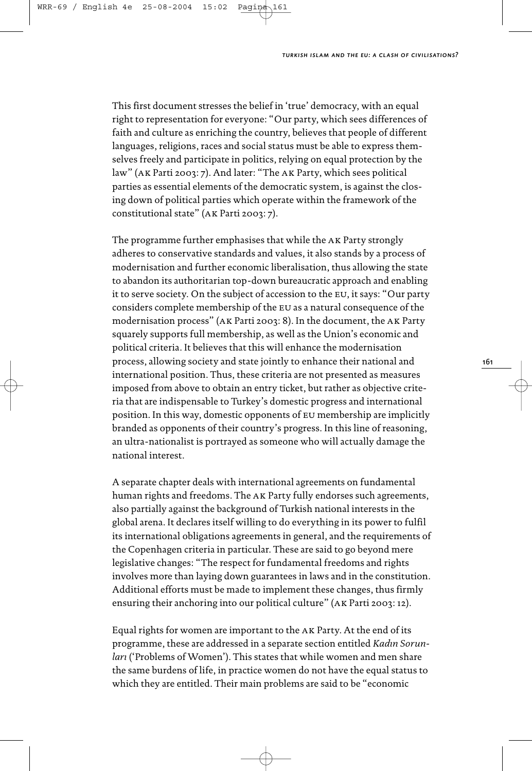This first document stresses the belief in 'true' democracy, with an equal right to representation for everyone: "Our party, which sees differences of faith and culture as enriching the country, believes that people of different languages, religions, races and social status must be able to express themselves freely and participate in politics, relying on equal protection by the law" (AK Parti 2003: 7). And later: "The AK Party, which sees political parties as essential elements of the democratic system, is against the closing down of political parties which operate within the framework of the constitutional state" (AK Parti 2003: 7).

The programme further emphasises that while the AK Party strongly adheres to conservative standards and values, it also stands by a process of modernisation and further economic liberalisation, thus allowing the state to abandon its authoritarian top-down bureaucratic approach and enabling it to serve society. On the subject of accession to the EU, it says: "Our party considers complete membership of the EU as a natural consequence of the modernisation process" (AK Parti 2003: 8). In the document, the AK Party squarely supports full membership, as well as the Union's economic and political criteria. It believes that this will enhance the modernisation process, allowing society and state jointly to enhance their national and international position. Thus, these criteria are not presented as measures imposed from above to obtain an entry ticket, but rather as objective criteria that are indispensable to Turkey's domestic progress and international position. In this way, domestic opponents of EU membership are implicitly branded as opponents of their country's progress. In this line of reasoning, an ultra-nationalist is portrayed as someone who will actually damage the national interest.

A separate chapter deals with international agreements on fundamental human rights and freedoms. The AK Party fully endorses such agreements, also partially against the background of Turkish national interests in the global arena. It declares itself willing to do everything in its power to fulfil its international obligations agreements in general, and the requirements of the Copenhagen criteria in particular. These are said to go beyond mere legislative changes: "The respect for fundamental freedoms and rights involves more than laying down guarantees in laws and in the constitution. Additional efforts must be made to implement these changes, thus firmly ensuring their anchoring into our political culture" (AK Parti 2003: 12).

Equal rights for women are important to the AK Party. At the end of its programme, these are addressed in a separate section entitled *Kadın Sorunları* ('Problems of Women'). This states that while women and men share the same burdens of life, in practice women do not have the equal status to which they are entitled. Their main problems are said to be "economic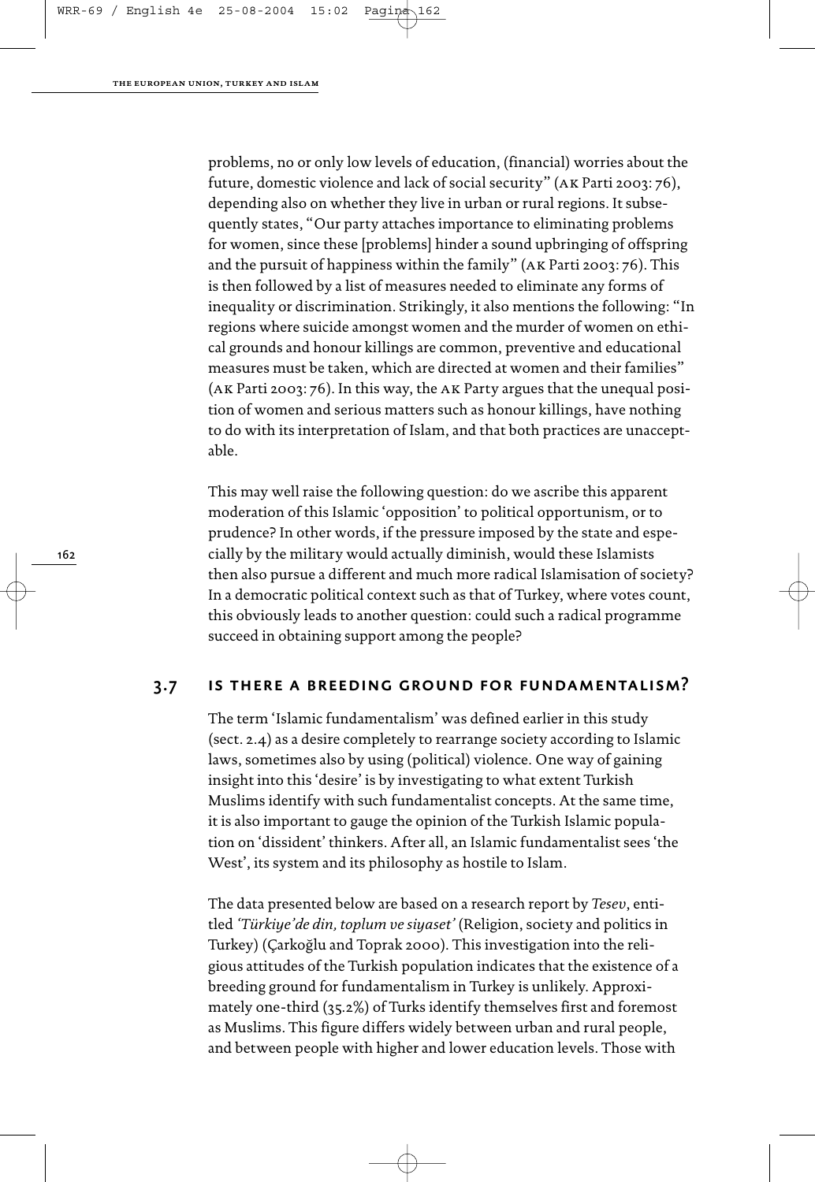problems, no or only low levels of education, (financial) worries about the future, domestic violence and lack of social security" (AK Parti 2003: 76), depending also on whether they live in urban or rural regions. It subsequently states, "Our party attaches importance to eliminating problems for women, since these [problems] hinder a sound upbringing of offspring and the pursuit of happiness within the family" (AK Parti 2003: 76). This is then followed by a list of measures needed to eliminate any forms of inequality or discrimination. Strikingly, it also mentions the following: "In regions where suicide amongst women and the murder of women on ethical grounds and honour killings are common, preventive and educational measures must be taken, which are directed at women and their families" (AK Parti 2003: 76). In this way, the AK Party argues that the unequal position of women and serious matters such as honour killings, have nothing to do with its interpretation of Islam, and that both practices are unacceptable.

This may well raise the following question: do we ascribe this apparent moderation of this Islamic 'opposition' to political opportunism, or to prudence? In other words, if the pressure imposed by the state and especially by the military would actually diminish, would these Islamists then also pursue a different and much more radical Islamisation of society? In a democratic political context such as that of Turkey, where votes count, this obviously leads to another question: could such a radical programme succeed in obtaining support among the people?

## 3.7 Is there a breeding ground for fundamentalism?

The term 'Islamic fundamentalism' was defined earlier in this study (sect. 2.4) as a desire completely to rearrange society according to Islamic laws, sometimes also by using (political) violence. One way of gaining insight into this 'desire' is by investigating to what extent Turkish Muslims identify with such fundamentalist concepts. At the same time, it is also important to gauge the opinion of the Turkish Islamic population on 'dissident' thinkers. After all, an Islamic fundamentalist sees 'the West', its system and its philosophy as hostile to Islam.

The data presented below are based on a research report by *Tesev*, entitled *'Türkiye'de din, toplum ve siyaset'* (Religion, society and politics in Turkey) (Çarkoğlu and Toprak 2000). This investigation into the religious attitudes of the Turkish population indicates that the existence of a breeding ground for fundamentalism in Turkey is unlikely. Approximately one-third (35.2%) of Turks identify themselves first and foremost as Muslims. This figure differs widely between urban and rural people, and between people with higher and lower education levels. Those with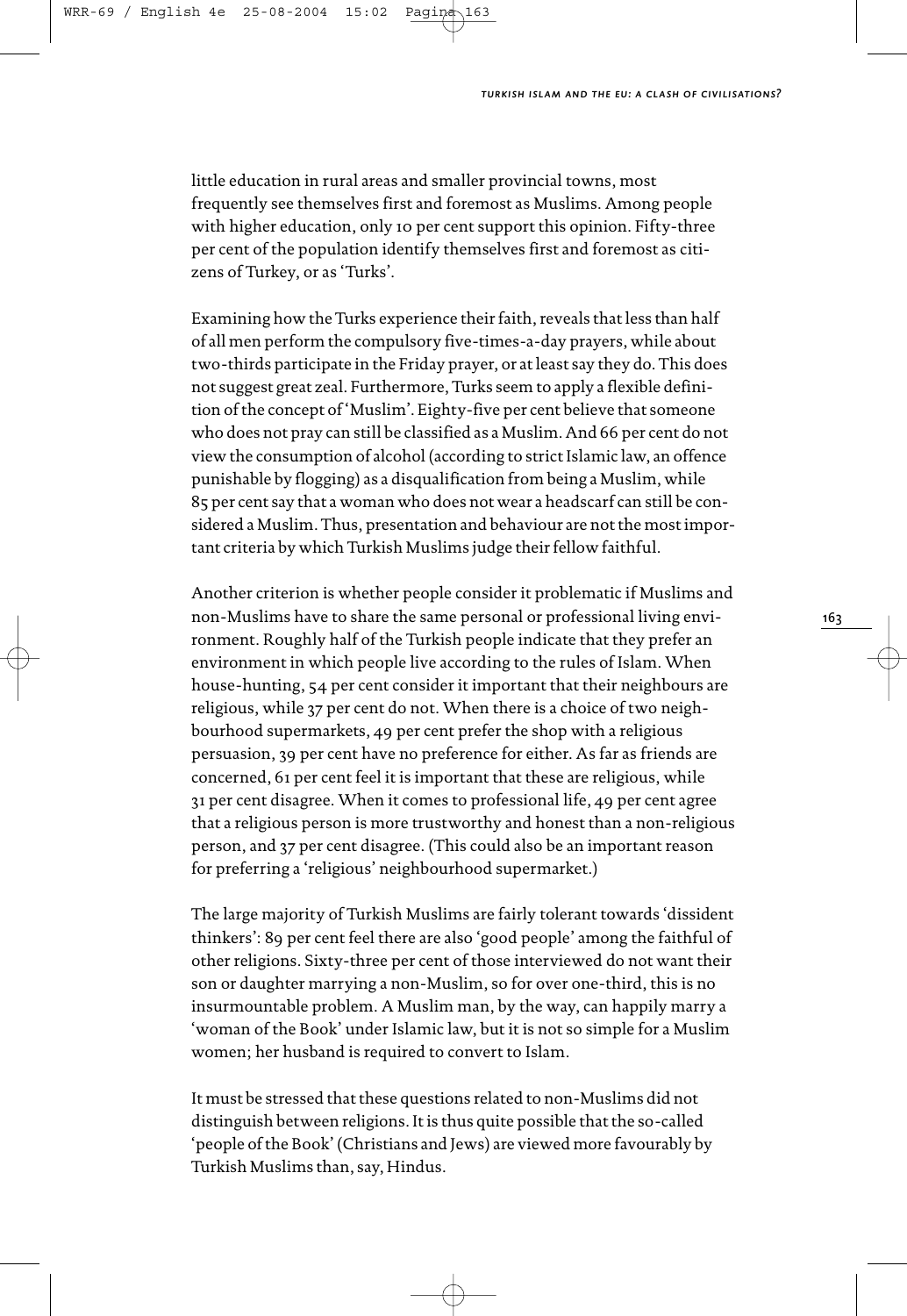little education in rural areas and smaller provincial towns, most frequently see themselves first and foremost as Muslims. Among people with higher education, only 10 per cent support this opinion. Fifty-three per cent of the population identify themselves first and foremost as citizens of Turkey, or as 'Turks'.

Examining how the Turks experience their faith, reveals that less than half of all men perform the compulsory five-times-a-day prayers, while about two-thirds participate in the Friday prayer, or at least say they do. This does not suggest great zeal. Furthermore, Turks seem to apply a flexible definition of the concept of 'Muslim'. Eighty-five per cent believe that someone who does not pray can still be classified as a Muslim. And 66 per cent do not view the consumption of alcohol (according to strict Islamic law, an offence punishable by flogging) as a disqualification from being a Muslim, while 85 per cent say that a woman who does not wear a headscarf can still be considered a Muslim. Thus, presentation and behaviour are not the most important criteria by which Turkish Muslims judge their fellow faithful.

Another criterion is whether people consider it problematic if Muslims and non-Muslims have to share the same personal or professional living environment. Roughly half of the Turkish people indicate that they prefer an environment in which people live according to the rules of Islam. When house-hunting, 54 per cent consider it important that their neighbours are religious, while 37 per cent do not. When there is a choice of two neighbourhood supermarkets, 49 per cent prefer the shop with a religious persuasion, 39 per cent have no preference for either. As far as friends are concerned, 61 per cent feel it is important that these are religious, while 31 per cent disagree. When it comes to professional life, 49 per cent agree that a religious person is more trustworthy and honest than a non-religious person, and 37 per cent disagree. (This could also be an important reason for preferring a 'religious' neighbourhood supermarket.)

The large majority of Turkish Muslims are fairly tolerant towards 'dissident thinkers': 89 per cent feel there are also 'good people' among the faithful of other religions. Sixty-three per cent of those interviewed do not want their son or daughter marrying a non-Muslim, so for over one-third, this is no insurmountable problem. A Muslim man, by the way, can happily marry a 'woman of the Book' under Islamic law, but it is not so simple for a Muslim women; her husband is required to convert to Islam.

It must be stressed that these questions related to non-Muslims did not distinguish between religions. It is thus quite possible that the so-called 'people of the Book' (Christians and Jews) are viewed more favourably by Turkish Muslims than, say, Hindus.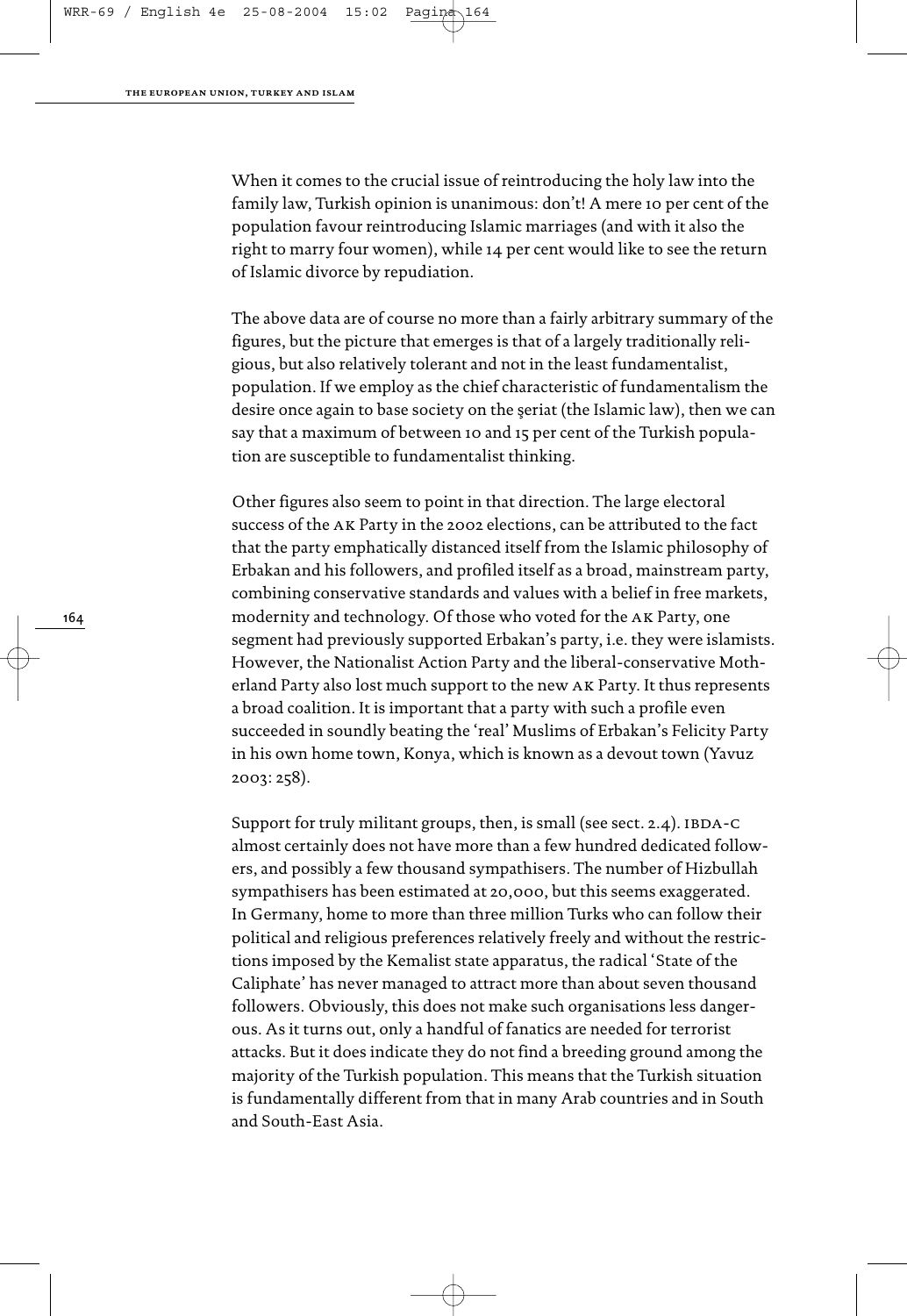When it comes to the crucial issue of reintroducing the holy law into the family law, Turkish opinion is unanimous: don't! A mere 10 per cent of the population favour reintroducing Islamic marriages (and with it also the right to marry four women), while 14 per cent would like to see the return of Islamic divorce by repudiation.

The above data are of course no more than a fairly arbitrary summary of the figures, but the picture that emerges is that of a largely traditionally religious, but also relatively tolerant and not in the least fundamentalist, population. If we employ as the chief characteristic of fundamentalism the desire once again to base society on the şeriat (the Islamic law), then we can say that a maximum of between 10 and 15 per cent of the Turkish population are susceptible to fundamentalist thinking.

Other figures also seem to point in that direction. The large electoral success of the AK Party in the 2002 elections, can be attributed to the fact that the party emphatically distanced itself from the Islamic philosophy of Erbakan and his followers, and profiled itself as a broad, mainstream party, combining conservative standards and values with a belief in free markets, modernity and technology. Of those who voted for the AK Party, one segment had previously supported Erbakan's party, i.e. they were islamists. However, the Nationalist Action Party and the liberal-conservative Motherland Party also lost much support to the new AK Party. It thus represents a broad coalition. It is important that a party with such a profile even succeeded in soundly beating the 'real' Muslims of Erbakan's Felicity Party in his own home town, Konya, which is known as a devout town (Yavuz 2003: 258).

Support for truly militant groups, then, is small (see sect. 2.4). IBDA-C almost certainly does not have more than a few hundred dedicated followers, and possibly a few thousand sympathisers. The number of Hizbullah sympathisers has been estimated at 20,000, but this seems exaggerated. In Germany, home to more than three million Turks who can follow their political and religious preferences relatively freely and without the restrictions imposed by the Kemalist state apparatus, the radical 'State of the Caliphate' has never managed to attract more than about seven thousand followers. Obviously, this does not make such organisations less dangerous. As it turns out, only a handful of fanatics are needed for terrorist attacks. But it does indicate they do not find a breeding ground among the majority of the Turkish population. This means that the Turkish situation is fundamentally different from that in many Arab countries and in South and South-East Asia.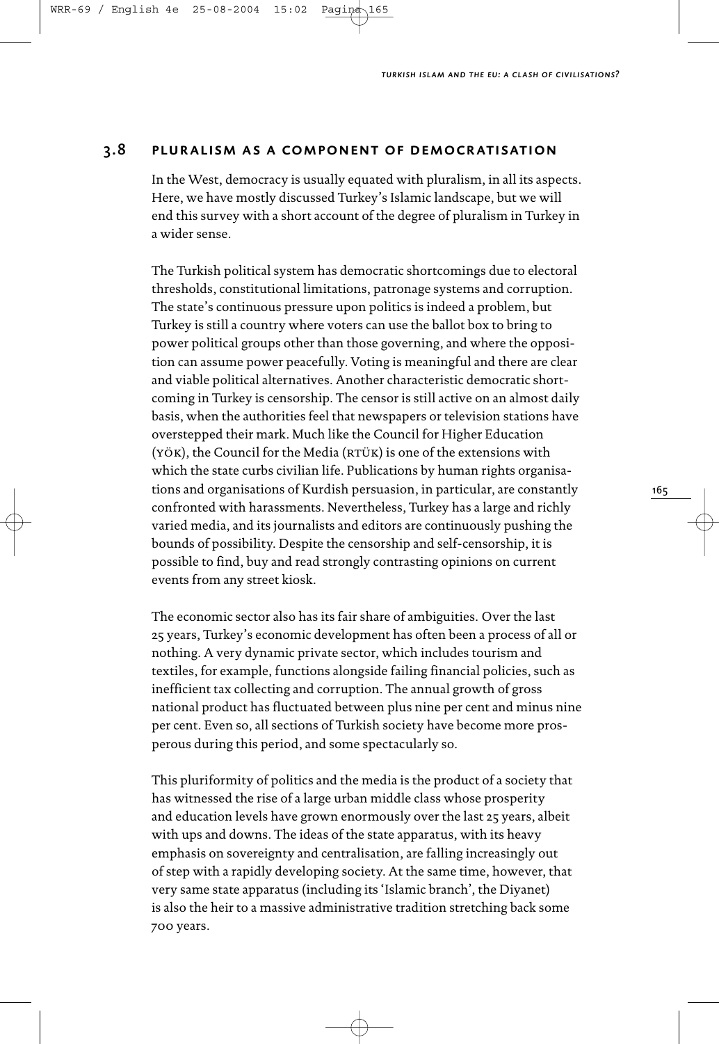## 3.8 pluralism as a component of democratisation

In the West, democracy is usually equated with pluralism, in all its aspects. Here, we have mostly discussed Turkey's Islamic landscape, but we will end this survey with a short account of the degree of pluralism in Turkey in a wider sense.

The Turkish political system has democratic shortcomings due to electoral thresholds, constitutional limitations, patronage systems and corruption. The state's continuous pressure upon politics is indeed a problem, but Turkey is still a country where voters can use the ballot box to bring to power political groups other than those governing, and where the opposition can assume power peacefully. Voting is meaningful and there are clear and viable political alternatives. Another characteristic democratic shortcoming in Turkey is censorship. The censor is still active on an almost daily basis, when the authorities feel that newspapers or television stations have overstepped their mark. Much like the Council for Higher Education (YÖK), the Council for the Media (RTÜK) is one of the extensions with which the state curbs civilian life. Publications by human rights organisations and organisations of Kurdish persuasion, in particular, are constantly confronted with harassments. Nevertheless, Turkey has a large and richly varied media, and its journalists and editors are continuously pushing the bounds of possibility. Despite the censorship and self-censorship, it is possible to find, buy and read strongly contrasting opinions on current events from any street kiosk.

The economic sector also has its fair share of ambiguities. Over the last 25 years, Turkey's economic development has often been a process of all or nothing. A very dynamic private sector, which includes tourism and textiles, for example, functions alongside failing financial policies, such as inefficient tax collecting and corruption. The annual growth of gross national product has fluctuated between plus nine per cent and minus nine per cent. Even so, all sections of Turkish society have become more prosperous during this period, and some spectacularly so.

This pluriformity of politics and the media is the product of a society that has witnessed the rise of a large urban middle class whose prosperity and education levels have grown enormously over the last 25 years, albeit with ups and downs. The ideas of the state apparatus, with its heavy emphasis on sovereignty and centralisation, are falling increasingly out of step with a rapidly developing society. At the same time, however, that very same state apparatus (including its 'Islamic branch', the Diyanet) is also the heir to a massive administrative tradition stretching back some 700 years.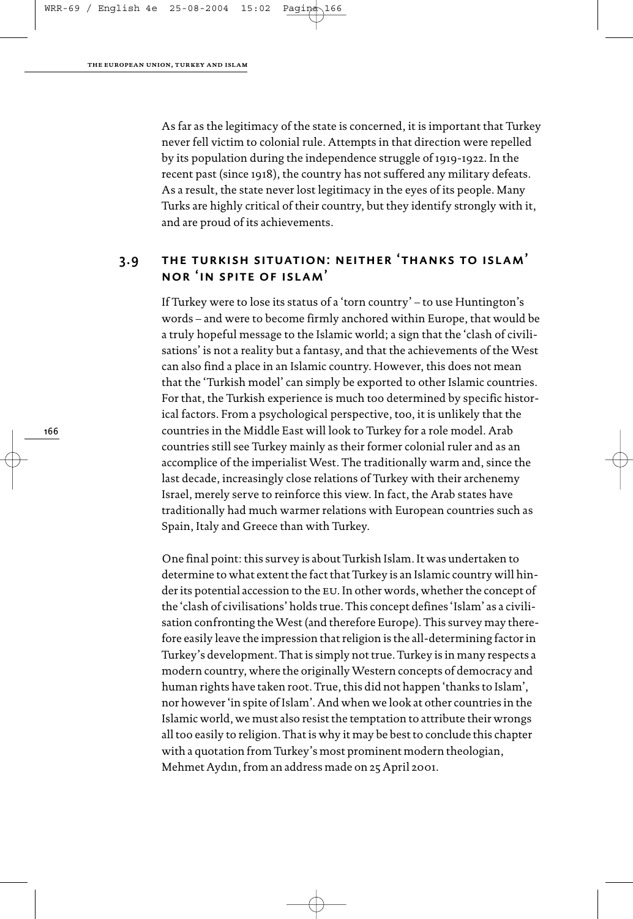As far as the legitimacy of the state is concerned, it is important that Turkey never fell victim to colonial rule. Attempts in that direction were repelled by its population during the independence struggle of 1919-1922. In the recent past (since 1918), the country has not suffered any military defeats. As a result, the state never lost legitimacy in the eyes of its people. Many Turks are highly critical of their country, but they identify strongly with it, and are proud of its achievements.

## 3.9 The Turkish situation: neither 'thanks to Islam' nor 'in spite of Islam'

If Turkey were to lose its status of a 'torn country' – to use Huntington's words – and were to become firmly anchored within Europe, that would be a truly hopeful message to the Islamic world; a sign that the 'clash of civilisations' is not a reality but a fantasy, and that the achievements of the West can also find a place in an Islamic country. However, this does not mean that the 'Turkish model' can simply be exported to other Islamic countries. For that, the Turkish experience is much too determined by specific historical factors. From a psychological perspective, too, it is unlikely that the countries in the Middle East will look to Turkey for a role model. Arab countries still see Turkey mainly as their former colonial ruler and as an accomplice of the imperialist West. The traditionally warm and, since the last decade, increasingly close relations of Turkey with their archenemy Israel, merely serve to reinforce this view. In fact, the Arab states have traditionally had much warmer relations with European countries such as Spain, Italy and Greece than with Turkey.

One final point: this survey is about Turkish Islam. It was undertaken to determine to what extent the fact that Turkey is an Islamic country will hinder its potential accession to the EU. In other words, whether the concept of the 'clash of civilisations' holds true. This concept defines 'Islam' as a civilisation confronting the West (and therefore Europe). This survey may therefore easily leave the impression that religion is the all-determining factor in Turkey's development. That is simply not true. Turkey is in many respects a modern country, where the originally Western concepts of democracy and human rights have taken root. True, this did not happen 'thanks to Islam', nor however 'in spite of Islam'. And when we look at other countries in the Islamic world, we must also resist the temptation to attribute their wrongs all too easily to religion. That is why it may be best to conclude this chapter with a quotation from Turkey's most prominent modern theologian, Mehmet Aydın, from an address made on 25 April 2001.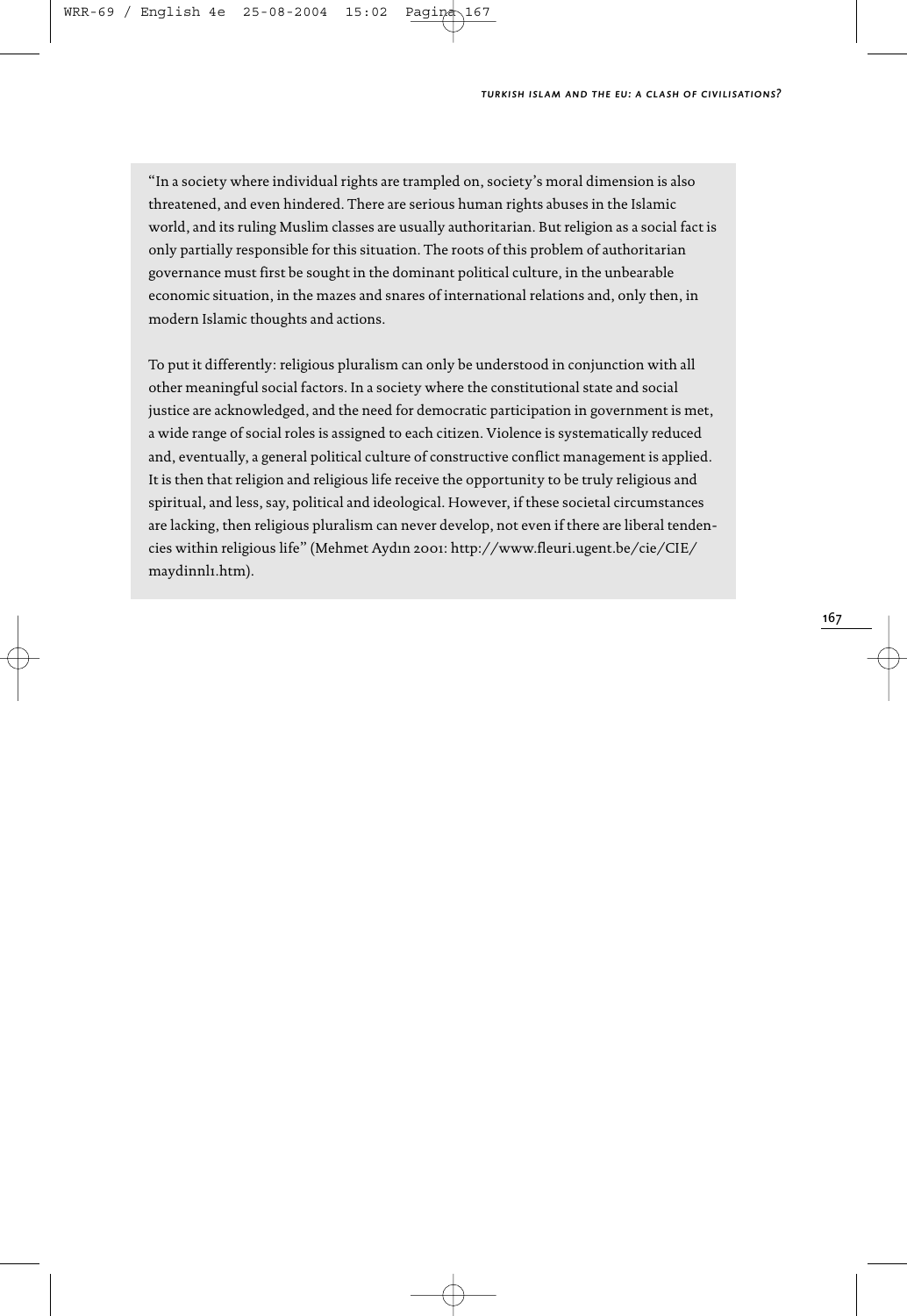"In a society where individual rights are trampled on, society's moral dimension is also threatened, and even hindered. There are serious human rights abuses in the Islamic world, and its ruling Muslim classes are usually authoritarian. But religion as a social fact is only partially responsible for this situation. The roots of this problem of authoritarian governance must first be sought in the dominant political culture, in the unbearable economic situation, in the mazes and snares of international relations and, only then, in modern Islamic thoughts and actions.

To put it differently: religious pluralism can only be understood in conjunction with all other meaningful social factors. In a society where the constitutional state and social justice are acknowledged, and the need for democratic participation in government is met, a wide range of social roles is assigned to each citizen. Violence is systematically reduced and, eventually, a general political culture of constructive conflict management is applied. It is then that religion and religious life receive the opportunity to be truly religious and spiritual, and less, say, political and ideological. However, if these societal circumstances are lacking, then religious pluralism can never develop, not even if there are liberal tendencies within religious life" (Mehmet Aydın 2001: http://www.fleuri.ugent.be/cie/CIE/maydinnl1.htm).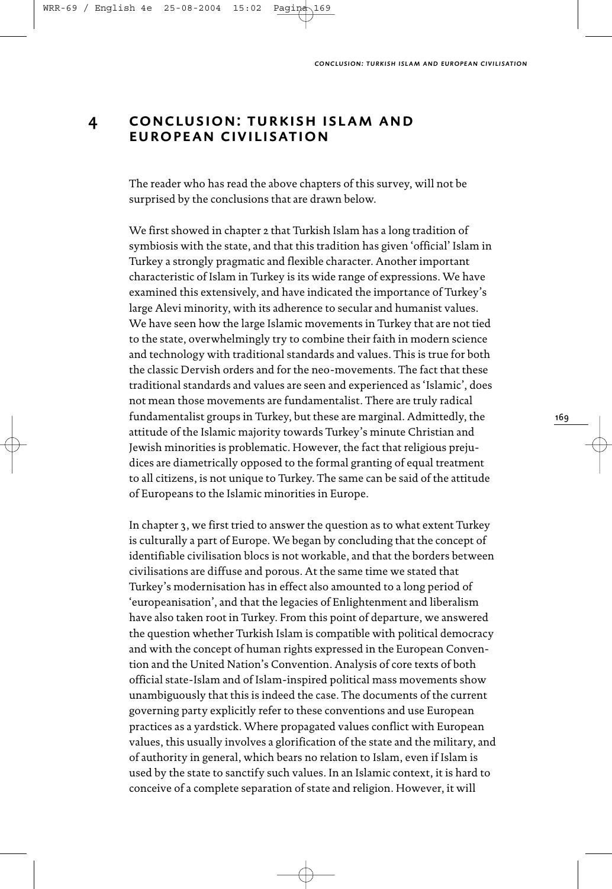# 4 CONCLUSION: TURKISH ISLAM AND EUROPEAN CIVILISATION

The reader who has read the above chapters of this survey, will not be surprised by the conclusions that are drawn below.

We first showed in chapter 2 that Turkish Islam has a long tradition of symbiosis with the state, and that this tradition has given 'official' Islam in Turkey a strongly pragmatic and flexible character. Another important characteristic of Islam in Turkey is its wide range of expressions. We have examined this extensively, and have indicated the importance of Turkey's large Alevi minority, with its adherence to secular and humanist values. We have seen how the large Islamic movements in Turkey that are not tied to the state, overwhelmingly try to combine their faith in modern science and technology with traditional standards and values. This is true for both the classic Dervish orders and for the neo-movements. The fact that these traditional standards and values are seen and experienced as 'Islamic', does not mean those movements are fundamentalist. There are truly radical fundamentalist groups in Turkey, but these are marginal. Admittedly, the attitude of the Islamic majority towards Turkey's minute Christian and Jewish minorities is problematic. However, the fact that religious prejudices are diametrically opposed to the formal granting of equal treatment to all citizens, is not unique to Turkey. The same can be said of the attitude of Europeans to the Islamic minorities in Europe.

In chapter 3, we first tried to answer the question as to what extent Turkey is culturally a part of Europe. We began by concluding that the concept of identifiable civilisation blocs is not workable, and that the borders between civilisations are diffuse and porous. At the same time we stated that Turkey's modernisation has in effect also amounted to a long period of 'europeanisation', and that the legacies of Enlightenment and liberalism have also taken root in Turkey. From this point of departure, we answered the question whether Turkish Islam is compatible with political democracy and with the concept of human rights expressed in the European Convention and the United Nation's Convention. Analysis of core texts of both official state-Islam and of Islam-inspired political mass movements show unambiguously that this is indeed the case. The documents of the current governing party explicitly refer to these conventions and use European practices as a yardstick. Where propagated values conflict with European values, this usually involves a glorification of the state and the military, and of authority in general, which bears no relation to Islam, even if Islam is used by the state to sanctify such values. In an Islamic context, it is hard to conceive of a complete separation of state and religion. However, it will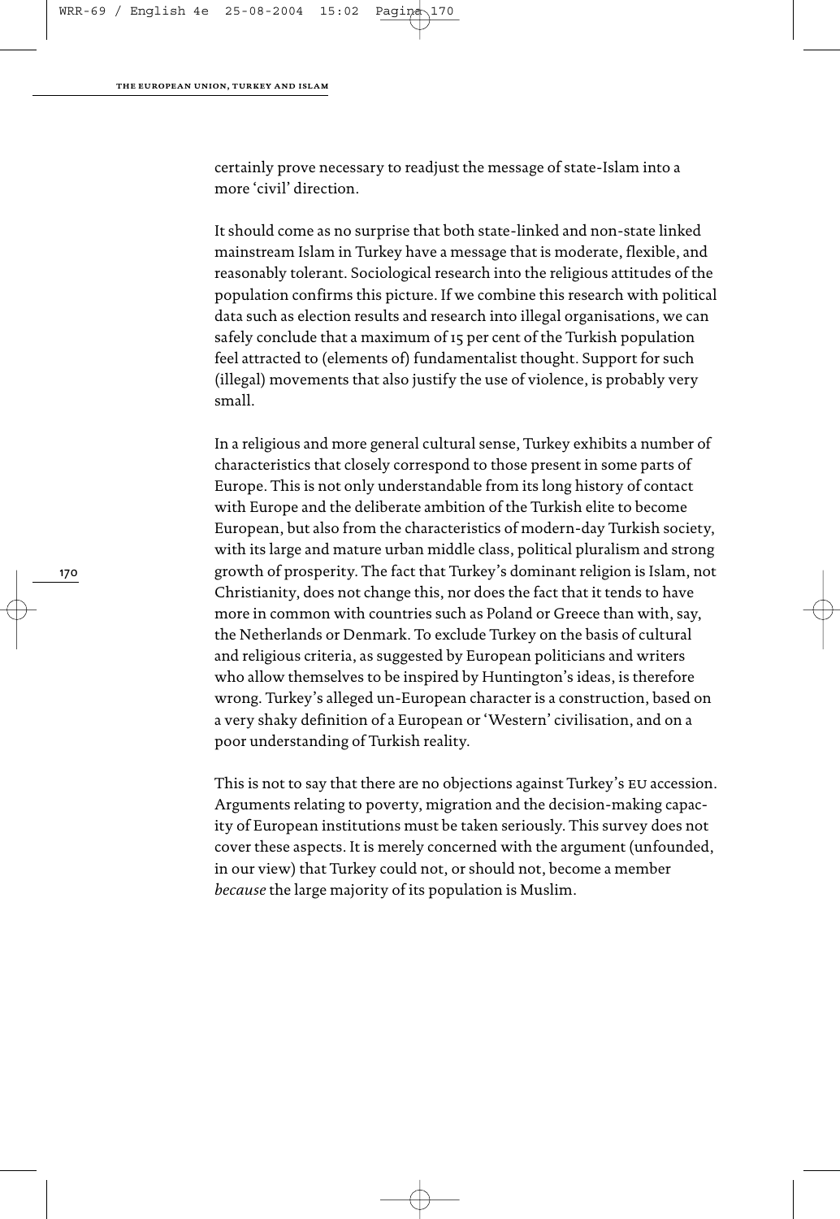certainly prove necessary to readjust the message of state-Islam into a more 'civil' direction.

It should come as no surprise that both state-linked and non-state linked mainstream Islam in Turkey have a message that is moderate, flexible, and reasonably tolerant. Sociological research into the religious attitudes of the population confirms this picture. If we combine this research with political data such as election results and research into illegal organisations, we can safely conclude that a maximum of 15 per cent of the Turkish population feel attracted to (elements of) fundamentalist thought. Support for such (illegal) movements that also justify the use of violence, is probably very small.

In a religious and more general cultural sense, Turkey exhibits a number of characteristics that closely correspond to those present in some parts of Europe. This is not only understandable from its long history of contact with Europe and the deliberate ambition of the Turkish elite to become European, but also from the characteristics of modern-day Turkish society, with its large and mature urban middle class, political pluralism and strong growth of prosperity. The fact that Turkey's dominant religion is Islam, not Christianity, does not change this, nor does the fact that it tends to have more in common with countries such as Poland or Greece than with, say, the Netherlands or Denmark. To exclude Turkey on the basis of cultural and religious criteria, as suggested by European politicians and writers who allow themselves to be inspired by Huntington's ideas, is therefore wrong. Turkey's alleged un-European character is a construction, based on a very shaky definition of a European or 'Western' civilisation, and on a poor understanding of Turkish reality.

This is not to say that there are no objections against Turkey's EU accession. Arguments relating to poverty, migration and the decision-making capacity of European institutions must be taken seriously. This survey does not cover these aspects. It is merely concerned with the argument (unfounded, in our view) that Turkey could not, or should not, become a member *because* the large majority of its population is Muslim.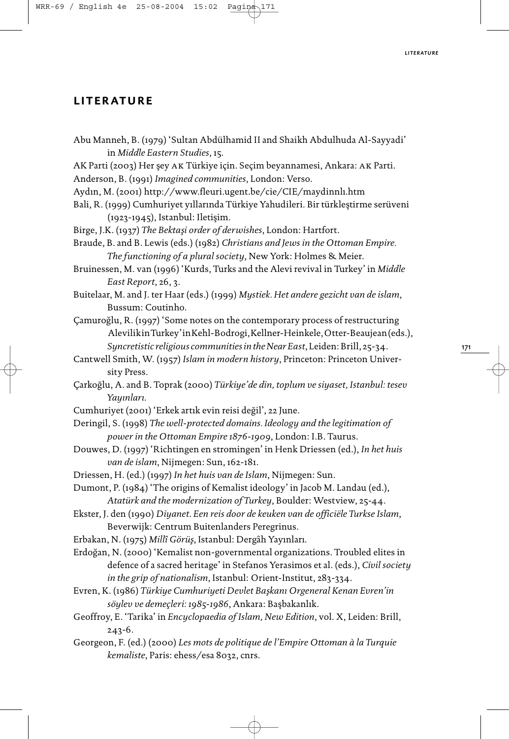## LITERATURE

Abu Manneh, B. (1979) 'Sultan Abdülhamid II and Shaikh Abdulhuda Al-Sayyadi' in *Middle Eastern Studies*, 15.

AK Parti (2003) Her şey AK Türkiye için. Seçim beyannamesi, Ankara: AK Parti.

Anderson, B. (1991) *Imagined communities*, London: Verso.

Aydın, M. (2001) http://www.fleuri.ugent.be/cie/CIE/maydinnlı.htm

Bali, R. (1999) Cumhuriyet yıllarında Türkiye Yahudileri. Bir türkleştirme serüveni (1923-1945), Istanbul: Iletişim.

Birge, J.K. (1937) *The Bektaşi order of derwishes*, London: Hartfort.

Braude, B. and B. Lewis (eds.) (1982) *Christians and Jews in the Ottoman Empire. The functioning of a plural society*, New York: Holmes & Meier.

Bruinessen, M. van (1996) 'Kurds, Turks and the Alevi revival in Turkey' in *Middle East Report*, 26, 3.

Buitelaar, M. and J. ter Haar (eds.) (1999) *Mystiek. Het andere gezicht van de islam*, Bussum: Coutinho.

Çamuroğlu, R. (1997) 'Some notes on the contemporary process of restructuring Alevilik in Turkey' in Kehl-Bodrogi, Kellner-Heinkele, Otter-Beaujean (eds.), *Syncretistic religious communities in the Near East*, Leiden: Brill, 25-34.

Cantwell Smith, W. (1957) *Islam in modern history*, Princeton: Princeton University Press.

Çarkoğlu, A. and B. Toprak (2000) *Türkiye'de din, toplum ve siyaset, Istanbul: tesev Yayınları.*

Cumhuriyet (2001) 'Erkek artık evin reisi değil', 22 June.

Deringil, S. (1998) *The well-protected domains. Ideology and the legitimation of power in the Ottoman Empire 1876-1909*, London: I.B. Taurus.

Douwes, D. (1997) 'Richtingen en stromingen' in Henk Driessen (ed.), *In het huis van de islam*, Nijmegen: Sun, 162-181.

Driessen, H. (ed.) (1997) *In het huis van de Islam*, Nijmegen: Sun.

Dumont, P. (1984) 'The origins of Kemalist ideology' in Jacob M. Landau (ed.), *Atatürk and the modernization of Turkey*, Boulder: Westview, 25-44.

Ekster, J. den (1990) *Diyanet. Een reis door de keuken van de officiële Turkse Islam*, Beverwijk: Centrum Buitenlanders Peregrinus.

Erbakan, N. (1975) *Millî Görüş*, Istanbul: Dergâh Yayınları.

Erdoğan, N. (2000) 'Kemalist non-governmental organizations. Troubled elites in defence of a sacred heritage' in Stefanos Yerasimos et al. (eds.), *Civil society in the grip of nationalism*, Istanbul: Orient-Institut, 283-334.

Evren, K. (1986) *Türkiye Cumhuriyeti Devlet Başkanı Orgeneral Kenan Evren'in söylev ve demeçleri: 1985-1986*, Ankara: Başbakanlık.

Geoffroy, E. 'Tarika' in *Encyclopaedia of Islam, New Edition*, vol. X, Leiden: Brill, 243-6.

Georgeon, F. (ed.) (2000) *Les mots de politique de l'Empire Ottoman à la Turquie kemaliste*, Paris: ehess/esa 8032, cnrs.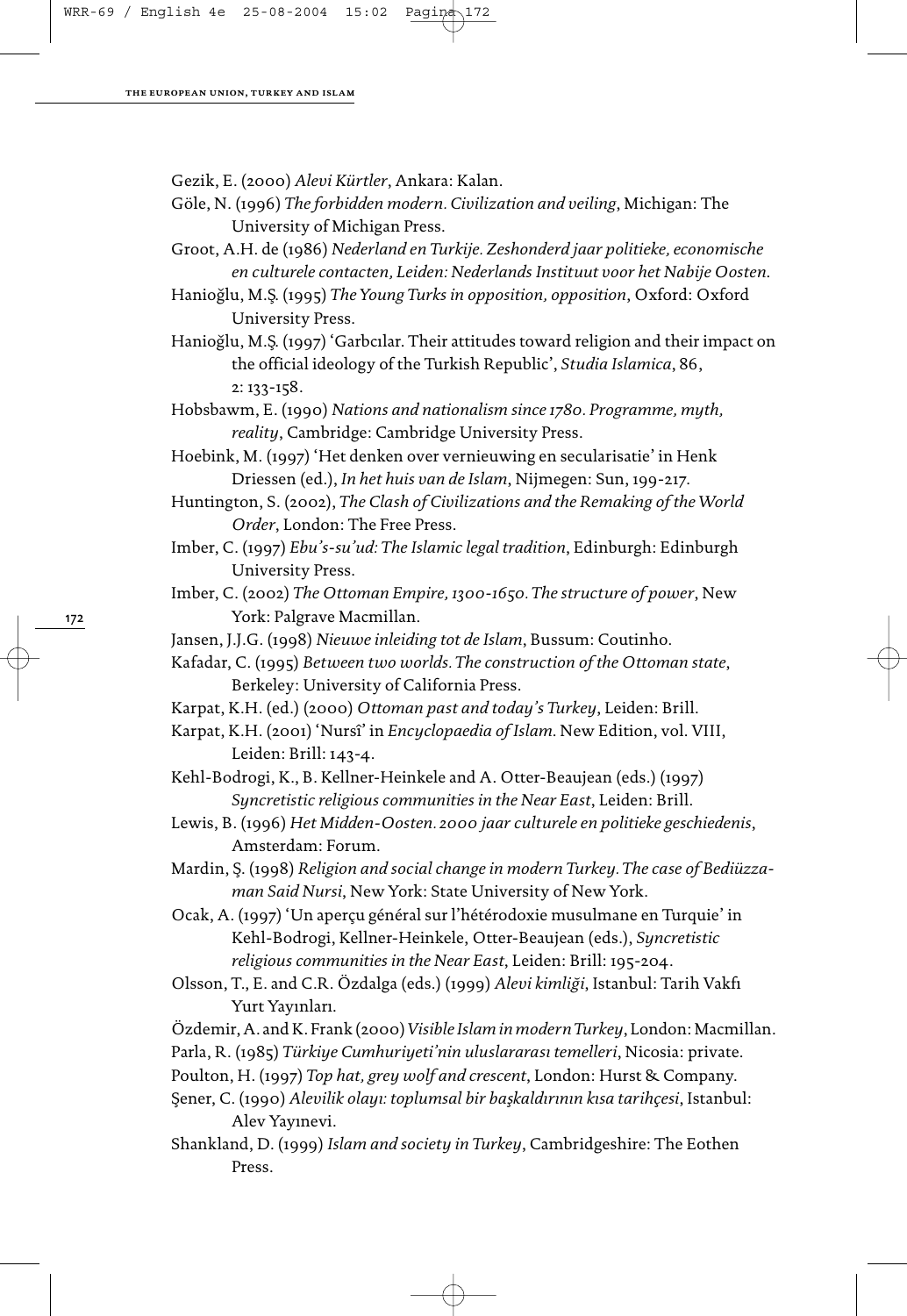Gezik, E. (2000) *Alevi Kürtler*, Ankara: Kalan.

Göle, N. (1996) *The forbidden modern. Civilization and veiling*, Michigan: The University of Michigan Press.

Groot, A.H. de (1986) *Nederland en Turkije. Zeshonderd jaar politieke, economische en culturele contacten, Leiden: Nederlands Instituut voor het Nabije Oosten.*

Hanioğlu, M.Ş. (1995) *The Young Turks in opposition, opposition*, Oxford: Oxford University Press.

Hanioğlu, M.Ş. (1997) 'Garbcılar. Their attitudes toward religion and their impact on the official ideology of the Turkish Republic', *Studia Islamica*, 86, 2: 133-158.

Hobsbawm, E. (1990) *Nations and nationalism since 1780. Programme, myth, reality*, Cambridge: Cambridge University Press.

Hoebink, M. (1997) 'Het denken over vernieuwing en secularisatie' in Henk Driessen (ed.), *In het huis van de Islam*, Nijmegen: Sun, 199-217.

Huntington, S. (2002), *The Clash of Civilizations and the Remaking of the World Order*, London: The Free Press.

Imber, C. (1997) *Ebu's-su'ud: The Islamic legal tradition*, Edinburgh: Edinburgh University Press.

Imber, C. (2002) *The Ottoman Empire, 1300-1650. The structure of power*, New York: Palgrave Macmillan.

Jansen, J.J.G. (1998) *Nieuwe inleiding tot de Islam*, Bussum: Coutinho.

Kafadar, C. (1995) *Between two worlds. The construction of the Ottoman state*, Berkeley: University of California Press.

Karpat, K.H. (ed.) (2000) *Ottoman past and today's Turkey*, Leiden: Brill.

Karpat, K.H. (2001) 'Nursî' in *Encyclopaedia of Islam.* New Edition, vol. VIII, Leiden: Brill: 143-4.

Kehl-Bodrogi, K., B. Kellner-Heinkele and A. Otter-Beaujean (eds.) (1997) *Syncretistic religious communities in the Near East*, Leiden: Brill.

Lewis, B. (1996) *Het Midden-Oosten. 2000 jaar culturele en politieke geschiedenis*, Amsterdam: Forum.

Mardin, Ş. (1998) *Religion and social change in modern Turkey. The case of Bediüzzaman Said Nursi*, New York: State University of New York.

Ocak, A. (1997) 'Un aperçu général sur l'hétérodoxie musulmane en Turquie' in Kehl-Bodrogi, Kellner-Heinkele, Otter-Beaujean (eds.), *Syncretistic religious communities in the Near East*, Leiden: Brill: 195-204.

Olsson, T., E. and C.R. Özdalga (eds.) (1999) *Alevi kimliği*, Istanbul: Tarih Vakfı Yurt Yayınları.

Özdemir, A. and K. Frank (2000) *Visible Islam in modern Turkey*, London: Macmillan.

Parla, R. (1985) *Türkiye Cumhuriyeti'nin uluslararası temelleri*, Nicosia: private.

Poulton, H. (1997) *Top hat, grey wolf and crescent*, London: Hurst & Company.

Şener, C. (1990) *Alevilik olayı: toplumsal bir başkaldırının kısa tarihçesi*, Istanbul: Alev Yayınevi.

Shankland, D. (1999) *Islam and society in Turkey*, Cambridgeshire: The Eothen Press.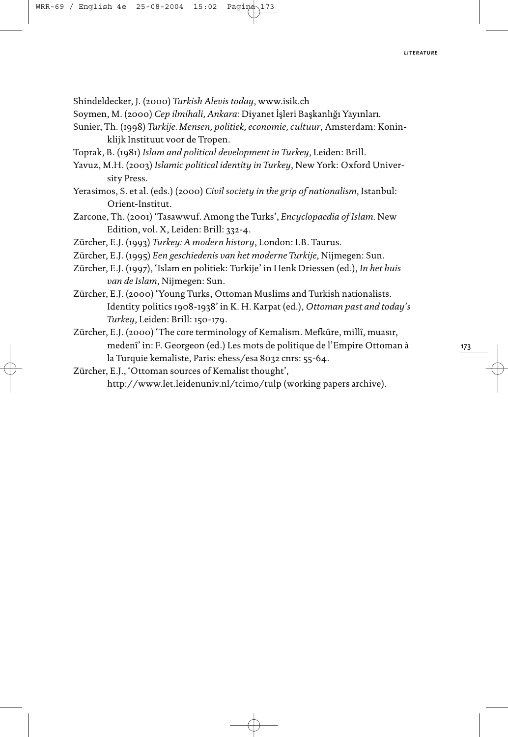Shindeldecker, J. (2000) *Turkish Alevis today*, www.isik.ch

Soymen, M. (2000) *Cep ilmihali, Ankara:* Diyanet İşleri Başkanlığı Yayınları.

Sunier, Th. (1998) *Turkije. Mensen, politiek, economie, cultuur*, Amsterdam: Koninklijk Instituut voor de Tropen.

Toprak, B. (1981) *Islam and political development in Turkey*, Leiden: Brill.

Yavuz, M.H. (2003) *Islamic political identity in Turkey*, New York: Oxford University Press.

Yerasimos, S. et al. (eds.) (2000) *Civil society in the grip of nationalism*, Istanbul: Orient-Institut.

Zarcone, Th. (2001) 'Tasawwuf. Among the Turks', *Encyclopaedia of Islam.* New Edition, vol. X, Leiden: Brill: 332-4.

Zürcher, E.J. (1993) *Turkey: A modern history*, London: I.B. Taurus.

Zürcher, E.J. (1995) *Een geschiedenis van het moderne Turkije*, Nijmegen: Sun.

Zürcher, E.J. (1997), 'Islam en politiek: Turkije' in Henk Driessen (ed.), *In het huis van de Islam*, Nijmegen: Sun.

Zürcher, E.J. (2000) 'Young Turks, Ottoman Muslims and Turkish nationalists. Identity politics 1908-1938' in K. H. Karpat (ed.), *Ottoman past and today's Turkey*, Leiden: Brill: 150-179.

Zürcher, E.J. (2000) 'The core terminology of Kemalism. Mefkûre, millî, muasır, medenî' in: F. Georgeon (ed.) Les mots de politique de l'Empire Ottoman à la Turquie kemaliste, Paris: ehess/esa 8032 cnrs: 55-64.

Zürcher, E.J., 'Ottoman sources of Kemalist thought', http://www.let.leidenuniv.nl/tcimo/tulp (working papers archive).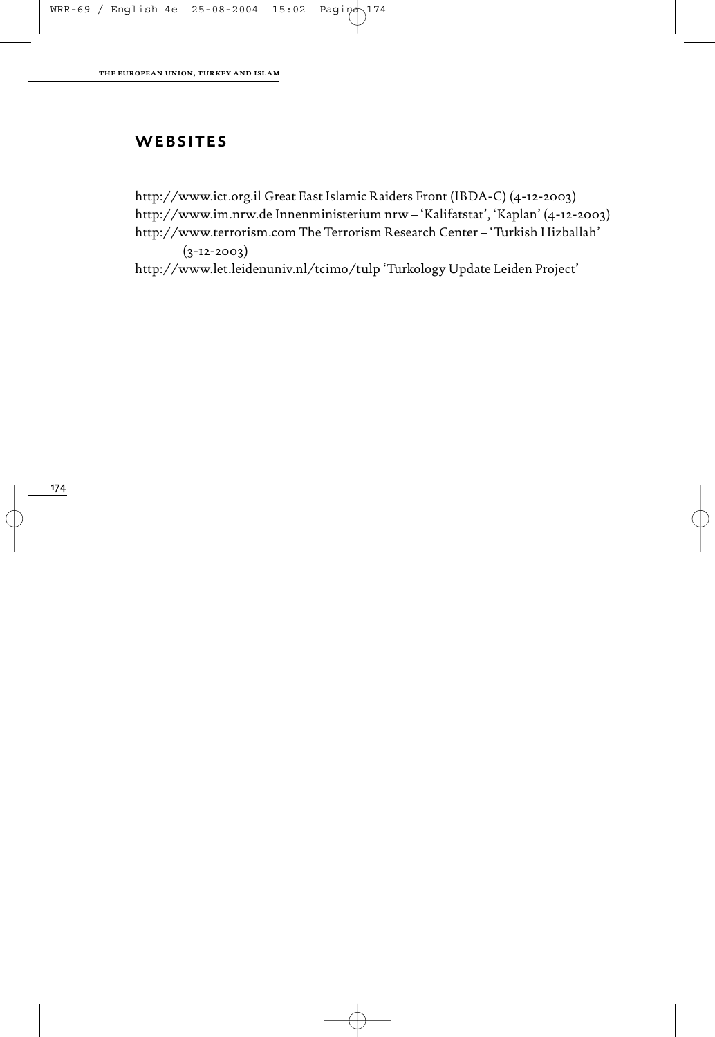## WEBSITES

http://www.ict.org.il Great East Islamic Raiders Front (IBDA-C) (4-12-2003)
http://www.im.nrw.de Innenministerium nrw – 'Kalifatstat', 'Kaplan' (4-12-2003)
http://www.terrorism.com The Terrorism Research Center – 'Turkish Hizballah' (3-12-2003)
http://www.let.leidenuniv.nl/tcimo/tulp 'Turkology Update Leiden Project'